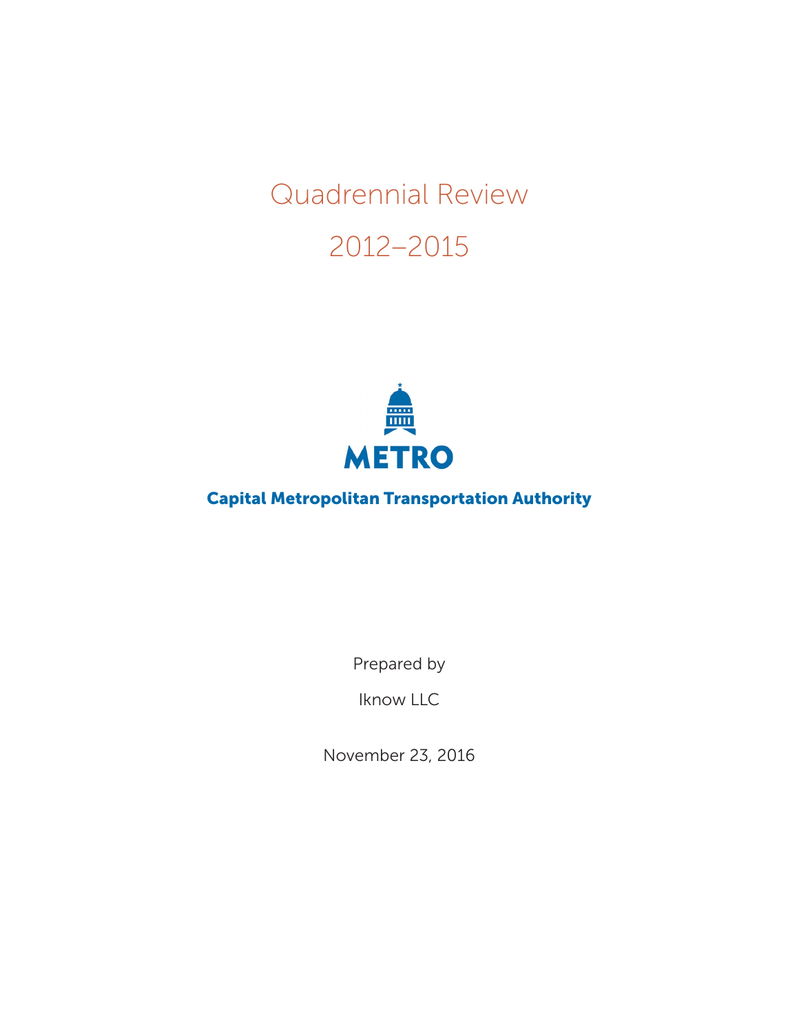# Quadrennial Review

# 2012–2015

METRO

Capital Metropolitan Transportation Authority

Prepared by

Iknow LLC

November 23, 2016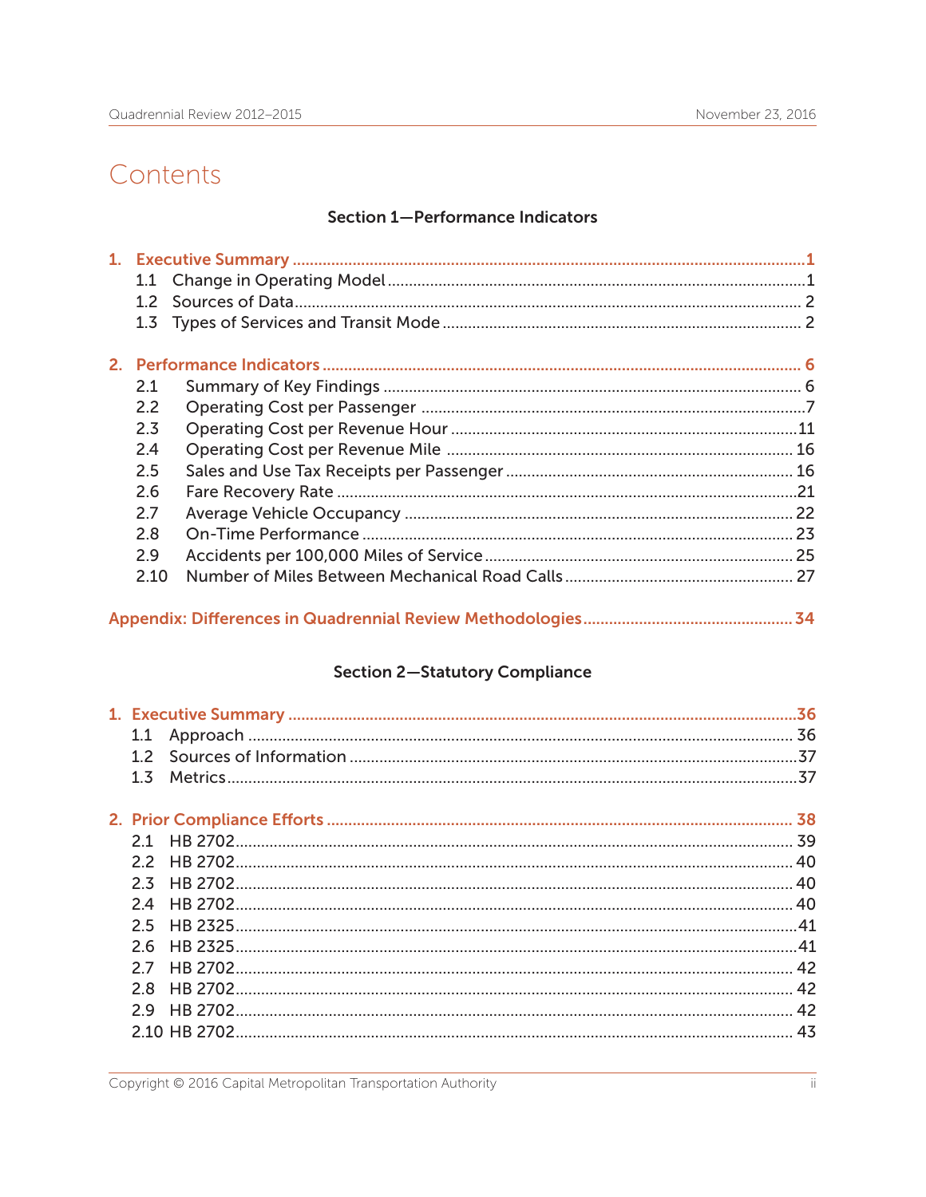# Contents

## Section 1—Performance Indicators

1. **Executive Summary** ........ 1
   - 1.1 Change in Operating Model ........ 1
   - 1.2 Sources of Data ........ 2
   - 1.3 Types of Services and Transit Mode ........ 2

2. **Performance Indicators** ........ 6
   - 2.1 Summary of Key Findings ........ 6
   - 2.2 Operating Cost per Passenger ........ 7
   - 2.3 Operating Cost per Revenue Hour ........ 11
   - 2.4 Operating Cost per Revenue Mile ........ 16
   - 2.5 Sales and Use Tax Receipts per Passenger ........ 16
   - 2.6 Fare Recovery Rate ........ 21
   - 2.7 Average Vehicle Occupancy ........ 22
   - 2.8 On-Time Performance ........ 23
   - 2.9 Accidents per 100,000 Miles of Service ........ 25
   - 2.10 Number of Miles Between Mechanical Road Calls ........ 27

**Appendix: Differences in Quadrennial Review Methodologies** ........ 34

## Section 2—Statutory Compliance

1. **Executive Summary** ........ 36
   - 1.1 Approach ........ 36
   - 1.2 Sources of Information ........ 37
   - 1.3 Metrics ........ 37

2. **Prior Compliance Efforts** ........ 38
   - 2.1 HB 2702 ........ 39
   - 2.2 HB 2702 ........ 40
   - 2.3 HB 2702 ........ 40
   - 2.4 HB 2702 ........ 40
   - 2.5 HB 2325 ........ 41
   - 2.6 HB 2325 ........ 41
   - 2.7 HB 2702 ........ 42
   - 2.8 HB 2702 ........ 42
   - 2.9 HB 2702 ........ 42
   - 2.10 HB 2702 ........ 43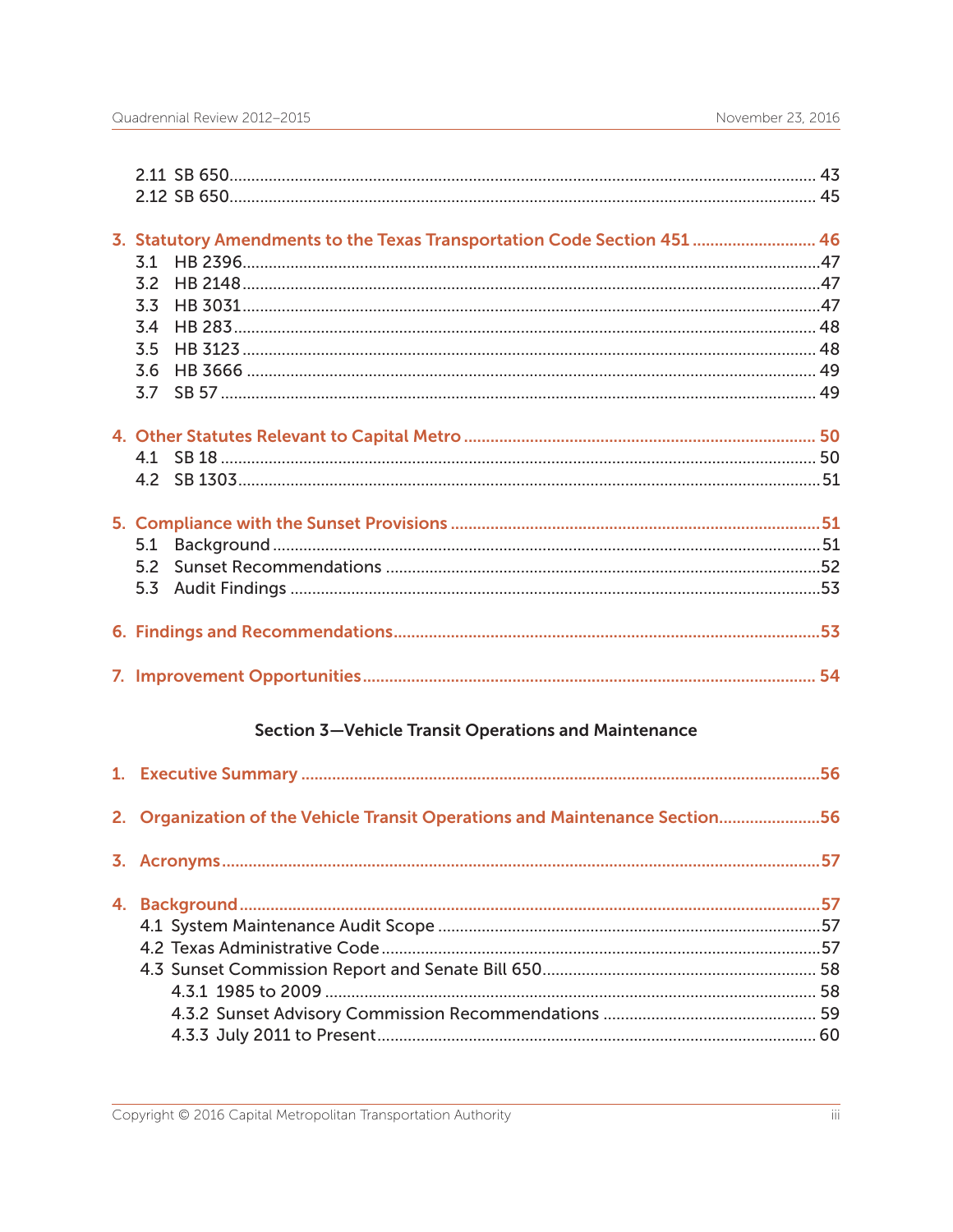2.11 SB 650 ..... 43
2.12 SB 650 ..... 45

3. Statutory Amendments to the Texas Transportation Code Section 451 ..... 46
   3.1 HB 2396 ..... 47
   3.2 HB 2148 ..... 47
   3.3 HB 3031 ..... 47
   3.4 HB 283 ..... 48
   3.5 HB 3123 ..... 48
   3.6 HB 3666 ..... 49
   3.7 SB 57 ..... 49

4. Other Statutes Relevant to Capital Metro ..... 50
   4.1 SB 18 ..... 50
   4.2 SB 1303 ..... 51

5. Compliance with the Sunset Provisions ..... 51
   5.1 Background ..... 51
   5.2 Sunset Recommendations ..... 52
   5.3 Audit Findings ..... 53

6. Findings and Recommendations ..... 53

7. Improvement Opportunities ..... 54

## Section 3—Vehicle Transit Operations and Maintenance

1. Executive Summary ..... 56

2. Organization of the Vehicle Transit Operations and Maintenance Section ..... 56

3. Acronyms ..... 57

4. Background ..... 57
   4.1 System Maintenance Audit Scope ..... 57
   4.2 Texas Administrative Code ..... 57
   4.3 Sunset Commission Report and Senate Bill 650 ..... 58
      4.3.1 1985 to 2009 ..... 58
      4.3.2 Sunset Advisory Commission Recommendations ..... 59
      4.3.3 July 2011 to Present ..... 60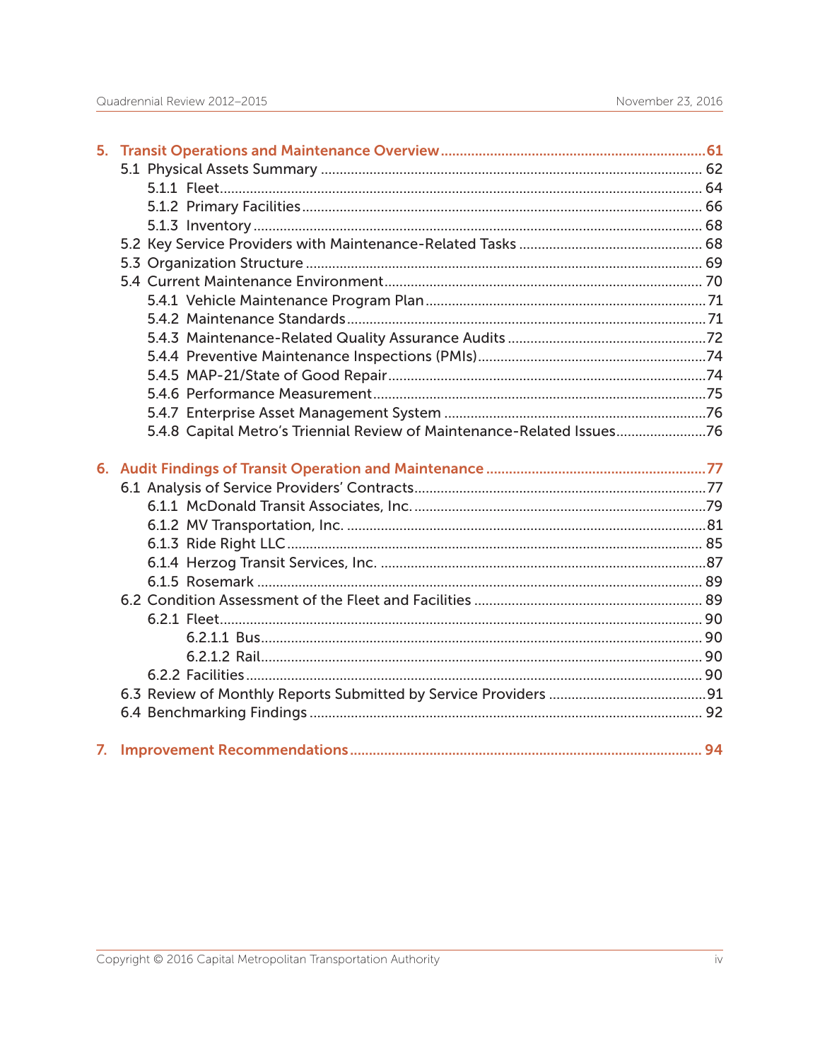5. **Transit Operations and Maintenance Overview** ........ 61
   - 5.1 Physical Assets Summary ........ 62
     - 5.1.1 Fleet ........ 64
     - 5.1.2 Primary Facilities ........ 66
     - 5.1.3 Inventory ........ 68
   - 5.2 Key Service Providers with Maintenance-Related Tasks ........ 68
   - 5.3 Organization Structure ........ 69
   - 5.4 Current Maintenance Environment ........ 70
     - 5.4.1 Vehicle Maintenance Program Plan ........ 71
     - 5.4.2 Maintenance Standards ........ 71
     - 5.4.3 Maintenance-Related Quality Assurance Audits ........ 72
     - 5.4.4 Preventive Maintenance Inspections (PMIs) ........ 74
     - 5.4.5 MAP-21/State of Good Repair ........ 74
     - 5.4.6 Performance Measurement ........ 75
     - 5.4.7 Enterprise Asset Management System ........ 76
     - 5.4.8 Capital Metro's Triennial Review of Maintenance-Related Issues ........ 76

6. **Audit Findings of Transit Operation and Maintenance** ........ 77
   - 6.1 Analysis of Service Providers' Contracts ........ 77
     - 6.1.1 McDonald Transit Associates, Inc. ........ 79
     - 6.1.2 MV Transportation, Inc. ........ 81
     - 6.1.3 Ride Right LLC ........ 85
     - 6.1.4 Herzog Transit Services, Inc. ........ 87
     - 6.1.5 Rosemark ........ 89
   - 6.2 Condition Assessment of the Fleet and Facilities ........ 89
     - 6.2.1 Fleet ........ 90
       - 6.2.1.1 Bus ........ 90
       - 6.2.1.2 Rail ........ 90
     - 6.2.2 Facilities ........ 90
   - 6.3 Review of Monthly Reports Submitted by Service Providers ........ 91
   - 6.4 Benchmarking Findings ........ 92

7. **Improvement Recommendations** ........ 94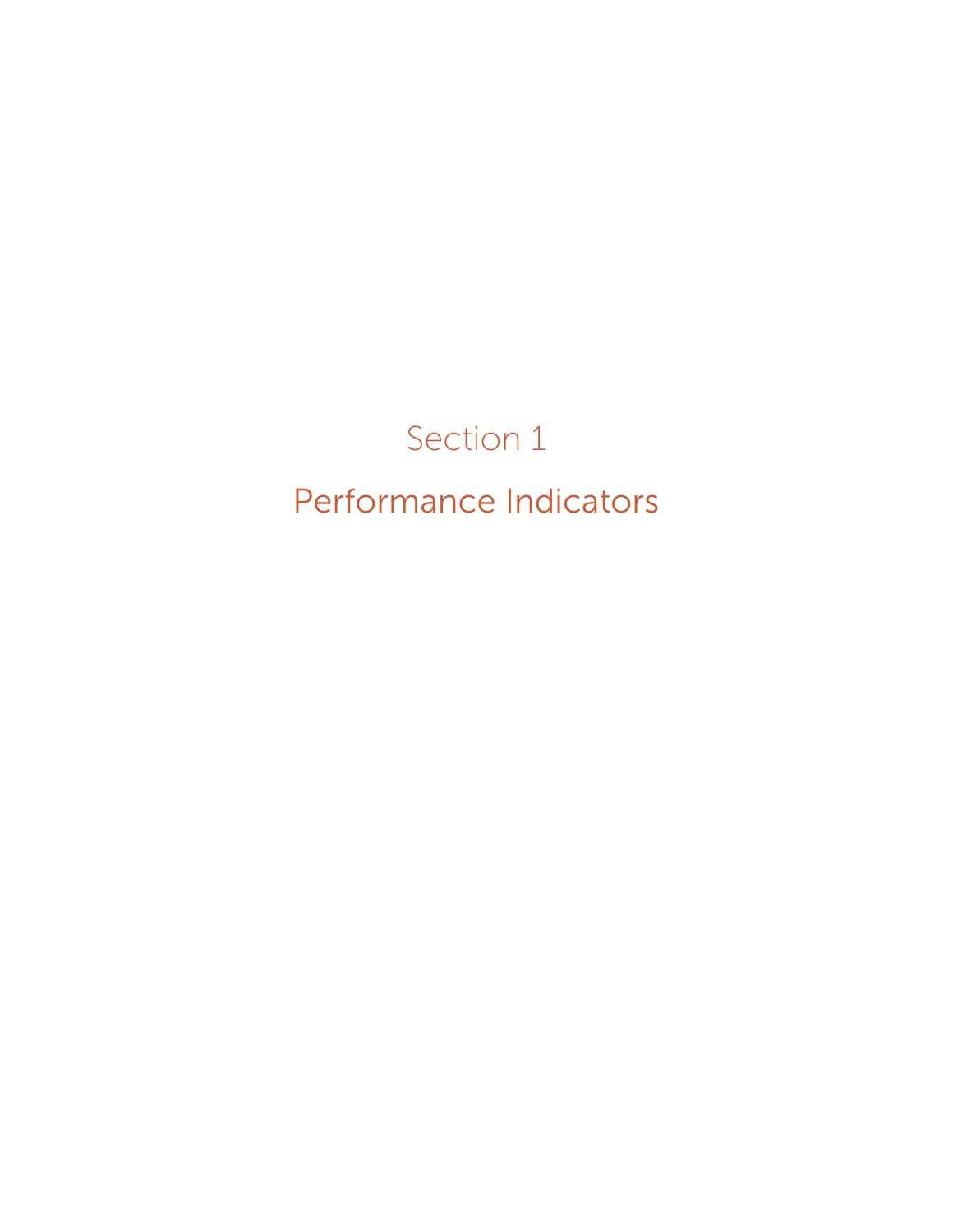# Section 1

# Performance Indicators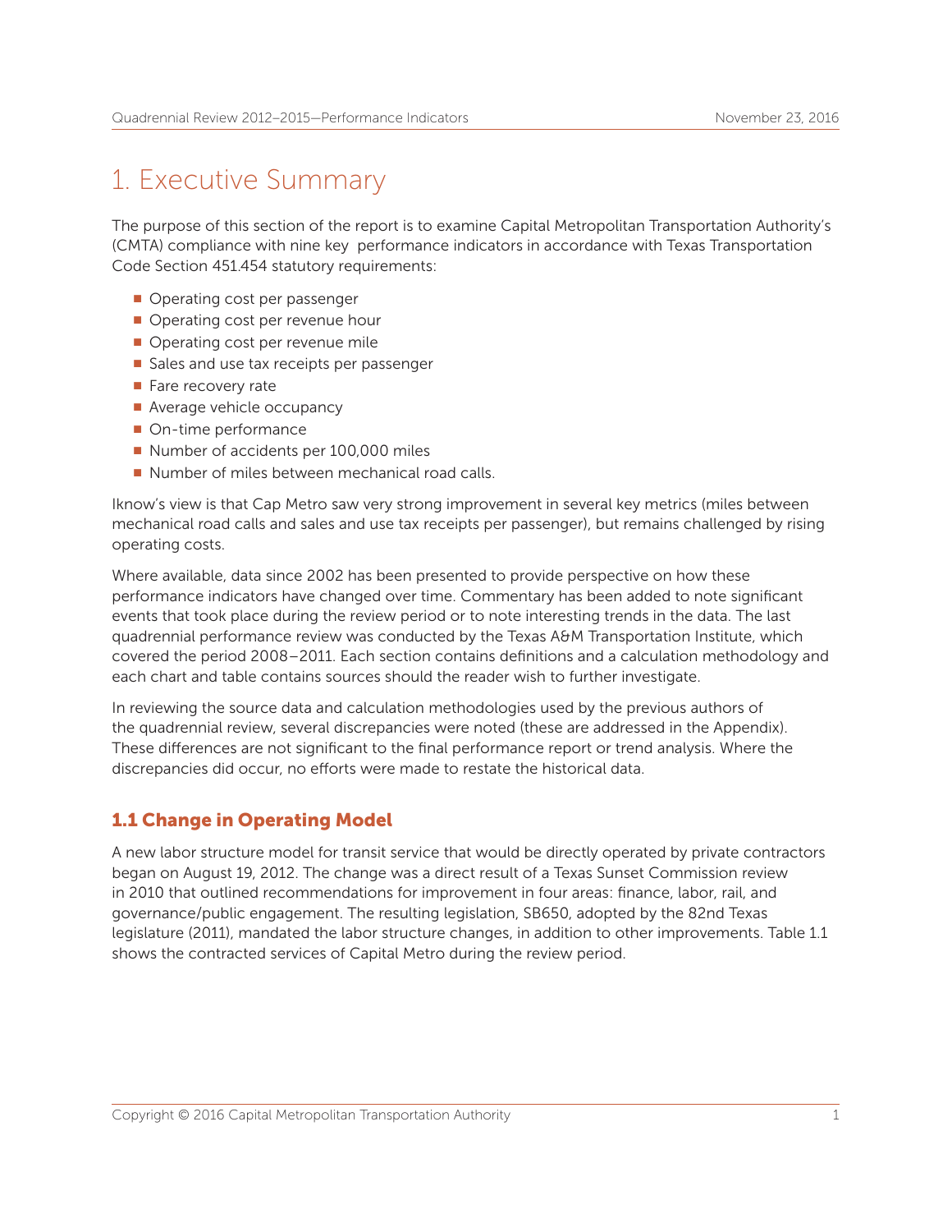# 1. Executive Summary

The purpose of this section of the report is to examine Capital Metropolitan Transportation Authority's (CMTA) compliance with nine key performance indicators in accordance with Texas Transportation Code Section 451.454 statutory requirements:

- Operating cost per passenger
- Operating cost per revenue hour
- Operating cost per revenue mile
- Sales and use tax receipts per passenger
- Fare recovery rate
- Average vehicle occupancy
- On-time performance
- Number of accidents per 100,000 miles
- Number of miles between mechanical road calls.

Iknow's view is that Cap Metro saw very strong improvement in several key metrics (miles between mechanical road calls and sales and use tax receipts per passenger), but remains challenged by rising operating costs.

Where available, data since 2002 has been presented to provide perspective on how these performance indicators have changed over time. Commentary has been added to note significant events that took place during the review period or to note interesting trends in the data. The last quadrennial performance review was conducted by the Texas A&M Transportation Institute, which covered the period 2008–2011. Each section contains definitions and a calculation methodology and each chart and table contains sources should the reader wish to further investigate.

In reviewing the source data and calculation methodologies used by the previous authors of the quadrennial review, several discrepancies were noted (these are addressed in the Appendix). These differences are not significant to the final performance report or trend analysis. Where the discrepancies did occur, no efforts were made to restate the historical data.

## 1.1 Change in Operating Model

A new labor structure model for transit service that would be directly operated by private contractors began on August 19, 2012. The change was a direct result of a Texas Sunset Commission review in 2010 that outlined recommendations for improvement in four areas: finance, labor, rail, and governance/public engagement. The resulting legislation, SB650, adopted by the 82nd Texas legislature (2011), mandated the labor structure changes, in addition to other improvements. Table 1.1 shows the contracted services of Capital Metro during the review period.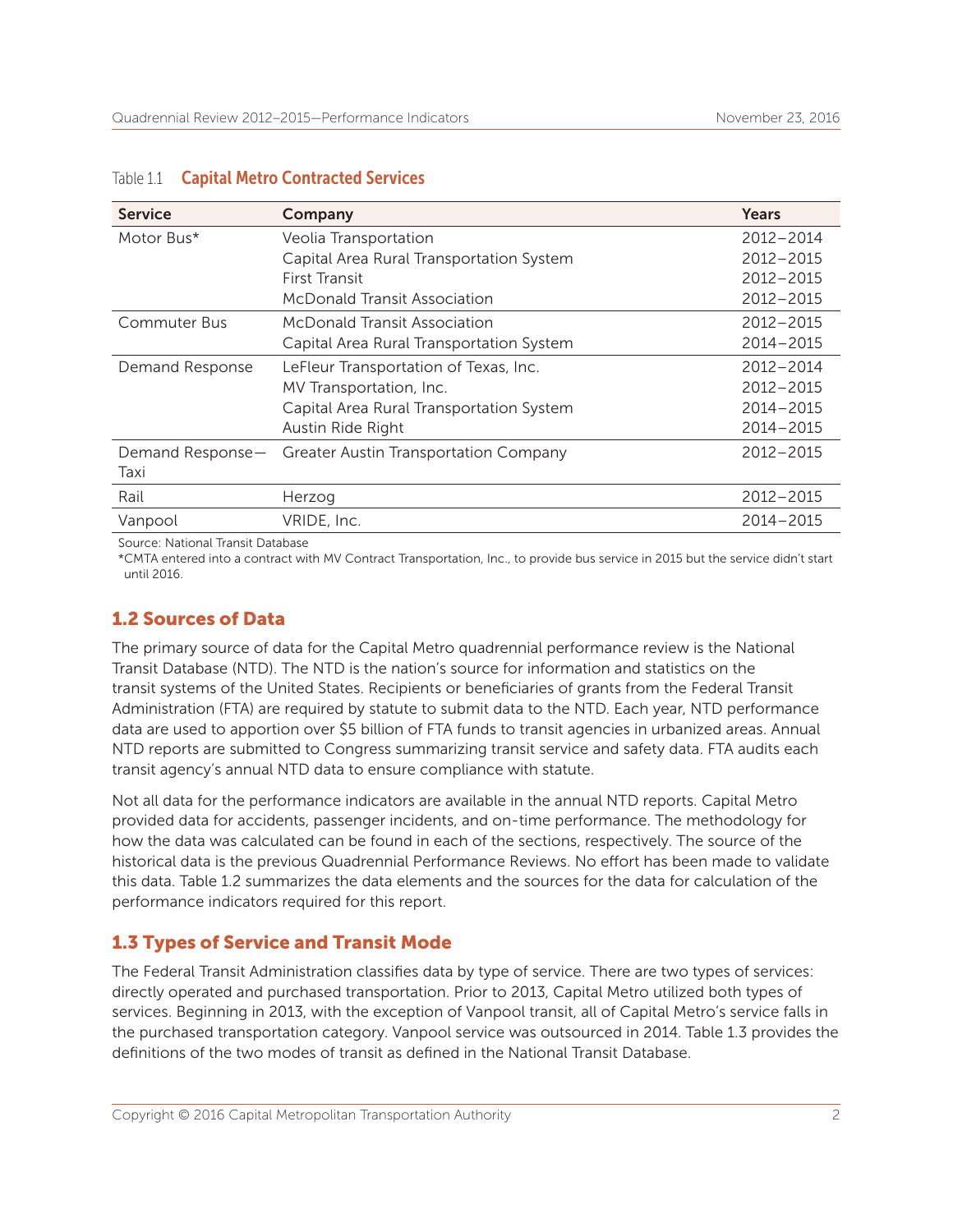Table 1.1 **Capital Metro Contracted Services**

| Service | Company | Years |
|---|---|---|
| Motor Bus* | Veolia Transportation | 2012–2014 |
| | Capital Area Rural Transportation System | 2012–2015 |
| | First Transit | 2012–2015 |
| | McDonald Transit Association | 2012–2015 |
| Commuter Bus | McDonald Transit Association | 2012–2015 |
| | Capital Area Rural Transportation System | 2014–2015 |
| Demand Response | LeFleur Transportation of Texas, Inc. | 2012–2014 |
| | MV Transportation, Inc. | 2012–2015 |
| | Capital Area Rural Transportation System | 2014–2015 |
| | Austin Ride Right | 2014–2015 |
| Demand Response—Taxi | Greater Austin Transportation Company | 2012–2015 |
| Rail | Herzog | 2012–2015 |
| Vanpool | VRIDE, Inc. | 2014–2015 |

Source: National Transit Database

*CMTA entered into a contract with MV Contract Transportation, Inc., to provide bus service in 2015 but the service didn't start until 2016.

## 1.2 Sources of Data

The primary source of data for the Capital Metro quadrennial performance review is the National Transit Database (NTD). The NTD is the nation's source for information and statistics on the transit systems of the United States. Recipients or beneficiaries of grants from the Federal Transit Administration (FTA) are required by statute to submit data to the NTD. Each year, NTD performance data are used to apportion over $5 billion of FTA funds to transit agencies in urbanized areas. Annual NTD reports are submitted to Congress summarizing transit service and safety data. FTA audits each transit agency's annual NTD data to ensure compliance with statute.

Not all data for the performance indicators are available in the annual NTD reports. Capital Metro provided data for accidents, passenger incidents, and on-time performance. The methodology for how the data was calculated can be found in each of the sections, respectively. The source of the historical data is the previous Quadrennial Performance Reviews. No effort has been made to validate this data. Table 1.2 summarizes the data elements and the sources for the data for calculation of the performance indicators required for this report.

## 1.3 Types of Service and Transit Mode

The Federal Transit Administration classifies data by type of service. There are two types of services: directly operated and purchased transportation. Prior to 2013, Capital Metro utilized both types of services. Beginning in 2013, with the exception of Vanpool transit, all of Capital Metro's service falls in the purchased transportation category. Vanpool service was outsourced in 2014. Table 1.3 provides the definitions of the two modes of transit as defined in the National Transit Database.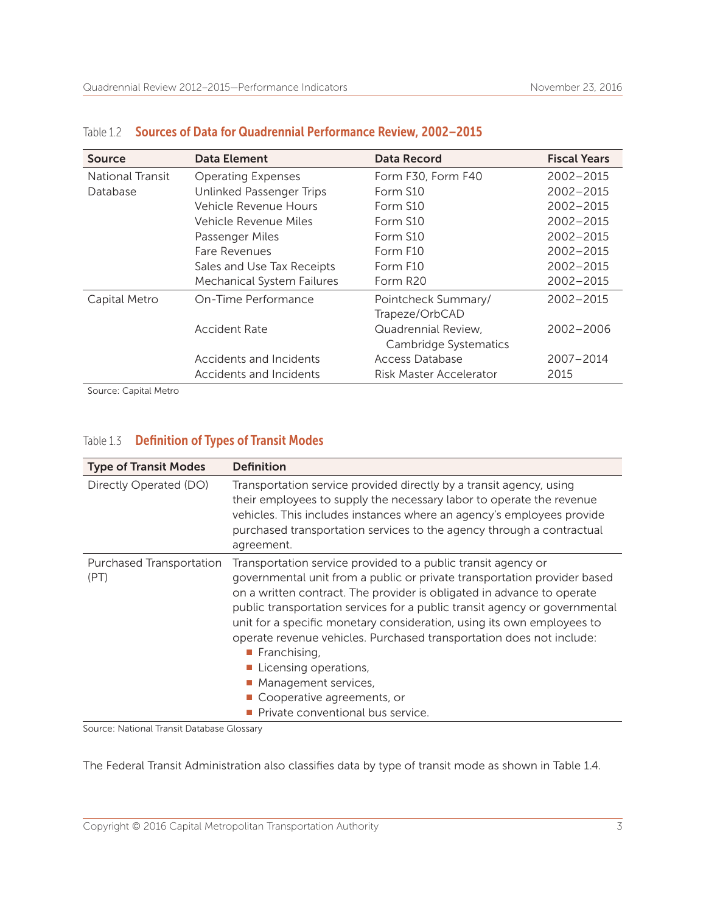Table 1.2 **Sources of Data for Quadrennial Performance Review, 2002–2015**

| Source | Data Element | Data Record | Fiscal Years |
|---|---|---|---|
| National Transit Database | Operating Expenses | Form F30, Form F40 | 2002–2015 |
| | Unlinked Passenger Trips | Form S10 | 2002–2015 |
| | Vehicle Revenue Hours | Form S10 | 2002–2015 |
| | Vehicle Revenue Miles | Form S10 | 2002–2015 |
| | Passenger Miles | Form S10 | 2002–2015 |
| | Fare Revenues | Form F10 | 2002–2015 |
| | Sales and Use Tax Receipts | Form F10 | 2002–2015 |
| | Mechanical System Failures | Form R20 | 2002–2015 |
| Capital Metro | On-Time Performance | Pointcheck Summary/ Trapeze/OrbCAD | 2002–2015 |
| | Accident Rate | Quadrennial Review, Cambridge Systematics | 2002–2006 |
| | Accidents and Incidents | Access Database | 2007–2014 |
| | Accidents and Incidents | Risk Master Accelerator | 2015 |

Source: Capital Metro

Table 1.3 **Definition of Types of Transit Modes**

| Type of Transit Modes | Definition |
|---|---|
| Directly Operated (DO) | Transportation service provided directly by a transit agency, using their employees to supply the necessary labor to operate the revenue vehicles. This includes instances where an agency's employees provide purchased transportation services to the agency through a contractual agreement. |
| Purchased Transportation (PT) | Transportation service provided to a public transit agency or governmental unit from a public or private transportation provider based on a written contract. The provider is obligated in advance to operate public transportation services for a public transit agency or governmental unit for a specific monetary consideration, using its own employees to operate revenue vehicles. Purchased transportation does not include: <br>▪ Franchising, <br>▪ Licensing operations, <br>▪ Management services, <br>▪ Cooperative agreements, or <br>▪ Private conventional bus service. |

Source: National Transit Database Glossary

The Federal Transit Administration also classifies data by type of transit mode as shown in Table 1.4.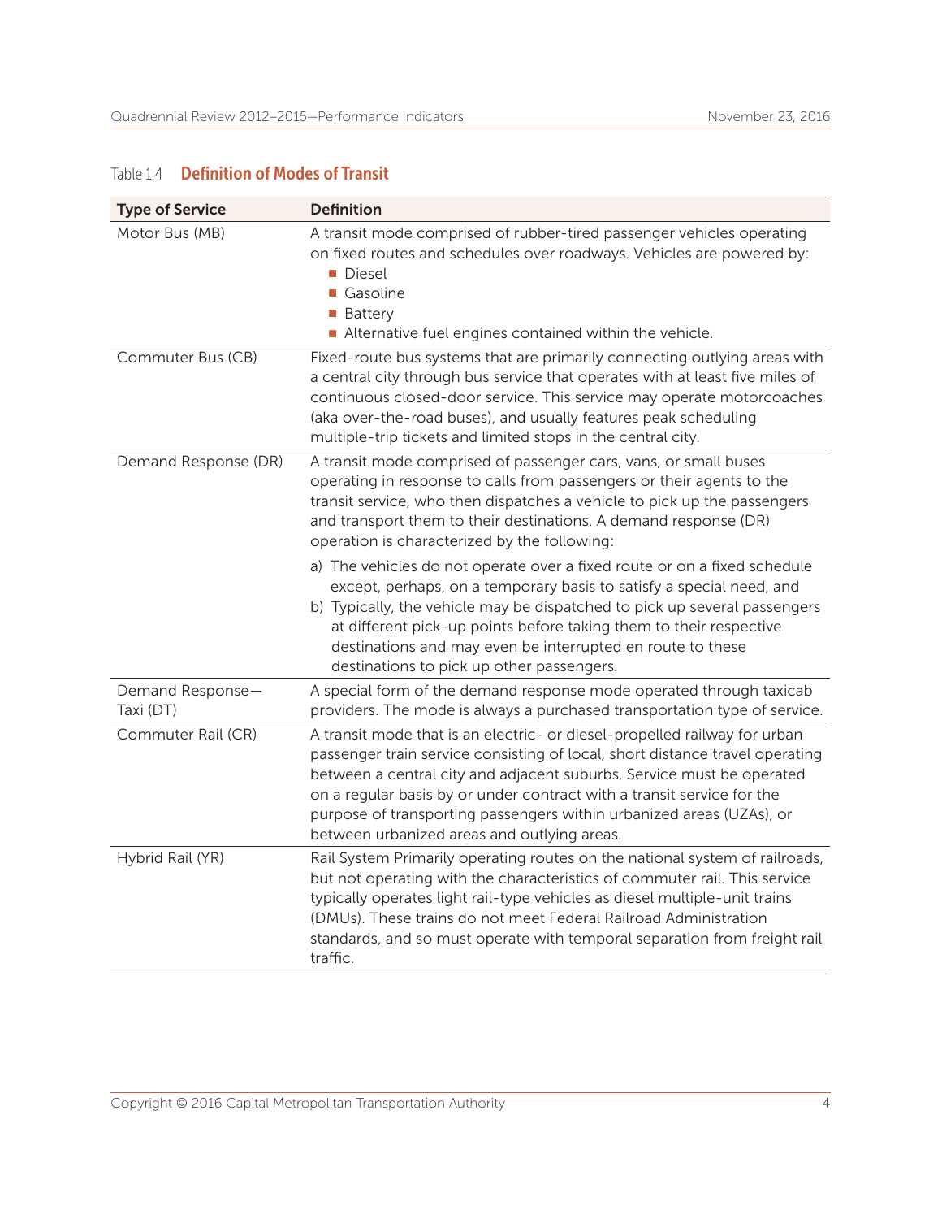Table 1.4 **Definition of Modes of Transit**

| Type of Service | Definition |
|---|---|
| Motor Bus (MB) | A transit mode comprised of rubber-tired passenger vehicles operating on fixed routes and schedules over roadways. Vehicles are powered by: <br>■ Diesel <br>■ Gasoline <br>■ Battery <br>■ Alternative fuel engines contained within the vehicle. |
| Commuter Bus (CB) | Fixed-route bus systems that are primarily connecting outlying areas with a central city through bus service that operates with at least five miles of continuous closed-door service. This service may operate motorcoaches (aka over-the-road buses), and usually features peak scheduling multiple-trip tickets and limited stops in the central city. |
| Demand Response (DR) | A transit mode comprised of passenger cars, vans, or small buses operating in response to calls from passengers or their agents to the transit service, who then dispatches a vehicle to pick up the passengers and transport them to their destinations. A demand response (DR) operation is characterized by the following: <br>a) The vehicles do not operate over a fixed route or on a fixed schedule except, perhaps, on a temporary basis to satisfy a special need, and <br>b) Typically, the vehicle may be dispatched to pick up several passengers at different pick-up points before taking them to their respective destinations and may even be interrupted en route to these destinations to pick up other passengers. |
| Demand Response—Taxi (DT) | A special form of the demand response mode operated through taxicab providers. The mode is always a purchased transportation type of service. |
| Commuter Rail (CR) | A transit mode that is an electric- or diesel-propelled railway for urban passenger train service consisting of local, short distance travel operating between a central city and adjacent suburbs. Service must be operated on a regular basis by or under contract with a transit service for the purpose of transporting passengers within urbanized areas (UZAs), or between urbanized areas and outlying areas. |
| Hybrid Rail (YR) | Rail System Primarily operating routes on the national system of railroads, but not operating with the characteristics of commuter rail. This service typically operates light rail-type vehicles as diesel multiple-unit trains (DMUs). These trains do not meet Federal Railroad Administration standards, and so must operate with temporal separation from freight rail traffic. |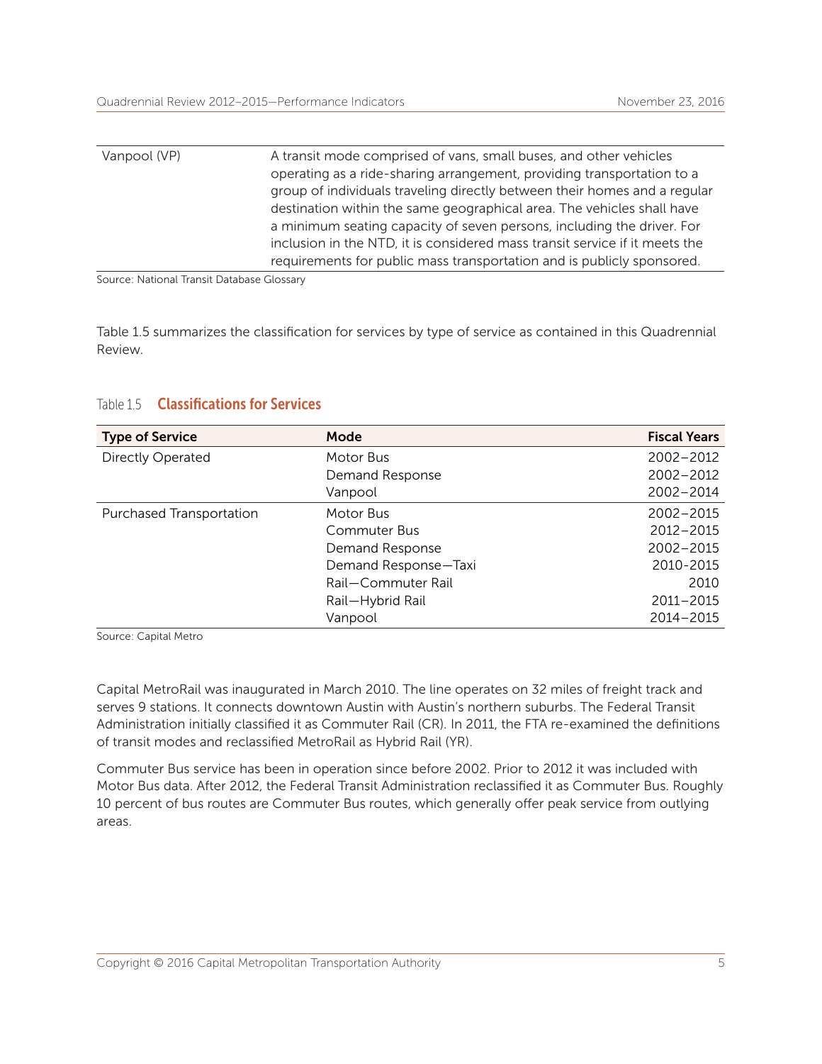| | |
|---|---|
| Vanpool (VP) | A transit mode comprised of vans, small buses, and other vehicles operating as a ride-sharing arrangement, providing transportation to a group of individuals traveling directly between their homes and a regular destination within the same geographical area. The vehicles shall have a minimum seating capacity of seven persons, including the driver. For inclusion in the NTD, it is considered mass transit service if it meets the requirements for public mass transportation and is publicly sponsored. |

Source: National Transit Database Glossary

Table 1.5 summarizes the classification for services by type of service as contained in this Quadrennial Review.

Table 1.5 **Classifications for Services**

| Type of Service | Mode | Fiscal Years |
|---|---|---|
| Directly Operated | Motor Bus | 2002–2012 |
| | Demand Response | 2002–2012 |
| | Vanpool | 2002–2014 |
| Purchased Transportation | Motor Bus | 2002–2015 |
| | Commuter Bus | 2012–2015 |
| | Demand Response | 2002–2015 |
| | Demand Response—Taxi | 2010-2015 |
| | Rail—Commuter Rail | 2010 |
| | Rail—Hybrid Rail | 2011–2015 |
| | Vanpool | 2014–2015 |

Source: Capital Metro

Capital MetroRail was inaugurated in March 2010. The line operates on 32 miles of freight track and serves 9 stations. It connects downtown Austin with Austin's northern suburbs. The Federal Transit Administration initially classified it as Commuter Rail (CR). In 2011, the FTA re-examined the definitions of transit modes and reclassified MetroRail as Hybrid Rail (YR).

Commuter Bus service has been in operation since before 2002. Prior to 2012 it was included with Motor Bus data. After 2012, the Federal Transit Administration reclassified it as Commuter Bus. Roughly 10 percent of bus routes are Commuter Bus routes, which generally offer peak service from outlying areas.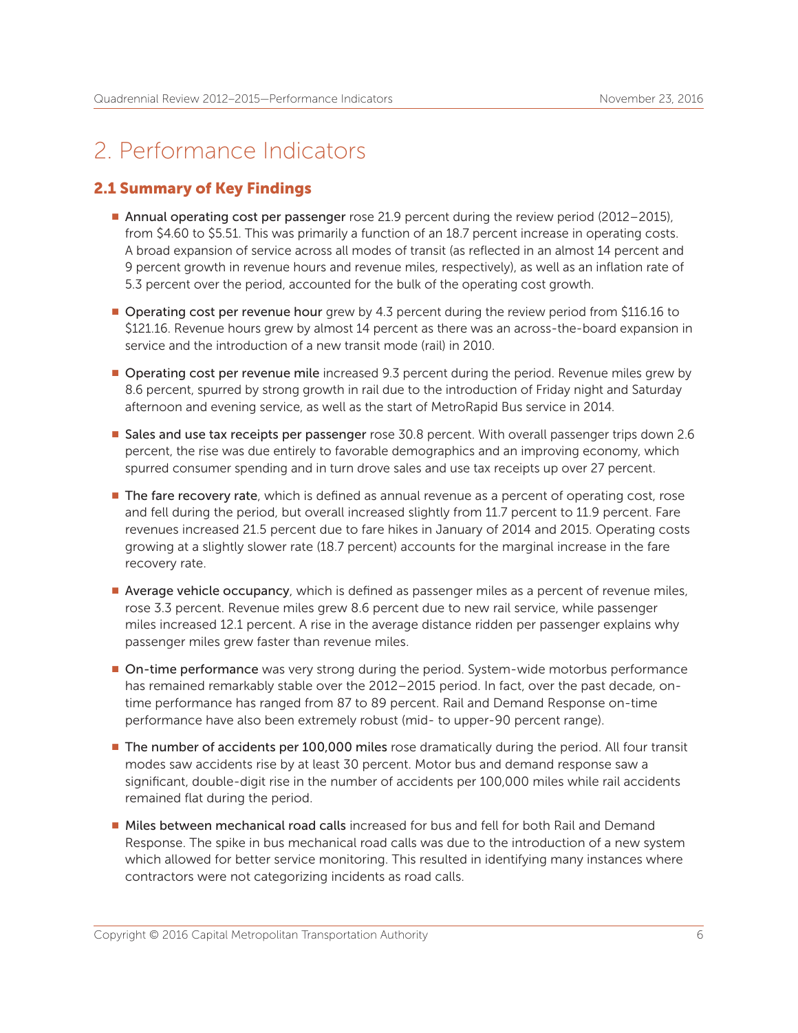# 2. Performance Indicators

## 2.1 Summary of Key Findings

- Annual operating cost per passenger rose 21.9 percent during the review period (2012–2015), from $4.60 to $5.51. This was primarily a function of an 18.7 percent increase in operating costs. A broad expansion of service across all modes of transit (as reflected in an almost 14 percent and 9 percent growth in revenue hours and revenue miles, respectively), as well as an inflation rate of 5.3 percent over the period, accounted for the bulk of the operating cost growth.

- Operating cost per revenue hour grew by 4.3 percent during the review period from $116.16 to $121.16. Revenue hours grew by almost 14 percent as there was an across-the-board expansion in service and the introduction of a new transit mode (rail) in 2010.

- Operating cost per revenue mile increased 9.3 percent during the period. Revenue miles grew by 8.6 percent, spurred by strong growth in rail due to the introduction of Friday night and Saturday afternoon and evening service, as well as the start of MetroRapid Bus service in 2014.

- Sales and use tax receipts per passenger rose 30.8 percent. With overall passenger trips down 2.6 percent, the rise was due entirely to favorable demographics and an improving economy, which spurred consumer spending and in turn drove sales and use tax receipts up over 27 percent.

- The fare recovery rate, which is defined as annual revenue as a percent of operating cost, rose and fell during the period, but overall increased slightly from 11.7 percent to 11.9 percent. Fare revenues increased 21.5 percent due to fare hikes in January of 2014 and 2015. Operating costs growing at a slightly slower rate (18.7 percent) accounts for the marginal increase in the fare recovery rate.

- Average vehicle occupancy, which is defined as passenger miles as a percent of revenue miles, rose 3.3 percent. Revenue miles grew 8.6 percent due to new rail service, while passenger miles increased 12.1 percent. A rise in the average distance ridden per passenger explains why passenger miles grew faster than revenue miles.

- On-time performance was very strong during the period. System-wide motorbus performance has remained remarkably stable over the 2012–2015 period. In fact, over the past decade, on-time performance has ranged from 87 to 89 percent. Rail and Demand Response on-time performance have also been extremely robust (mid- to upper-90 percent range).

- The number of accidents per 100,000 miles rose dramatically during the period. All four transit modes saw accidents rise by at least 30 percent. Motor bus and demand response saw a significant, double-digit rise in the number of accidents per 100,000 miles while rail accidents remained flat during the period.

- Miles between mechanical road calls increased for bus and fell for both Rail and Demand Response. The spike in bus mechanical road calls was due to the introduction of a new system which allowed for better service monitoring. This resulted in identifying many instances where contractors were not categorizing incidents as road calls.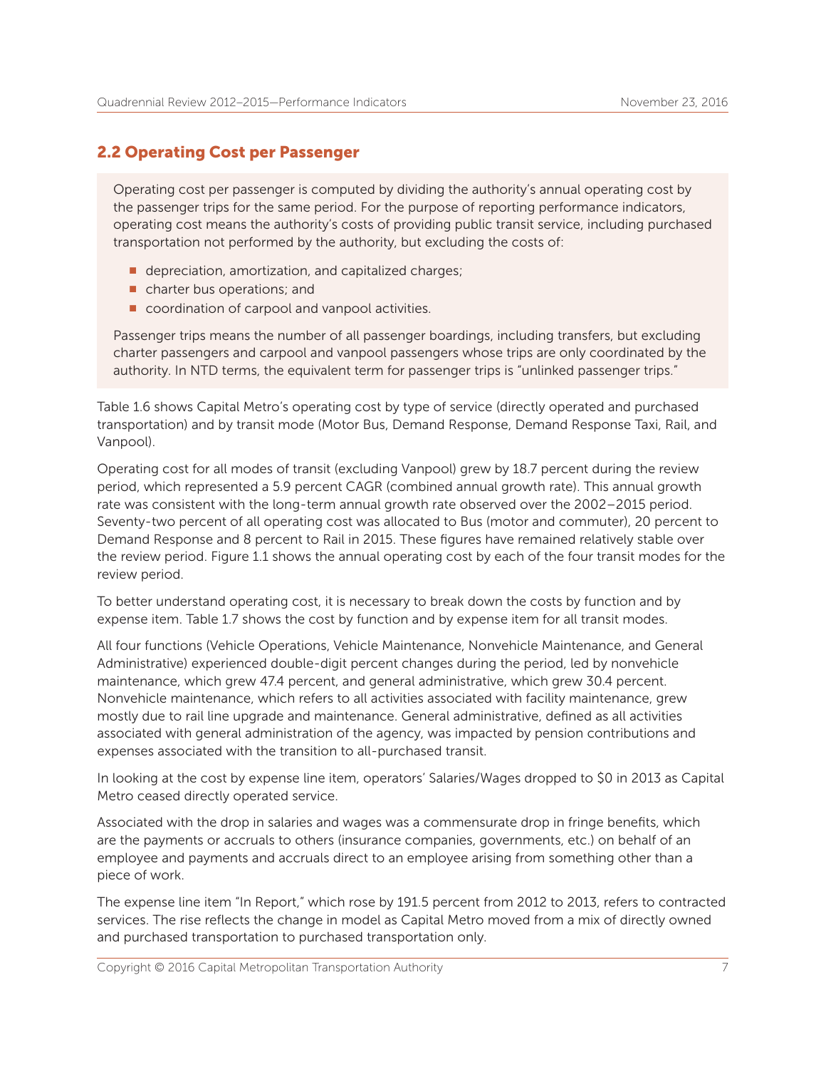## 2.2 Operating Cost per Passenger

Operating cost per passenger is computed by dividing the authority's annual operating cost by the passenger trips for the same period. For the purpose of reporting performance indicators, operating cost means the authority's costs of providing public transit service, including purchased transportation not performed by the authority, but excluding the costs of:

- depreciation, amortization, and capitalized charges;
- charter bus operations; and
- coordination of carpool and vanpool activities.

Passenger trips means the number of all passenger boardings, including transfers, but excluding charter passengers and carpool and vanpool passengers whose trips are only coordinated by the authority. In NTD terms, the equivalent term for passenger trips is "unlinked passenger trips."

Table 1.6 shows Capital Metro's operating cost by type of service (directly operated and purchased transportation) and by transit mode (Motor Bus, Demand Response, Demand Response Taxi, Rail, and Vanpool).

Operating cost for all modes of transit (excluding Vanpool) grew by 18.7 percent during the review period, which represented a 5.9 percent CAGR (combined annual growth rate). This annual growth rate was consistent with the long-term annual growth rate observed over the 2002–2015 period. Seventy-two percent of all operating cost was allocated to Bus (motor and commuter), 20 percent to Demand Response and 8 percent to Rail in 2015. These figures have remained relatively stable over the review period. Figure 1.1 shows the annual operating cost by each of the four transit modes for the review period.

To better understand operating cost, it is necessary to break down the costs by function and by expense item. Table 1.7 shows the cost by function and by expense item for all transit modes.

All four functions (Vehicle Operations, Vehicle Maintenance, Nonvehicle Maintenance, and General Administrative) experienced double-digit percent changes during the period, led by nonvehicle maintenance, which grew 47.4 percent, and general administrative, which grew 30.4 percent. Nonvehicle maintenance, which refers to all activities associated with facility maintenance, grew mostly due to rail line upgrade and maintenance. General administrative, defined as all activities associated with general administration of the agency, was impacted by pension contributions and expenses associated with the transition to all-purchased transit.

In looking at the cost by expense line item, operators' Salaries/Wages dropped to $0 in 2013 as Capital Metro ceased directly operated service.

Associated with the drop in salaries and wages was a commensurate drop in fringe benefits, which are the payments or accruals to others (insurance companies, governments, etc.) on behalf of an employee and payments and accruals direct to an employee arising from something other than a piece of work.

The expense line item "In Report," which rose by 191.5 percent from 2012 to 2013, refers to contracted services. The rise reflects the change in model as Capital Metro moved from a mix of directly owned and purchased transportation to purchased transportation only.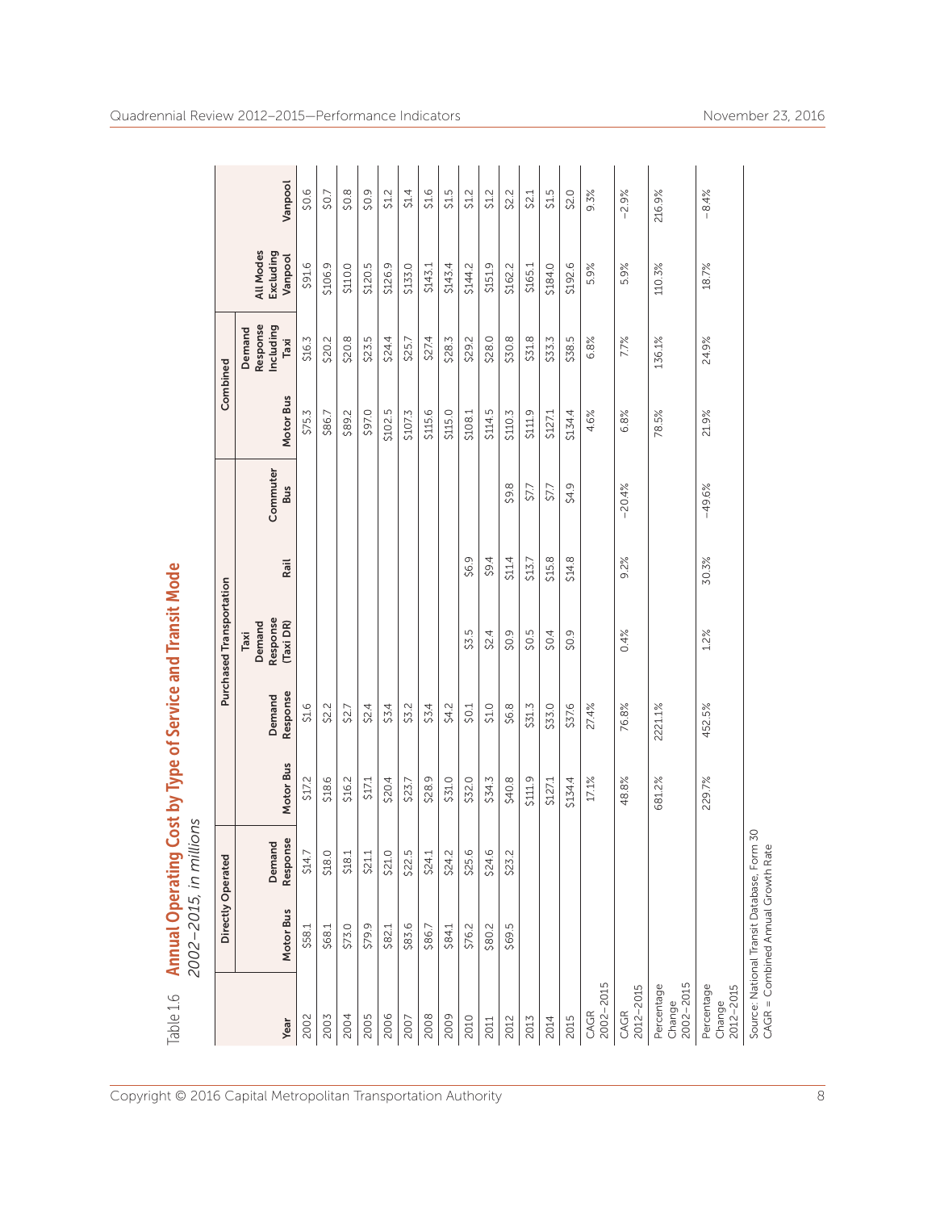Table 1.6 **Annual Operating Cost by Type of Service and Transit Mode**

*2002–2015, in millions*

| Year | Directly Operated | | Purchased Transportation | | | | | Combined | | | |
|---|---|---|---|---|---|---|---|---|---|---|---|
| | Motor Bus | Demand Response | Motor Bus | Demand Response | Taxi Demand Response (Taxi DR) | Rail | Commuter Bus | Motor Bus | Demand Response Including Taxi | All Modes Excluding Vanpool | Vanpool |
| 2002 | $58.1 | $14.7 | $17.2 | $1.6 | | | | $75.3 | $16.3 | $91.6 | $0.6 |
| 2003 | $68.1 | $18.0 | $18.6 | $2.2 | | | | $86.7 | $20.2 | $106.9 | $0.7 |
| 2004 | $73.0 | $18.1 | $16.2 | $2.7 | | | | $89.2 | $20.8 | $110.0 | $0.8 |
| 2005 | $79.9 | $21.1 | $17.1 | $2.4 | | | | $97.0 | $23.5 | $120.5 | $0.9 |
| 2006 | $82.1 | $21.0 | $20.4 | $3.4 | | | | $102.5 | $24.4 | $126.9 | $1.2 |
| 2007 | $83.6 | $22.5 | $23.7 | $3.2 | | | | $107.3 | $25.7 | $133.0 | $1.4 |
| 2008 | $86.7 | $24.1 | $28.9 | $3.4 | | | | $115.6 | $27.4 | $143.1 | $1.6 |
| 2009 | $84.1 | $24.2 | $31.0 | $4.2 | | | | $115.0 | $28.3 | $143.4 | $1.5 |
| 2010 | $76.2 | $25.6 | $32.0 | $0.1 | $3.5 | $6.9 | | $108.1 | $29.2 | $144.2 | $1.2 |
| 2011 | $80.2 | $24.6 | $34.3 | $1.0 | $2.4 | $9.4 | | $114.5 | $28.0 | $151.9 | $1.2 |
| 2012 | $69.5 | $23.2 | $40.8 | $6.8 | $0.9 | $11.4 | $9.8 | $110.3 | $30.8 | $162.2 | $2.2 |
| 2013 | | | $111.9 | $31.3 | $0.5 | $13.7 | $7.7 | $111.9 | $31.8 | $165.1 | $2.1 |
| 2014 | | | $127.1 | $33.0 | $0.4 | $15.8 | $7.7 | $127.1 | $33.3 | $184.0 | $1.5 |
| 2015 | | | $134.4 | $37.6 | $0.9 | $14.8 | $4.9 | $134.4 | $38.5 | $192.6 | $2.0 |
| CAGR 2002–2015 | | | 17.1% | 27.4% | | | | 4.6% | 6.8% | 5.9% | 9.3% |
| CAGR 2012–2015 | | | 48.8% | 76.8% | 0.4% | 9.2% | −20.4% | 6.8% | 7.7% | 5.9% | −2.9% |
| Percentage Change 2002–2015 | | | 681.2% | 2221.1% | | | | 78.5% | 136.1% | 110.3% | 216.9% |
| Percentage Change 2012–2015 | | | 229.7% | 452.5% | 1.2% | 30.3% | −49.6% | 21.9% | 24.9% | 18.7% | −8.4% |

Source: National Transit Database, Form 30
CAGR = Combined Annual Growth Rate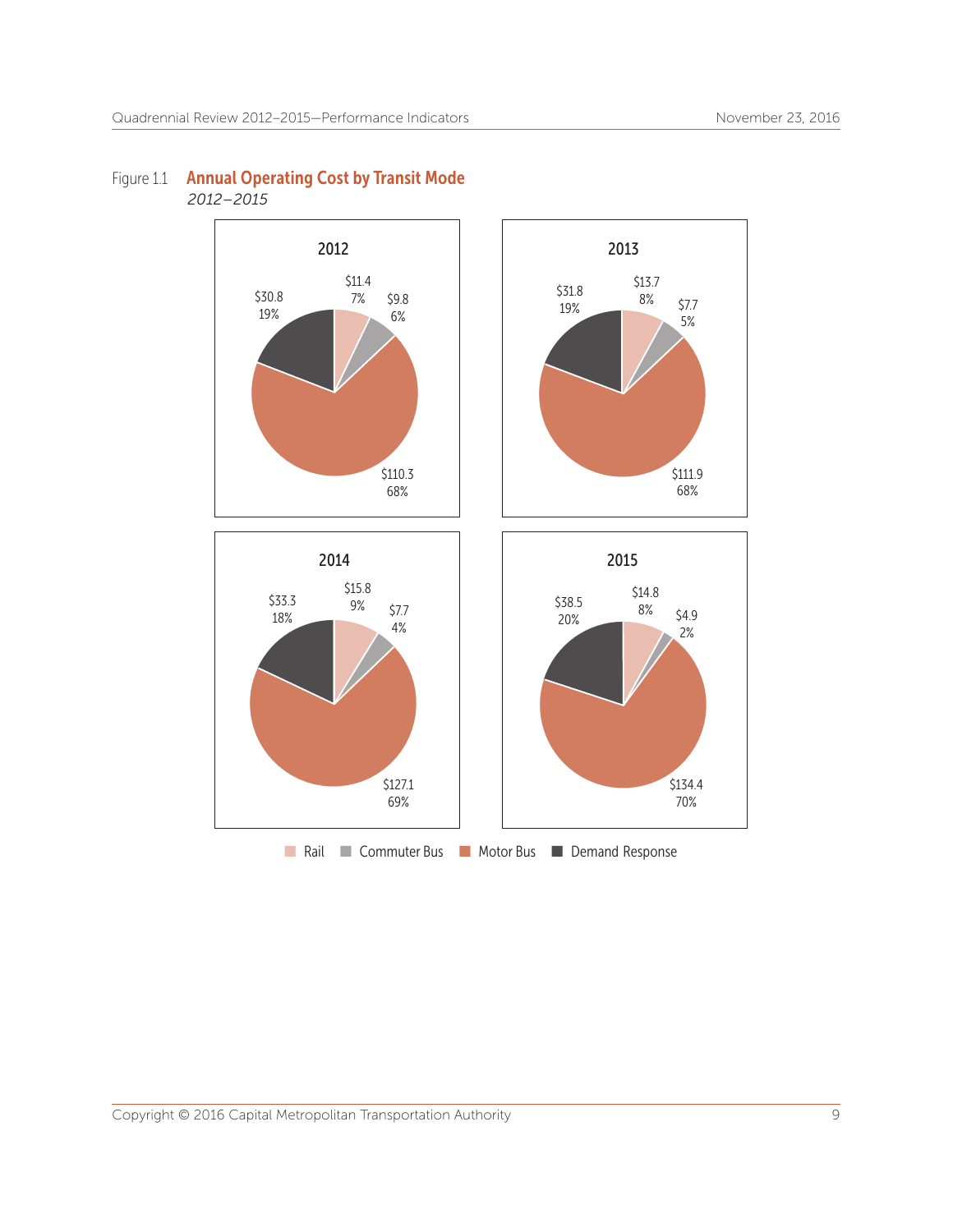Figure 1.1 **Annual Operating Cost by Transit Mode**
*2012–2015*

**2012**

| Mode | Cost | Share |
|---|---|---|
| Rail | $11.4 | 7% |
| Commuter Bus | $9.8 | 6% |
| Motor Bus | $110.3 | 68% |
| Demand Response | $30.8 | 19% |

**2013**

| Mode | Cost | Share |
|---|---|---|
| Rail | $13.7 | 8% |
| Commuter Bus | $7.7 | 5% |
| Motor Bus | $111.9 | 68% |
| Demand Response | $31.8 | 19% |

**2014**

| Mode | Cost | Share |
|---|---|---|
| Rail | $15.8 | 9% |
| Commuter Bus | $7.7 | 4% |
| Motor Bus | $127.1 | 69% |
| Demand Response | $33.3 | 18% |

**2015**

| Mode | Cost | Share |
|---|---|---|
| Rail | $14.8 | 8% |
| Commuter Bus | $4.9 | 2% |
| Motor Bus | $134.4 | 70% |
| Demand Response | $38.5 | 20% |

Rail · Commuter Bus · Motor Bus · Demand Response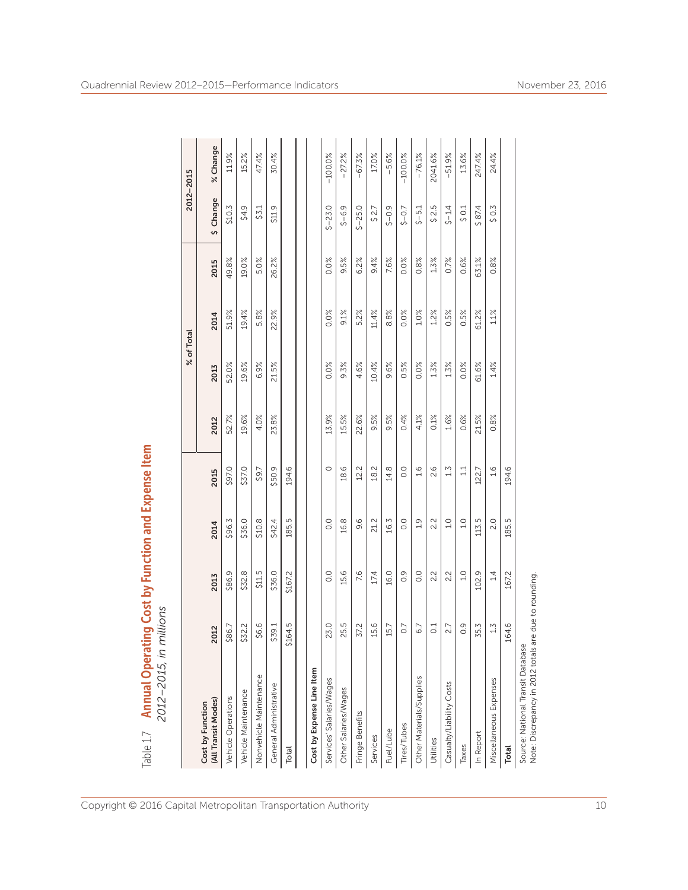Table 1.7 **Annual Operating Cost by Function and Expense Item**
*2012–2015, in millions*

| Cost by Function (All Transit Modes) | 2012 | 2013 | 2014 | 2015 | % of Total | | | | 2012–2015 | |
|---|---|---|---|---|---|---|---|---|---|---|
| | | | | | 2012 | 2013 | 2014 | 2015 | $ Change | % Change |
| Vehicle Operations | $86.7 | $86.9 | $96.3 | $97.0 | 52.7% | 52.0% | 51.9% | 49.8% | $10.3 | 11.9% |
| Vehicle Maintenance | $32.2 | $32.8 | $36.0 | $37.0 | 19.6% | 19.6% | 19.4% | 19.0% | $4.9 | 15.2% |
| Nonvehicle Maintenance | $6.6 | $11.5 | $10.8 | $9.7 | 4.0% | 6.9% | 5.8% | 5.0% | $3.1 | 47.4% |
| General Administrative | $39.1 | $36.0 | $42.4 | $50.9 | 23.8% | 21.5% | 22.9% | 26.2% | $11.9 | 30.4% |
| **Total** | $164.5 | $167.2 | 185.5 | 194.6 | | | | | | |
| | | | | | | | | | | |
| **Cost by Expense Line Item** | | | | | | | | | | |
| Services' Salaries/Wages | 23.0 | 0.0 | 0.0 | 0 | 13.9% | 0.0% | 0.0% | 0.0% | $−23.0 | −100.0% |
| Other Salaries/Wages | 25.5 | 15.6 | 16.8 | 18.6 | 15.5% | 9.3% | 9.1% | 9.5% | $−6.9 | −27.2% |
| Fringe Benefits | 37.2 | 7.6 | 9.6 | 12.2 | 22.6% | 4.6% | 5.2% | 6.2% | $−25.0 | −67.3% |
| Services | 15.6 | 17.4 | 21.2 | 18.2 | 9.5% | 10.4% | 11.4% | 9.4% | $ 2.7 | 17.0% |
| Fuel/Lube | 15.7 | 16.0 | 16.3 | 14.8 | 9.5% | 9.6% | 8.8% | 7.6% | $−0.9 | −5.6% |
| Tires/Tubes | 0.7 | 0.9 | 0.0 | 0.0 | 0.4% | 0.5% | 0.0% | 0.0% | $−0.7 | −100.0% |
| Other Materials/Supplies | 6.7 | 0.0 | 1.9 | 1.6 | 4.1% | 0.0% | 1.0% | 0.8% | $−5.1 | −76.1% |
| Utilities | 0.1 | 2.2 | 2.2 | 2.6 | 0.1% | 1.3% | 1.2% | 1.3% | $ 2.5 | 2041.6% |
| Casualty/Liability Costs | 2.7 | 2.2 | 1.0 | 1.3 | 1.6% | 1.3% | 0.5% | 0.7% | $−1.4 | −51.9% |
| Taxes | 0.9 | 1.0 | 1.0 | 1.1 | 0.6% | 0.0% | 0.5% | 0.6% | $ 0.1 | 13.6% |
| In Report | 35.3 | 102.9 | 113.5 | 122.7 | 21.5% | 61.6% | 61.2% | 63.1% | $ 87.4 | 247.4% |
| Miscellaneous Expenses | 1.3 | 1.4 | 2.0 | 1.6 | 0.8% | 1.4% | 1.1% | 0.8% | $ 0.3 | 24.4% |
| **Total** | 164.6 | 167.2 | 185.5 | 194.6 | | | | | | |

Source: National Transit Database
Note: Discrepancy in 2012 totals are due to rounding.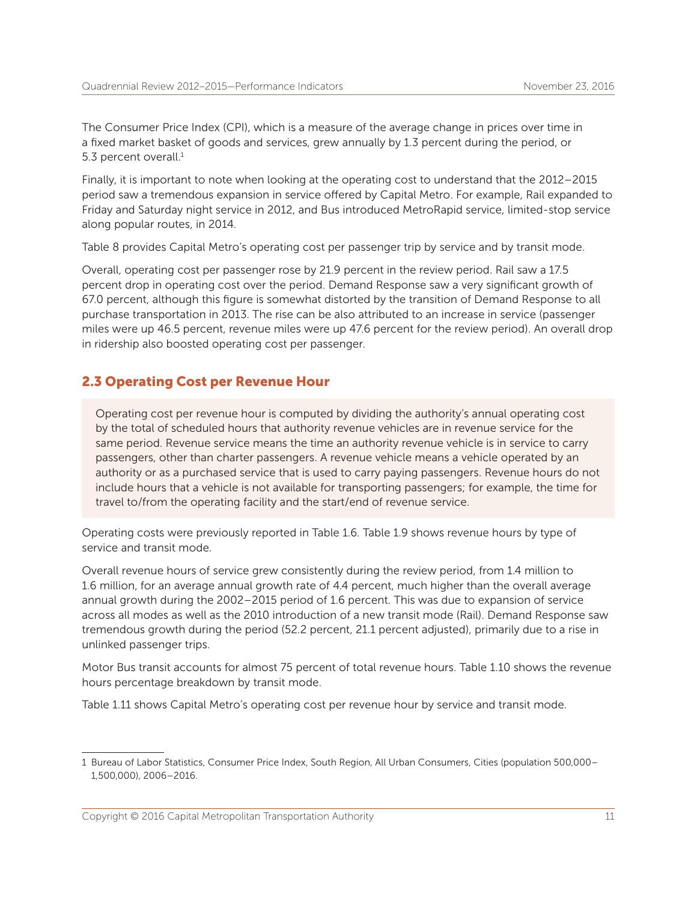The Consumer Price Index (CPI), which is a measure of the average change in prices over time in a fixed market basket of goods and services, grew annually by 1.3 percent during the period, or 5.3 percent overall.[1]

Finally, it is important to note when looking at the operating cost to understand that the 2012–2015 period saw a tremendous expansion in service offered by Capital Metro. For example, Rail expanded to Friday and Saturday night service in 2012, and Bus introduced MetroRapid service, limited-stop service along popular routes, in 2014.

Table 8 provides Capital Metro's operating cost per passenger trip by service and by transit mode.

Overall, operating cost per passenger rose by 21.9 percent in the review period. Rail saw a 17.5 percent drop in operating cost over the period. Demand Response saw a very significant growth of 67.0 percent, although this figure is somewhat distorted by the transition of Demand Response to all purchase transportation in 2013. The rise can be also attributed to an increase in service (passenger miles were up 46.5 percent, revenue miles were up 47.6 percent for the review period). An overall drop in ridership also boosted operating cost per passenger.

## 2.3 Operating Cost per Revenue Hour

> Operating cost per revenue hour is computed by dividing the authority's annual operating cost by the total of scheduled hours that authority revenue vehicles are in revenue service for the same period. Revenue service means the time an authority revenue vehicle is in service to carry passengers, other than charter passengers. A revenue vehicle means a vehicle operated by an authority or as a purchased service that is used to carry paying passengers. Revenue hours do not include hours that a vehicle is not available for transporting passengers; for example, the time for travel to/from the operating facility and the start/end of revenue service.

Operating costs were previously reported in Table 1.6. Table 1.9 shows revenue hours by type of service and transit mode.

Overall revenue hours of service grew consistently during the review period, from 1.4 million to 1.6 million, for an average annual growth rate of 4.4 percent, much higher than the overall average annual growth during the 2002–2015 period of 1.6 percent. This was due to expansion of service across all modes as well as the 2010 introduction of a new transit mode (Rail). Demand Response saw tremendous growth during the period (52.2 percent, 21.1 percent adjusted), primarily due to a rise in unlinked passenger trips.

Motor Bus transit accounts for almost 75 percent of total revenue hours. Table 1.10 shows the revenue hours percentage breakdown by transit mode.

Table 1.11 shows Capital Metro's operating cost per revenue hour by service and transit mode.

---

[1] Bureau of Labor Statistics, Consumer Price Index, South Region, All Urban Consumers, Cities (population 500,000–1,500,000), 2006–2016.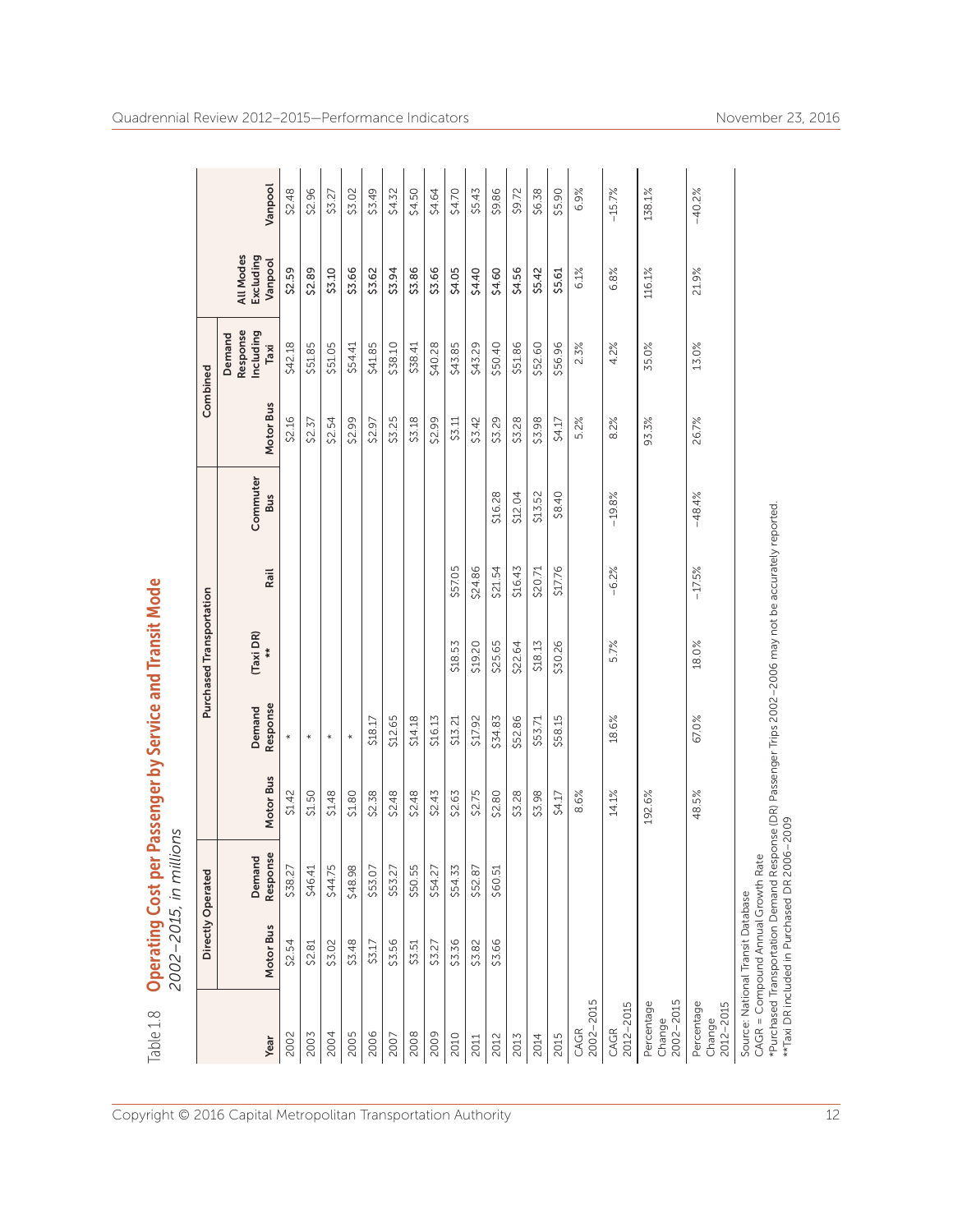Table 1.8 **Operating Cost per Passenger by Service and Transit Mode**

*2002–2015, in millions*

| Year | Directly Operated | | Purchased Transportation | | | | | Combined | | | |
|---|---|---|---|---|---|---|---|---|---|---|---|
| | Motor Bus | Demand Response | Motor Bus | Demand Response | (Taxi DR) ** | Rail | Commuter Bus | Motor Bus | Demand Response Including Taxi | All Modes Excluding Vanpool | Vanpool |
| 2002 | $2.54 | $38.27 | $1.42 | * | | | | $2.16 | $42.18 | $2.59 | $2.48 |
| 2003 | $2.81 | $46.41 | $1.50 | * | | | | $2.37 | $51.85 | $2.89 | $2.96 |
| 2004 | $3.02 | $44.75 | $1.48 | * | | | | $2.54 | $51.05 | $3.10 | $3.27 |
| 2005 | $3.48 | $48.98 | $1.80 | * | | | | $2.99 | $54.41 | $3.66 | $3.02 |
| 2006 | $3.17 | $53.07 | $2.38 | $18.17 | | | | $2.97 | $41.85 | $3.62 | $3.49 |
| 2007 | $3.56 | $53.27 | $2.48 | $12.65 | | | | $3.25 | $38.10 | $3.94 | $4.32 |
| 2008 | $3.51 | $50.55 | $2.48 | $14.18 | | | | $3.18 | $38.41 | $3.86 | $4.50 |
| 2009 | $3.27 | $54.27 | $2.43 | $16.13 | | | | $2.99 | $40.28 | $3.66 | $4.64 |
| 2010 | $3.36 | $54.33 | $2.63 | $13.21 | $18.53 | $57.05 | | $3.11 | $43.85 | $4.05 | $4.70 |
| 2011 | $3.82 | $52.87 | $2.75 | $17.92 | $19.20 | $24.86 | | $3.42 | $43.29 | $4.40 | $5.43 |
| 2012 | $3.66 | $60.51 | $2.80 | $34.83 | $25.65 | $21.54 | $16.28 | $3.29 | $50.40 | $4.60 | $9.86 |
| 2013 | | | $3.28 | $52.86 | $22.64 | $16.43 | $12.04 | $3.28 | $51.86 | $4.56 | $9.72 |
| 2014 | | | $3.98 | $53.71 | $18.13 | $20.71 | $13.52 | $3.98 | $52.60 | $5.42 | $6.38 |
| 2015 | | | $4.17 | $58.15 | $30.26 | $17.76 | $8.40 | $4.17 | $56.96 | $5.61 | $5.90 |
| CAGR 2002–2015 | | | 8.6% | | | | | 5.2% | 2.3% | 6.1% | 6.9% |
| CAGR 2012–2015 | | | 14.1% | 18.6% | 5.7% | −6.2% | −19.8% | 8.2% | 4.2% | 6.8% | −15.7% |
| Percentage Change 2002–2015 | | | 192.6% | | | | | 93.3% | 35.0% | 116.1% | 138.1% |
| Percentage Change 2012–2015 | | | 48.5% | 67.0% | 18.0% | −17.5% | −48.4% | 26.7% | 13.0% | 21.9% | −40.2% |

Source: National Transit Database

CAGR = Compound Annual Growth Rate

*Purchased Transportation Demand Response (DR) Passenger Trips 2002–2006 may not be accurately reported.

**Taxi DR included in Purchased DR 2006–2009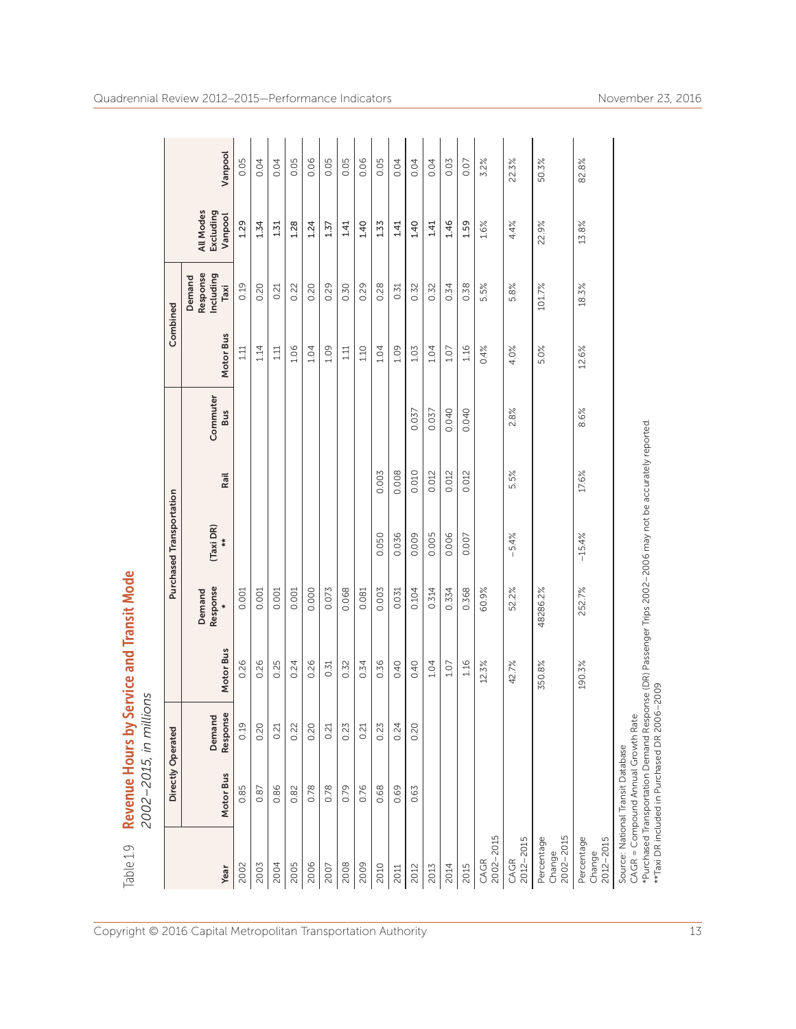Table 1.9 **Revenue Hours by Service and Transit Mode**

*2002–2015, in millions*

| Year | Directly Operated | | Purchased Transportation | | | | | Combined | | | |
|---|---|---|---|---|---|---|---|---|---|---|---|
| | Motor Bus | Demand Response | Motor Bus | Demand Response * | (Taxi DR) ** | Rail | Commuter Bus | Motor Bus | Demand Response Including Taxi | All Modes Excluding Vanpool | Vanpool |
| 2002 | 0.85 | 0.19 | 0.26 | 0.001 | | | | 1.11 | 0.19 | 1.29 | 0.05 |
| 2003 | 0.87 | 0.20 | 0.26 | 0.001 | | | | 1.14 | 0.20 | 1.34 | 0.04 |
| 2004 | 0.86 | 0.21 | 0.25 | 0.001 | | | | 1.11 | 0.21 | 1.31 | 0.04 |
| 2005 | 0.82 | 0.22 | 0.24 | 0.001 | | | | 1.06 | 0.22 | 1.28 | 0.05 |
| 2006 | 0.78 | 0.20 | 0.26 | 0.000 | | | | 1.04 | 0.20 | 1.24 | 0.06 |
| 2007 | 0.78 | 0.21 | 0.31 | 0.073 | | | | 1.09 | 0.29 | 1.37 | 0.05 |
| 2008 | 0.79 | 0.23 | 0.32 | 0.068 | | | | 1.11 | 0.30 | 1.41 | 0.05 |
| 2009 | 0.76 | 0.21 | 0.34 | 0.081 | | | | 1.10 | 0.29 | 1.40 | 0.06 |
| 2010 | 0.68 | 0.23 | 0.36 | 0.003 | 0.050 | 0.003 | | 1.04 | 0.28 | 1.33 | 0.05 |
| 2011 | 0.69 | 0.24 | 0.40 | 0.031 | 0.036 | 0.008 | | 1.09 | 0.31 | 1.41 | 0.04 |
| 2012 | 0.63 | 0.20 | 0.40 | 0.104 | 0.009 | 0.010 | 0.037 | 1.03 | 0.32 | 1.40 | 0.04 |
| 2013 | | | 1.04 | 0.314 | 0.005 | 0.012 | 0.037 | 1.04 | 0.32 | 1.41 | 0.04 |
| 2014 | | | 1.07 | 0.334 | 0.006 | 0.012 | 0.040 | 1.07 | 0.34 | 1.46 | 0.03 |
| 2015 | | | 1.16 | 0.368 | 0.007 | 0.012 | 0.040 | 1.16 | 0.38 | 1.59 | 0.07 |
| CAGR 2002–2015 | | | 12.3% | 60.9% | | | | 0.4% | 5.5% | 1.6% | 3.2% |
| CAGR 2012–2015 | | | 42.7% | 52.2% | –5.4% | 5.5% | 2.8% | 4.0% | 5.8% | 4.4% | 22.3% |
| Percentage Change 2002–2015 | | | 350.8% | 48286.2% | | | | 5.0% | 101.7% | 22.9% | 50.3% |
| Percentage Change 2012–2015 | | | 190.3% | 252.7% | –15.4% | 17.6% | 8.6% | 12.6% | 18.3% | 13.8% | 82.8% |

Source: National Transit Database
CAGR = Compound Annual Growth Rate
*Purchased Transportation Demand Response (DR) Passenger Trips 2002–2006 may not be accurately reported.
**Taxi DR included in Purchased DR 2006–2009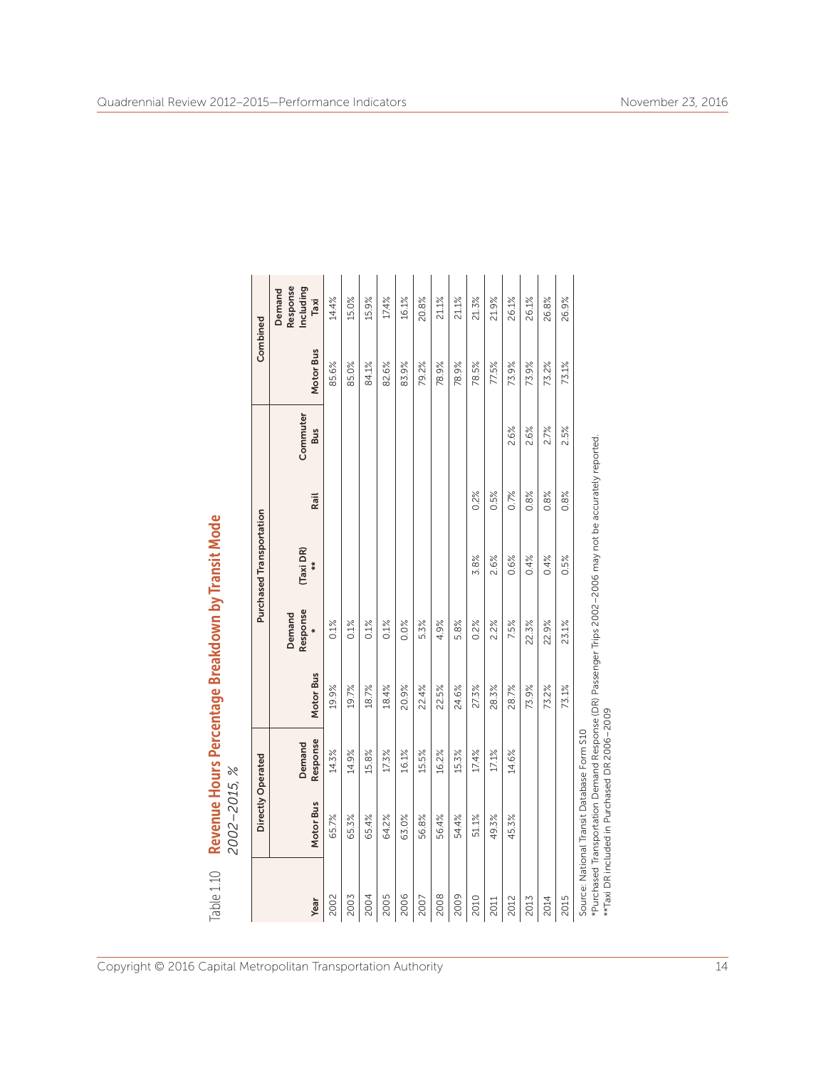Table 1.10 **Revenue Hours Percentage Breakdown by Transit Mode**

*2002–2015, %*

| Year | Directly Operated | | Purchased Transportation | | | | | Combined | |
|---|---|---|---|---|---|---|---|---|---|
| | Motor Bus | Demand Response | Motor Bus | Demand Response * | (Taxi DR) ** | Rail | Commuter Bus | Motor Bus | Demand Response Including Taxi |
| 2002 | 65.7% | 14.3% | 19.9% | 0.1% | | | | 85.6% | 14.4% |
| 2003 | 65.3% | 14.9% | 19.7% | 0.1% | | | | 85.0% | 15.0% |
| 2004 | 65.4% | 15.8% | 18.7% | 0.1% | | | | 84.1% | 15.9% |
| 2005 | 64.2% | 17.3% | 18.4% | 0.1% | | | | 82.6% | 17.4% |
| 2006 | 63.0% | 16.1% | 20.9% | 0.0% | | | | 83.9% | 16.1% |
| 2007 | 56.8% | 15.5% | 22.4% | 5.3% | | | | 79.2% | 20.8% |
| 2008 | 56.4% | 16.2% | 22.5% | 4.9% | | | | 78.9% | 21.1% |
| 2009 | 54.4% | 15.3% | 24.6% | 5.8% | | | | 78.9% | 21.1% |
| 2010 | 51.1% | 17.4% | 27.3% | 0.2% | 3.8% | 0.2% | | 78.5% | 21.3% |
| 2011 | 49.3% | 17.1% | 28.3% | 2.2% | 2.6% | 0.5% | | 77.5% | 21.9% |
| 2012 | 45.3% | 14.6% | 28.7% | 7.5% | 0.6% | 0.7% | 2.6% | 73.9% | 26.1% |
| 2013 | | | 73.9% | 22.3% | 0.4% | 0.8% | 2.6% | 73.9% | 26.1% |
| 2014 | | | 73.2% | 22.9% | 0.4% | 0.8% | 2.7% | 73.2% | 26.8% |
| 2015 | | | 73.1% | 23.1% | 0.5% | 0.8% | 2.5% | 73.1% | 26.9% |

Source: National Transit Database Form S10

*Purchased Transportation Demand Response (DR) Passenger Trips 2002–2006 may not be accurately reported.

**Taxi DR included in Purchased DR 2006–2009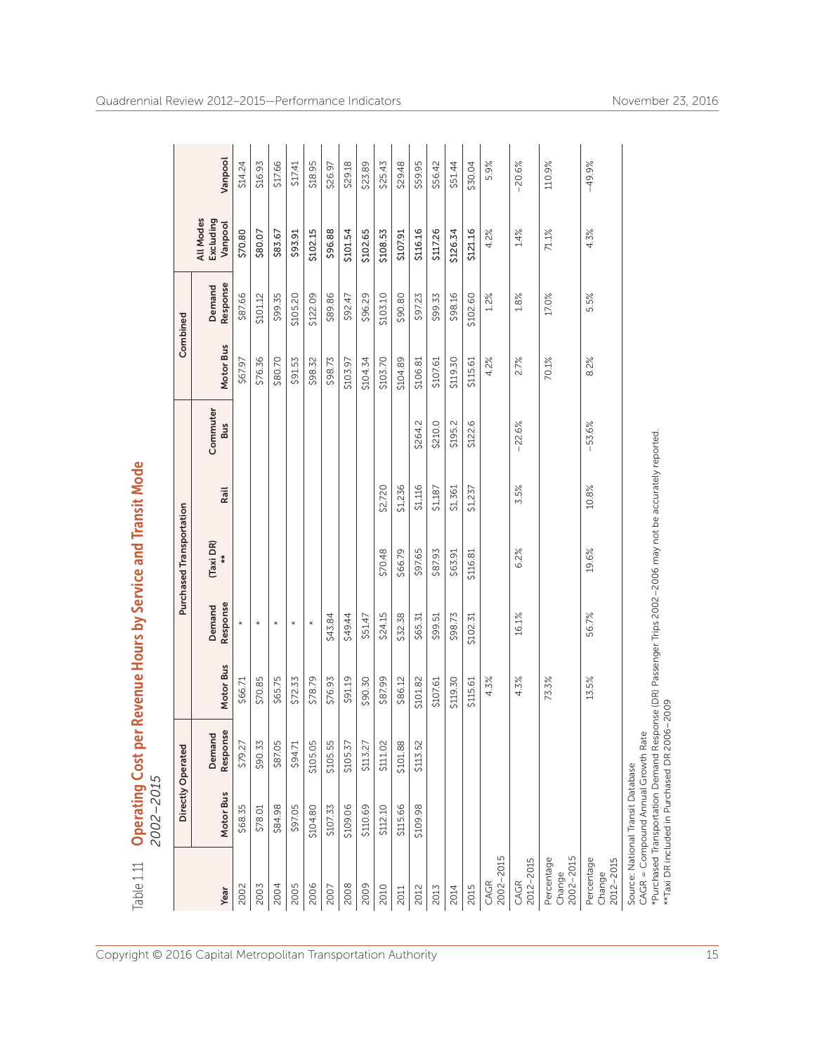Table 1.11 **Operating Cost per Revenue Hours by Service and Transit Mode**
*2002–2015*

| | Directly Operated | | Purchased Transportation | | | | | Combined | | | |
|---|---|---|---|---|---|---|---|---|---|---|---|
| Year | Motor Bus | Demand Response | Motor Bus | Demand Response | (Taxi DR) ** | Rail | Commuter Bus | Motor Bus | Demand Response | All Modes Excluding Vanpool | Vanpool |
| 2002 | $68.35 | $79.27 | $66.71 | * | | | | $67.97 | $87.66 | $70.80 | $14.24 |
| 2003 | $78.01 | $90.33 | $70.85 | * | | | | $76.36 | $101.12 | $80.07 | $16.93 |
| 2004 | $84.98 | $87.05 | $65.75 | * | | | | $80.70 | $99.35 | $83.67 | $17.66 |
| 2005 | $97.05 | $94.71 | $72.33 | * | | | | $91.53 | $105.20 | $93.91 | $17.41 |
| 2006 | $104.80 | $105.05 | $78.79 | * | | | | $98.32 | $122.09 | $102.15 | $18.95 |
| 2007 | $107.33 | $105.55 | $76.93 | $43.84 | | | | $98.73 | $89.86 | $96.88 | $26.97 |
| 2008 | $109.06 | $105.37 | $91.19 | $49.44 | | | | $103.97 | $92.47 | $101.54 | $29.18 |
| 2009 | $110.69 | $113.27 | $90.30 | $51.47 | | | | $104.34 | $96.29 | $102.65 | $23.89 |
| 2010 | $112.10 | $111.02 | $87.99 | $24.15 | $70.48 | $2,720 | | $103.70 | $103.10 | $108.53 | $25.43 |
| 2011 | $115.66 | $101.88 | $86.12 | $32.38 | $66.79 | $1,236 | | $104.89 | $90.80 | $107.91 | $29.48 |
| 2012 | $109.98 | $113.52 | $101.82 | $65.31 | $97.65 | $1,116 | $264.2 | $106.81 | $97.23 | $116.16 | $59.95 |
| 2013 | | | $107.61 | $99.51 | $87.93 | $1,187 | $210.0 | $107.61 | $99.33 | $117.26 | $56.42 |
| 2014 | | | $119.30 | $98.73 | $63.91 | $1,361 | $195.2 | $119.30 | $98.16 | $126.34 | $51.44 |
| 2015 | | | $115.61 | $102.31 | $116.81 | $1,237 | $122.6 | $115.61 | $102.60 | $121.16 | $30.04 |
| CAGR 2002–2015 | | | 4.3% | | | | | 4.2% | 1.2% | 4.2% | 5.9% |
| CAGR 2012–2015 | | | 4.3% | 16.1% | 6.2% | 3.5% | −22.6% | 2.7% | 1.8% | 1.4% | −20.6% |
| Percentage Change 2002–2015 | | | 73.3% | | | | | 70.1% | 17.0% | 71.1% | 110.9% |
| Percentage Change 2012–2015 | | | 13.5% | 56.7% | 19.6% | 10.8% | −53.6% | 8.2% | 5.5% | 4.3% | −49.9% |

Source: National Transit Database
CAGR = Compound Annual Growth Rate
*Purchased Transportation Demand Response (DR) Passenger Trips 2002–2006 may not be accurately reported.
**Taxi DR included in Purchased DR 2006–2009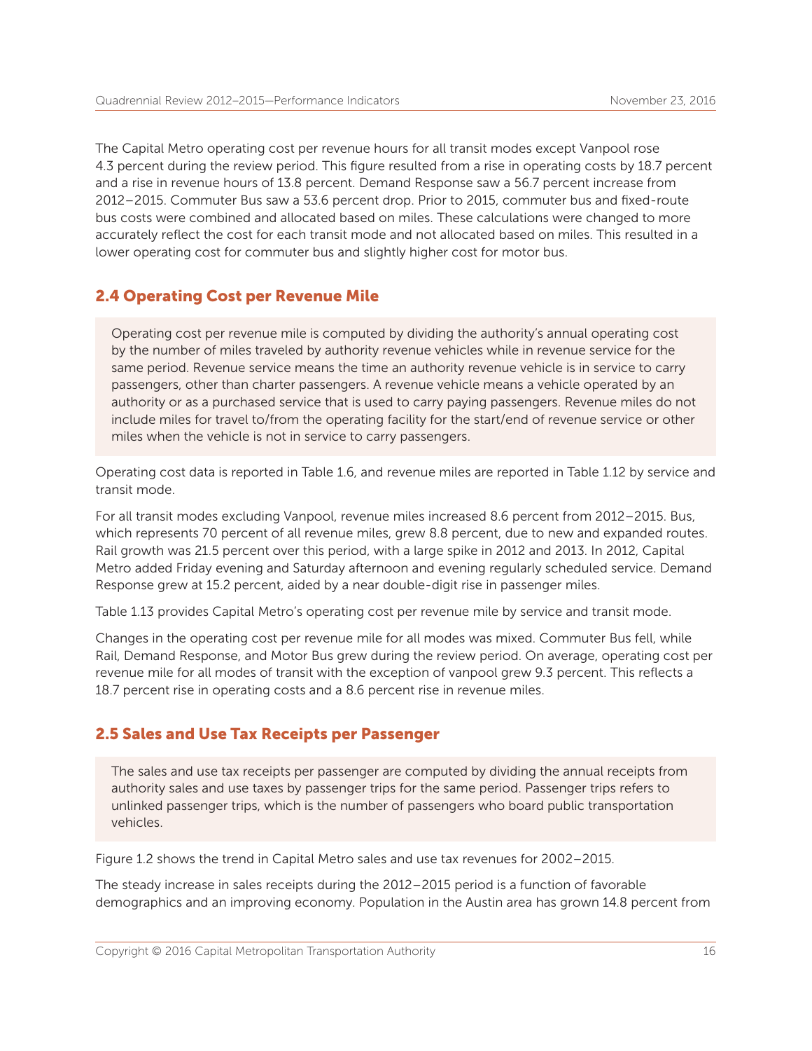The Capital Metro operating cost per revenue hours for all transit modes except Vanpool rose 4.3 percent during the review period. This figure resulted from a rise in operating costs by 18.7 percent and a rise in revenue hours of 13.8 percent. Demand Response saw a 56.7 percent increase from 2012–2015. Commuter Bus saw a 53.6 percent drop. Prior to 2015, commuter bus and fixed-route bus costs were combined and allocated based on miles. These calculations were changed to more accurately reflect the cost for each transit mode and not allocated based on miles. This resulted in a lower operating cost for commuter bus and slightly higher cost for motor bus.

## 2.4 Operating Cost per Revenue Mile

> Operating cost per revenue mile is computed by dividing the authority's annual operating cost by the number of miles traveled by authority revenue vehicles while in revenue service for the same period. Revenue service means the time an authority revenue vehicle is in service to carry passengers, other than charter passengers. A revenue vehicle means a vehicle operated by an authority or as a purchased service that is used to carry paying passengers. Revenue miles do not include miles for travel to/from the operating facility for the start/end of revenue service or other miles when the vehicle is not in service to carry passengers.

Operating cost data is reported in Table 1.6, and revenue miles are reported in Table 1.12 by service and transit mode.

For all transit modes excluding Vanpool, revenue miles increased 8.6 percent from 2012–2015. Bus, which represents 70 percent of all revenue miles, grew 8.8 percent, due to new and expanded routes. Rail growth was 21.5 percent over this period, with a large spike in 2012 and 2013. In 2012, Capital Metro added Friday evening and Saturday afternoon and evening regularly scheduled service. Demand Response grew at 15.2 percent, aided by a near double-digit rise in passenger miles.

Table 1.13 provides Capital Metro's operating cost per revenue mile by service and transit mode.

Changes in the operating cost per revenue mile for all modes was mixed. Commuter Bus fell, while Rail, Demand Response, and Motor Bus grew during the review period. On average, operating cost per revenue mile for all modes of transit with the exception of vanpool grew 9.3 percent. This reflects a 18.7 percent rise in operating costs and a 8.6 percent rise in revenue miles.

## 2.5 Sales and Use Tax Receipts per Passenger

> The sales and use tax receipts per passenger are computed by dividing the annual receipts from authority sales and use taxes by passenger trips for the same period. Passenger trips refers to unlinked passenger trips, which is the number of passengers who board public transportation vehicles.

Figure 1.2 shows the trend in Capital Metro sales and use tax revenues for 2002–2015.

The steady increase in sales receipts during the 2012–2015 period is a function of favorable demographics and an improving economy. Population in the Austin area has grown 14.8 percent from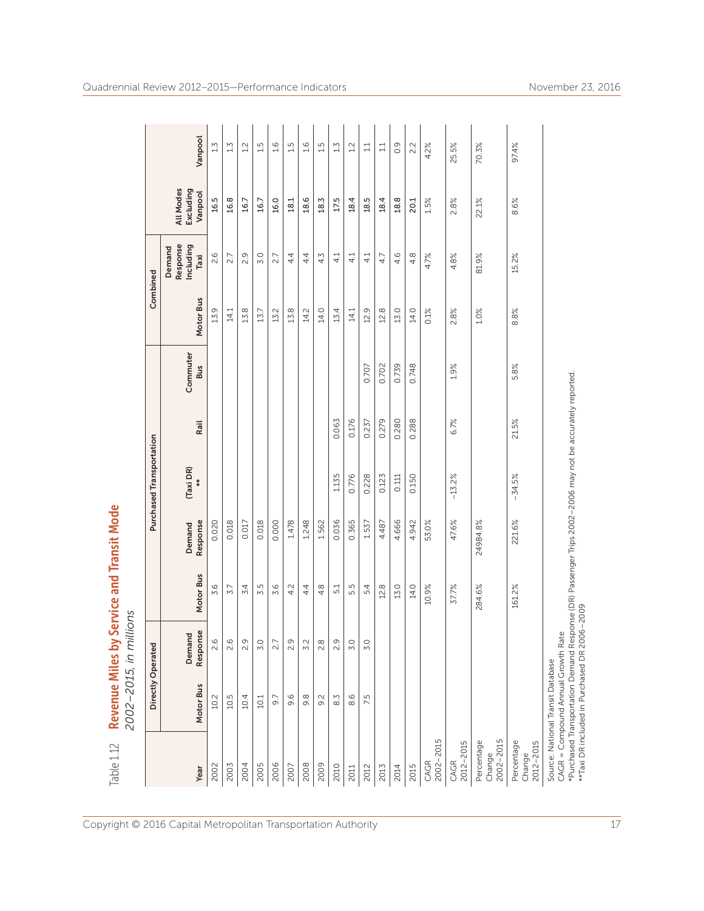Table 1.12 **Revenue Miles by Service and Transit Mode**

*2002–2015, in millions*

| Year | Directly Operated | | Purchased Transportation | | | | | Combined | | | |
|---|---|---|---|---|---|---|---|---|---|---|---|
| | Motor Bus | Demand Response | Motor Bus | Demand Response | (Taxi DR) ** | Rail | Commuter Bus | Motor Bus | Demand Response Including Taxi | All Modes Excluding Vanpool | Vanpool |
| 2002 | 10.2 | 2.6 | 3.6 | 0.020 | | | | 13.9 | 2.6 | 16.5 | 1.3 |
| 2003 | 10.5 | 2.6 | 3.7 | 0.018 | | | | 14.1 | 2.7 | 16.8 | 1.3 |
| 2004 | 10.4 | 2.9 | 3.4 | 0.017 | | | | 13.8 | 2.9 | 16.7 | 1.2 |
| 2005 | 10.1 | 3.0 | 3.5 | 0.018 | | | | 13.7 | 3.0 | 16.7 | 1.5 |
| 2006 | 9.7 | 2.7 | 3.6 | 0.000 | | | | 13.2 | 2.7 | 16.0 | 1.6 |
| 2007 | 9.6 | 2.9 | 4.2 | 1.478 | | | | 13.8 | 4.4 | 18.1 | 1.5 |
| 2008 | 9.8 | 3.2 | 4.4 | 1.248 | | | | 14.2 | 4.4 | 18.6 | 1.6 |
| 2009 | 9.2 | 2.8 | 4.8 | 1.562 | | | | 14.0 | 4.3 | 18.3 | 1.5 |
| 2010 | 8.3 | 2.9 | 5.1 | 0.036 | 1.135 | 0.063 | | 13.4 | 4.1 | 17.5 | 1.3 |
| 2011 | 8.6 | 3.0 | 5.5 | 0.365 | 0.776 | 0.176 | | 14.1 | 4.1 | 18.4 | 1.2 |
| 2012 | 7.5 | 3.0 | 5.4 | 1.537 | 0.228 | 0.237 | 0.707 | 12.9 | 4.1 | 18.5 | 1.1 |
| 2013 | | | 12.8 | 4.487 | 0.123 | 0.279 | 0.702 | 12.8 | 4.7 | 18.4 | 1.1 |
| 2014 | | | 13.0 | 4.666 | 0.111 | 0.280 | 0.739 | 13.0 | 4.6 | 18.8 | 0.9 |
| 2015 | | | 14.0 | 4.942 | 0.150 | 0.288 | 0.748 | 14.0 | 4.8 | 20.1 | 2.2 |
| CAGR 2002–2015 | | | 10.9% | 53.0% | | | | 0.1% | 4.7% | 1.5% | 4.2% |
| CAGR 2012–2015 | | | 37.7% | 47.6% | −13.2% | 6.7% | 1.9% | 2.8% | 4.8% | 2.8% | 25.5% |
| Percentage Change 2002–2015 | | | 284.6% | 24984.8% | | | | 1.0% | 81.9% | 22.1% | 70.3% |
| Percentage Change 2012–2015 | | | 161.2% | 221.6% | −34.5% | 21.5% | 5.8% | 8.8% | 15.2% | 8.6% | 97.4% |

Source: National Transit Database
CAGR = Compound Annual Growth Rate
*Purchased Transportation Demand Response (DR) Passenger Trips 2002–2006 may not be accurately reported.
**Taxi DR included in Purchased DR 2006–2009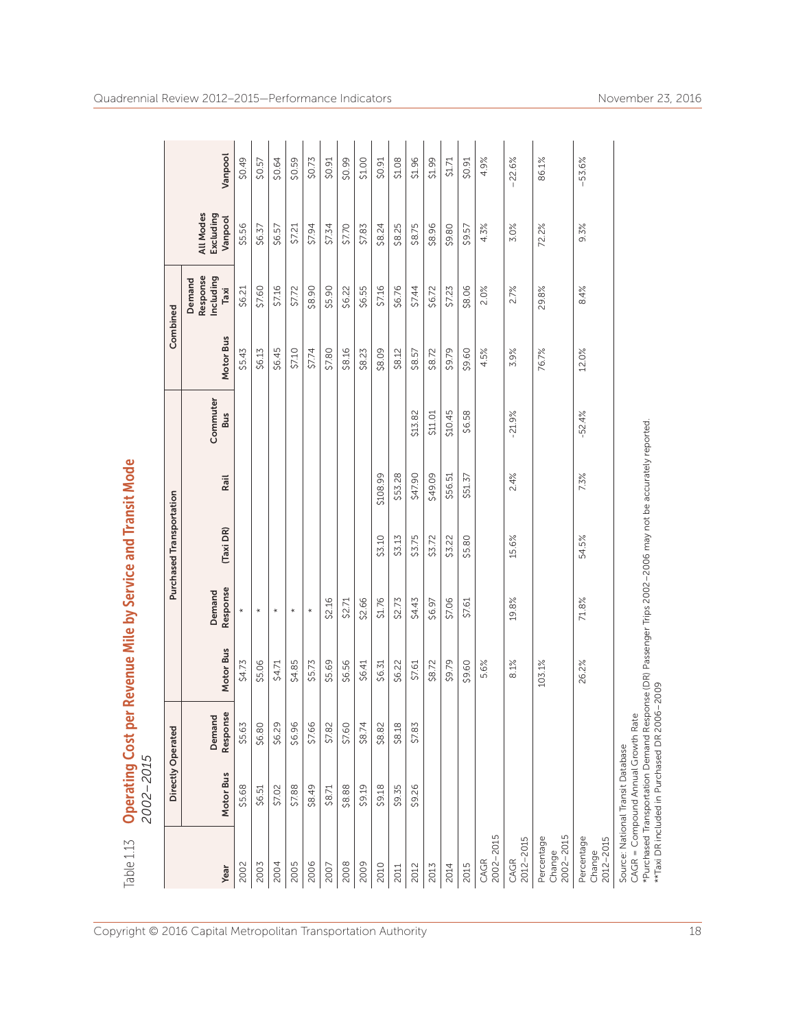Table 1.13 **Operating Cost per Revenue Mile by Service and Transit Mode**
*2002–2015*

| Year | Directly Operated | | Purchased Transportation | | | | | Combined | | | |
|---|---|---|---|---|---|---|---|---|---|---|---|
| | Motor Bus | Demand Response | Motor Bus | Demand Response | (Taxi DR) | Rail | Commuter Bus | Motor Bus | Demand Response Including Taxi | All Modes Excluding Vanpool | Vanpool |
| 2002 | $5.68 | $5.63 | $4.73 | * | | | | $5.43 | $6.21 | $5.56 | $0.49 |
| 2003 | $6.51 | $6.80 | $5.06 | * | | | | $6.13 | $7.60 | $6.37 | $0.57 |
| 2004 | $7.02 | $6.29 | $4.71 | * | | | | $6.45 | $7.16 | $6.57 | $0.64 |
| 2005 | $7.88 | $6.96 | $4.85 | * | | | | $7.10 | $7.72 | $7.21 | $0.59 |
| 2006 | $8.49 | $7.66 | $5.73 | * | | | | $7.74 | $8.90 | $7.94 | $0.73 |
| 2007 | $8.71 | $7.82 | $5.69 | $2.16 | | | | $7.80 | $5.90 | $7.34 | $0.91 |
| 2008 | $8.88 | $7.60 | $6.56 | $2.71 | | | | $8.16 | $6.22 | $7.70 | $0.99 |
| 2009 | $9.19 | $8.74 | $6.41 | $2.66 | | | | $8.23 | $6.55 | $7.83 | $1.00 |
| 2010 | $9.18 | $8.82 | $6.31 | $1.76 | $3.10 | $108.99 | | $8.09 | $7.16 | $8.24 | $0.91 |
| 2011 | $9.35 | $8.18 | $6.22 | $2.73 | $3.13 | $53.28 | | $8.12 | $6.76 | $8.25 | $1.08 |
| 2012 | $9.26 | $7.83 | $7.61 | $4.43 | $3.75 | $47.90 | $13.82 | $8.57 | $7.44 | $8.75 | $1.96 |
| 2013 | | | $8.72 | $6.97 | $3.72 | $49.09 | $11.01 | $8.72 | $6.72 | $8.96 | $1.99 |
| 2014 | | | $9.79 | $7.06 | $3.22 | $56.51 | $10.45 | $9.79 | $7.23 | $9.80 | $1.71 |
| 2015 | | | $9.60 | $7.61 | $5.80 | $51.37 | $6.58 | $9.60 | $8.06 | $9.57 | $0.91 |
| CAGR 2002–2015 | | | 5.6% | | | | | 4.5% | 2.0% | 4.3% | 4.9% |
| CAGR 2012–2015 | | | 8.1% | 19.8% | 15.6% | 2.4% | -21.9% | 3.9% | 2.7% | 3.0% | -22.6% |
| Percentage Change 2002–2015 | | | 103.1% | | | | | 76.7% | 29.8% | 72.2% | 86.1% |
| Percentage Change 2012–2015 | | | 26.2% | 71.8% | 54.5% | 7.3% | -52.4% | 12.0% | 8.4% | 9.3% | -53.6% |

Source: National Transit Database
CAGR = Compound Annual Growth Rate
*Purchased Transportation Demand Response (DR) Passenger Trips 2002–2006 may not be accurately reported.
**Taxi DR included in Purchased DR 2006–2009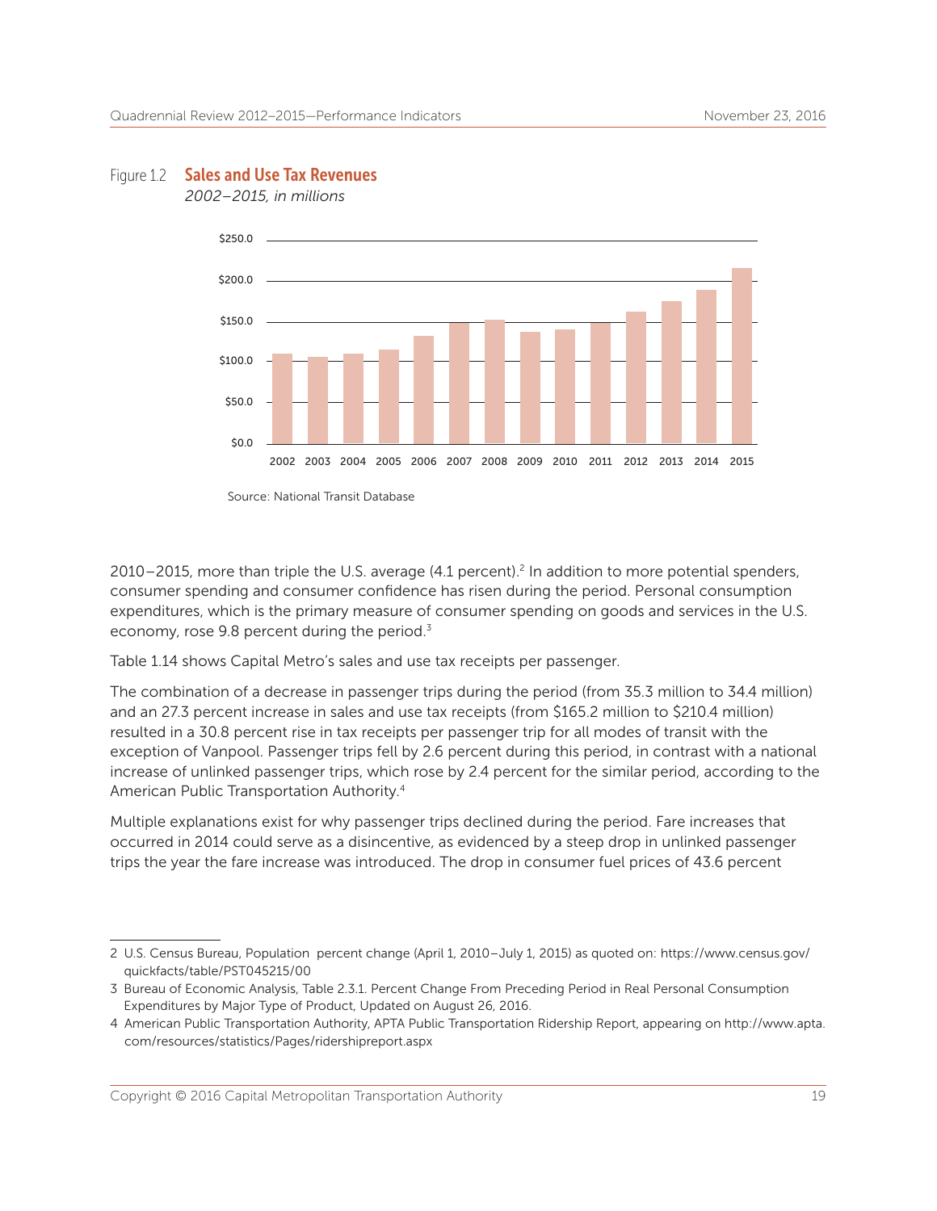Figure 1.2 **Sales and Use Tax Revenues**

*2002–2015, in millions*

Source: National Transit Database

2010–2015, more than triple the U.S. average (4.1 percent).[2] In addition to more potential spenders, consumer spending and consumer confidence has risen during the period. Personal consumption expenditures, which is the primary measure of consumer spending on goods and services in the U.S. economy, rose 9.8 percent during the period.[3]

Table 1.14 shows Capital Metro's sales and use tax receipts per passenger.

The combination of a decrease in passenger trips during the period (from 35.3 million to 34.4 million) and an 27.3 percent increase in sales and use tax receipts (from $165.2 million to $210.4 million) resulted in a 30.8 percent rise in tax receipts per passenger trip for all modes of transit with the exception of Vanpool. Passenger trips fell by 2.6 percent during this period, in contrast with a national increase of unlinked passenger trips, which rose by 2.4 percent for the similar period, according to the American Public Transportation Authority.[4]

Multiple explanations exist for why passenger trips declined during the period. Fare increases that occurred in 2014 could serve as a disincentive, as evidenced by a steep drop in unlinked passenger trips the year the fare increase was introduced. The drop in consumer fuel prices of 43.6 percent

---

2 U.S. Census Bureau, Population percent change (April 1, 2010–July 1, 2015) as quoted on: https://www.census.gov/quickfacts/table/PST045215/00

3 Bureau of Economic Analysis, Table 2.3.1. Percent Change From Preceding Period in Real Personal Consumption Expenditures by Major Type of Product, Updated on August 26, 2016.

4 American Public Transportation Authority, APTA Public Transportation Ridership Report, appearing on http://www.apta.com/resources/statistics/Pages/ridershipreport.aspx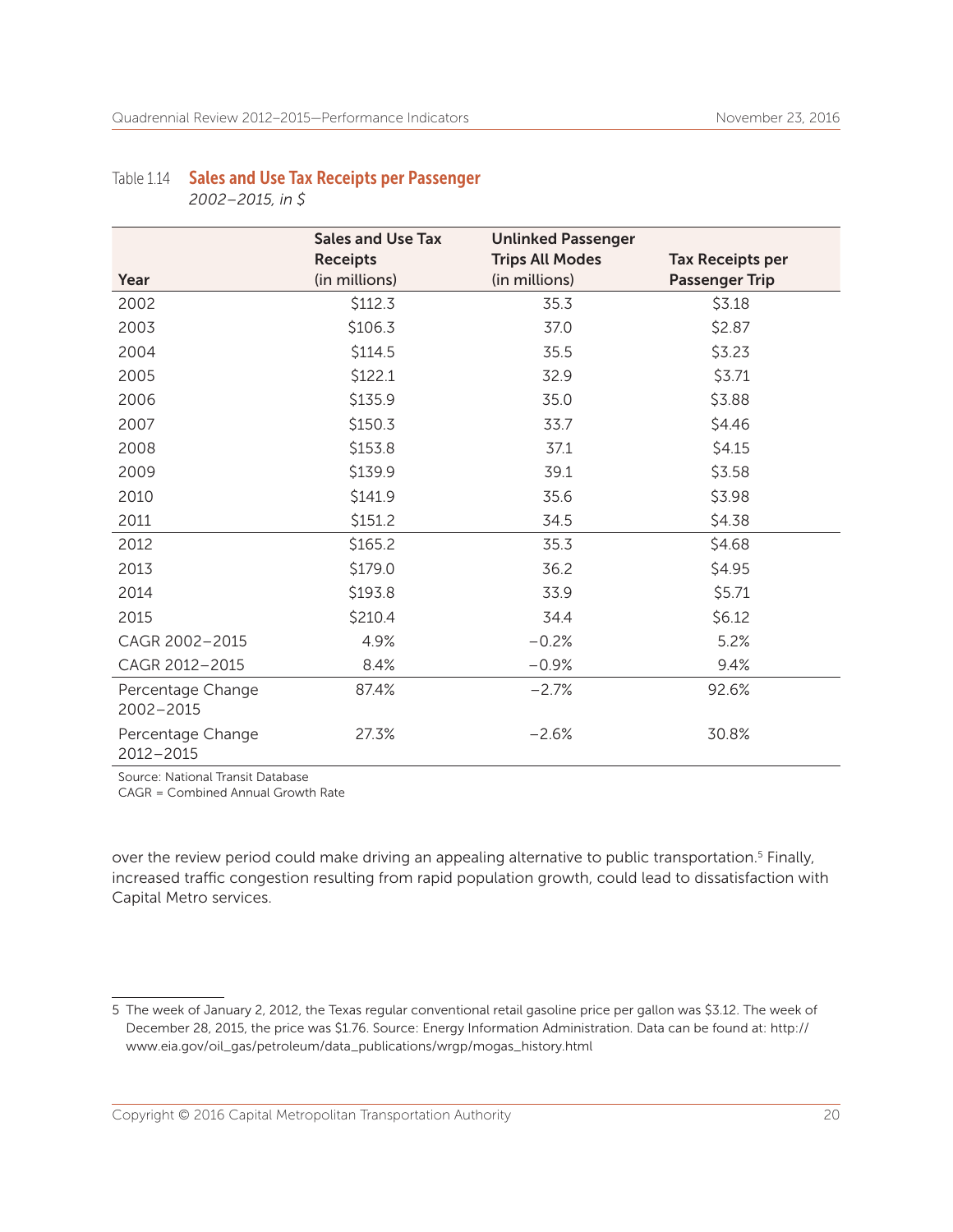Table 1.14 **Sales and Use Tax Receipts per Passenger**

*2002–2015, in $*

| Year | Sales and Use Tax Receipts (in millions) | Unlinked Passenger Trips All Modes (in millions) | Tax Receipts per Passenger Trip |
|---|---|---|---|
| 2002 | $112.3 | 35.3 | $3.18 |
| 2003 | $106.3 | 37.0 | $2.87 |
| 2004 | $114.5 | 35.5 | $3.23 |
| 2005 | $122.1 | 32.9 | $3.71 |
| 2006 | $135.9 | 35.0 | $3.88 |
| 2007 | $150.3 | 33.7 | $4.46 |
| 2008 | $153.8 | 37.1 | $4.15 |
| 2009 | $139.9 | 39.1 | $3.58 |
| 2010 | $141.9 | 35.6 | $3.98 |
| 2011 | $151.2 | 34.5 | $4.38 |
| 2012 | $165.2 | 35.3 | $4.68 |
| 2013 | $179.0 | 36.2 | $4.95 |
| 2014 | $193.8 | 33.9 | $5.71 |
| 2015 | $210.4 | 34.4 | $6.12 |
| CAGR 2002–2015 | 4.9% | −0.2% | 5.2% |
| CAGR 2012–2015 | 8.4% | −0.9% | 9.4% |
| Percentage Change 2002–2015 | 87.4% | −2.7% | 92.6% |
| Percentage Change 2012–2015 | 27.3% | −2.6% | 30.8% |

Source: National Transit Database

CAGR = Combined Annual Growth Rate

over the review period could make driving an appealing alternative to public transportation.[5] Finally, increased traffic congestion resulting from rapid population growth, could lead to dissatisfaction with Capital Metro services.

5 The week of January 2, 2012, the Texas regular conventional retail gasoline price per gallon was $3.12. The week of December 28, 2015, the price was $1.76. Source: Energy Information Administration. Data can be found at: http://www.eia.gov/oil_gas/petroleum/data_publications/wrgp/mogas_history.html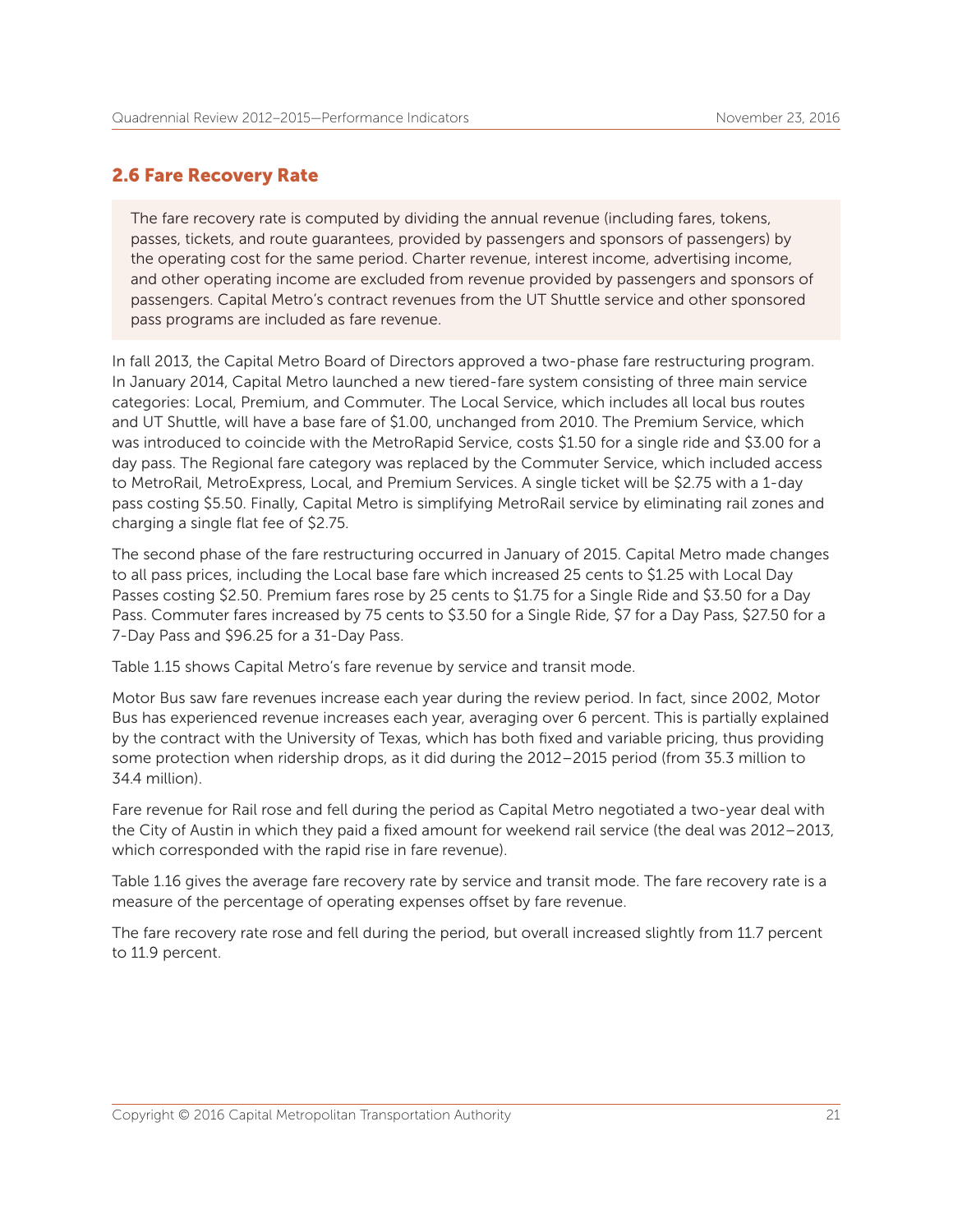## 2.6 Fare Recovery Rate

> The fare recovery rate is computed by dividing the annual revenue (including fares, tokens, passes, tickets, and route guarantees, provided by passengers and sponsors of passengers) by the operating cost for the same period. Charter revenue, interest income, advertising income, and other operating income are excluded from revenue provided by passengers and sponsors of passengers. Capital Metro's contract revenues from the UT Shuttle service and other sponsored pass programs are included as fare revenue.

In fall 2013, the Capital Metro Board of Directors approved a two-phase fare restructuring program. In January 2014, Capital Metro launched a new tiered-fare system consisting of three main service categories: Local, Premium, and Commuter. The Local Service, which includes all local bus routes and UT Shuttle, will have a base fare of $1.00, unchanged from 2010. The Premium Service, which was introduced to coincide with the MetroRapid Service, costs $1.50 for a single ride and $3.00 for a day pass. The Regional fare category was replaced by the Commuter Service, which included access to MetroRail, MetroExpress, Local, and Premium Services. A single ticket will be $2.75 with a 1-day pass costing $5.50. Finally, Capital Metro is simplifying MetroRail service by eliminating rail zones and charging a single flat fee of $2.75.

The second phase of the fare restructuring occurred in January of 2015. Capital Metro made changes to all pass prices, including the Local base fare which increased 25 cents to $1.25 with Local Day Passes costing $2.50. Premium fares rose by 25 cents to $1.75 for a Single Ride and $3.50 for a Day Pass. Commuter fares increased by 75 cents to $3.50 for a Single Ride, $7 for a Day Pass, $27.50 for a 7-Day Pass and $96.25 for a 31-Day Pass.

Table 1.15 shows Capital Metro's fare revenue by service and transit mode.

Motor Bus saw fare revenues increase each year during the review period. In fact, since 2002, Motor Bus has experienced revenue increases each year, averaging over 6 percent. This is partially explained by the contract with the University of Texas, which has both fixed and variable pricing, thus providing some protection when ridership drops, as it did during the 2012–2015 period (from 35.3 million to 34.4 million).

Fare revenue for Rail rose and fell during the period as Capital Metro negotiated a two-year deal with the City of Austin in which they paid a fixed amount for weekend rail service (the deal was 2012–2013, which corresponded with the rapid rise in fare revenue).

Table 1.16 gives the average fare recovery rate by service and transit mode. The fare recovery rate is a measure of the percentage of operating expenses offset by fare revenue.

The fare recovery rate rose and fell during the period, but overall increased slightly from 11.7 percent to 11.9 percent.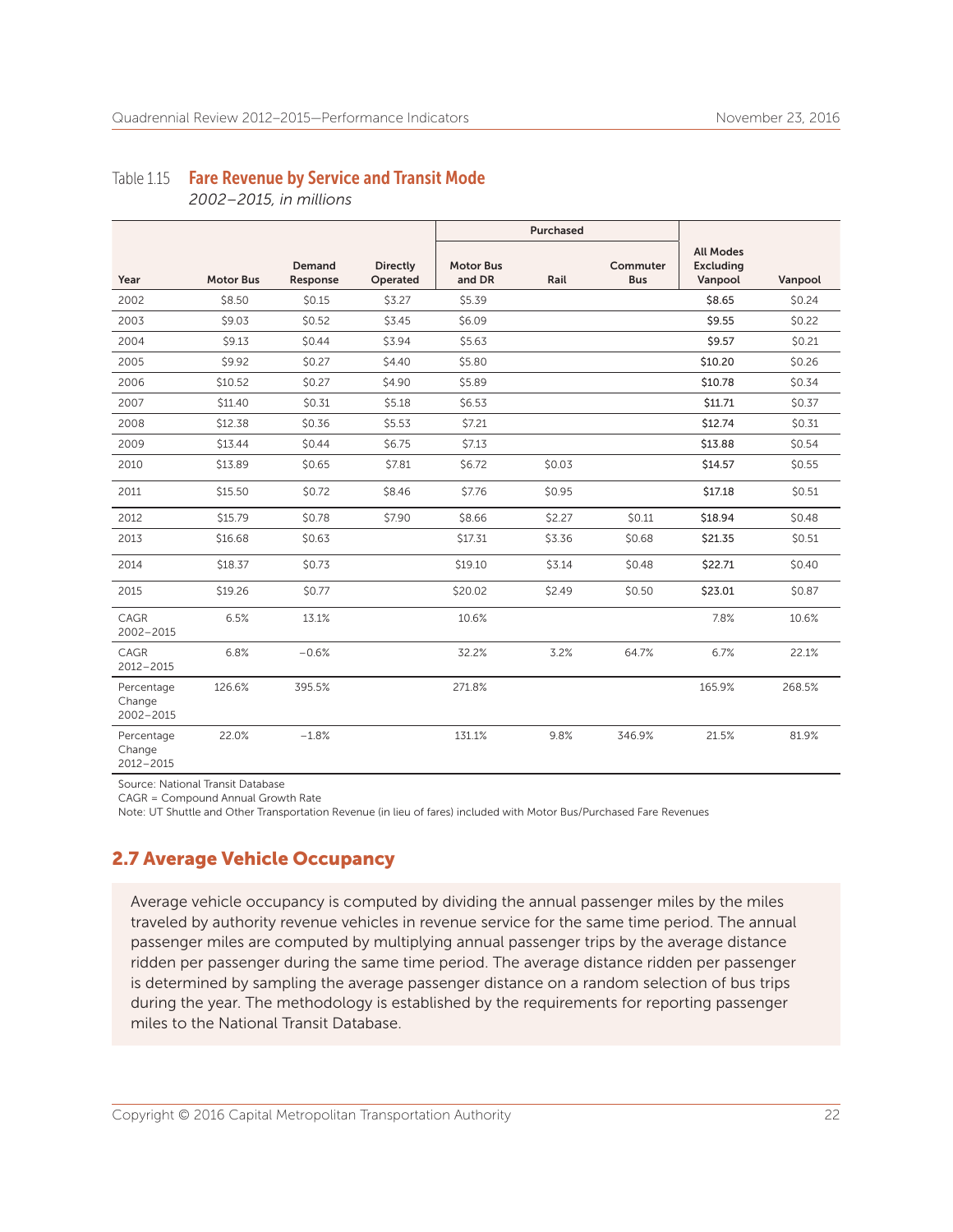Table 1.15 **Fare Revenue by Service and Transit Mode**

*2002–2015, in millions*

| Year | Motor Bus | Demand Response | Directly Operated | Purchased | | | All Modes Excluding Vanpool | Vanpool |
|---|---|---|---|---|---|---|---|---|
| | | | | Motor Bus and DR | Rail | Commuter Bus | | |
| 2002 | $8.50 | $0.15 | $3.27 | $5.39 | | | **$8.65** | $0.24 |
| 2003 | $9.03 | $0.52 | $3.45 | $6.09 | | | **$9.55** | $0.22 |
| 2004 | $9.13 | $0.44 | $3.94 | $5.63 | | | **$9.57** | $0.21 |
| 2005 | $9.92 | $0.27 | $4.40 | $5.80 | | | **$10.20** | $0.26 |
| 2006 | $10.52 | $0.27 | $4.90 | $5.89 | | | **$10.78** | $0.34 |
| 2007 | $11.40 | $0.31 | $5.18 | $6.53 | | | **$11.71** | $0.37 |
| 2008 | $12.38 | $0.36 | $5.53 | $7.21 | | | **$12.74** | $0.31 |
| 2009 | $13.44 | $0.44 | $6.75 | $7.13 | | | **$13.88** | $0.54 |
| 2010 | $13.89 | $0.65 | $7.81 | $6.72 | $0.03 | | **$14.57** | $0.55 |
| 2011 | $15.50 | $0.72 | $8.46 | $7.76 | $0.95 | | **$17.18** | $0.51 |
| 2012 | $15.79 | $0.78 | $7.90 | $8.66 | $2.27 | $0.11 | **$18.94** | $0.48 |
| 2013 | $16.68 | $0.63 | | $17.31 | $3.36 | $0.68 | **$21.35** | $0.51 |
| 2014 | $18.37 | $0.73 | | $19.10 | $3.14 | $0.48 | **$22.71** | $0.40 |
| 2015 | $19.26 | $0.77 | | $20.02 | $2.49 | $0.50 | **$23.01** | $0.87 |
| CAGR 2002–2015 | 6.5% | 13.1% | | 10.6% | | | 7.8% | 10.6% |
| CAGR 2012–2015 | 6.8% | −0.6% | | 32.2% | 3.2% | 64.7% | 6.7% | 22.1% |
| Percentage Change 2002–2015 | 126.6% | 395.5% | | 271.8% | | | 165.9% | 268.5% |
| Percentage Change 2012–2015 | 22.0% | −1.8% | | 131.1% | 9.8% | 346.9% | 21.5% | 81.9% |

Source: National Transit Database

CAGR = Compound Annual Growth Rate

Note: UT Shuttle and Other Transportation Revenue (in lieu of fares) included with Motor Bus/Purchased Fare Revenues

## 2.7 Average Vehicle Occupancy

Average vehicle occupancy is computed by dividing the annual passenger miles by the miles traveled by authority revenue vehicles in revenue service for the same time period. The annual passenger miles are computed by multiplying annual passenger trips by the average distance ridden per passenger during the same time period. The average distance ridden per passenger is determined by sampling the average passenger distance on a random selection of bus trips during the year. The methodology is established by the requirements for reporting passenger miles to the National Transit Database.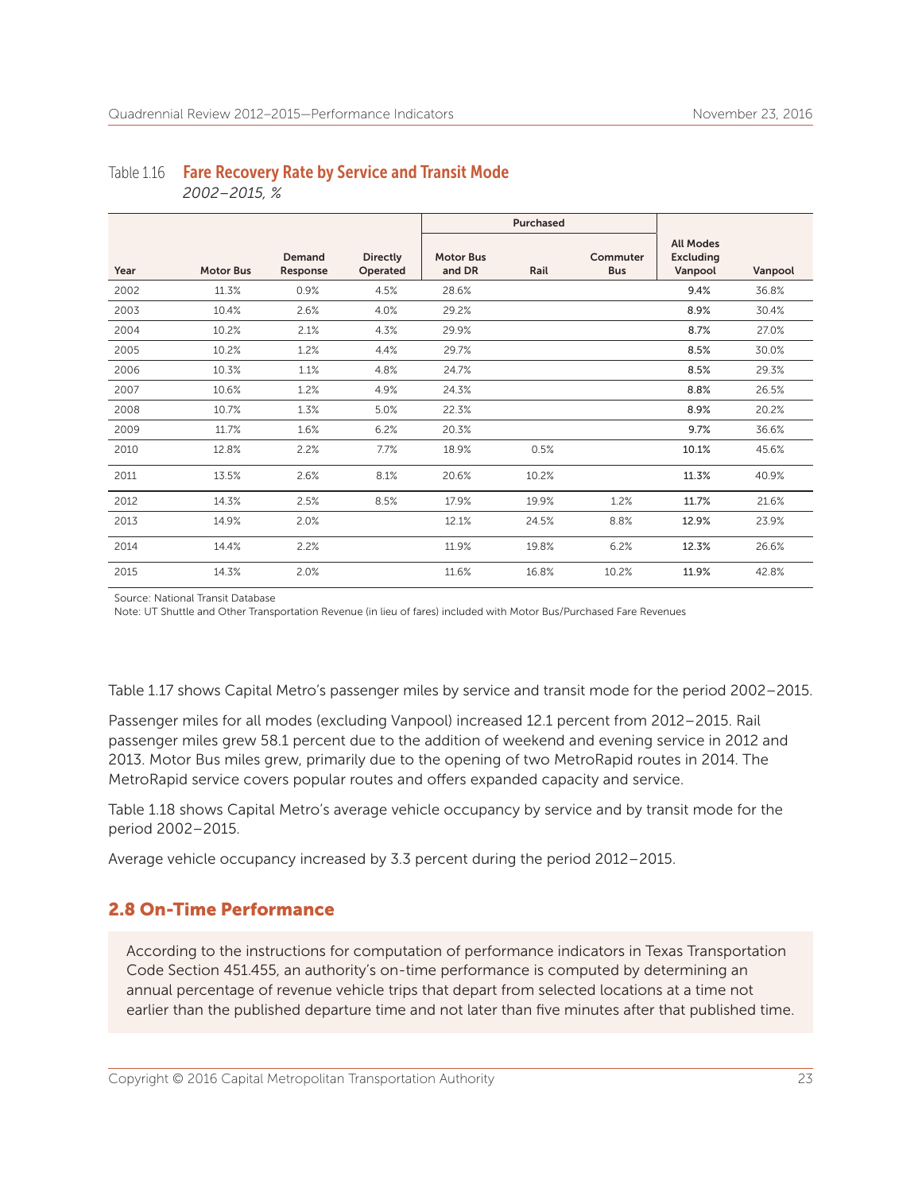Table 1.16 **Fare Recovery Rate by Service and Transit Mode**
*2002–2015, %*

| | | | | Purchased | | | | |
|---|---|---|---|---|---|---|---|---|
| Year | Motor Bus | Demand Response | Directly Operated | Motor Bus and DR | Rail | Commuter Bus | All Modes Excluding Vanpool | Vanpool |
| 2002 | 11.3% | 0.9% | 4.5% | 28.6% | | | **9.4%** | 36.8% |
| 2003 | 10.4% | 2.6% | 4.0% | 29.2% | | | **8.9%** | 30.4% |
| 2004 | 10.2% | 2.1% | 4.3% | 29.9% | | | **8.7%** | 27.0% |
| 2005 | 10.2% | 1.2% | 4.4% | 29.7% | | | **8.5%** | 30.0% |
| 2006 | 10.3% | 1.1% | 4.8% | 24.7% | | | **8.5%** | 29.3% |
| 2007 | 10.6% | 1.2% | 4.9% | 24.3% | | | **8.8%** | 26.5% |
| 2008 | 10.7% | 1.3% | 5.0% | 22.3% | | | **8.9%** | 20.2% |
| 2009 | 11.7% | 1.6% | 6.2% | 20.3% | | | **9.7%** | 36.6% |
| 2010 | 12.8% | 2.2% | 7.7% | 18.9% | 0.5% | | **10.1%** | 45.6% |
| 2011 | 13.5% | 2.6% | 8.1% | 20.6% | 10.2% | | **11.3%** | 40.9% |
| 2012 | 14.3% | 2.5% | 8.5% | 17.9% | 19.9% | 1.2% | **11.7%** | 21.6% |
| 2013 | 14.9% | 2.0% | | 12.1% | 24.5% | 8.8% | **12.9%** | 23.9% |
| 2014 | 14.4% | 2.2% | | 11.9% | 19.8% | 6.2% | **12.3%** | 26.6% |
| 2015 | 14.3% | 2.0% | | 11.6% | 16.8% | 10.2% | **11.9%** | 42.8% |

Source: National Transit Database
Note: UT Shuttle and Other Transportation Revenue (in lieu of fares) included with Motor Bus/Purchased Fare Revenues

Table 1.17 shows Capital Metro's passenger miles by service and transit mode for the period 2002–2015.

Passenger miles for all modes (excluding Vanpool) increased 12.1 percent from 2012–2015. Rail passenger miles grew 58.1 percent due to the addition of weekend and evening service in 2012 and 2013. Motor Bus miles grew, primarily due to the opening of two MetroRapid routes in 2014. The MetroRapid service covers popular routes and offers expanded capacity and service.

Table 1.18 shows Capital Metro's average vehicle occupancy by service and by transit mode for the period 2002–2015.

Average vehicle occupancy increased by 3.3 percent during the period 2012–2015.

## 2.8 On-Time Performance

According to the instructions for computation of performance indicators in Texas Transportation Code Section 451.455, an authority's on-time performance is computed by determining an annual percentage of revenue vehicle trips that depart from selected locations at a time not earlier than the published departure time and not later than five minutes after that published time.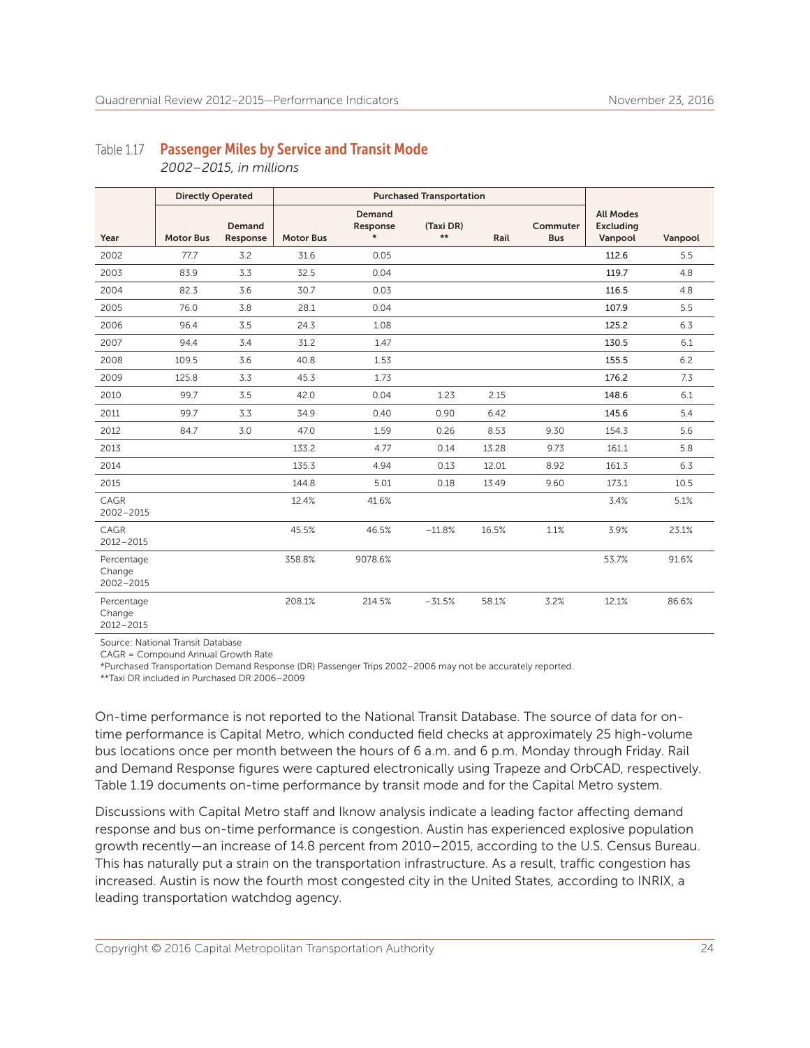Table 1.17 **Passenger Miles by Service and Transit Mode**

*2002–2015, in millions*

| | Directly Operated | | Purchased Transportation | | | | | | |
|---|---|---|---|---|---|---|---|---|---|
| Year | Motor Bus | Demand Response | Motor Bus | Demand Response * | (Taxi DR) ** | Rail | Commuter Bus | All Modes Excluding Vanpool | Vanpool |
| 2002 | 77.7 | 3.2 | 31.6 | 0.05 | | | | **112.6** | 5.5 |
| 2003 | 83.9 | 3.3 | 32.5 | 0.04 | | | | **119.7** | 4.8 |
| 2004 | 82.3 | 3.6 | 30.7 | 0.03 | | | | **116.5** | 4.8 |
| 2005 | 76.0 | 3.8 | 28.1 | 0.04 | | | | **107.9** | 5.5 |
| 2006 | 96.4 | 3.5 | 24.3 | 1.08 | | | | **125.2** | 6.3 |
| 2007 | 94.4 | 3.4 | 31.2 | 1.47 | | | | **130.5** | 6.1 |
| 2008 | 109.5 | 3.6 | 40.8 | 1.53 | | | | **155.5** | 6.2 |
| 2009 | 125.8 | 3.3 | 45.3 | 1.73 | | | | **176.2** | 7.3 |
| 2010 | 99.7 | 3.5 | 42.0 | 0.04 | 1.23 | 2.15 | | **148.6** | 6.1 |
| 2011 | 99.7 | 3.3 | 34.9 | 0.40 | 0.90 | 6.42 | | **145.6** | 5.4 |
| 2012 | 84.7 | 3.0 | 47.0 | 1.59 | 0.26 | 8.53 | 9.30 | 154.3 | 5.6 |
| 2013 | | | 133.2 | 4.77 | 0.14 | 13.28 | 9.73 | 161.1 | 5.8 |
| 2014 | | | 135.3 | 4.94 | 0.13 | 12.01 | 8.92 | 161.3 | 6.3 |
| 2015 | | | 144.8 | 5.01 | 0.18 | 13.49 | 9.60 | 173.1 | 10.5 |
| CAGR 2002–2015 | | | 12.4% | 41.6% | | | | 3.4% | 5.1% |
| CAGR 2012–2015 | | | 45.5% | 46.5% | −11.8% | 16.5% | 1.1% | 3.9% | 23.1% |
| Percentage Change 2002–2015 | | | 358.8% | 9078.6% | | | | 53.7% | 91.6% |
| Percentage Change 2012–2015 | | | 208.1% | 214.5% | −31.5% | 58.1% | 3.2% | 12.1% | 86.6% |

Source: National Transit Database

CAGR = Compound Annual Growth Rate

*Purchased Transportation Demand Response (DR) Passenger Trips 2002–2006 may not be accurately reported.

**Taxi DR included in Purchased DR 2006–2009

On-time performance is not reported to the National Transit Database. The source of data for on-time performance is Capital Metro, which conducted field checks at approximately 25 high-volume bus locations once per month between the hours of 6 a.m. and 6 p.m. Monday through Friday. Rail and Demand Response figures were captured electronically using Trapeze and OrbCAD, respectively. Table 1.19 documents on-time performance by transit mode and for the Capital Metro system.

Discussions with Capital Metro staff and Iknow analysis indicate a leading factor affecting demand response and bus on-time performance is congestion. Austin has experienced explosive population growth recently—an increase of 14.8 percent from 2010–2015, according to the U.S. Census Bureau. This has naturally put a strain on the transportation infrastructure. As a result, traffic congestion has increased. Austin is now the fourth most congested city in the United States, according to INRIX, a leading transportation watchdog agency.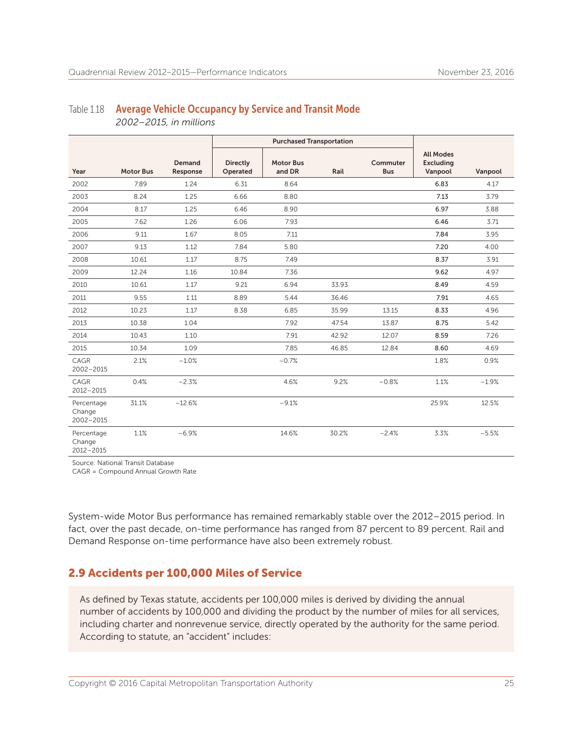Table 1.18 **Average Vehicle Occupancy by Service and Transit Mode**
*2002–2015, in millions*

| Year | Motor Bus | Demand Response | Purchased Transportation | | | | All Modes Excluding Vanpool | Vanpool |
|---|---|---|---|---|---|---|---|---|
| | | | Directly Operated | Motor Bus and DR | Rail | Commuter Bus | | |
| 2002 | 7.89 | 1.24 | 6.31 | 8.64 | | | **6.83** | 4.17 |
| 2003 | 8.24 | 1.25 | 6.66 | 8.80 | | | **7.13** | 3.79 |
| 2004 | 8.17 | 1.25 | 6.46 | 8.90 | | | **6.97** | 3.88 |
| 2005 | 7.62 | 1.26 | 6.06 | 7.93 | | | **6.46** | 3.71 |
| 2006 | 9.11 | 1.67 | 8.05 | 7.11 | | | **7.84** | 3.95 |
| 2007 | 9.13 | 1.12 | 7.84 | 5.80 | | | **7.20** | 4.00 |
| 2008 | 10.61 | 1.17 | 8.75 | 7.49 | | | **8.37** | 3.91 |
| 2009 | 12.24 | 1.16 | 10.84 | 7.36 | | | **9.62** | 4.97 |
| 2010 | 10.61 | 1.17 | 9.21 | 6.94 | 33.93 | | **8.49** | 4.59 |
| 2011 | 9.55 | 1.11 | 8.89 | 5.44 | 36.46 | | **7.91** | 4.65 |
| 2012 | 10.23 | 1.17 | 8.38 | 6.85 | 35.99 | 13.15 | **8.33** | 4.96 |
| 2013 | 10.38 | 1.04 | | 7.92 | 47.54 | 13.87 | **8.75** | 5.42 |
| 2014 | 10.43 | 1.10 | | 7.91 | 42.92 | 12.07 | **8.59** | 7.26 |
| 2015 | 10.34 | 1.09 | | 7.85 | 46.85 | 12.84 | **8.60** | 4.69 |
| CAGR 2002–2015 | 2.1% | −1.0% | | −0.7% | | | 1.8% | 0.9% |
| CAGR 2012–2015 | 0.4% | −2.3% | | 4.6% | 9.2% | −0.8% | 1.1% | −1.9% |
| Percentage Change 2002–2015 | 31.1% | −12.6% | | −9.1% | | | 25.9% | 12.5% |
| Percentage Change 2012–2015 | 1.1% | −6.9% | | 14.6% | 30.2% | −2.4% | 3.3% | −5.5% |

Source: National Transit Database
CAGR = Compound Annual Growth Rate

System-wide Motor Bus performance has remained remarkably stable over the 2012–2015 period. In fact, over the past decade, on-time performance has ranged from 87 percent to 89 percent. Rail and Demand Response on-time performance have also been extremely robust.

## 2.9 Accidents per 100,000 Miles of Service

As defined by Texas statute, accidents per 100,000 miles is derived by dividing the annual number of accidents by 100,000 and dividing the product by the number of miles for all services, including charter and nonrevenue service, directly operated by the authority for the same period. According to statute, an "accident" includes: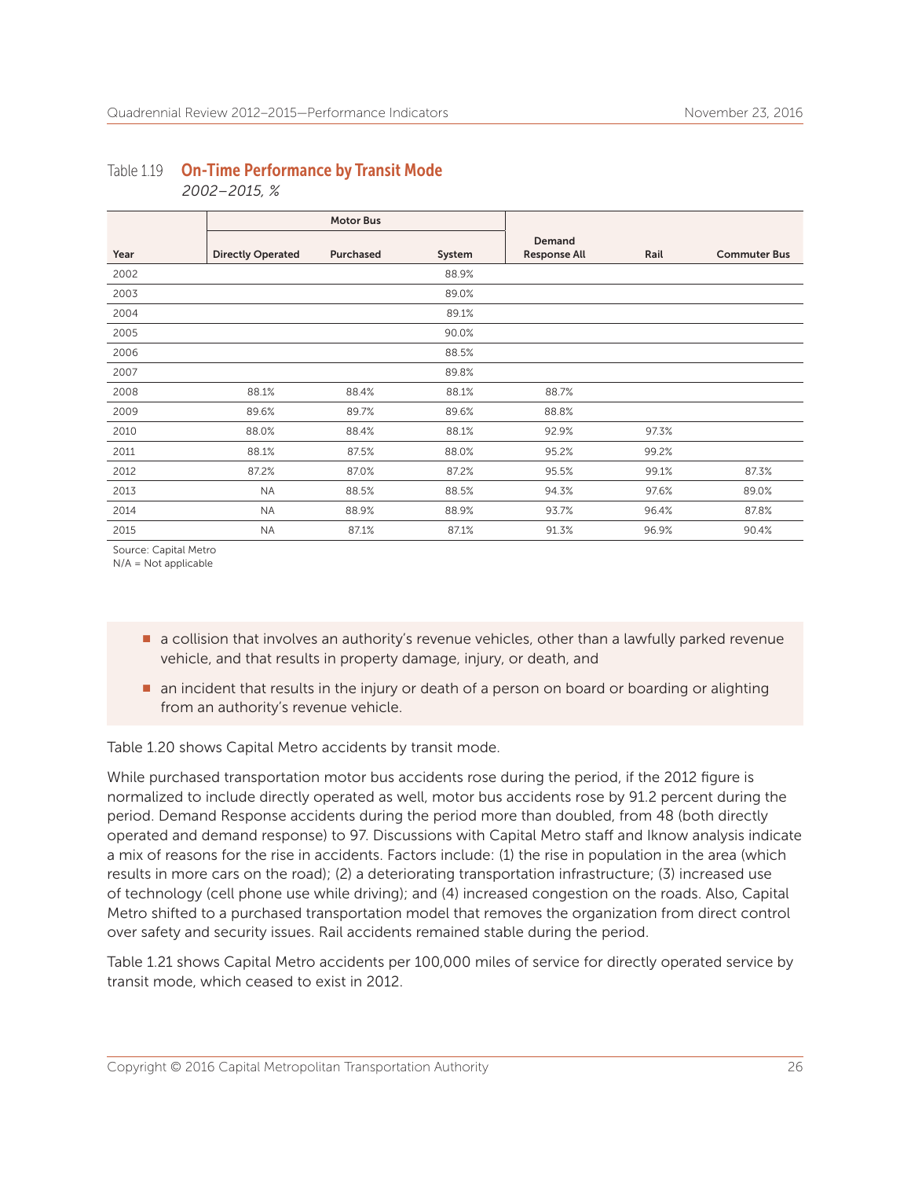Table 1.19 **On-Time Performance by Transit Mode**

*2002–2015, %*

| Year | Motor Bus | | | Demand Response All | Rail | Commuter Bus |
|---|---|---|---|---|---|---|
| | Directly Operated | Purchased | System | | | |
| 2002 | | | 88.9% | | | |
| 2003 | | | 89.0% | | | |
| 2004 | | | 89.1% | | | |
| 2005 | | | 90.0% | | | |
| 2006 | | | 88.5% | | | |
| 2007 | | | 89.8% | | | |
| 2008 | 88.1% | 88.4% | 88.1% | 88.7% | | |
| 2009 | 89.6% | 89.7% | 89.6% | 88.8% | | |
| 2010 | 88.0% | 88.4% | 88.1% | 92.9% | 97.3% | |
| 2011 | 88.1% | 87.5% | 88.0% | 95.2% | 99.2% | |
| 2012 | 87.2% | 87.0% | 87.2% | 95.5% | 99.1% | 87.3% |
| 2013 | NA | 88.5% | 88.5% | 94.3% | 97.6% | 89.0% |
| 2014 | NA | 88.9% | 88.9% | 93.7% | 96.4% | 87.8% |
| 2015 | NA | 87.1% | 87.1% | 91.3% | 96.9% | 90.4% |

Source: Capital Metro
N/A = Not applicable

- a collision that involves an authority's revenue vehicles, other than a lawfully parked revenue vehicle, and that results in property damage, injury, or death, and
- an incident that results in the injury or death of a person on board or boarding or alighting from an authority's revenue vehicle.

Table 1.20 shows Capital Metro accidents by transit mode.

While purchased transportation motor bus accidents rose during the period, if the 2012 figure is normalized to include directly operated as well, motor bus accidents rose by 91.2 percent during the period. Demand Response accidents during the period more than doubled, from 48 (both directly operated and demand response) to 97. Discussions with Capital Metro staff and Iknow analysis indicate a mix of reasons for the rise in accidents. Factors include: (1) the rise in population in the area (which results in more cars on the road); (2) a deteriorating transportation infrastructure; (3) increased use of technology (cell phone use while driving); and (4) increased congestion on the roads. Also, Capital Metro shifted to a purchased transportation model that removes the organization from direct control over safety and security issues. Rail accidents remained stable during the period.

Table 1.21 shows Capital Metro accidents per 100,000 miles of service for directly operated service by transit mode, which ceased to exist in 2012.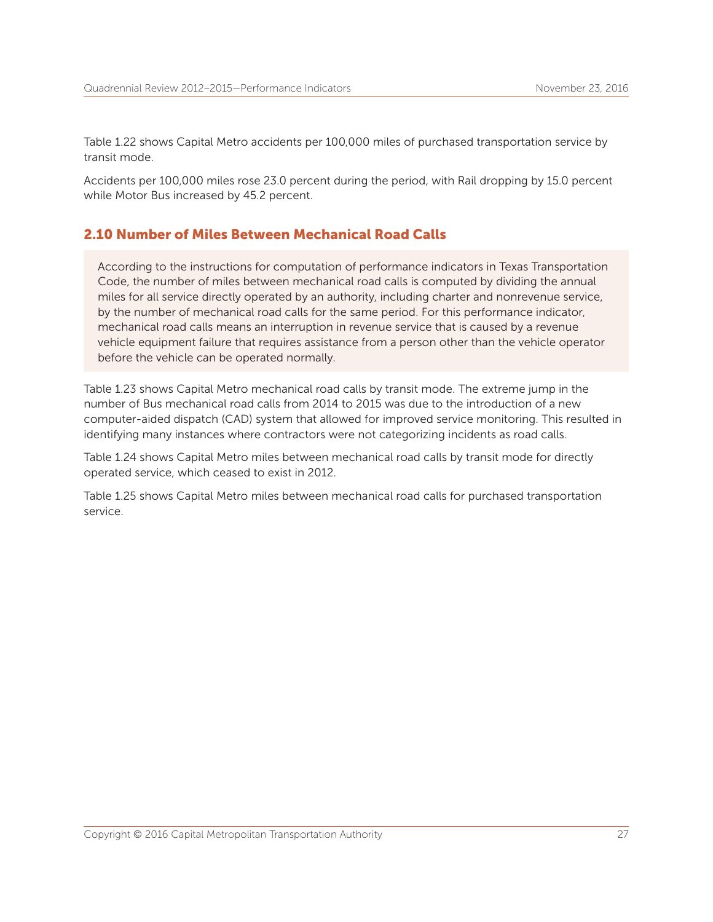Table 1.22 shows Capital Metro accidents per 100,000 miles of purchased transportation service by transit mode.

Accidents per 100,000 miles rose 23.0 percent during the period, with Rail dropping by 15.0 percent while Motor Bus increased by 45.2 percent.

## 2.10 Number of Miles Between Mechanical Road Calls

According to the instructions for computation of performance indicators in Texas Transportation Code, the number of miles between mechanical road calls is computed by dividing the annual miles for all service directly operated by an authority, including charter and nonrevenue service, by the number of mechanical road calls for the same period. For this performance indicator, mechanical road calls means an interruption in revenue service that is caused by a revenue vehicle equipment failure that requires assistance from a person other than the vehicle operator before the vehicle can be operated normally.

Table 1.23 shows Capital Metro mechanical road calls by transit mode. The extreme jump in the number of Bus mechanical road calls from 2014 to 2015 was due to the introduction of a new computer-aided dispatch (CAD) system that allowed for improved service monitoring. This resulted in identifying many instances where contractors were not categorizing incidents as road calls.

Table 1.24 shows Capital Metro miles between mechanical road calls by transit mode for directly operated service, which ceased to exist in 2012.

Table 1.25 shows Capital Metro miles between mechanical road calls for purchased transportation service.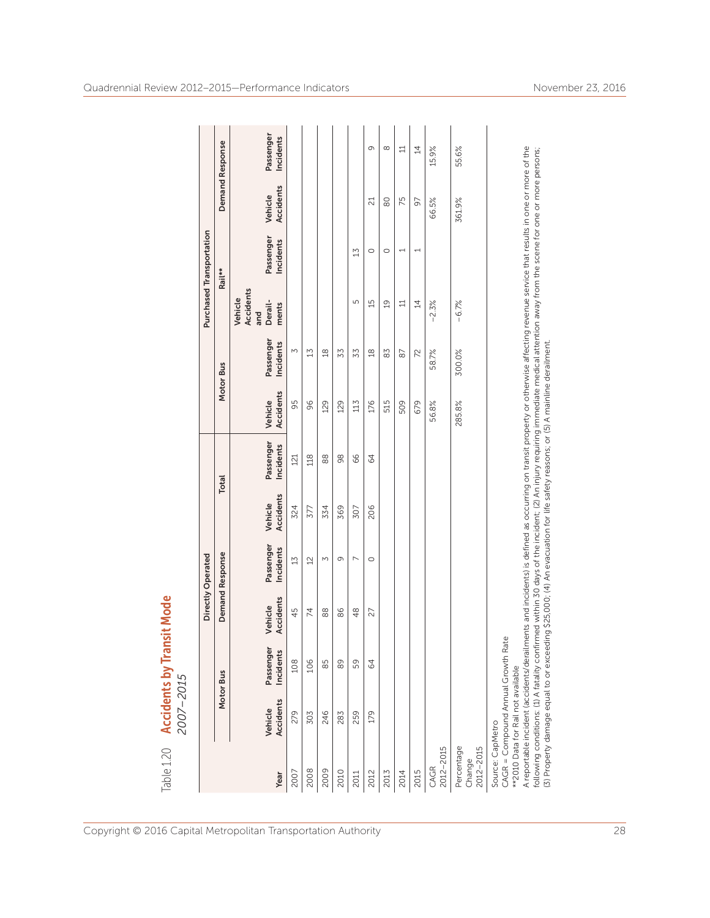Table 1.20 **Accidents by Transit Mode**
*2007–2015*

| | Directly Operated | | | | | | Purchased Transportation | | | | | |
|---|---|---|---|---|---|---|---|---|---|---|---|---|
| | Motor Bus | | Demand Response | | Total | | Motor Bus | | Rail** | | Demand Response | |
| Year | Vehicle Accidents | Passenger Incidents | Vehicle Accidents | Passenger Incidents | Vehicle Accidents | Passenger Incidents | Vehicle Accidents | Passenger Incidents | Vehicle Accidents and Derail-ments | Passenger Incidents | Vehicle Accidents | Passenger Incidents |
| 2007 | 279 | 108 | 45 | 13 | 324 | 121 | 95 | 3 | | | | |
| 2008 | 303 | 106 | 74 | 12 | 377 | 118 | 96 | 13 | | | | |
| 2009 | 246 | 85 | 88 | 3 | 334 | 88 | 129 | 18 | | | | |
| 2010 | 283 | 89 | 86 | 9 | 369 | 98 | 129 | 33 | | | | |
| 2011 | 259 | 59 | 48 | 7 | 307 | 66 | 113 | 33 | 5 | 13 | | |
| 2012 | 179 | 64 | 27 | 0 | 206 | 64 | 176 | 18 | 15 | 0 | 21 | 9 |
| 2013 | | | | | | | 515 | 83 | 19 | 0 | 80 | 8 |
| 2014 | | | | | | | 509 | 87 | 11 | 1 | 75 | 11 |
| 2015 | | | | | | | 679 | 72 | 14 | 1 | 97 | 14 |
| CAGR 2012–2015 | | | | | | | 56.8% | 58.7% | −2.3% | | 66.5% | 15.9% |
| Percentage Change 2012–2015 | | | | | | | 285.8% | 300.0% | −6.7% | | 361.9% | 55.6% |

Source: CapMetro
CAGR = Compound Annual Growth Rate
**2010 Data for Rail not available
A reportable incident (accidents/derailments and incidents) is defined as occurring on transit property or otherwise affecting revenue service that results in one or more of the following conditions: (1) A fatality confirmed within 30 days of the incident; (2) An injury requiring immediate medical attention away from the scene for one or more persons; (3) Property damage equal to or exceeding $25,000; (4) An evacuation for life safety reasons; or (5) A mainline derailment.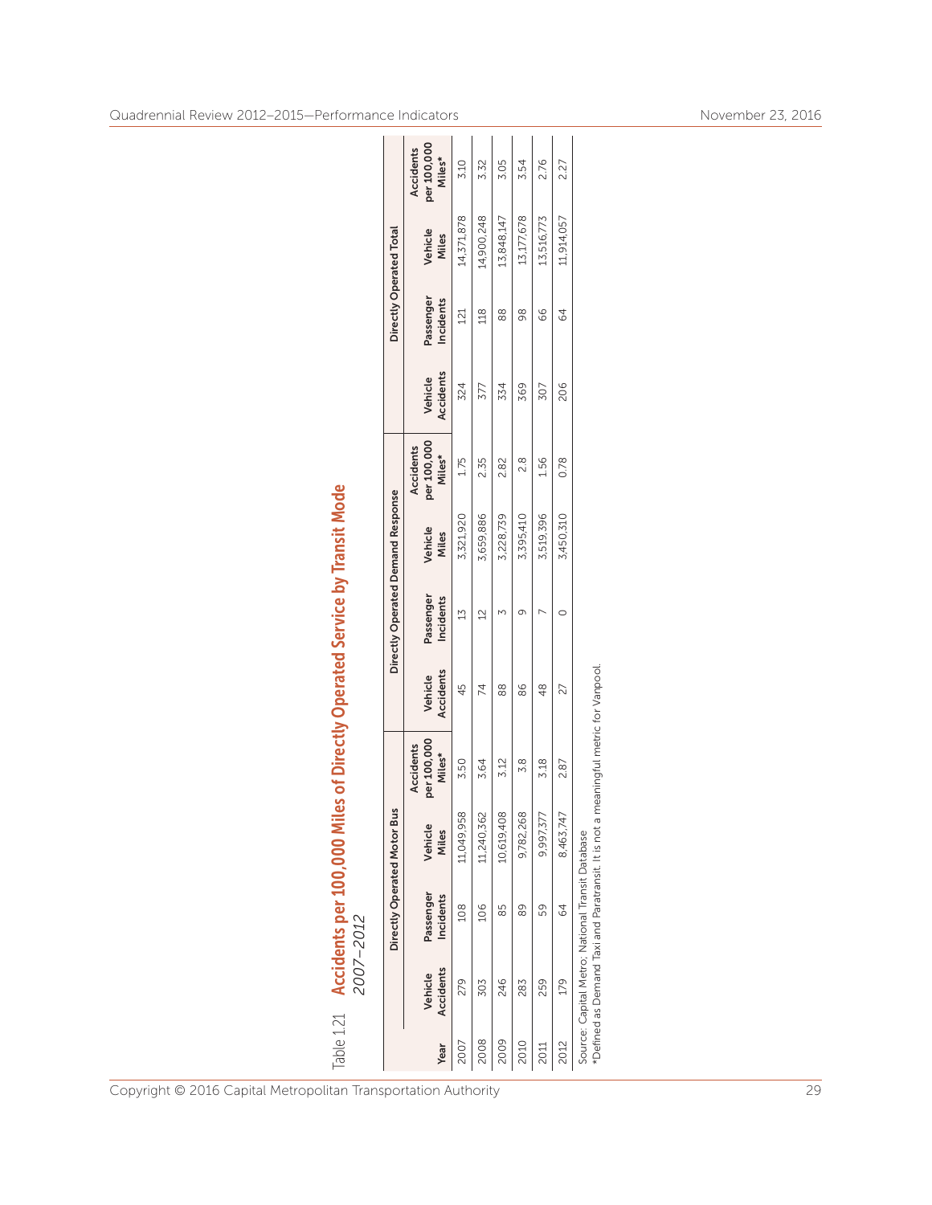Table 1.21 **Accidents per 100,000 Miles of Directly Operated Service by Transit Mode**
*2007–2012*

| Year | Directly Operated Motor Bus | | | | Directly Operated Demand Response | | | | Directly Operated Total | | | |
|---|---|---|---|---|---|---|---|---|---|---|---|---|
| | Vehicle Accidents | Passenger Incidents | Vehicle Miles | Accidents per 100,000 Miles* | Vehicle Accidents | Passenger Incidents | Vehicle Miles | Accidents per 100,000 Miles* | Vehicle Accidents | Passenger Incidents | Vehicle Miles | Accidents per 100,000 Miles* |
| 2007 | 279 | 108 | 11,049,958 | 3.50 | 45 | 13 | 3,321,920 | 1.75 | 324 | 121 | 14,371,878 | 3.10 |
| 2008 | 303 | 106 | 11,240,362 | 3.64 | 74 | 12 | 3,659,886 | 2.35 | 377 | 118 | 14,900,248 | 3.32 |
| 2009 | 246 | 85 | 10,619,408 | 3.12 | 88 | 3 | 3,228,739 | 2.82 | 334 | 88 | 13,848,147 | 3.05 |
| 2010 | 283 | 89 | 9,782,268 | 3.8 | 86 | 9 | 3,395,410 | 2.8 | 369 | 98 | 13,177,678 | 3.54 |
| 2011 | 259 | 59 | 9,997,377 | 3.18 | 48 | 7 | 3,519,396 | 1.56 | 307 | 66 | 13,516,773 | 2.76 |
| 2012 | 179 | 64 | 8,463,747 | 2.87 | 27 | 0 | 3,450,310 | 0.78 | 206 | 64 | 11,914,057 | 2.27 |

Source: Capital Metro; National Transit Database
*Defined as Demand Taxi and Paratransit. It is not a meaningful metric for Vanpool.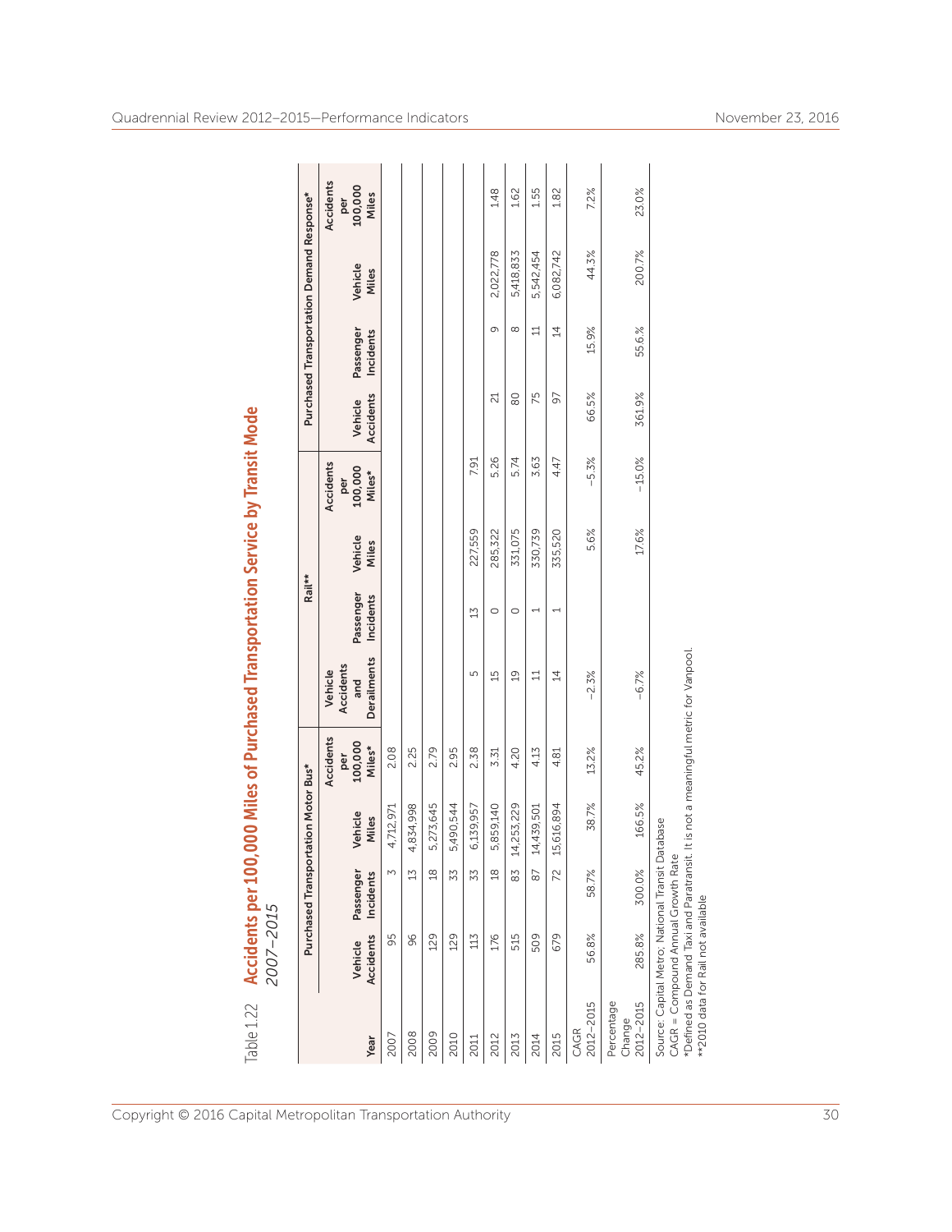Table 1.22 **Accidents per 100,000 Miles of Purchased Transportation Service by Transit Mode**
*2007–2015*

| Year | Purchased Transportation Motor Bus* | | | | Rail** | | | | Purchased Transportation Demand Response* | | | |
|---|---|---|---|---|---|---|---|---|---|---|---|---|
| | Vehicle Accidents | Passenger Incidents | Vehicle Miles | Accidents per 100,000 Miles* | Vehicle Accidents and Derailments | Passenger Incidents | Vehicle Miles | Accidents per 100,000 Miles* | Vehicle Accidents | Passenger Incidents | Vehicle Miles | Accidents per 100,000 Miles |
| 2007 | 95 | 3 | 4,712,971 | 2.08 | | | | | | | | |
| 2008 | 96 | 13 | 4,834,998 | 2.25 | | | | | | | | |
| 2009 | 129 | 18 | 5,273,645 | 2.79 | | | | | | | | |
| 2010 | 129 | 33 | 5,490,544 | 2.95 | | | | | | | | |
| 2011 | 113 | 33 | 6,139,957 | 2.38 | 5 | 13 | 227,559 | 7.91 | | | | |
| 2012 | 176 | 18 | 5,859,140 | 3.31 | 15 | 0 | 285,322 | 5.26 | 21 | 9 | 2,022,778 | 1.48 |
| 2013 | 515 | 83 | 14,253,229 | 4.20 | 19 | 0 | 331,075 | 5.74 | 80 | 8 | 5,418,833 | 1.62 |
| 2014 | 509 | 87 | 14,439,501 | 4.13 | 11 | 1 | 330,739 | 3.63 | 75 | 11 | 5,542,454 | 1.55 |
| 2015 | 679 | 72 | 15,616,894 | 4.81 | 14 | 1 | 335,520 | 4.47 | 97 | 14 | 6,082,742 | 1.82 |
| CAGR 2012–2015 | 56.8% | 58.7% | 38.7% | 13.2% | −2.3% | | 5.6% | −5.3% | 66.5% | 15.9% | 44.3% | 7.2% |
| Percentage Change 2012–2015 | 285.8% | 300.0% | 166.5% | 45.2% | −6.7% | | 17.6% | −15.0% | 361.9% | 55.6.% | 200.7% | 23.0% |

Source: Capital Metro; National Transit Database
CAGR = Compound Annual Growth Rate
*Defined as Demand Taxi and Paratransit. It is not a meaningful metric for Vanpool.
**2010 data for Rail not available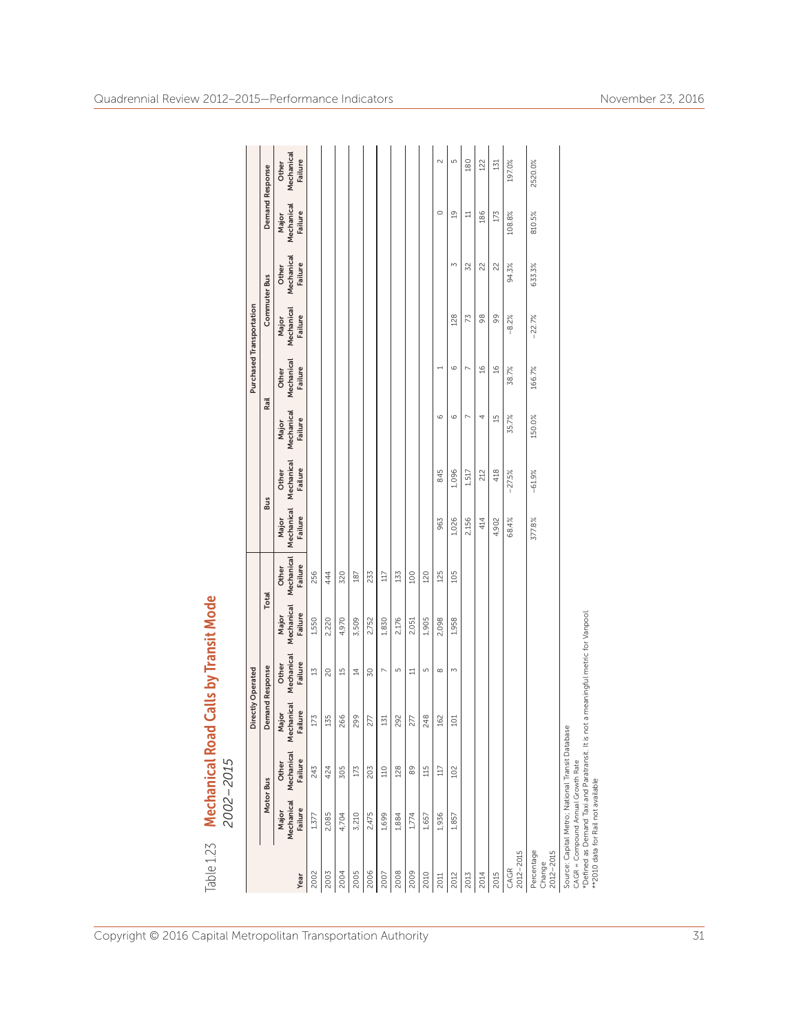# Table 1.23 Mechanical Road Calls by Transit Mode
## 2002–2015

| Year | Directly Operated | | | | | | Purchased Transportation | | | | | | | |
|---|---|---|---|---|---|---|---|---|---|---|---|---|---|---|
| | Motor Bus | | Demand Response | | Total | | Bus | | Rail | | Commuter Bus | | Demand Response | |
| | Major Mechanical Failure | Other Mechanical Failure | Major Mechanical Failure | Other Mechanical Failure | Major Mechanical Failure | Other Mechanical Failure | Major Mechanical Failure | Other Mechanical Failure | Major Mechanical Failure | Other Mechanical Failure | Major Mechanical Failure | Other Mechanical Failure | Major Mechanical Failure | Other Mechanical Failure |
| 2002 | 1,377 | 243 | 173 | 13 | 1,550 | 256 | | | | | | | | |
| 2003 | 2,085 | 424 | 135 | 20 | 2,220 | 444 | | | | | | | | |
| 2004 | 4,704 | 305 | 266 | 15 | 4,970 | 320 | | | | | | | | |
| 2005 | 3,210 | 173 | 299 | 14 | 3,509 | 187 | | | | | | | | |
| 2006 | 2,475 | 203 | 277 | 30 | 2,752 | 233 | | | | | | | | |
| 2007 | 1,699 | 110 | 131 | 7 | 1,830 | 117 | | | | | | | | |
| 2008 | 1,884 | 128 | 292 | 5 | 2,176 | 133 | | | | | | | | |
| 2009 | 1,774 | 89 | 277 | 11 | 2,051 | 100 | | | | | | | | |
| 2010 | 1,657 | 115 | 248 | 5 | 1,905 | 120 | | | | | | | | |
| 2011 | 1,936 | 117 | 162 | 8 | 2,098 | 125 | 963 | 845 | 6 | 1 | | | 0 | 2 |
| 2012 | 1,857 | 102 | 101 | 3 | 1,958 | 105 | 1,026 | 1,096 | 6 | 6 | 128 | 3 | 19 | 5 |
| 2013 | | | | | | | 2,156 | 1,517 | 7 | 7 | 73 | 32 | 11 | 180 |
| 2014 | | | | | | | 414 | 212 | 4 | 16 | 98 | 22 | 186 | 122 |
| 2015 | | | | | | | 4,902 | 418 | 15 | 16 | 99 | 22 | 173 | 131 |
| CAGR 2012–2015 | | | | | | | 68.4% | −27.5% | 35.7% | 38.7% | −8.2% | 94.3% | 108.8% | 197.0% |
| Percentage Change 2012–2015 | | | | | | | 377.8% | −61.9% | 150.0% | 166.7% | −22.7% | 633.3% | 810.5% | 2520.0% |

Source: Capital Metro; National Transit Database
CAGR = Compound Annual Growth Rate
*Defined as Demand Taxi and Paratransit. It is not a meaningful metric for Vanpool.
**2010 data for Rail not available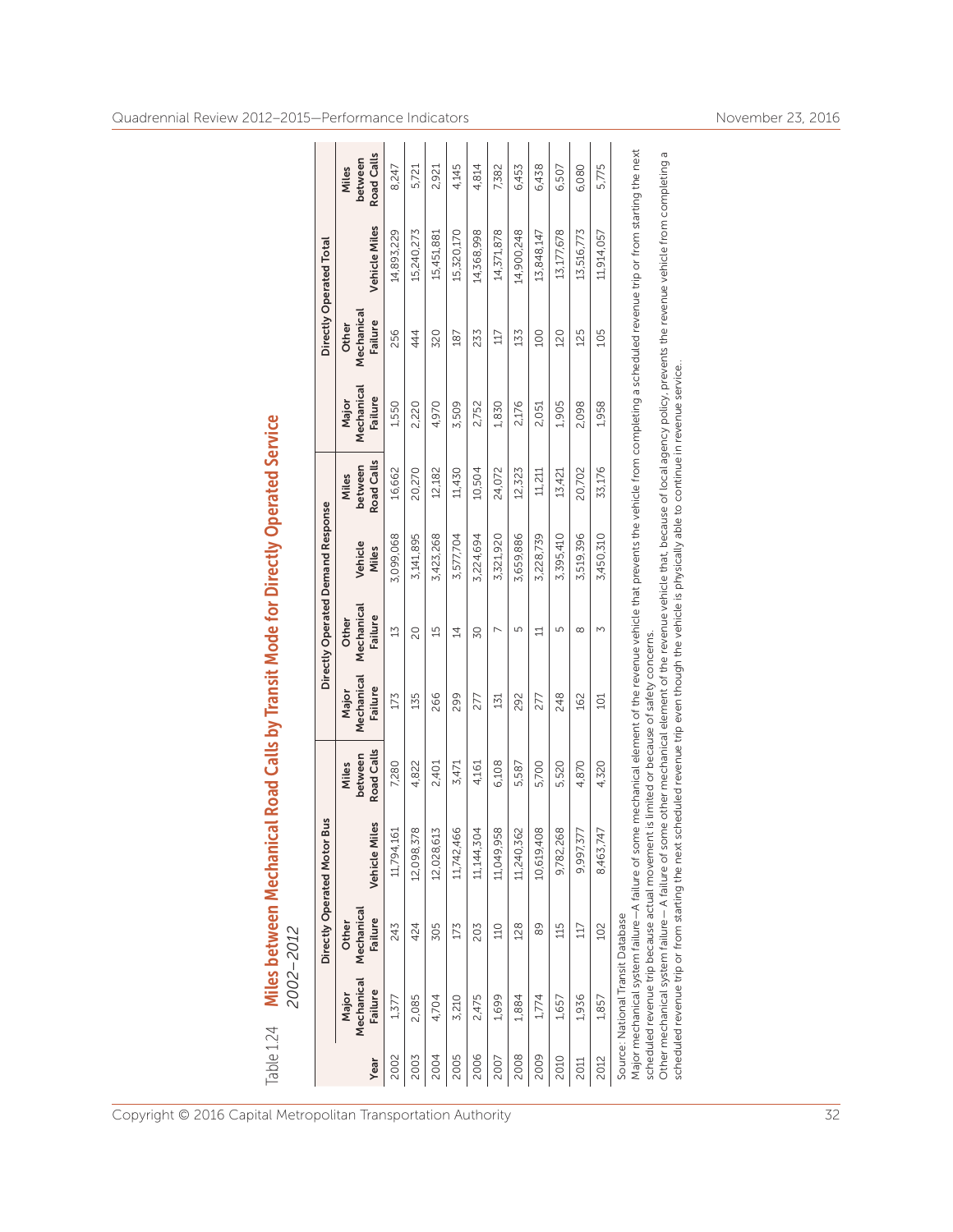Table 1.24 **Miles between Mechanical Road Calls by Transit Mode for Directly Operated Service**
2002–2012

| Year | Directly Operated Motor Bus | | | | Directly Operated Demand Response | | | | Directly Operated Total | | | |
|---|---|---|---|---|---|---|---|---|---|---|---|---|
| | Major Mechanical Failure | Other Mechanical Failure | Vehicle Miles | Miles between Road Calls | Major Mechanical Failure | Other Mechanical Failure | Vehicle Miles | Miles between Road Calls | Major Mechanical Failure | Other Mechanical Failure | Vehicle Miles | Miles between Road Calls |
| 2002 | 1,377 | 243 | 11,794,161 | 7,280 | 173 | 13 | 3,099,068 | 16,662 | 1,550 | 256 | 14,893,229 | 8,247 |
| 2003 | 2,085 | 424 | 12,098,378 | 4,822 | 135 | 20 | 3,141,895 | 20,270 | 2,220 | 444 | 15,240,273 | 5,721 |
| 2004 | 4,704 | 305 | 12,028,613 | 2,401 | 266 | 15 | 3,423,268 | 12,182 | 4,970 | 320 | 15,451,881 | 2,921 |
| 2005 | 3,210 | 173 | 11,742,466 | 3,471 | 299 | 14 | 3,577,704 | 11,430 | 3,509 | 187 | 15,320,170 | 4,145 |
| 2006 | 2,475 | 203 | 11,144,304 | 4,161 | 277 | 30 | 3,224,694 | 10,504 | 2,752 | 233 | 14,368,998 | 4,814 |
| 2007 | 1,699 | 110 | 11,049,958 | 6,108 | 131 | 7 | 3,321,920 | 24,072 | 1,830 | 117 | 14,371,878 | 7,382 |
| 2008 | 1,884 | 128 | 11,240,362 | 5,587 | 292 | 5 | 3,659,886 | 12,323 | 2,176 | 133 | 14,900,248 | 6,453 |
| 2009 | 1,774 | 89 | 10,619,408 | 5,700 | 277 | 11 | 3,228,739 | 11,211 | 2,051 | 100 | 13,848,147 | 6,438 |
| 2010 | 1,657 | 115 | 9,782,268 | 5,520 | 248 | 5 | 3,395,410 | 13,421 | 1,905 | 120 | 13,177,678 | 6,507 |
| 2011 | 1,936 | 117 | 9,997,377 | 4,870 | 162 | 8 | 3,519,396 | 20,702 | 2,098 | 125 | 13,516,773 | 6,080 |
| 2012 | 1,857 | 102 | 8,463,747 | 4,320 | 101 | 3 | 3,450,310 | 33,176 | 1,958 | 105 | 11,914,057 | 5,775 |

Source: National Transit Database

Major mechanical system failure—A failure of some mechanical element of the revenue vehicle that prevents the vehicle from completing a scheduled revenue trip or from starting the next scheduled revenue trip because actual movement is limited or because of safety concerns.

Other mechanical system failure— A failure of some other mechanical element of the revenue vehicle that, because of local agency policy, prevents the revenue vehicle from completing a scheduled revenue trip or from starting the next scheduled revenue trip even though the vehicle is physically able to continue in revenue service..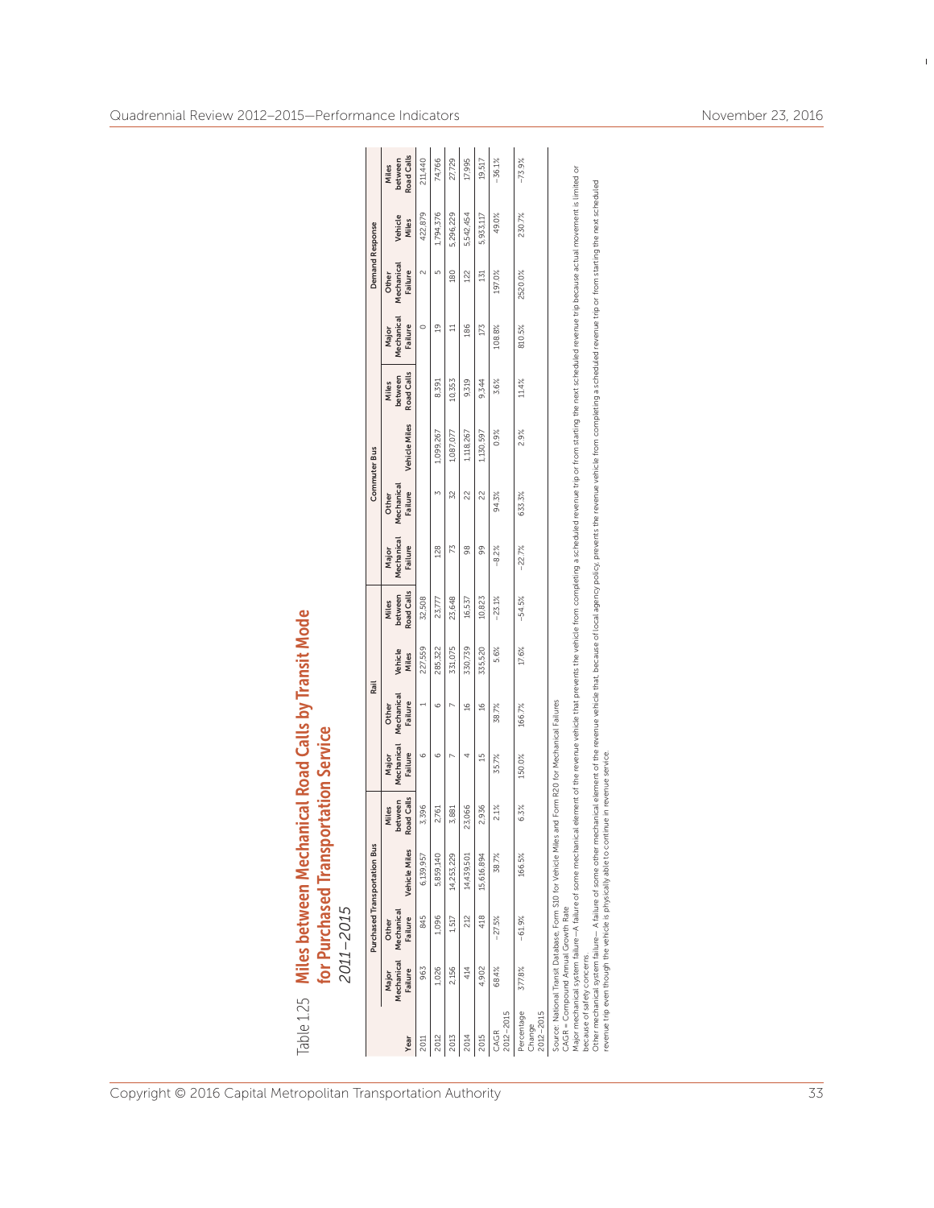# Table 1.25 Miles between Mechanical Road Calls by Transit Mode for Purchased Transportation Service

*2011–2015*

| Year | Purchased Transportation Bus | | | | Rail | | | | Commuter Bus | | | | Demand Response | | | |
|---|---|---|---|---|---|---|---|---|---|---|---|---|---|---|---|---|
| | Major Mechanical Failure | Other Mechanical Failure | Vehicle Miles | Miles between Road Calls | Major Mechanical Failure | Other Mechanical Failure | Vehicle Miles | Miles between Road Calls | Major Mechanical Failure | Other Mechanical Failure | Vehicle Miles | Miles between Road Calls | Major Mechanical Failure | Other Mechanical Failure | Vehicle Miles | Miles between Road Calls |
| 2011 | 963 | 845 | 6,139,957 | 3,396 | 6 | 1 | 227,559 | 32,508 | | | | | 0 | 2 | 422,879 | 211,440 |
| 2012 | 1,026 | 1,096 | 5,859,140 | 2,761 | 6 | 6 | 285,322 | 23,777 | 128 | 3 | 1,099,267 | 8,391 | 19 | 5 | 1,794,376 | 74,766 |
| 2013 | 2,156 | 1,517 | 14,253,229 | 3,881 | 7 | 7 | 331,075 | 23,648 | 73 | 32 | 1,087,077 | 10,353 | 11 | 180 | 5,296,229 | 27,729 |
| 2014 | 414 | 212 | 14,439,501 | 23,066 | 4 | 16 | 330,739 | 16,537 | 98 | 22 | 1,118,267 | 9,319 | 186 | 122 | 5,542,454 | 17,995 |
| 2015 | 4,902 | 418 | 15,616,894 | 2,936 | 15 | 16 | 335,520 | 10,823 | 99 | 22 | 1,130,597 | 9,344 | 173 | 131 | 5,933,117 | 19,517 |
| CAGR 2012–2015 | 68.4% | −27.5% | 38.7% | 2.1% | 35.7% | 38.7% | 5.6% | −23.1% | −8.2% | 94.3% | 0.9% | 3.6% | 108.8% | 197.0% | 49.0% | −36.1% |
| Percentage Change 2012–2015 | 377.8% | −61.9% | 166.5% | 6.3% | 150.0% | 166.7% | 17.6% | −54.5% | −22.7% | 633.3% | 2.9% | 11.4% | 810.5% | 2520.0% | 230.7% | −73.9% |

Source: National Transit Database, Form S10 for Vehicle Miles and Form R20 for Mechanical Failures

CAGR = Compound Annual Growth Rate

Major mechanical system failure—A failure of some mechanical element of the revenue vehicle that prevents the vehicle from completing a scheduled revenue trip or from starting the next scheduled revenue trip because actual movement is limited or because of safety concerns.

Other mechanical system failure— A failure of some other mechanical element of the revenue vehicle that, because of local agency policy, prevents the revenue vehicle from completing a scheduled revenue trip or from starting the next scheduled revenue trip even though the vehicle is physically able to continue in revenue service.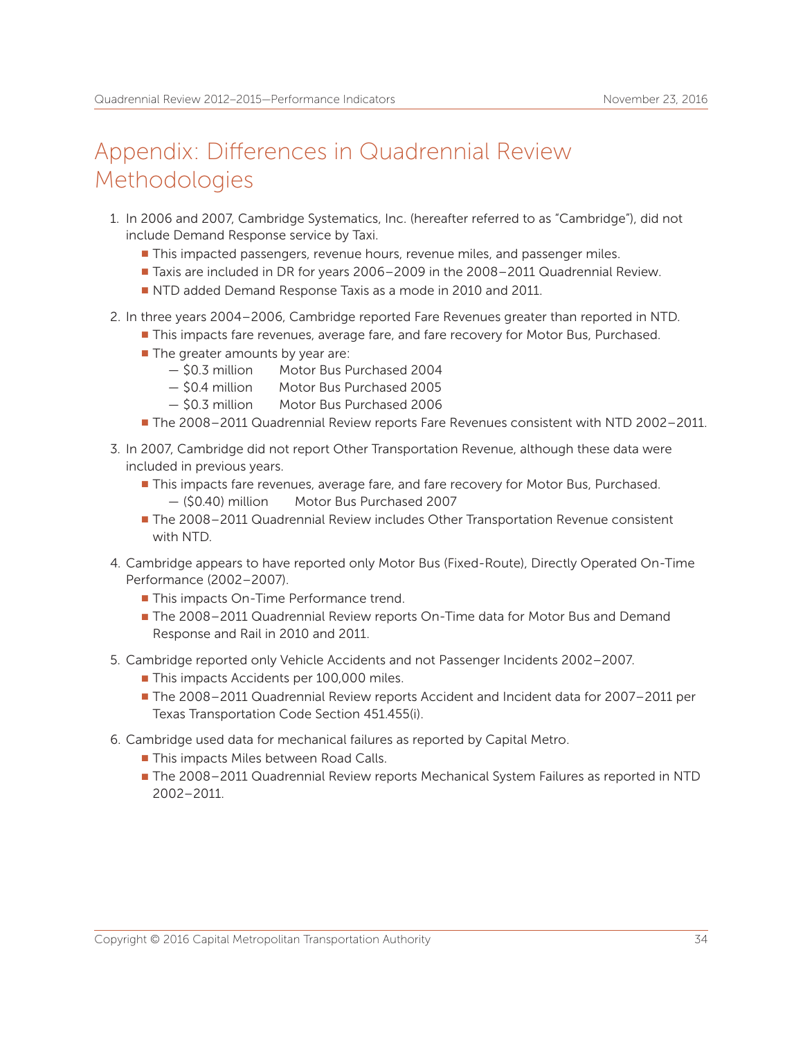# Appendix: Differences in Quadrennial Review Methodologies

1. In 2006 and 2007, Cambridge Systematics, Inc. (hereafter referred to as "Cambridge"), did not include Demand Response service by Taxi.
   - This impacted passengers, revenue hours, revenue miles, and passenger miles.
   - Taxis are included in DR for years 2006–2009 in the 2008–2011 Quadrennial Review.
   - NTD added Demand Response Taxis as a mode in 2010 and 2011.

2. In three years 2004–2006, Cambridge reported Fare Revenues greater than reported in NTD.
   - This impacts fare revenues, average fare, and fare recovery for Motor Bus, Purchased.
   - The greater amounts by year are:
     - $0.3 million  Motor Bus Purchased 2004
     - $0.4 million  Motor Bus Purchased 2005
     - $0.3 million  Motor Bus Purchased 2006
   - The 2008–2011 Quadrennial Review reports Fare Revenues consistent with NTD 2002–2011.

3. In 2007, Cambridge did not report Other Transportation Revenue, although these data were included in previous years.
   - This impacts fare revenues, average fare, and fare recovery for Motor Bus, Purchased.
     - ($0.40) million  Motor Bus Purchased 2007
   - The 2008–2011 Quadrennial Review includes Other Transportation Revenue consistent with NTD.

4. Cambridge appears to have reported only Motor Bus (Fixed-Route), Directly Operated On-Time Performance (2002–2007).
   - This impacts On-Time Performance trend.
   - The 2008–2011 Quadrennial Review reports On-Time data for Motor Bus and Demand Response and Rail in 2010 and 2011.

5. Cambridge reported only Vehicle Accidents and not Passenger Incidents 2002–2007.
   - This impacts Accidents per 100,000 miles.
   - The 2008–2011 Quadrennial Review reports Accident and Incident data for 2007–2011 per Texas Transportation Code Section 451.455(i).

6. Cambridge used data for mechanical failures as reported by Capital Metro.
   - This impacts Miles between Road Calls.
   - The 2008–2011 Quadrennial Review reports Mechanical System Failures as reported in NTD 2002–2011.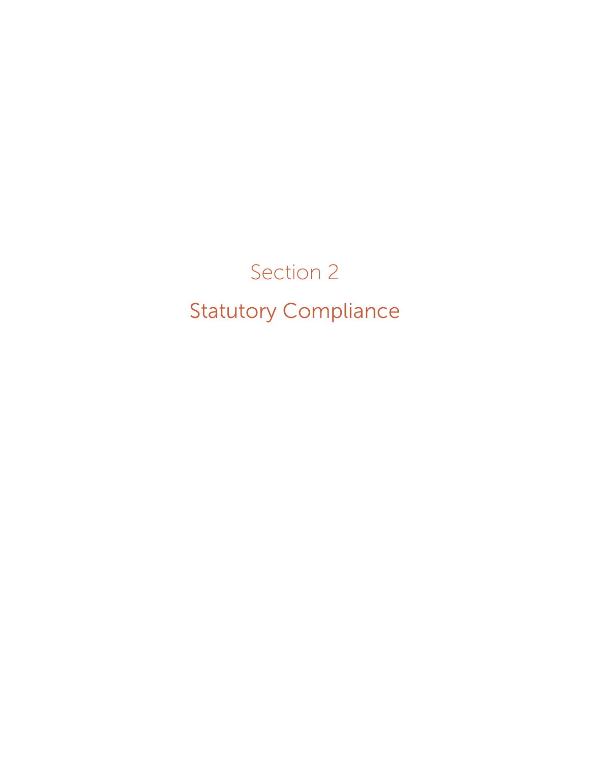# Section 2

## Statutory Compliance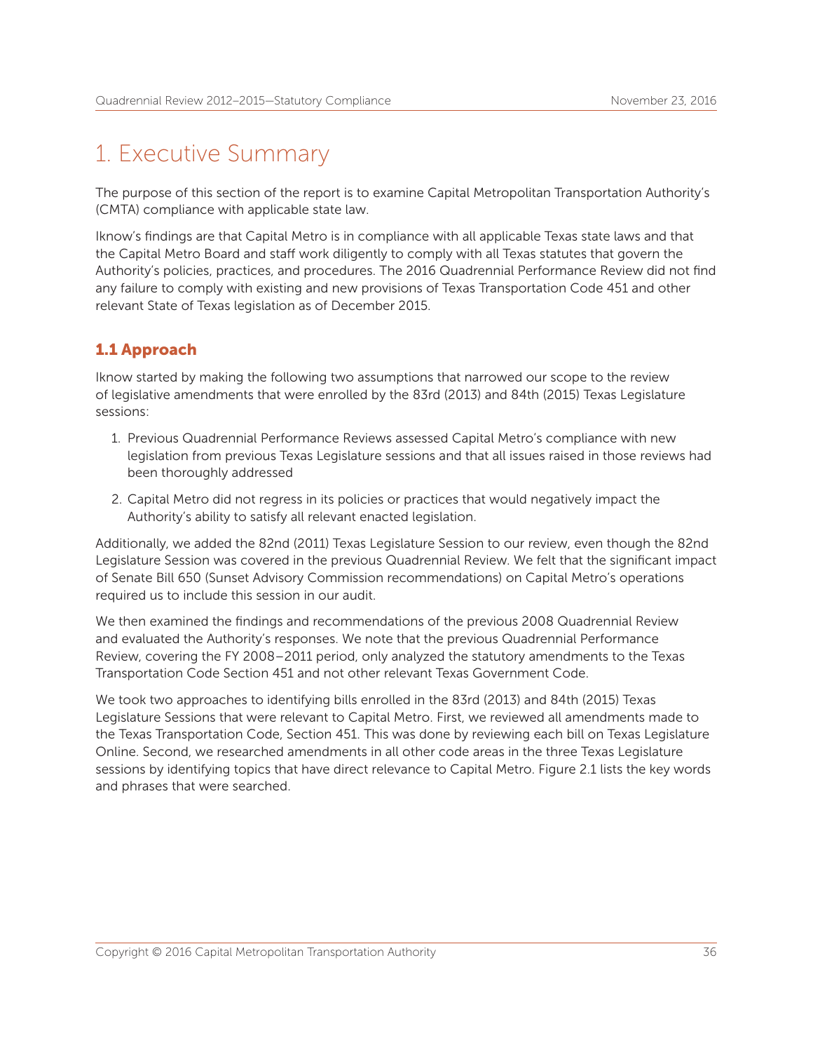# 1. Executive Summary

The purpose of this section of the report is to examine Capital Metropolitan Transportation Authority's (CMTA) compliance with applicable state law.

Iknow's findings are that Capital Metro is in compliance with all applicable Texas state laws and that the Capital Metro Board and staff work diligently to comply with all Texas statutes that govern the Authority's policies, practices, and procedures. The 2016 Quadrennial Performance Review did not find any failure to comply with existing and new provisions of Texas Transportation Code 451 and other relevant State of Texas legislation as of December 2015.

## 1.1 Approach

Iknow started by making the following two assumptions that narrowed our scope to the review of legislative amendments that were enrolled by the 83rd (2013) and 84th (2015) Texas Legislature sessions:

1. Previous Quadrennial Performance Reviews assessed Capital Metro's compliance with new legislation from previous Texas Legislature sessions and that all issues raised in those reviews had been thoroughly addressed
2. Capital Metro did not regress in its policies or practices that would negatively impact the Authority's ability to satisfy all relevant enacted legislation.

Additionally, we added the 82nd (2011) Texas Legislature Session to our review, even though the 82nd Legislature Session was covered in the previous Quadrennial Review. We felt that the significant impact of Senate Bill 650 (Sunset Advisory Commission recommendations) on Capital Metro's operations required us to include this session in our audit.

We then examined the findings and recommendations of the previous 2008 Quadrennial Review and evaluated the Authority's responses. We note that the previous Quadrennial Performance Review, covering the FY 2008–2011 period, only analyzed the statutory amendments to the Texas Transportation Code Section 451 and not other relevant Texas Government Code.

We took two approaches to identifying bills enrolled in the 83rd (2013) and 84th (2015) Texas Legislature Sessions that were relevant to Capital Metro. First, we reviewed all amendments made to the Texas Transportation Code, Section 451. This was done by reviewing each bill on Texas Legislature Online. Second, we researched amendments in all other code areas in the three Texas Legislature sessions by identifying topics that have direct relevance to Capital Metro. Figure 2.1 lists the key words and phrases that were searched.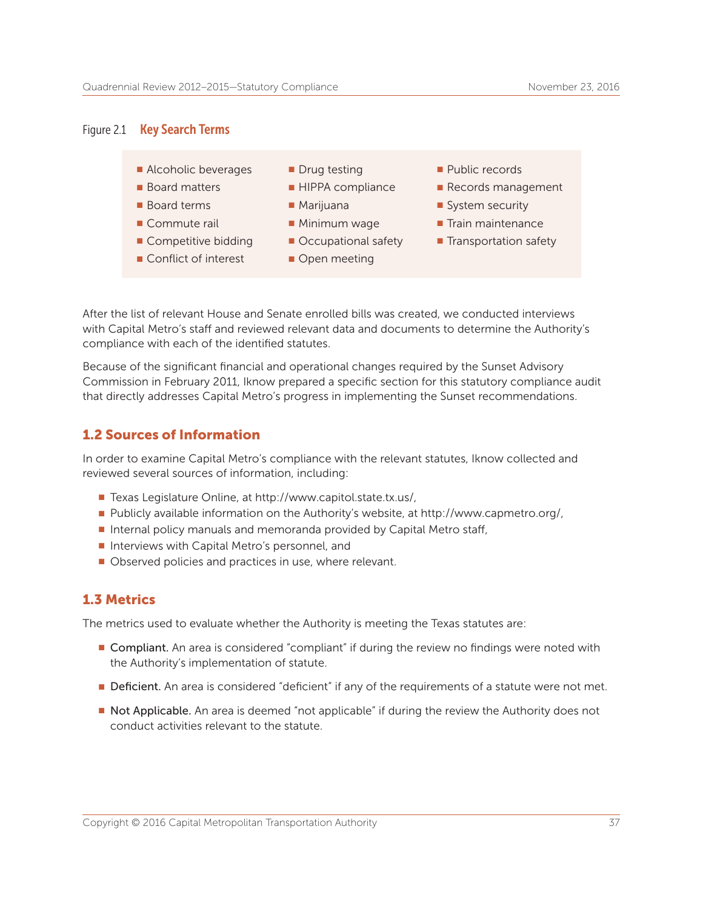Figure 2.1 **Key Search Terms**

- Alcoholic beverages
- Board matters
- Board terms
- Commute rail
- Competitive bidding
- Conflict of interest
- Drug testing
- HIPPA compliance
- Marijuana
- Minimum wage
- Occupational safety
- Open meeting
- Public records
- Records management
- System security
- Train maintenance
- Transportation safety

After the list of relevant House and Senate enrolled bills was created, we conducted interviews with Capital Metro's staff and reviewed relevant data and documents to determine the Authority's compliance with each of the identified statutes.

Because of the significant financial and operational changes required by the Sunset Advisory Commission in February 2011, Iknow prepared a specific section for this statutory compliance audit that directly addresses Capital Metro's progress in implementing the Sunset recommendations.

## 1.2 Sources of Information

In order to examine Capital Metro's compliance with the relevant statutes, Iknow collected and reviewed several sources of information, including:

- Texas Legislature Online, at http://www.capitol.state.tx.us/,
- Publicly available information on the Authority's website, at http://www.capmetro.org/,
- Internal policy manuals and memoranda provided by Capital Metro staff,
- Interviews with Capital Metro's personnel, and
- Observed policies and practices in use, where relevant.

## 1.3 Metrics

The metrics used to evaluate whether the Authority is meeting the Texas statutes are:

- **Compliant.** An area is considered "compliant" if during the review no findings were noted with the Authority's implementation of statute.
- **Deficient.** An area is considered "deficient" if any of the requirements of a statute were not met.
- **Not Applicable.** An area is deemed "not applicable" if during the review the Authority does not conduct activities relevant to the statute.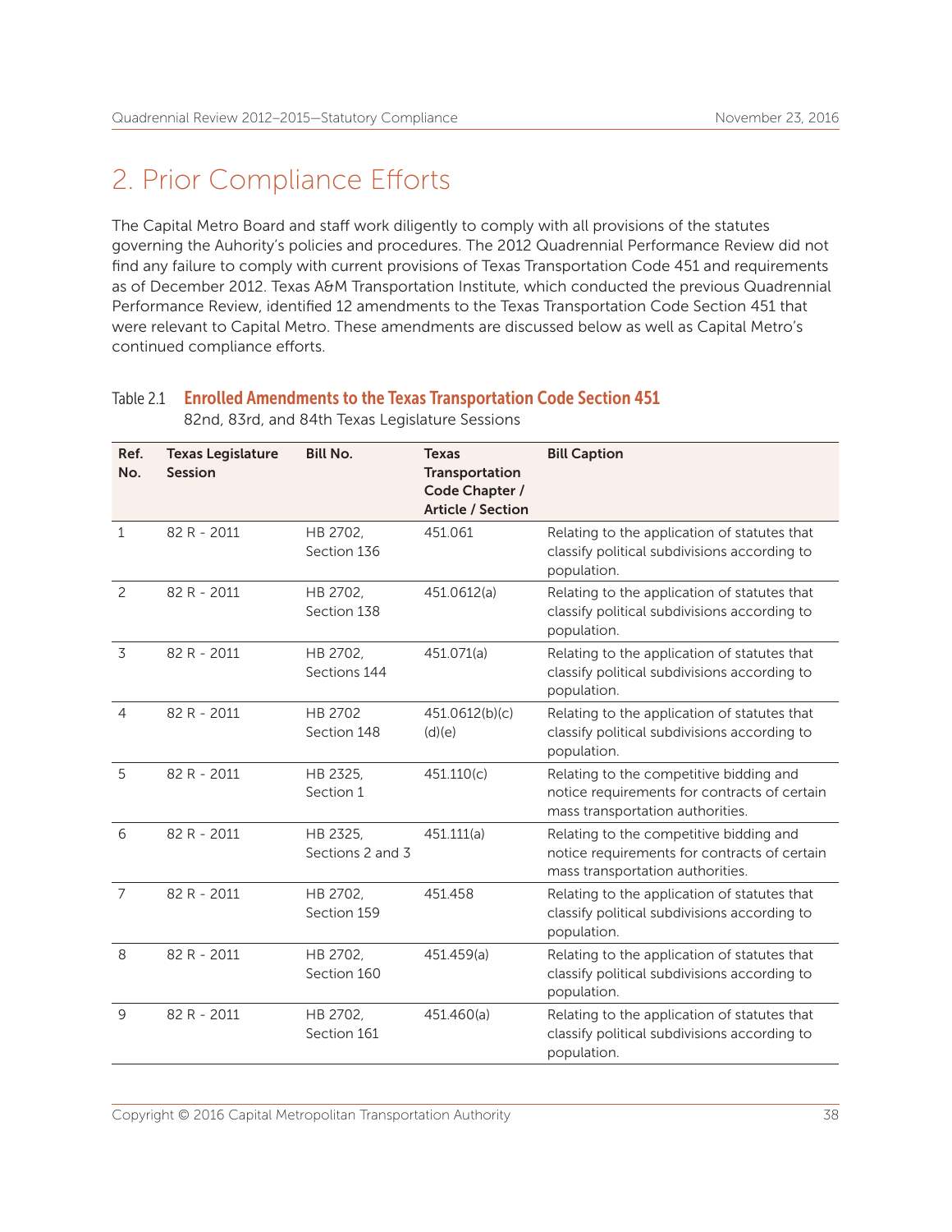## 2. Prior Compliance Efforts

The Capital Metro Board and staff work diligently to comply with all provisions of the statutes governing the Auhority's policies and procedures. The 2012 Quadrennial Performance Review did not find any failure to comply with current provisions of Texas Transportation Code 451 and requirements as of December 2012. Texas A&M Transportation Institute, which conducted the previous Quadrennial Performance Review, identified 12 amendments to the Texas Transportation Code Section 451 that were relevant to Capital Metro. These amendments are discussed below as well as Capital Metro's continued compliance efforts.

Table 2.1 **Enrolled Amendments to the Texas Transportation Code Section 451**
82nd, 83rd, and 84th Texas Legislature Sessions

| Ref. No. | Texas Legislature Session | Bill No. | Texas Transportation Code Chapter / Article / Section | Bill Caption |
|---|---|---|---|---|
| 1 | 82 R - 2011 | HB 2702, Section 136 | 451.061 | Relating to the application of statutes that classify political subdivisions according to population. |
| 2 | 82 R - 2011 | HB 2702, Section 138 | 451.0612(a) | Relating to the application of statutes that classify political subdivisions according to population. |
| 3 | 82 R - 2011 | HB 2702, Sections 144 | 451.071(a) | Relating to the application of statutes that classify political subdivisions according to population. |
| 4 | 82 R - 2011 | HB 2702 Section 148 | 451.0612(b)(c)(d)(e) | Relating to the application of statutes that classify political subdivisions according to population. |
| 5 | 82 R - 2011 | HB 2325, Section 1 | 451.110(c) | Relating to the competitive bidding and notice requirements for contracts of certain mass transportation authorities. |
| 6 | 82 R - 2011 | HB 2325, Sections 2 and 3 | 451.111(a) | Relating to the competitive bidding and notice requirements for contracts of certain mass transportation authorities. |
| 7 | 82 R - 2011 | HB 2702, Section 159 | 451.458 | Relating to the application of statutes that classify political subdivisions according to population. |
| 8 | 82 R - 2011 | HB 2702, Section 160 | 451.459(a) | Relating to the application of statutes that classify political subdivisions according to population. |
| 9 | 82 R - 2011 | HB 2702, Section 161 | 451.460(a) | Relating to the application of statutes that classify political subdivisions according to population. |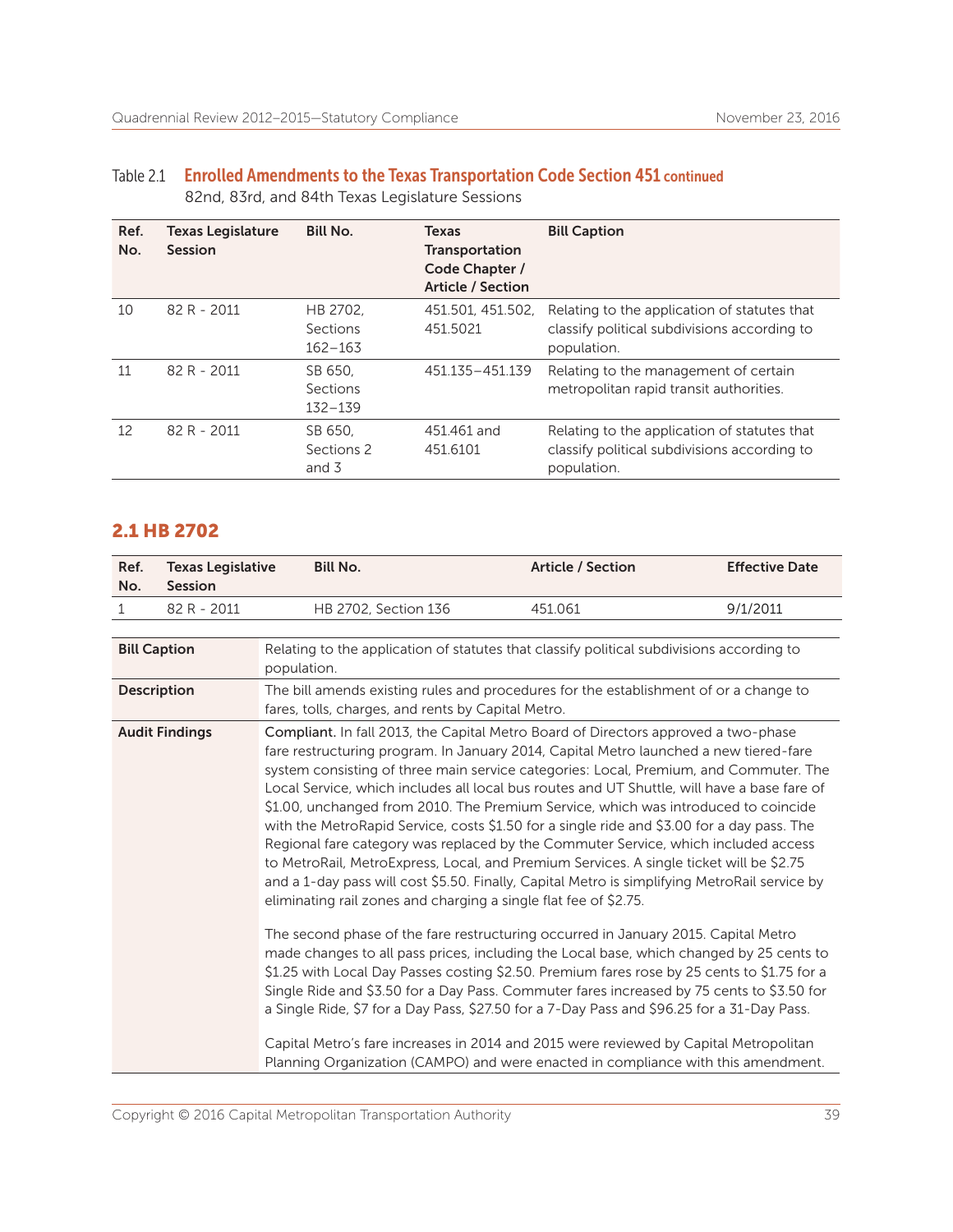Table 2.1 **Enrolled Amendments to the Texas Transportation Code Section 451 continued**
82nd, 83rd, and 84th Texas Legislature Sessions

| Ref. No. | Texas Legislature Session | Bill No. | Texas Transportation Code Chapter / Article / Section | Bill Caption |
|---|---|---|---|---|
| 10 | 82 R - 2011 | HB 2702, Sections 162–163 | 451.501, 451.502, 451.5021 | Relating to the application of statutes that classify political subdivisions according to population. |
| 11 | 82 R - 2011 | SB 650, Sections 132–139 | 451.135–451.139 | Relating to the management of certain metropolitan rapid transit authorities. |
| 12 | 82 R - 2011 | SB 650, Sections 2 and 3 | 451.461 and 451.6101 | Relating to the application of statutes that classify political subdivisions according to population. |

## 2.1 HB 2702

| Ref. No. | Texas Legislative Session | Bill No. | Article / Section | Effective Date |
|---|---|---|---|---|
| 1 | 82 R - 2011 | HB 2702, Section 136 | 451.061 | 9/1/2011 |

| | |
|---|---|
| **Bill Caption** | Relating to the application of statutes that classify political subdivisions according to population. |
| **Description** | The bill amends existing rules and procedures for the establishment of or a change to fares, tolls, charges, and rents by Capital Metro. |
| **Audit Findings** | **Compliant.** In fall 2013, the Capital Metro Board of Directors approved a two-phase fare restructuring program. In January 2014, Capital Metro launched a new tiered-fare system consisting of three main service categories: Local, Premium, and Commuter. The Local Service, which includes all local bus routes and UT Shuttle, will have a base fare of $1.00, unchanged from 2010. The Premium Service, which was introduced to coincide with the MetroRapid Service, costs $1.50 for a single ride and $3.00 for a day pass. The Regional fare category was replaced by the Commuter Service, which included access to MetroRail, MetroExpress, Local, and Premium Services. A single ticket will be $2.75 and a 1-day pass will cost $5.50. Finally, Capital Metro is simplifying MetroRail service by eliminating rail zones and charging a single flat fee of $2.75.<br><br>The second phase of the fare restructuring occurred in January 2015. Capital Metro made changes to all pass prices, including the Local base, which changed by 25 cents to $1.25 with Local Day Passes costing $2.50. Premium fares rose by 25 cents to $1.75 for a Single Ride and $3.50 for a Day Pass. Commuter fares increased by 75 cents to $3.50 for a Single Ride, $7 for a Day Pass, $27.50 for a 7-Day Pass and $96.25 for a 31-Day Pass.<br><br>Capital Metro's fare increases in 2014 and 2015 were reviewed by Capital Metropolitan Planning Organization (CAMPO) and were enacted in compliance with this amendment. |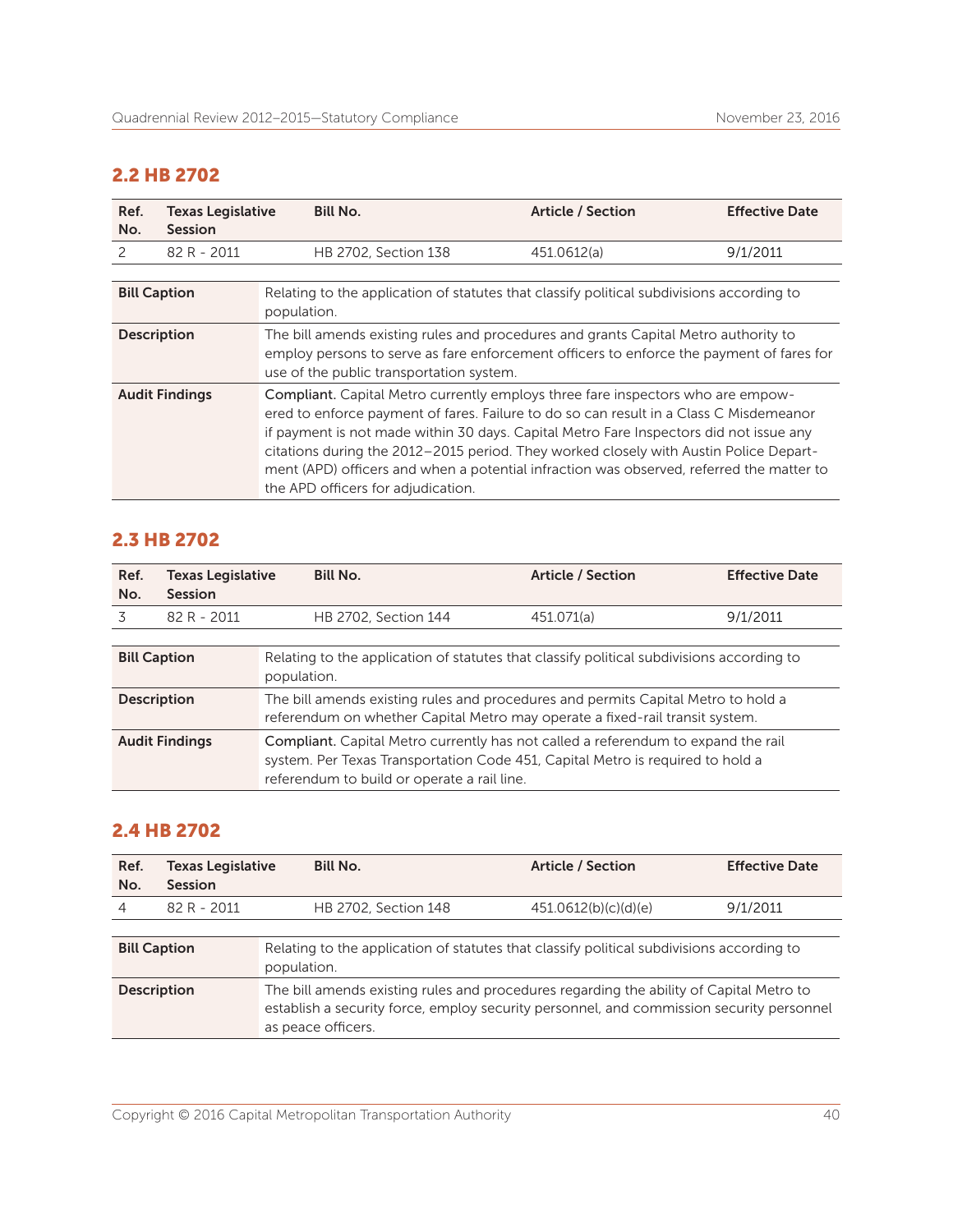## 2.2 HB 2702

| Ref. No. | Texas Legislative Session | Bill No. | Article / Section | Effective Date |
|---|---|---|---|---|
| 2 | 82 R - 2011 | HB 2702, Section 138 | 451.0612(a) | 9/1/2011 |

| | |
|---|---|
| **Bill Caption** | Relating to the application of statutes that classify political subdivisions according to population. |
| **Description** | The bill amends existing rules and procedures and grants Capital Metro authority to employ persons to serve as fare enforcement officers to enforce the payment of fares for use of the public transportation system. |
| **Audit Findings** | **Compliant.** Capital Metro currently employs three fare inspectors who are empowered to enforce payment of fares. Failure to do so can result in a Class C Misdemeanor if payment is not made within 30 days. Capital Metro Fare Inspectors did not issue any citations during the 2012–2015 period. They worked closely with Austin Police Department (APD) officers and when a potential infraction was observed, referred the matter to the APD officers for adjudication. |

## 2.3 HB 2702

| Ref. No. | Texas Legislative Session | Bill No. | Article / Section | Effective Date |
|---|---|---|---|---|
| 3 | 82 R - 2011 | HB 2702, Section 144 | 451.071(a) | 9/1/2011 |

| | |
|---|---|
| **Bill Caption** | Relating to the application of statutes that classify political subdivisions according to population. |
| **Description** | The bill amends existing rules and procedures and permits Capital Metro to hold a referendum on whether Capital Metro may operate a fixed-rail transit system. |
| **Audit Findings** | **Compliant.** Capital Metro currently has not called a referendum to expand the rail system. Per Texas Transportation Code 451, Capital Metro is required to hold a referendum to build or operate a rail line. |

## 2.4 HB 2702

| Ref. No. | Texas Legislative Session | Bill No. | Article / Section | Effective Date |
|---|---|---|---|---|
| 4 | 82 R - 2011 | HB 2702, Section 148 | 451.0612(b)(c)(d)(e) | 9/1/2011 |

| | |
|---|---|
| **Bill Caption** | Relating to the application of statutes that classify political subdivisions according to population. |
| **Description** | The bill amends existing rules and procedures regarding the ability of Capital Metro to establish a security force, employ security personnel, and commission security personnel as peace officers. |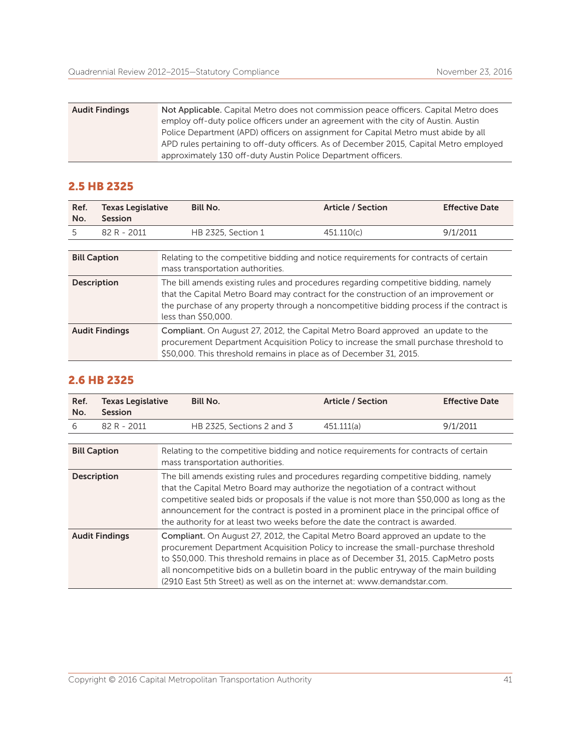| Audit Findings | **Not Applicable.** Capital Metro does not commission peace officers. Capital Metro does employ off-duty police officers under an agreement with the city of Austin. Austin Police Department (APD) officers on assignment for Capital Metro must abide by all APD rules pertaining to off-duty officers. As of December 2015, Capital Metro employed approximately 130 off-duty Austin Police Department officers. |
|---|---|

## 2.5 HB 2325

| Ref. No. | Texas Legislative Session | Bill No. | Article / Section | Effective Date |
|---|---|---|---|---|
| 5 | 82 R - 2011 | HB 2325, Section 1 | 451.110(c) | 9/1/2011 |

| | |
|---|---|
| **Bill Caption** | Relating to the competitive bidding and notice requirements for contracts of certain mass transportation authorities. |
| **Description** | The bill amends existing rules and procedures regarding competitive bidding, namely that the Capital Metro Board may contract for the construction of an improvement or the purchase of any property through a noncompetitive bidding process if the contract is less than $50,000. |
| **Audit Findings** | **Compliant.** On August 27, 2012, the Capital Metro Board approved an update to the procurement Department Acquisition Policy to increase the small purchase threshold to $50,000. This threshold remains in place as of December 31, 2015. |

## 2.6 HB 2325

| Ref. No. | Texas Legislative Session | Bill No. | Article / Section | Effective Date |
|---|---|---|---|---|
| 6 | 82 R - 2011 | HB 2325, Sections 2 and 3 | 451.111(a) | 9/1/2011 |

| | |
|---|---|
| **Bill Caption** | Relating to the competitive bidding and notice requirements for contracts of certain mass transportation authorities. |
| **Description** | The bill amends existing rules and procedures regarding competitive bidding, namely that the Capital Metro Board may authorize the negotiation of a contract without competitive sealed bids or proposals if the value is not more than $50,000 as long as the announcement for the contract is posted in a prominent place in the principal office of the authority for at least two weeks before the date the contract is awarded. |
| **Audit Findings** | **Compliant.** On August 27, 2012, the Capital Metro Board approved an update to the procurement Department Acquisition Policy to increase the small-purchase threshold to $50,000. This threshold remains in place as of December 31, 2015. CapMetro posts all noncompetitive bids on a bulletin board in the public entryway of the main building (2910 East 5th Street) as well as on the internet at: www.demandstar.com. |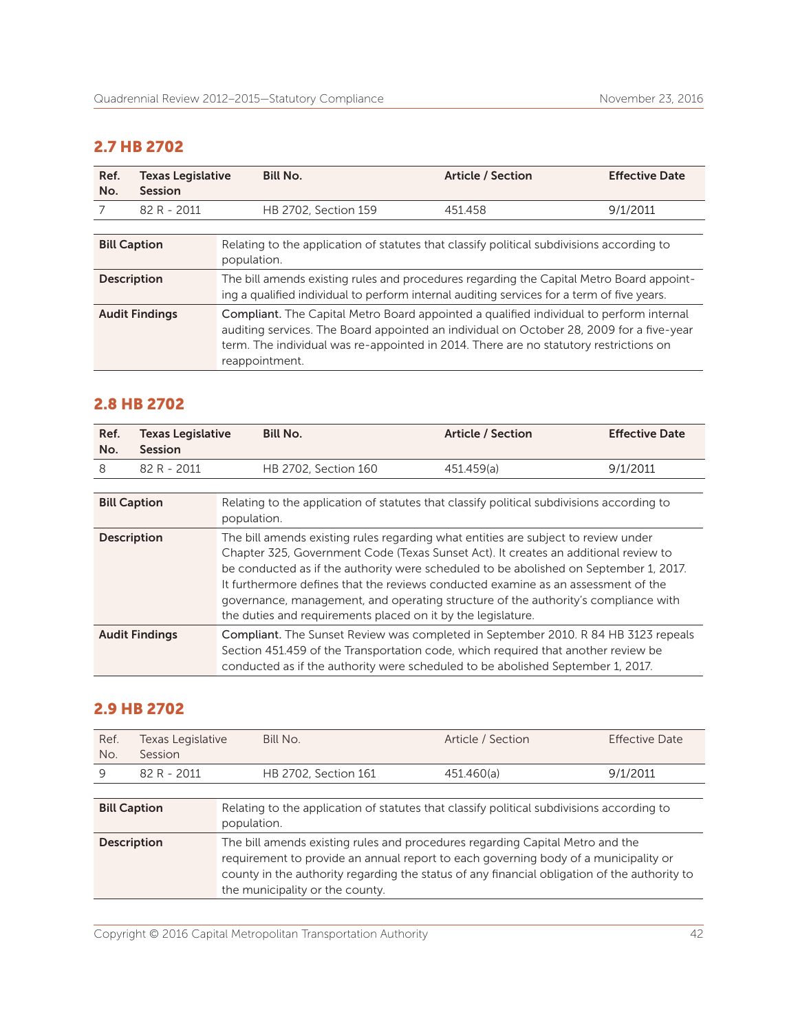## 2.7 HB 2702

| Ref. No. | Texas Legislative Session | Bill No. | Article / Section | Effective Date |
|---|---|---|---|---|
| 7 | 82 R - 2011 | HB 2702, Section 159 | 451.458 | 9/1/2011 |

| | |
|---|---|
| **Bill Caption** | Relating to the application of statutes that classify political subdivisions according to population. |
| **Description** | The bill amends existing rules and procedures regarding the Capital Metro Board appointing a qualified individual to perform internal auditing services for a term of five years. |
| **Audit Findings** | **Compliant.** The Capital Metro Board appointed a qualified individual to perform internal auditing services. The Board appointed an individual on October 28, 2009 for a five-year term. The individual was re-appointed in 2014. There are no statutory restrictions on reappointment. |

## 2.8 HB 2702

| Ref. No. | Texas Legislative Session | Bill No. | Article / Section | Effective Date |
|---|---|---|---|---|
| 8 | 82 R - 2011 | HB 2702, Section 160 | 451.459(a) | 9/1/2011 |

| | |
|---|---|
| **Bill Caption** | Relating to the application of statutes that classify political subdivisions according to population. |
| **Description** | The bill amends existing rules regarding what entities are subject to review under Chapter 325, Government Code (Texas Sunset Act). It creates an additional review to be conducted as if the authority were scheduled to be abolished on September 1, 2017. It furthermore defines that the reviews conducted examine as an assessment of the governance, management, and operating structure of the authority's compliance with the duties and requirements placed on it by the legislature. |
| **Audit Findings** | **Compliant.** The Sunset Review was completed in September 2010. R 84 HB 3123 repeals Section 451.459 of the Transportation code, which required that another review be conducted as if the authority were scheduled to be abolished September 1, 2017. |

## 2.9 HB 2702

| Ref. No. | Texas Legislative Session | Bill No. | Article / Section | Effective Date |
|---|---|---|---|---|
| 9 | 82 R - 2011 | HB 2702, Section 161 | 451.460(a) | 9/1/2011 |

| | |
|---|---|
| **Bill Caption** | Relating to the application of statutes that classify political subdivisions according to population. |
| **Description** | The bill amends existing rules and procedures regarding Capital Metro and the requirement to provide an annual report to each governing body of a municipality or county in the authority regarding the status of any financial obligation of the authority to the municipality or the county. |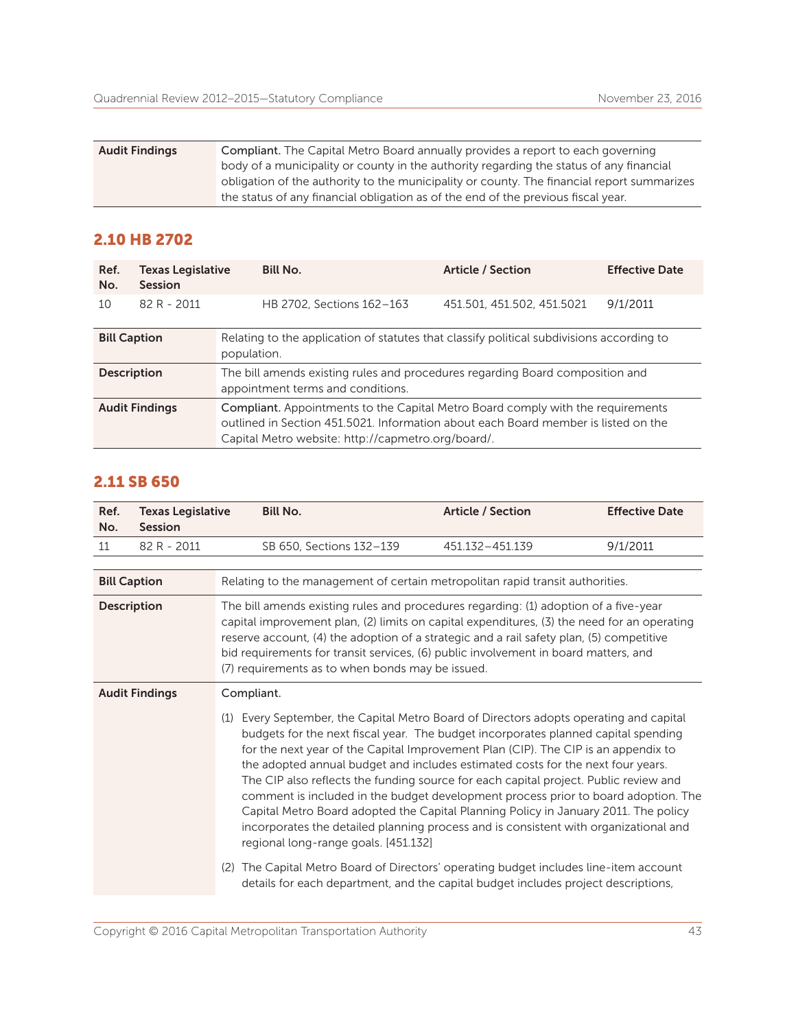| Audit Findings | **Compliant.** The Capital Metro Board annually provides a report to each governing body of a municipality or county in the authority regarding the status of any financial obligation of the authority to the municipality or county. The financial report summarizes the status of any financial obligation as of the end of the previous fiscal year. |
|---|---|

## 2.10 HB 2702

| Ref. No. | Texas Legislative Session | Bill No. | Article / Section | Effective Date |
|---|---|---|---|---|
| 10 | 82 R - 2011 | HB 2702, Sections 162–163 | 451.501, 451.502, 451.5021 | 9/1/2011 |

| | |
|---|---|
| **Bill Caption** | Relating to the application of statutes that classify political subdivisions according to population. |
| **Description** | The bill amends existing rules and procedures regarding Board composition and appointment terms and conditions. |
| **Audit Findings** | **Compliant.** Appointments to the Capital Metro Board comply with the requirements outlined in Section 451.5021. Information about each Board member is listed on the Capital Metro website: http://capmetro.org/board/. |

## 2.11 SB 650

| Ref. No. | Texas Legislative Session | Bill No. | Article / Section | Effective Date |
|---|---|---|---|---|
| 11 | 82 R - 2011 | SB 650, Sections 132–139 | 451.132–451.139 | 9/1/2011 |

| | |
|---|---|
| **Bill Caption** | Relating to the management of certain metropolitan rapid transit authorities. |
| **Description** | The bill amends existing rules and procedures regarding: (1) adoption of a five-year capital improvement plan, (2) limits on capital expenditures, (3) the need for an operating reserve account, (4) the adoption of a strategic and a rail safety plan, (5) competitive bid requirements for transit services, (6) public involvement in board matters, and (7) requirements as to when bonds may be issued. |
| **Audit Findings** | Compliant.<br><br>(1) Every September, the Capital Metro Board of Directors adopts operating and capital budgets for the next fiscal year. The budget incorporates planned capital spending for the next year of the Capital Improvement Plan (CIP). The CIP is an appendix to the adopted annual budget and includes estimated costs for the next four years. The CIP also reflects the funding source for each capital project. Public review and comment is included in the budget development process prior to board adoption. The Capital Metro Board adopted the Capital Planning Policy in January 2011. The policy incorporates the detailed planning process and is consistent with organizational and regional long-range goals. [451.132]<br><br>(2) The Capital Metro Board of Directors' operating budget includes line-item account details for each department, and the capital budget includes project descriptions, |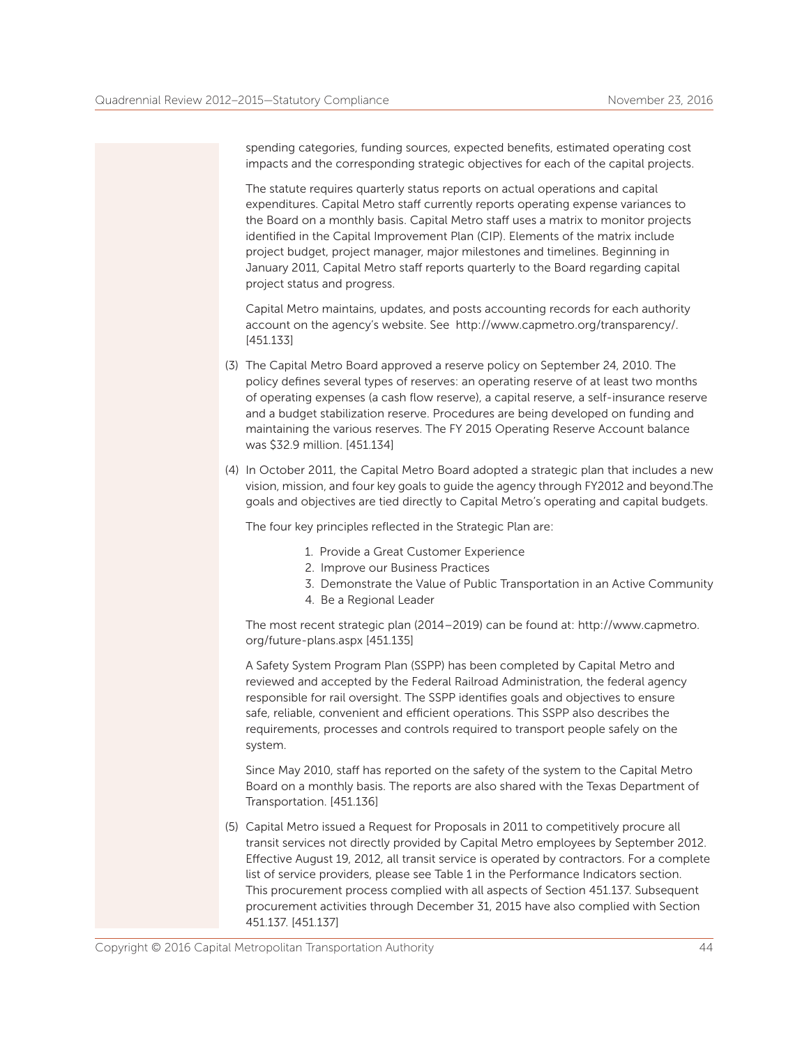spending categories, funding sources, expected benefits, estimated operating cost impacts and the corresponding strategic objectives for each of the capital projects.

The statute requires quarterly status reports on actual operations and capital expenditures. Capital Metro staff currently reports operating expense variances to the Board on a monthly basis. Capital Metro staff uses a matrix to monitor projects identified in the Capital Improvement Plan (CIP). Elements of the matrix include project budget, project manager, major milestones and timelines. Beginning in January 2011, Capital Metro staff reports quarterly to the Board regarding capital project status and progress.

Capital Metro maintains, updates, and posts accounting records for each authority account on the agency's website. See http://www.capmetro.org/transparency/. [451.133]

(3) The Capital Metro Board approved a reserve policy on September 24, 2010. The policy defines several types of reserves: an operating reserve of at least two months of operating expenses (a cash flow reserve), a capital reserve, a self-insurance reserve and a budget stabilization reserve. Procedures are being developed on funding and maintaining the various reserves. The FY 2015 Operating Reserve Account balance was $32.9 million. [451.134]

(4) In October 2011, the Capital Metro Board adopted a strategic plan that includes a new vision, mission, and four key goals to guide the agency through FY2012 and beyond.The goals and objectives are tied directly to Capital Metro's operating and capital budgets.

The four key principles reflected in the Strategic Plan are:

1. Provide a Great Customer Experience
2. Improve our Business Practices
3. Demonstrate the Value of Public Transportation in an Active Community
4. Be a Regional Leader

The most recent strategic plan (2014–2019) can be found at: http://www.capmetro.org/future-plans.aspx [451.135]

A Safety System Program Plan (SSPP) has been completed by Capital Metro and reviewed and accepted by the Federal Railroad Administration, the federal agency responsible for rail oversight. The SSPP identifies goals and objectives to ensure safe, reliable, convenient and efficient operations. This SSPP also describes the requirements, processes and controls required to transport people safely on the system.

Since May 2010, staff has reported on the safety of the system to the Capital Metro Board on a monthly basis. The reports are also shared with the Texas Department of Transportation. [451.136]

(5) Capital Metro issued a Request for Proposals in 2011 to competitively procure all transit services not directly provided by Capital Metro employees by September 2012. Effective August 19, 2012, all transit service is operated by contractors. For a complete list of service providers, please see Table 1 in the Performance Indicators section. This procurement process complied with all aspects of Section 451.137. Subsequent procurement activities through December 31, 2015 have also complied with Section 451.137. [451.137]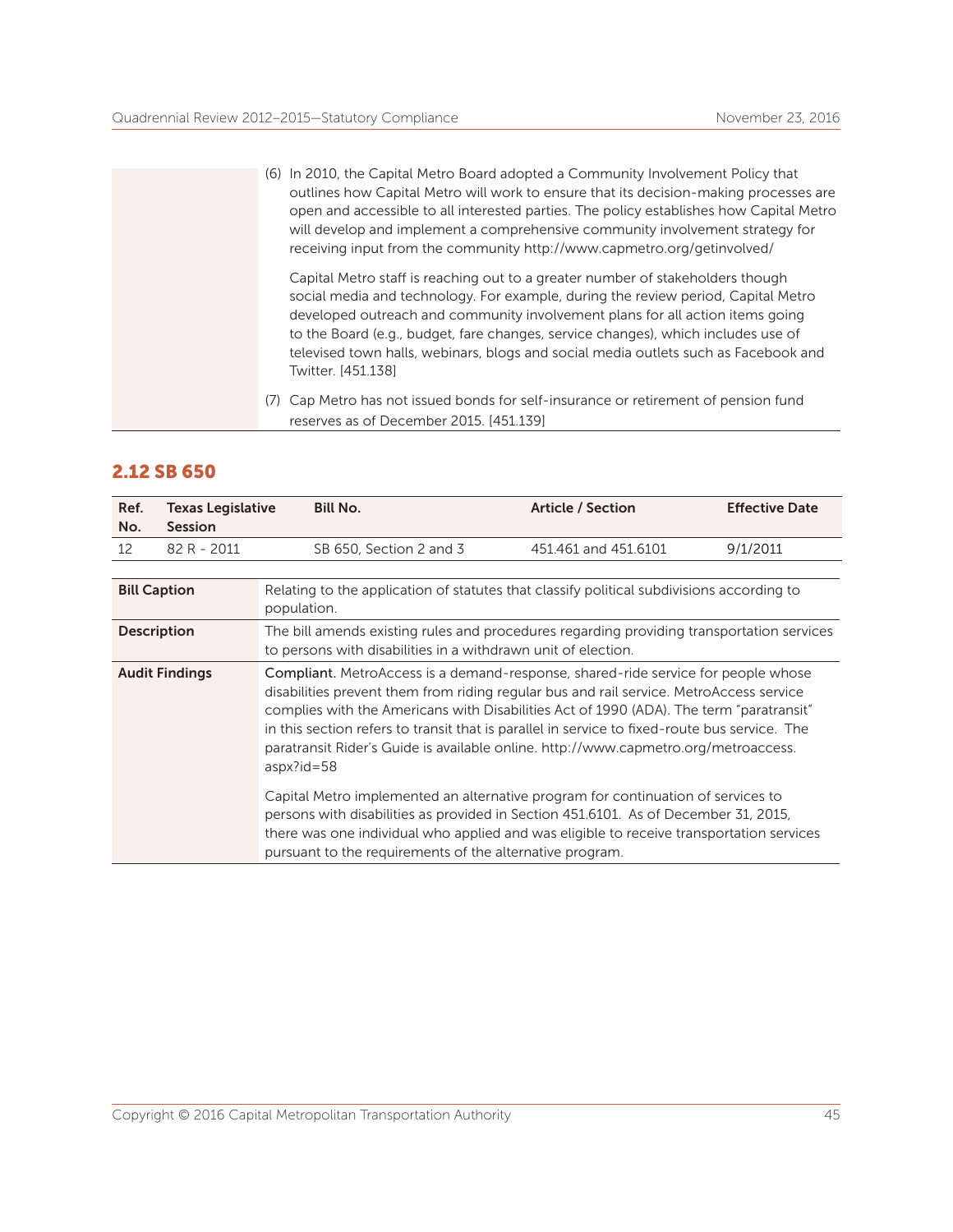|  |  |
|---|---|
|  | (6) In 2010, the Capital Metro Board adopted a Community Involvement Policy that outlines how Capital Metro will work to ensure that its decision-making processes are open and accessible to all interested parties. The policy establishes how Capital Metro will develop and implement a comprehensive community involvement strategy for receiving input from the community http://www.capmetro.org/getinvolved/<br><br>Capital Metro staff is reaching out to a greater number of stakeholders though social media and technology. For example, during the review period, Capital Metro developed outreach and community involvement plans for all action items going to the Board (e.g., budget, fare changes, service changes), which includes use of televised town halls, webinars, blogs and social media outlets such as Facebook and Twitter. [451.138]<br><br>(7) Cap Metro has not issued bonds for self-insurance or retirement of pension fund reserves as of December 2015. [451.139] |

## 2.12 SB 650

| Ref. No. | Texas Legislative Session | Bill No. | Article / Section | Effective Date |
|---|---|---|---|---|
| 12 | 82 R - 2011 | SB 650, Section 2 and 3 | 451.461 and 451.6101 | 9/1/2011 |

| | |
|---|---|
| **Bill Caption** | Relating to the application of statutes that classify political subdivisions according to population. |
| **Description** | The bill amends existing rules and procedures regarding providing transportation services to persons with disabilities in a withdrawn unit of election. |
| **Audit Findings** | **Compliant.** MetroAccess is a demand-response, shared-ride service for people whose disabilities prevent them from riding regular bus and rail service. MetroAccess service complies with the Americans with Disabilities Act of 1990 (ADA). The term "paratransit" in this section refers to transit that is parallel in service to fixed-route bus service. The paratransit Rider's Guide is available online. http://www.capmetro.org/metroaccess.aspx?id=58<br><br>Capital Metro implemented an alternative program for continuation of services to persons with disabilities as provided in Section 451.6101. As of December 31, 2015, there was one individual who applied and was eligible to receive transportation services pursuant to the requirements of the alternative program. |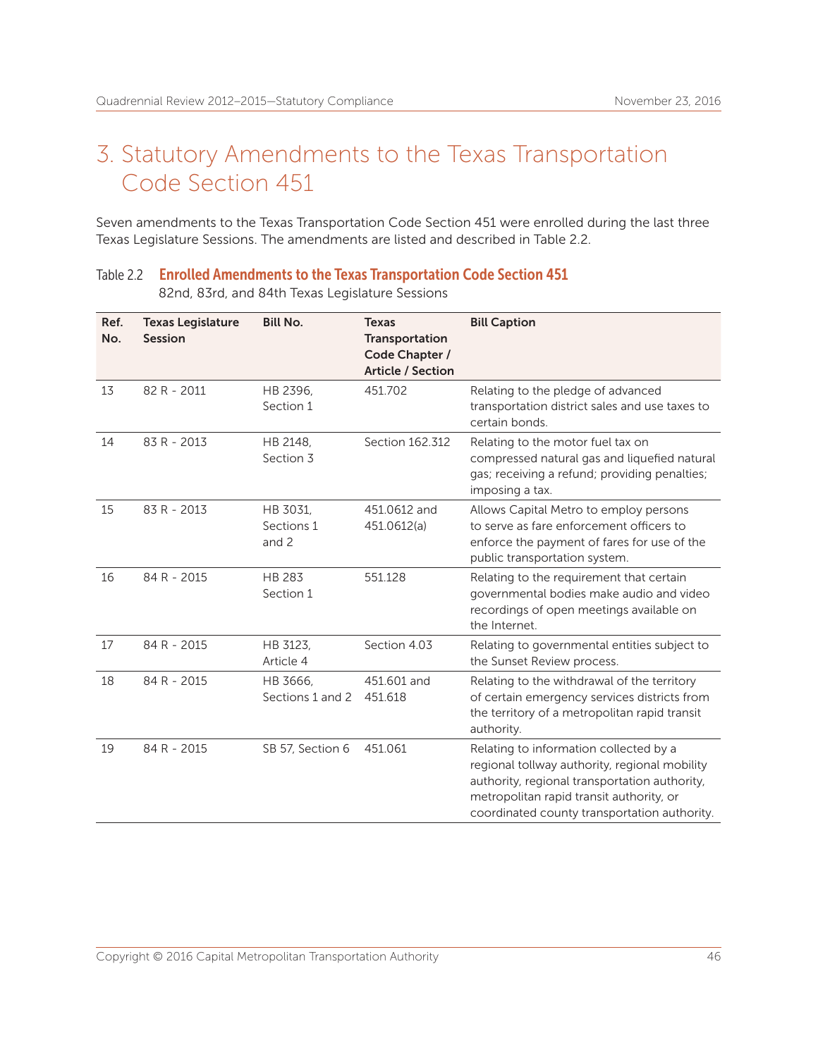# 3. Statutory Amendments to the Texas Transportation Code Section 451

Seven amendments to the Texas Transportation Code Section 451 were enrolled during the last three Texas Legislature Sessions. The amendments are listed and described in Table 2.2.

Table 2.2 **Enrolled Amendments to the Texas Transportation Code Section 451**
82nd, 83rd, and 84th Texas Legislature Sessions

| Ref. No. | Texas Legislature Session | Bill No. | Texas Transportation Code Chapter / Article / Section | Bill Caption |
|---|---|---|---|---|
| 13 | 82 R - 2011 | HB 2396, Section 1 | 451.702 | Relating to the pledge of advanced transportation district sales and use taxes to certain bonds. |
| 14 | 83 R - 2013 | HB 2148, Section 3 | Section 162.312 | Relating to the motor fuel tax on compressed natural gas and liquefied natural gas; receiving a refund; providing penalties; imposing a tax. |
| 15 | 83 R - 2013 | HB 3031, Sections 1 and 2 | 451.0612 and 451.0612(a) | Allows Capital Metro to employ persons to serve as fare enforcement officers to enforce the payment of fares for use of the public transportation system. |
| 16 | 84 R - 2015 | HB 283 Section 1 | 551.128 | Relating to the requirement that certain governmental bodies make audio and video recordings of open meetings available on the Internet. |
| 17 | 84 R - 2015 | HB 3123, Article 4 | Section 4.03 | Relating to governmental entities subject to the Sunset Review process. |
| 18 | 84 R - 2015 | HB 3666, Sections 1 and 2 | 451.601 and 451.618 | Relating to the withdrawal of the territory of certain emergency services districts from the territory of a metropolitan rapid transit authority. |
| 19 | 84 R - 2015 | SB 57, Section 6 | 451.061 | Relating to information collected by a regional tollway authority, regional mobility authority, regional transportation authority, metropolitan rapid transit authority, or coordinated county transportation authority. |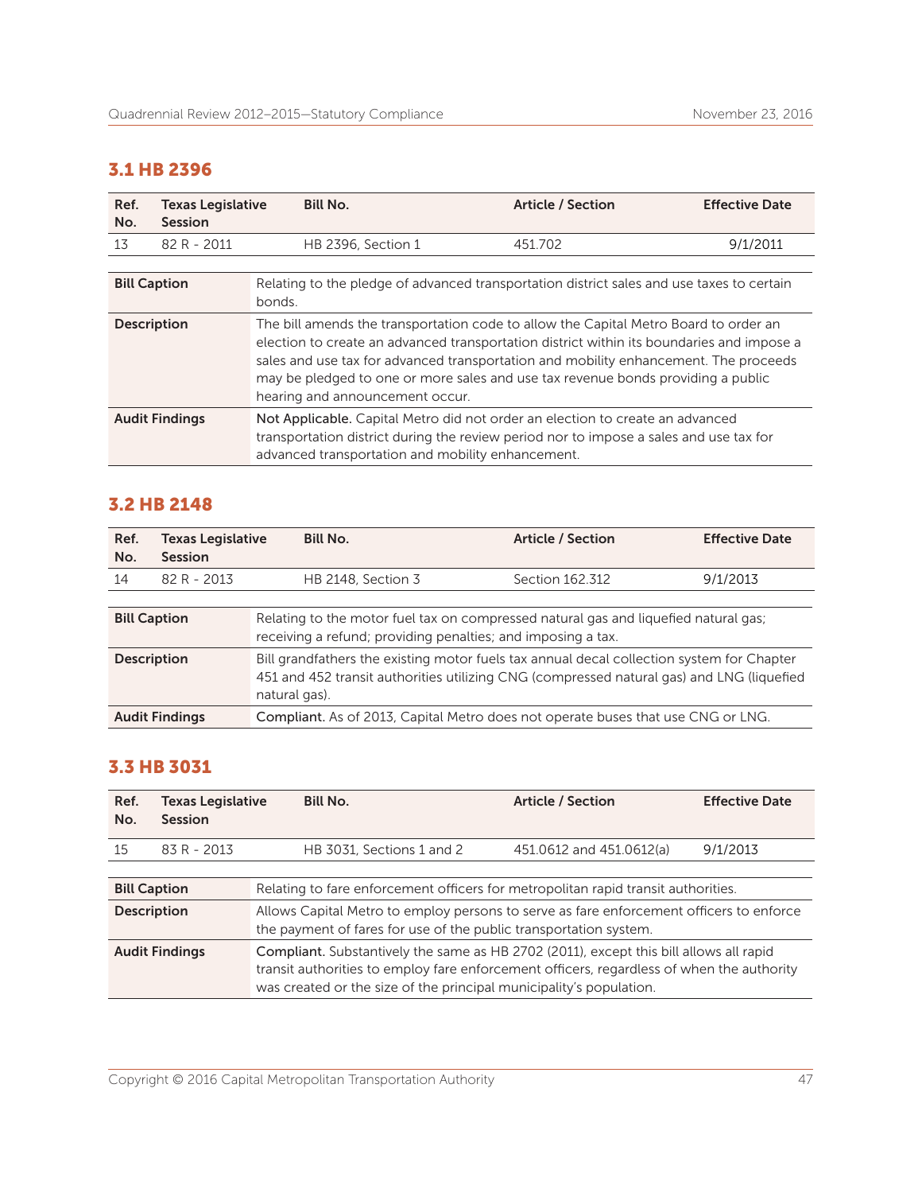## 3.1 HB 2396

| Ref. No. | Texas Legislative Session | Bill No. | Article / Section | Effective Date |
|---|---|---|---|---|
| 13 | 82 R - 2011 | HB 2396, Section 1 | 451.702 | 9/1/2011 |

| | |
|---|---|
| **Bill Caption** | Relating to the pledge of advanced transportation district sales and use taxes to certain bonds. |
| **Description** | The bill amends the transportation code to allow the Capital Metro Board to order an election to create an advanced transportation district within its boundaries and impose a sales and use tax for advanced transportation and mobility enhancement. The proceeds may be pledged to one or more sales and use tax revenue bonds providing a public hearing and announcement occur. |
| **Audit Findings** | **Not Applicable.** Capital Metro did not order an election to create an advanced transportation district during the review period nor to impose a sales and use tax for advanced transportation and mobility enhancement. |

## 3.2 HB 2148

| Ref. No. | Texas Legislative Session | Bill No. | Article / Section | Effective Date |
|---|---|---|---|---|
| 14 | 82 R - 2013 | HB 2148, Section 3 | Section 162.312 | 9/1/2013 |

| | |
|---|---|
| **Bill Caption** | Relating to the motor fuel tax on compressed natural gas and liquefied natural gas; receiving a refund; providing penalties; and imposing a tax. |
| **Description** | Bill grandfathers the existing motor fuels tax annual decal collection system for Chapter 451 and 452 transit authorities utilizing CNG (compressed natural gas) and LNG (liquefied natural gas). |
| **Audit Findings** | **Compliant.** As of 2013, Capital Metro does not operate buses that use CNG or LNG. |

## 3.3 HB 3031

| Ref. No. | Texas Legislative Session | Bill No. | Article / Section | Effective Date |
|---|---|---|---|---|
| 15 | 83 R - 2013 | HB 3031, Sections 1 and 2 | 451.0612 and 451.0612(a) | 9/1/2013 |

| | |
|---|---|
| **Bill Caption** | Relating to fare enforcement officers for metropolitan rapid transit authorities. |
| **Description** | Allows Capital Metro to employ persons to serve as fare enforcement officers to enforce the payment of fares for use of the public transportation system. |
| **Audit Findings** | **Compliant.** Substantively the same as HB 2702 (2011), except this bill allows all rapid transit authorities to employ fare enforcement officers, regardless of when the authority was created or the size of the principal municipality's population. |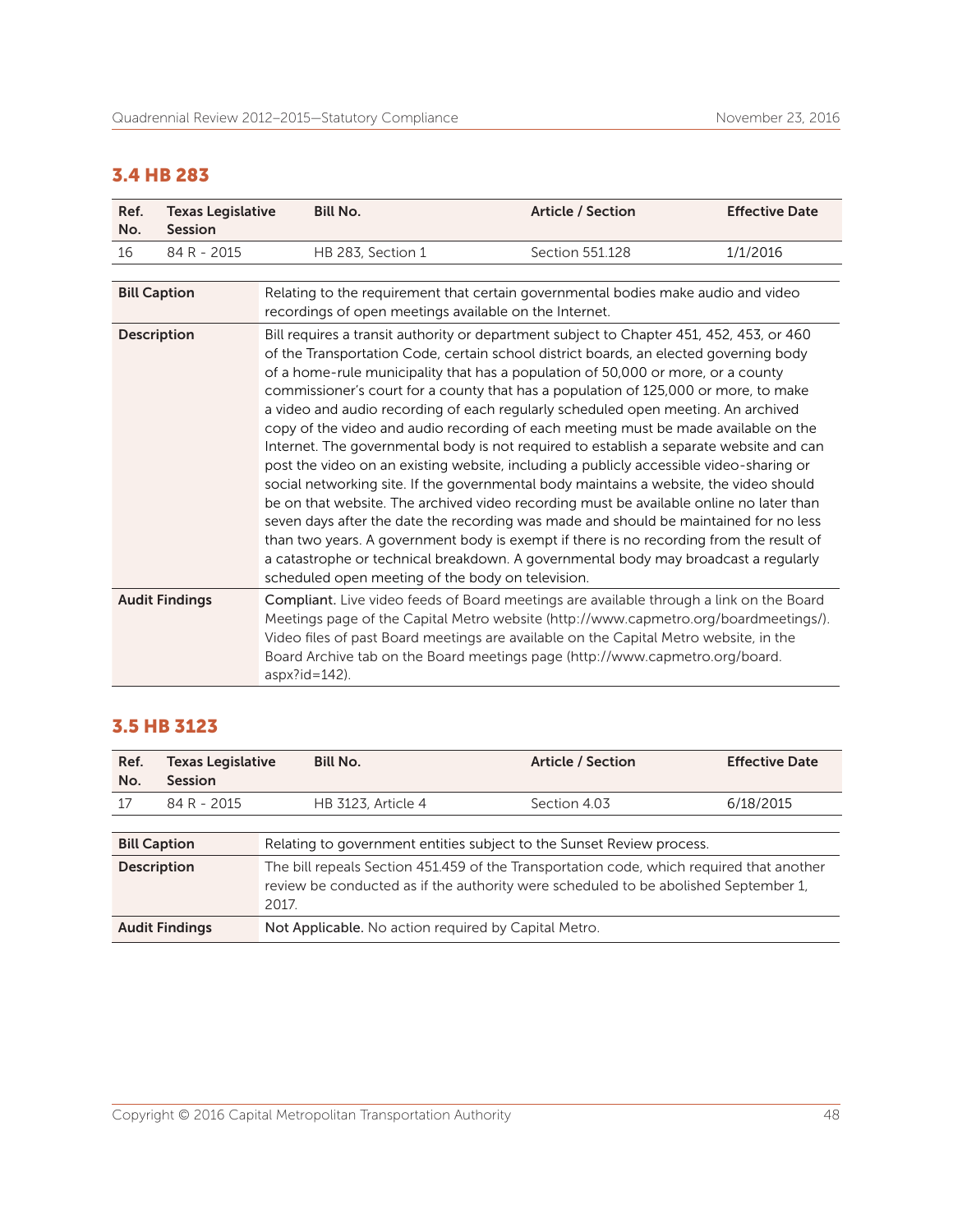### 3.4 HB 283

| Ref. No. | Texas Legislative Session | Bill No. | Article / Section | Effective Date |
|---|---|---|---|---|
| 16 | 84 R - 2015 | HB 283, Section 1 | Section 551.128 | 1/1/2016 |

| | |
|---|---|
| **Bill Caption** | Relating to the requirement that certain governmental bodies make audio and video recordings of open meetings available on the Internet. |
| **Description** | Bill requires a transit authority or department subject to Chapter 451, 452, 453, or 460 of the Transportation Code, certain school district boards, an elected governing body of a home-rule municipality that has a population of 50,000 or more, or a county commissioner's court for a county that has a population of 125,000 or more, to make a video and audio recording of each regularly scheduled open meeting. An archived copy of the video and audio recording of each meeting must be made available on the Internet. The governmental body is not required to establish a separate website and can post the video on an existing website, including a publicly accessible video-sharing or social networking site. If the governmental body maintains a website, the video should be on that website. The archived video recording must be available online no later than seven days after the date the recording was made and should be maintained for no less than two years. A government body is exempt if there is no recording from the result of a catastrophe or technical breakdown. A governmental body may broadcast a regularly scheduled open meeting of the body on television. |
| **Audit Findings** | **Compliant.** Live video feeds of Board meetings are available through a link on the Board Meetings page of the Capital Metro website (http://www.capmetro.org/boardmeetings/). Video files of past Board meetings are available on the Capital Metro website, in the Board Archive tab on the Board meetings page (http://www.capmetro.org/board.aspx?id=142). |

### 3.5 HB 3123

| Ref. No. | Texas Legislative Session | Bill No. | Article / Section | Effective Date |
|---|---|---|---|---|
| 17 | 84 R - 2015 | HB 3123, Article 4 | Section 4.03 | 6/18/2015 |

| | |
|---|---|
| **Bill Caption** | Relating to government entities subject to the Sunset Review process. |
| **Description** | The bill repeals Section 451.459 of the Transportation code, which required that another review be conducted as if the authority were scheduled to be abolished September 1, 2017. |
| **Audit Findings** | **Not Applicable.** No action required by Capital Metro. |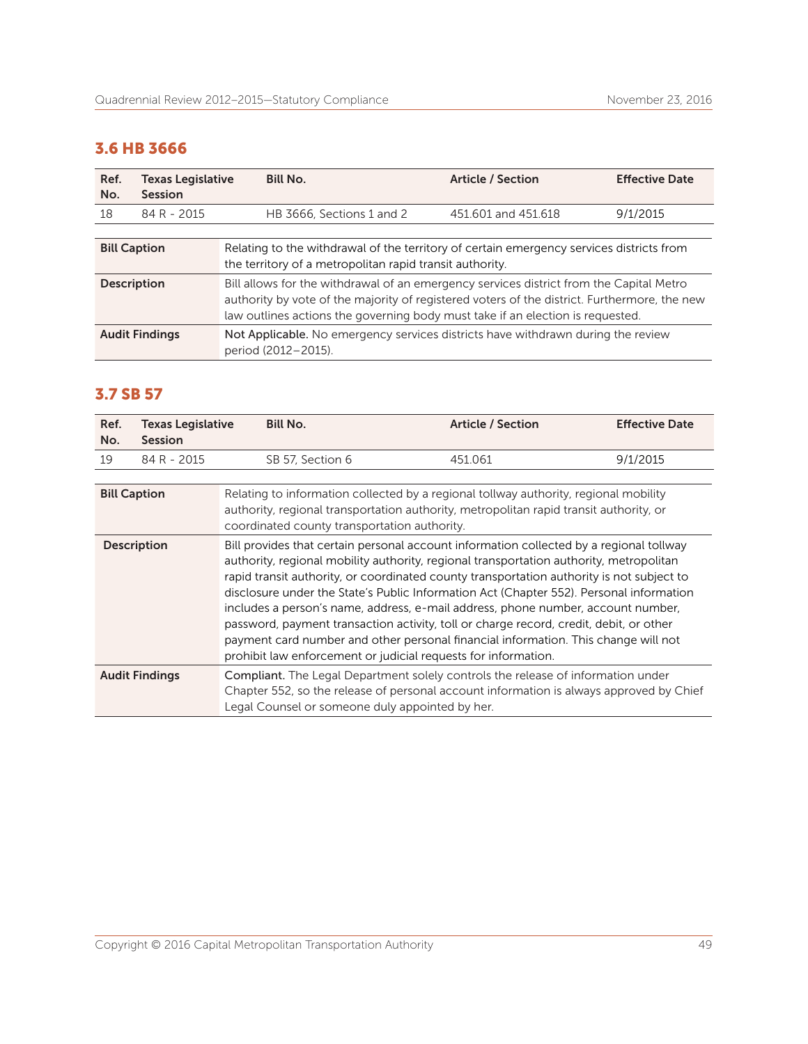### 3.6 HB 3666

| Ref. No. | Texas Legislative Session | Bill No. | Article / Section | Effective Date |
|---|---|---|---|---|
| 18 | 84 R - 2015 | HB 3666, Sections 1 and 2 | 451.601 and 451.618 | 9/1/2015 |

| | |
|---|---|
| **Bill Caption** | Relating to the withdrawal of the territory of certain emergency services districts from the territory of a metropolitan rapid transit authority. |
| **Description** | Bill allows for the withdrawal of an emergency services district from the Capital Metro authority by vote of the majority of registered voters of the district. Furthermore, the new law outlines actions the governing body must take if an election is requested. |
| **Audit Findings** | **Not Applicable.** No emergency services districts have withdrawn during the review period (2012–2015). |

### 3.7 SB 57

| Ref. No. | Texas Legislative Session | Bill No. | Article / Section | Effective Date |
|---|---|---|---|---|
| 19 | 84 R - 2015 | SB 57, Section 6 | 451.061 | 9/1/2015 |

| | |
|---|---|
| **Bill Caption** | Relating to information collected by a regional tollway authority, regional mobility authority, regional transportation authority, metropolitan rapid transit authority, or coordinated county transportation authority. |
| **Description** | Bill provides that certain personal account information collected by a regional tollway authority, regional mobility authority, regional transportation authority, metropolitan rapid transit authority, or coordinated county transportation authority is not subject to disclosure under the State's Public Information Act (Chapter 552). Personal information includes a person's name, address, e-mail address, phone number, account number, password, payment transaction activity, toll or charge record, credit, debit, or other payment card number and other personal financial information. This change will not prohibit law enforcement or judicial requests for information. |
| **Audit Findings** | **Compliant.** The Legal Department solely controls the release of information under Chapter 552, so the release of personal account information is always approved by Chief Legal Counsel or someone duly appointed by her. |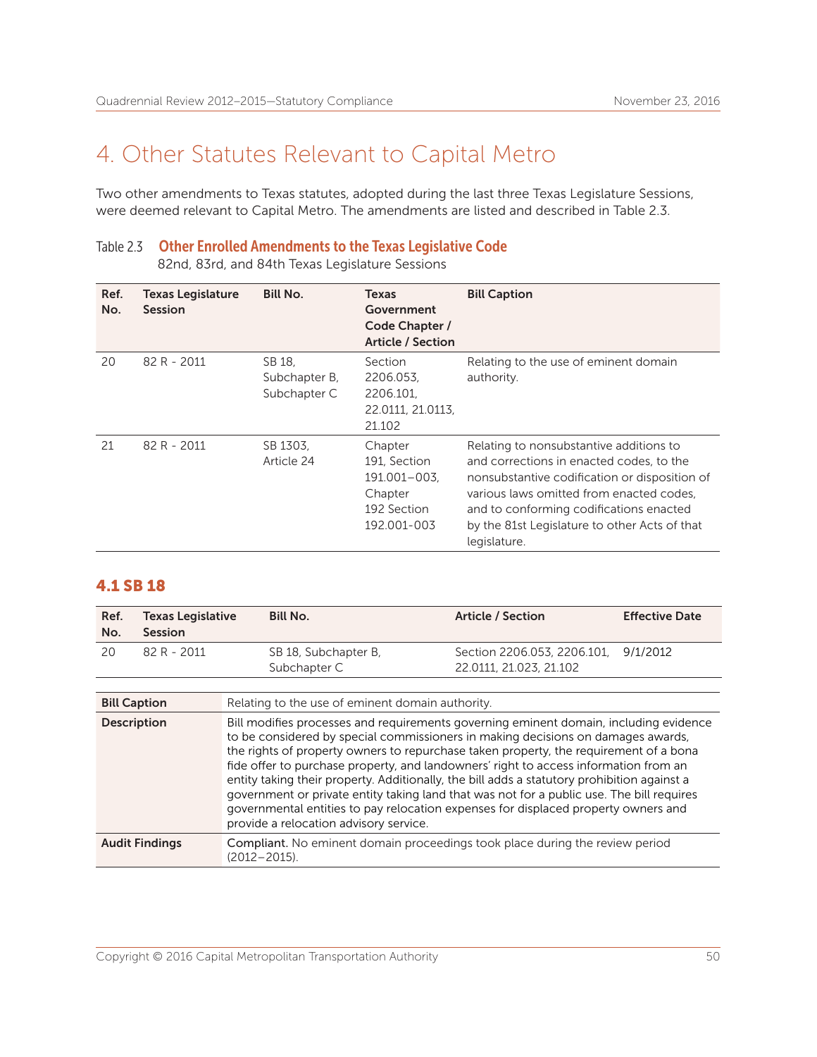# 4. Other Statutes Relevant to Capital Metro

Two other amendments to Texas statutes, adopted during the last three Texas Legislature Sessions, were deemed relevant to Capital Metro. The amendments are listed and described in Table 2.3.

Table 2.3 **Other Enrolled Amendments to the Texas Legislative Code**
82nd, 83rd, and 84th Texas Legislature Sessions

| Ref. No. | Texas Legislature Session | Bill No. | Texas Government Code Chapter / Article / Section | Bill Caption |
|---|---|---|---|---|
| 20 | 82 R - 2011 | SB 18, Subchapter B, Subchapter C | Section 2206.053, 2206.101, 22.0111, 21.0113, 21.102 | Relating to the use of eminent domain authority. |
| 21 | 82 R - 2011 | SB 1303, Article 24 | Chapter 191, Section 191.001–003, Chapter 192 Section 192.001-003 | Relating to nonsubstantive additions to and corrections in enacted codes, to the nonsubstantive codification or disposition of various laws omitted from enacted codes, and to conforming codifications enacted by the 81st Legislature to other Acts of that legislature. |

## 4.1 SB 18

| Ref. No. | Texas Legislative Session | Bill No. | Article / Section | Effective Date |
|---|---|---|---|---|
| 20 | 82 R - 2011 | SB 18, Subchapter B, Subchapter C | Section 2206.053, 2206.101, 22.0111, 21.023, 21.102 | 9/1/2012 |

| | |
|---|---|
| **Bill Caption** | Relating to the use of eminent domain authority. |
| **Description** | Bill modifies processes and requirements governing eminent domain, including evidence to be considered by special commissioners in making decisions on damages awards, the rights of property owners to repurchase taken property, the requirement of a bona fide offer to purchase property, and landowners' right to access information from an entity taking their property. Additionally, the bill adds a statutory prohibition against a government or private entity taking land that was not for a public use. The bill requires governmental entities to pay relocation expenses for displaced property owners and provide a relocation advisory service. |
| **Audit Findings** | **Compliant.** No eminent domain proceedings took place during the review period (2012–2015). |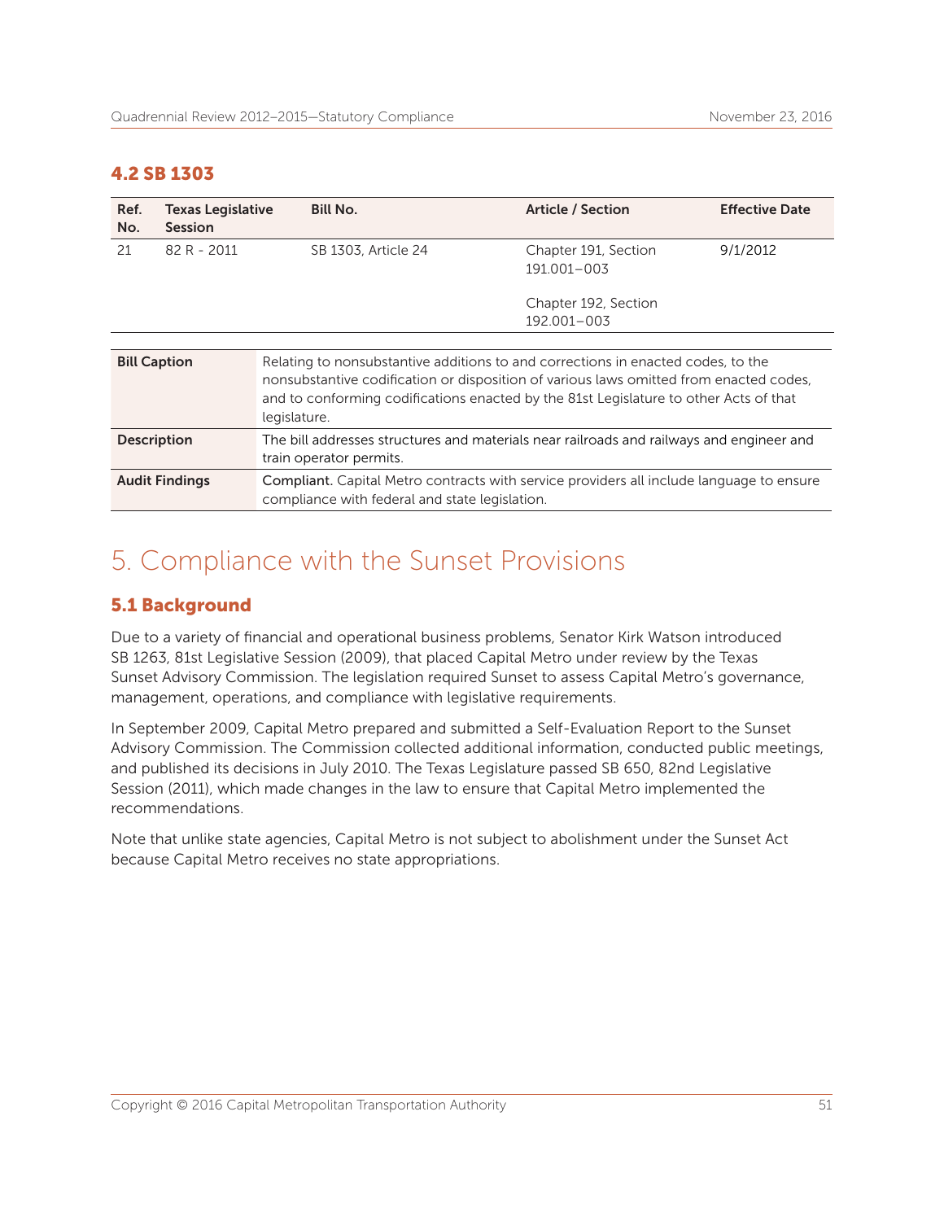### 4.2 SB 1303

| Ref. No. | Texas Legislative Session | Bill No. | Article / Section | Effective Date |
|---|---|---|---|---|
| 21 | 82 R - 2011 | SB 1303, Article 24 | Chapter 191, Section 191.001–003<br><br>Chapter 192, Section 192.001–003 | 9/1/2012 |

| | |
|---|---|
| **Bill Caption** | Relating to nonsubstantive additions to and corrections in enacted codes, to the nonsubstantive codification or disposition of various laws omitted from enacted codes, and to conforming codifications enacted by the 81st Legislature to other Acts of that legislature. |
| **Description** | The bill addresses structures and materials near railroads and railways and engineer and train operator permits. |
| **Audit Findings** | **Compliant.** Capital Metro contracts with service providers all include language to ensure compliance with federal and state legislation. |

# 5. Compliance with the Sunset Provisions

### 5.1 Background

Due to a variety of financial and operational business problems, Senator Kirk Watson introduced SB 1263, 81st Legislative Session (2009), that placed Capital Metro under review by the Texas Sunset Advisory Commission. The legislation required Sunset to assess Capital Metro's governance, management, operations, and compliance with legislative requirements.

In September 2009, Capital Metro prepared and submitted a Self-Evaluation Report to the Sunset Advisory Commission. The Commission collected additional information, conducted public meetings, and published its decisions in July 2010. The Texas Legislature passed SB 650, 82nd Legislative Session (2011), which made changes in the law to ensure that Capital Metro implemented the recommendations.

Note that unlike state agencies, Capital Metro is not subject to abolishment under the Sunset Act because Capital Metro receives no state appropriations.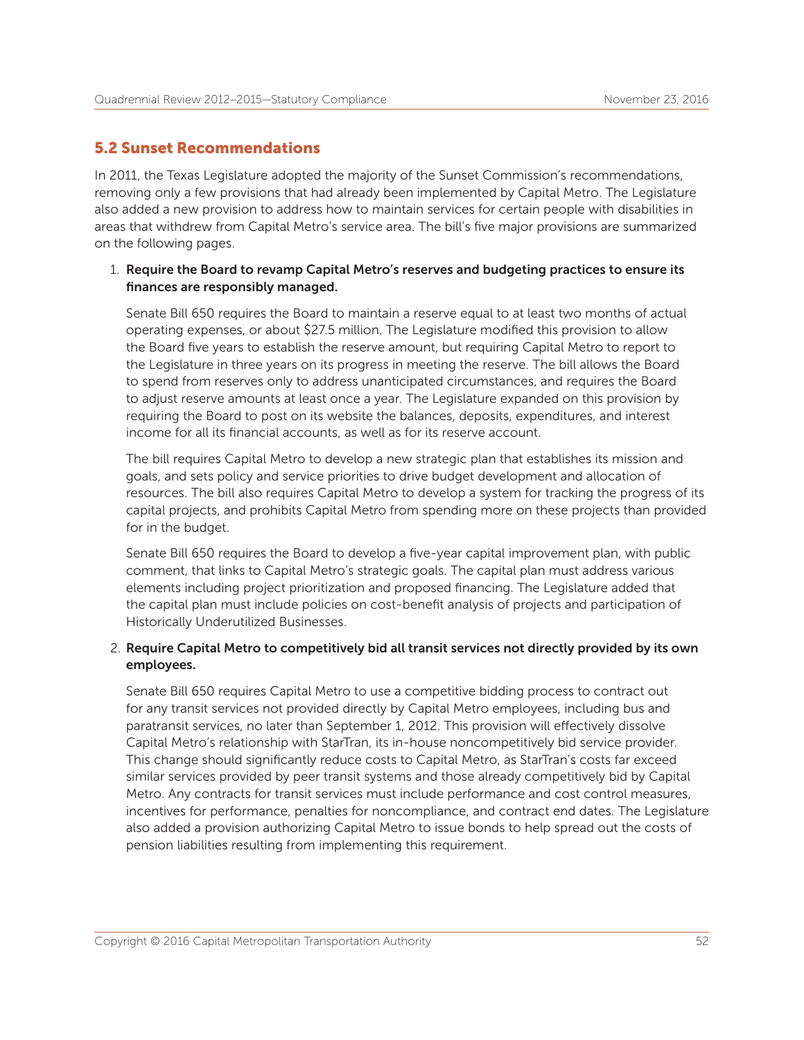## 5.2 Sunset Recommendations

In 2011, the Texas Legislature adopted the majority of the Sunset Commission's recommendations, removing only a few provisions that had already been implemented by Capital Metro. The Legislature also added a new provision to address how to maintain services for certain people with disabilities in areas that withdrew from Capital Metro's service area. The bill's five major provisions are summarized on the following pages.

1. **Require the Board to revamp Capital Metro's reserves and budgeting practices to ensure its finances are responsibly managed.**

   Senate Bill 650 requires the Board to maintain a reserve equal to at least two months of actual operating expenses, or about $27.5 million. The Legislature modified this provision to allow the Board five years to establish the reserve amount, but requiring Capital Metro to report to the Legislature in three years on its progress in meeting the reserve. The bill allows the Board to spend from reserves only to address unanticipated circumstances, and requires the Board to adjust reserve amounts at least once a year. The Legislature expanded on this provision by requiring the Board to post on its website the balances, deposits, expenditures, and interest income for all its financial accounts, as well as for its reserve account.

   The bill requires Capital Metro to develop a new strategic plan that establishes its mission and goals, and sets policy and service priorities to drive budget development and allocation of resources. The bill also requires Capital Metro to develop a system for tracking the progress of its capital projects, and prohibits Capital Metro from spending more on these projects than provided for in the budget.

   Senate Bill 650 requires the Board to develop a five-year capital improvement plan, with public comment, that links to Capital Metro's strategic goals. The capital plan must address various elements including project prioritization and proposed financing. The Legislature added that the capital plan must include policies on cost-benefit analysis of projects and participation of Historically Underutilized Businesses.

2. **Require Capital Metro to competitively bid all transit services not directly provided by its own employees.**

   Senate Bill 650 requires Capital Metro to use a competitive bidding process to contract out for any transit services not provided directly by Capital Metro employees, including bus and paratransit services, no later than September 1, 2012. This provision will effectively dissolve Capital Metro's relationship with StarTran, its in-house noncompetitively bid service provider. This change should significantly reduce costs to Capital Metro, as StarTran's costs far exceed similar services provided by peer transit systems and those already competitively bid by Capital Metro. Any contracts for transit services must include performance and cost control measures, incentives for performance, penalties for noncompliance, and contract end dates. The Legislature also added a provision authorizing Capital Metro to issue bonds to help spread out the costs of pension liabilities resulting from implementing this requirement.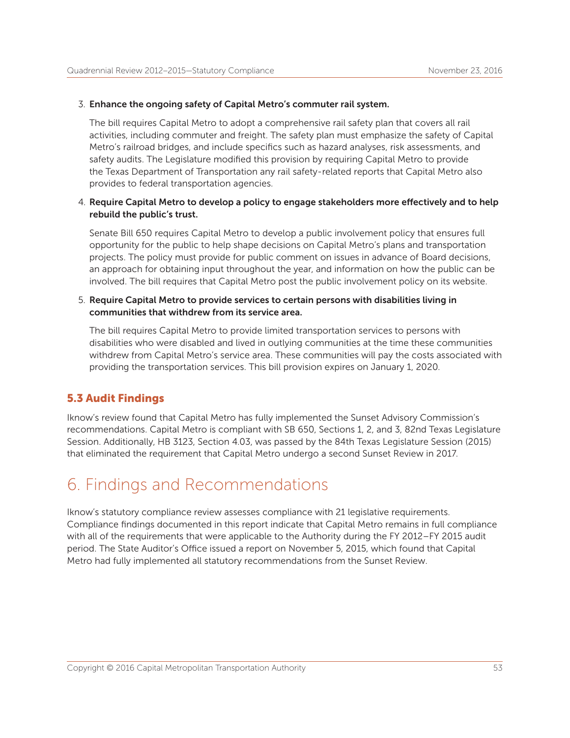3. **Enhance the ongoing safety of Capital Metro's commuter rail system.**

   The bill requires Capital Metro to adopt a comprehensive rail safety plan that covers all rail activities, including commuter and freight. The safety plan must emphasize the safety of Capital Metro's railroad bridges, and include specifics such as hazard analyses, risk assessments, and safety audits. The Legislature modified this provision by requiring Capital Metro to provide the Texas Department of Transportation any rail safety-related reports that Capital Metro also provides to federal transportation agencies.

4. **Require Capital Metro to develop a policy to engage stakeholders more effectively and to help rebuild the public's trust.**

   Senate Bill 650 requires Capital Metro to develop a public involvement policy that ensures full opportunity for the public to help shape decisions on Capital Metro's plans and transportation projects. The policy must provide for public comment on issues in advance of Board decisions, an approach for obtaining input throughout the year, and information on how the public can be involved. The bill requires that Capital Metro post the public involvement policy on its website.

5. **Require Capital Metro to provide services to certain persons with disabilities living in communities that withdrew from its service area.**

   The bill requires Capital Metro to provide limited transportation services to persons with disabilities who were disabled and lived in outlying communities at the time these communities withdrew from Capital Metro's service area. These communities will pay the costs associated with providing the transportation services. This bill provision expires on January 1, 2020.

### 5.3 Audit Findings

Iknow's review found that Capital Metro has fully implemented the Sunset Advisory Commission's recommendations. Capital Metro is compliant with SB 650, Sections 1, 2, and 3, 82nd Texas Legislature Session. Additionally, HB 3123, Section 4.03, was passed by the 84th Texas Legislature Session (2015) that eliminated the requirement that Capital Metro undergo a second Sunset Review in 2017.

# 6. Findings and Recommendations

Iknow's statutory compliance review assesses compliance with 21 legislative requirements. Compliance findings documented in this report indicate that Capital Metro remains in full compliance with all of the requirements that were applicable to the Authority during the FY 2012–FY 2015 audit period. The State Auditor's Office issued a report on November 5, 2015, which found that Capital Metro had fully implemented all statutory recommendations from the Sunset Review.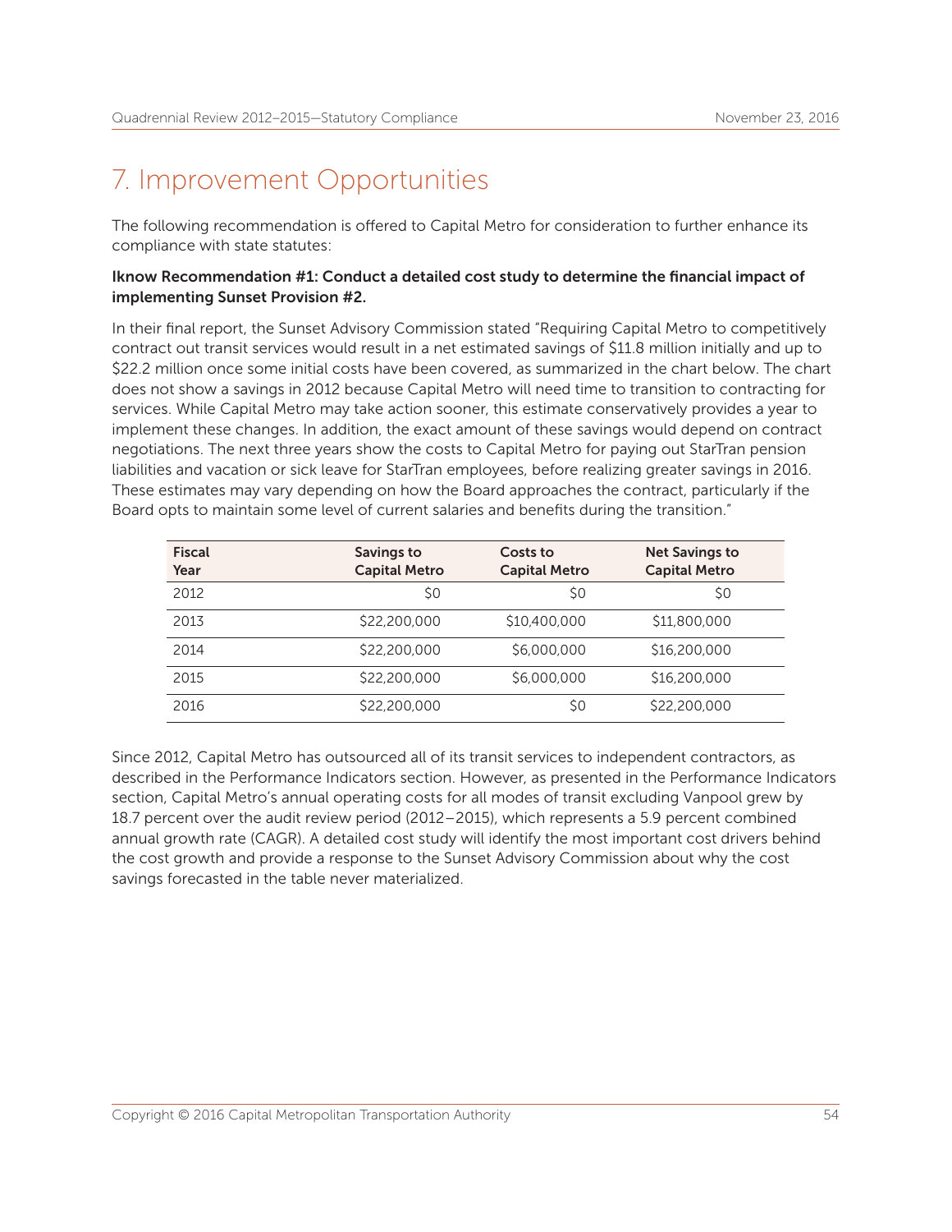# 7. Improvement Opportunities

The following recommendation is offered to Capital Metro for consideration to further enhance its compliance with state statutes:

**Iknow Recommendation #1: Conduct a detailed cost study to determine the financial impact of implementing Sunset Provision #2.**

In their final report, the Sunset Advisory Commission stated "Requiring Capital Metro to competitively contract out transit services would result in a net estimated savings of $11.8 million initially and up to $22.2 million once some initial costs have been covered, as summarized in the chart below. The chart does not show a savings in 2012 because Capital Metro will need time to transition to contracting for services. While Capital Metro may take action sooner, this estimate conservatively provides a year to implement these changes. In addition, the exact amount of these savings would depend on contract negotiations. The next three years show the costs to Capital Metro for paying out StarTran pension liabilities and vacation or sick leave for StarTran employees, before realizing greater savings in 2016. These estimates may vary depending on how the Board approaches the contract, particularly if the Board opts to maintain some level of current salaries and benefits during the transition."

| Fiscal Year | Savings to Capital Metro | Costs to Capital Metro | Net Savings to Capital Metro |
|---|---|---|---|
| 2012 | $0 | $0 | $0 |
| 2013 | $22,200,000 | $10,400,000 | $11,800,000 |
| 2014 | $22,200,000 | $6,000,000 | $16,200,000 |
| 2015 | $22,200,000 | $6,000,000 | $16,200,000 |
| 2016 | $22,200,000 | $0 | $22,200,000 |

Since 2012, Capital Metro has outsourced all of its transit services to independent contractors, as described in the Performance Indicators section. However, as presented in the Performance Indicators section, Capital Metro's annual operating costs for all modes of transit excluding Vanpool grew by 18.7 percent over the audit review period (2012–2015), which represents a 5.9 percent combined annual growth rate (CAGR). A detailed cost study will identify the most important cost drivers behind the cost growth and provide a response to the Sunset Advisory Commission about why the cost savings forecasted in the table never materialized.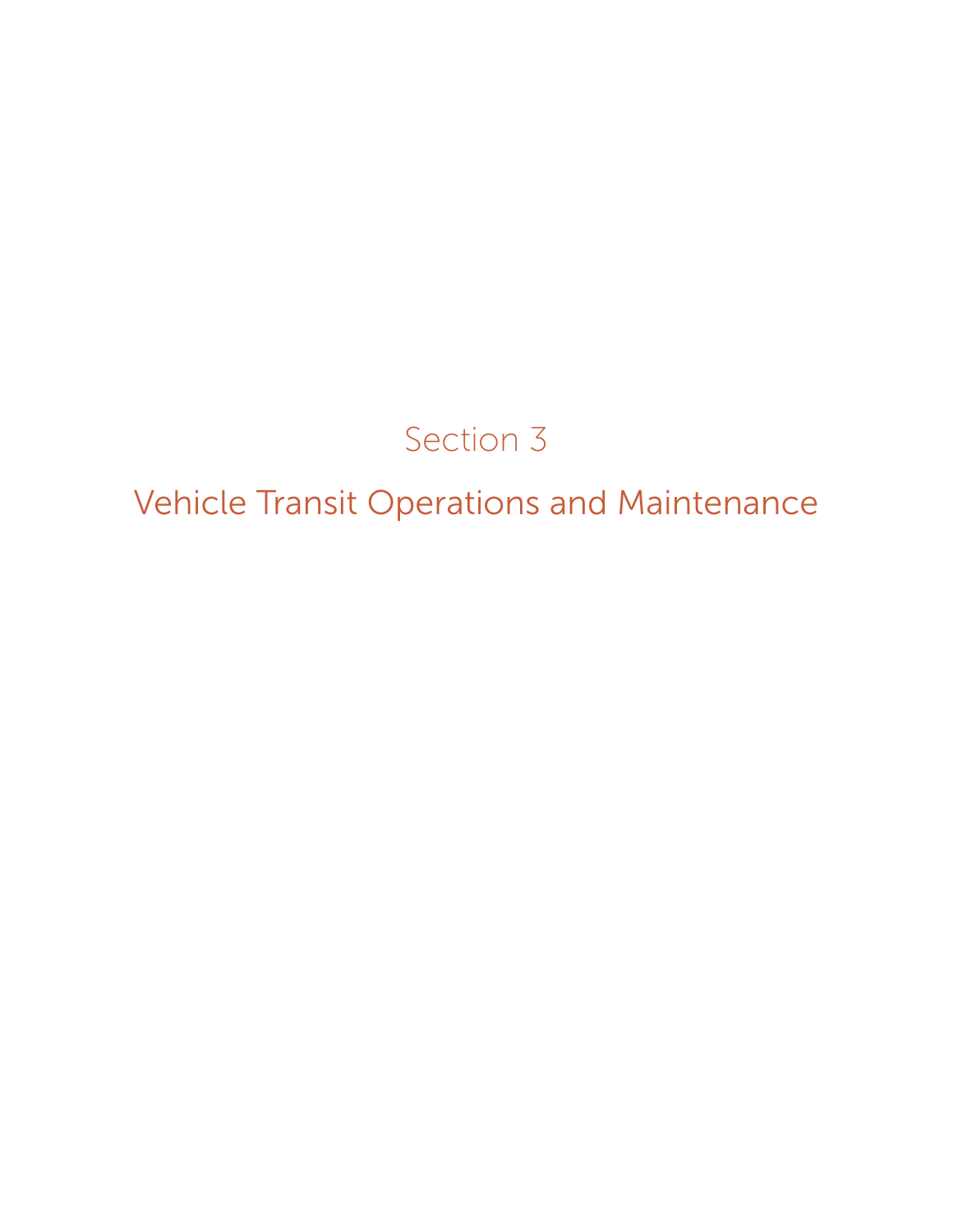# Section 3

# Vehicle Transit Operations and Maintenance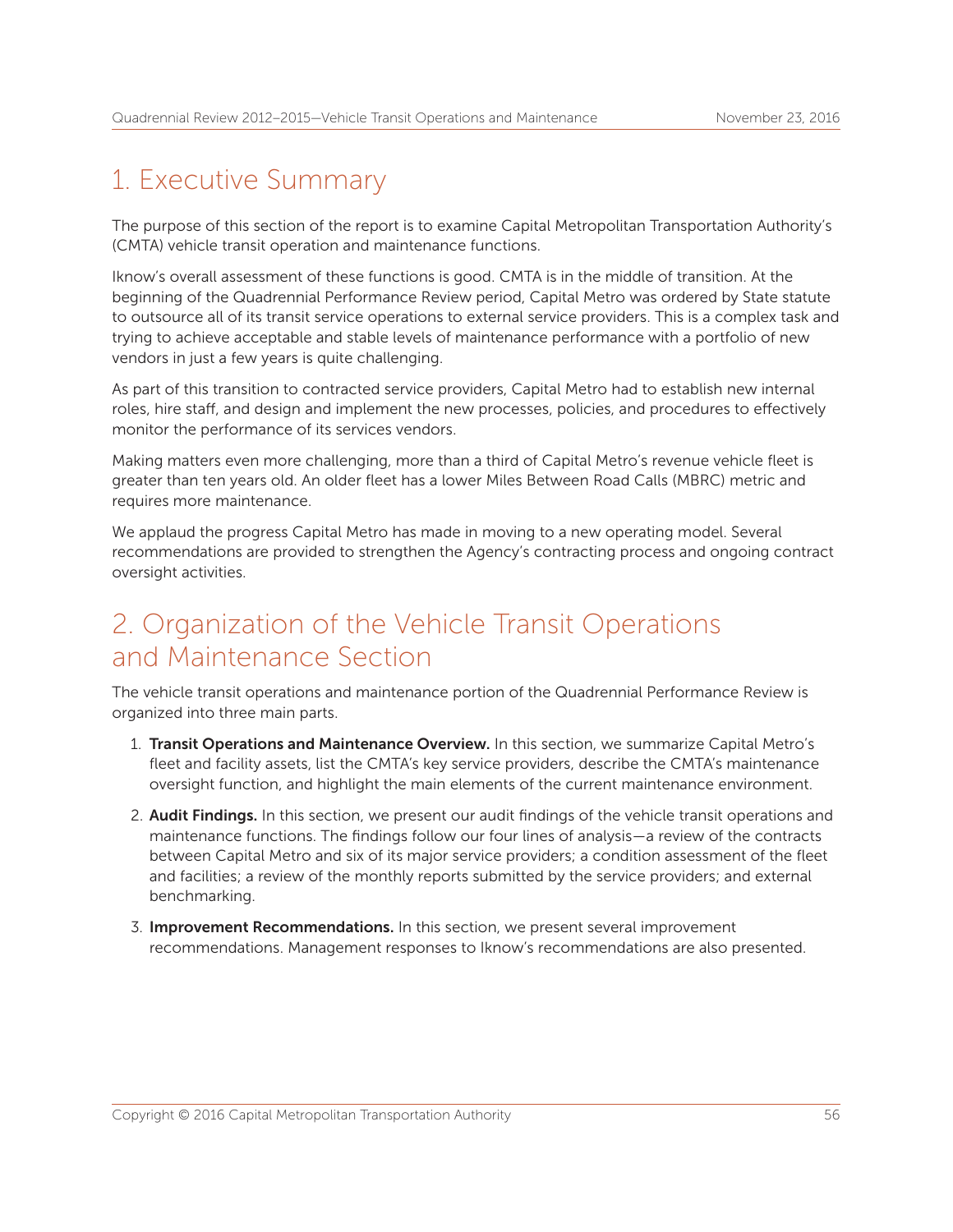# 1. Executive Summary

The purpose of this section of the report is to examine Capital Metropolitan Transportation Authority's (CMTA) vehicle transit operation and maintenance functions.

Iknow's overall assessment of these functions is good. CMTA is in the middle of transition. At the beginning of the Quadrennial Performance Review period, Capital Metro was ordered by State statute to outsource all of its transit service operations to external service providers. This is a complex task and trying to achieve acceptable and stable levels of maintenance performance with a portfolio of new vendors in just a few years is quite challenging.

As part of this transition to contracted service providers, Capital Metro had to establish new internal roles, hire staff, and design and implement the new processes, policies, and procedures to effectively monitor the performance of its services vendors.

Making matters even more challenging, more than a third of Capital Metro's revenue vehicle fleet is greater than ten years old. An older fleet has a lower Miles Between Road Calls (MBRC) metric and requires more maintenance.

We applaud the progress Capital Metro has made in moving to a new operating model. Several recommendations are provided to strengthen the Agency's contracting process and ongoing contract oversight activities.

# 2. Organization of the Vehicle Transit Operations and Maintenance Section

The vehicle transit operations and maintenance portion of the Quadrennial Performance Review is organized into three main parts.

1. **Transit Operations and Maintenance Overview.** In this section, we summarize Capital Metro's fleet and facility assets, list the CMTA's key service providers, describe the CMTA's maintenance oversight function, and highlight the main elements of the current maintenance environment.
2. **Audit Findings.** In this section, we present our audit findings of the vehicle transit operations and maintenance functions. The findings follow our four lines of analysis—a review of the contracts between Capital Metro and six of its major service providers; a condition assessment of the fleet and facilities; a review of the monthly reports submitted by the service providers; and external benchmarking.
3. **Improvement Recommendations.** In this section, we present several improvement recommendations. Management responses to Iknow's recommendations are also presented.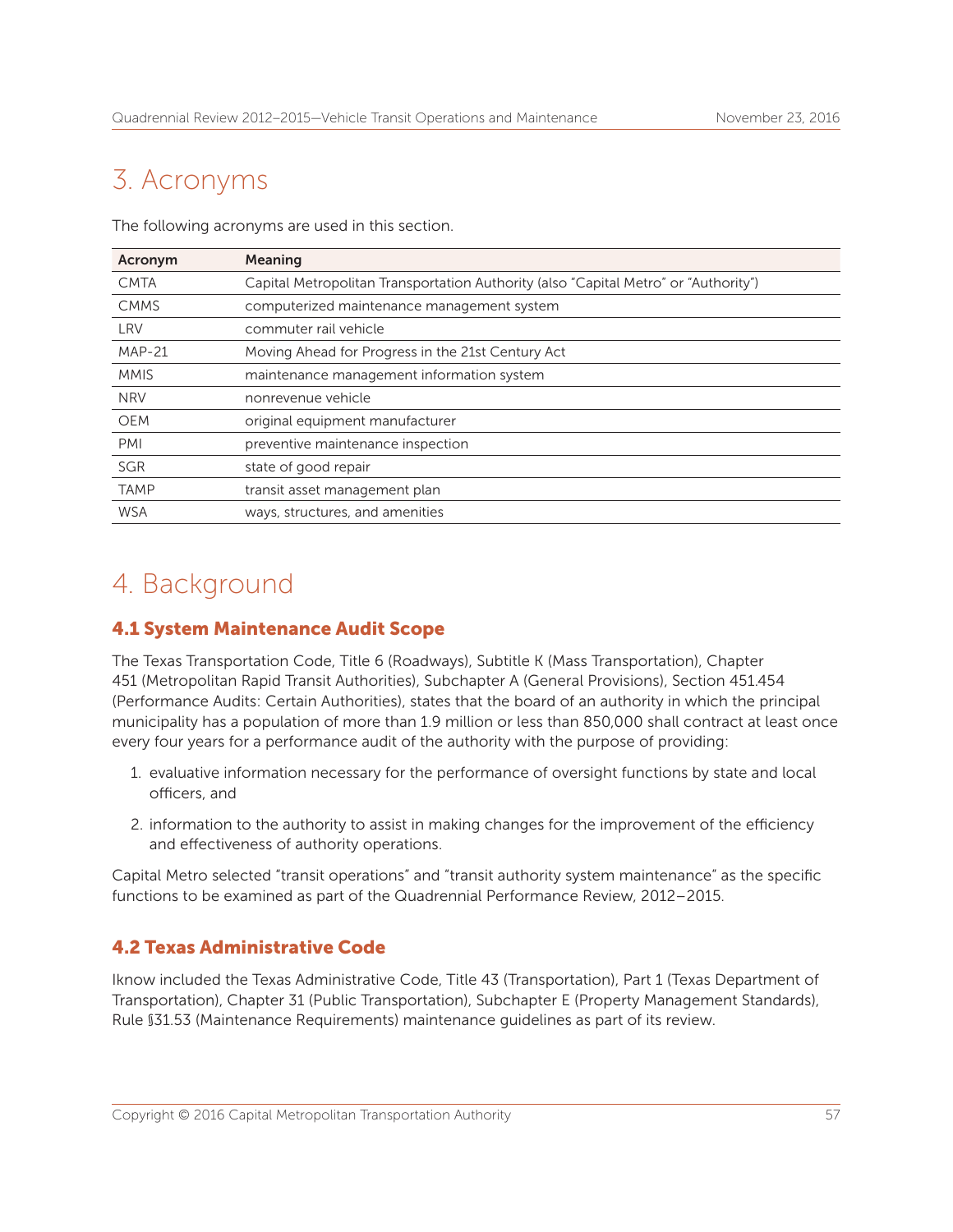# 3. Acronyms

The following acronyms are used in this section.

| Acronym | Meaning |
|---|---|
| CMTA | Capital Metropolitan Transportation Authority (also "Capital Metro" or "Authority") |
| CMMS | computerized maintenance management system |
| LRV | commuter rail vehicle |
| MAP-21 | Moving Ahead for Progress in the 21st Century Act |
| MMIS | maintenance management information system |
| NRV | nonrevenue vehicle |
| OEM | original equipment manufacturer |
| PMI | preventive maintenance inspection |
| SGR | state of good repair |
| TAMP | transit asset management plan |
| WSA | ways, structures, and amenities |

# 4. Background

## 4.1 System Maintenance Audit Scope

The Texas Transportation Code, Title 6 (Roadways), Subtitle K (Mass Transportation), Chapter 451 (Metropolitan Rapid Transit Authorities), Subchapter A (General Provisions), Section 451.454 (Performance Audits: Certain Authorities), states that the board of an authority in which the principal municipality has a population of more than 1.9 million or less than 850,000 shall contract at least once every four years for a performance audit of the authority with the purpose of providing:

1. evaluative information necessary for the performance of oversight functions by state and local officers, and
2. information to the authority to assist in making changes for the improvement of the efficiency and effectiveness of authority operations.

Capital Metro selected "transit operations" and "transit authority system maintenance" as the specific functions to be examined as part of the Quadrennial Performance Review, 2012–2015.

## 4.2 Texas Administrative Code

Iknow included the Texas Administrative Code, Title 43 (Transportation), Part 1 (Texas Department of Transportation), Chapter 31 (Public Transportation), Subchapter E (Property Management Standards), Rule §31.53 (Maintenance Requirements) maintenance guidelines as part of its review.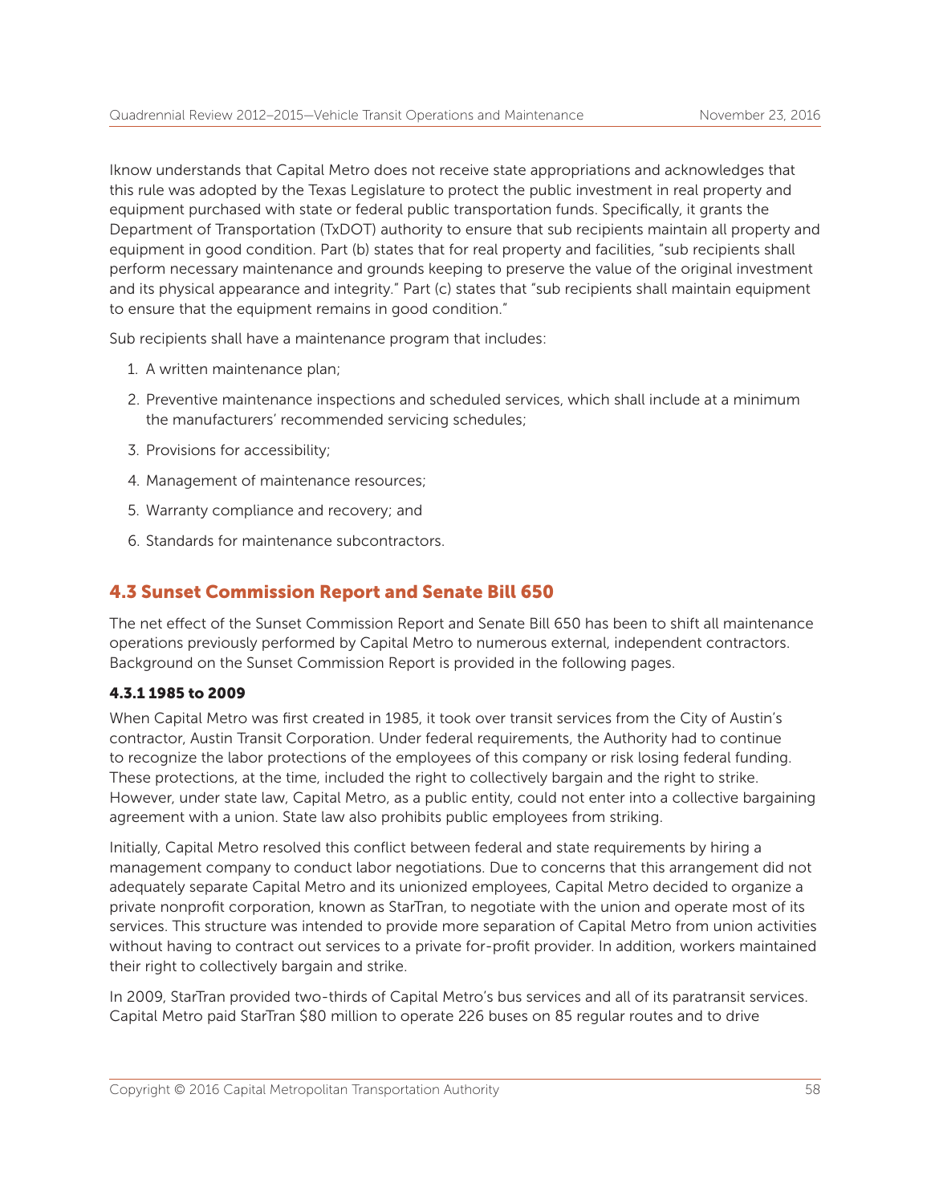Iknow understands that Capital Metro does not receive state appropriations and acknowledges that this rule was adopted by the Texas Legislature to protect the public investment in real property and equipment purchased with state or federal public transportation funds. Specifically, it grants the Department of Transportation (TxDOT) authority to ensure that sub recipients maintain all property and equipment in good condition. Part (b) states that for real property and facilities, "sub recipients shall perform necessary maintenance and grounds keeping to preserve the value of the original investment and its physical appearance and integrity." Part (c) states that "sub recipients shall maintain equipment to ensure that the equipment remains in good condition."

Sub recipients shall have a maintenance program that includes:

1. A written maintenance plan;
2. Preventive maintenance inspections and scheduled services, which shall include at a minimum the manufacturers' recommended servicing schedules;
3. Provisions for accessibility;
4. Management of maintenance resources;
5. Warranty compliance and recovery; and
6. Standards for maintenance subcontractors.

## 4.3 Sunset Commission Report and Senate Bill 650

The net effect of the Sunset Commission Report and Senate Bill 650 has been to shift all maintenance operations previously performed by Capital Metro to numerous external, independent contractors. Background on the Sunset Commission Report is provided in the following pages.

### 4.3.1 1985 to 2009

When Capital Metro was first created in 1985, it took over transit services from the City of Austin's contractor, Austin Transit Corporation. Under federal requirements, the Authority had to continue to recognize the labor protections of the employees of this company or risk losing federal funding. These protections, at the time, included the right to collectively bargain and the right to strike. However, under state law, Capital Metro, as a public entity, could not enter into a collective bargaining agreement with a union. State law also prohibits public employees from striking.

Initially, Capital Metro resolved this conflict between federal and state requirements by hiring a management company to conduct labor negotiations. Due to concerns that this arrangement did not adequately separate Capital Metro and its unionized employees, Capital Metro decided to organize a private nonprofit corporation, known as StarTran, to negotiate with the union and operate most of its services. This structure was intended to provide more separation of Capital Metro from union activities without having to contract out services to a private for-profit provider. In addition, workers maintained their right to collectively bargain and strike.

In 2009, StarTran provided two-thirds of Capital Metro's bus services and all of its paratransit services. Capital Metro paid StarTran $80 million to operate 226 buses on 85 regular routes and to drive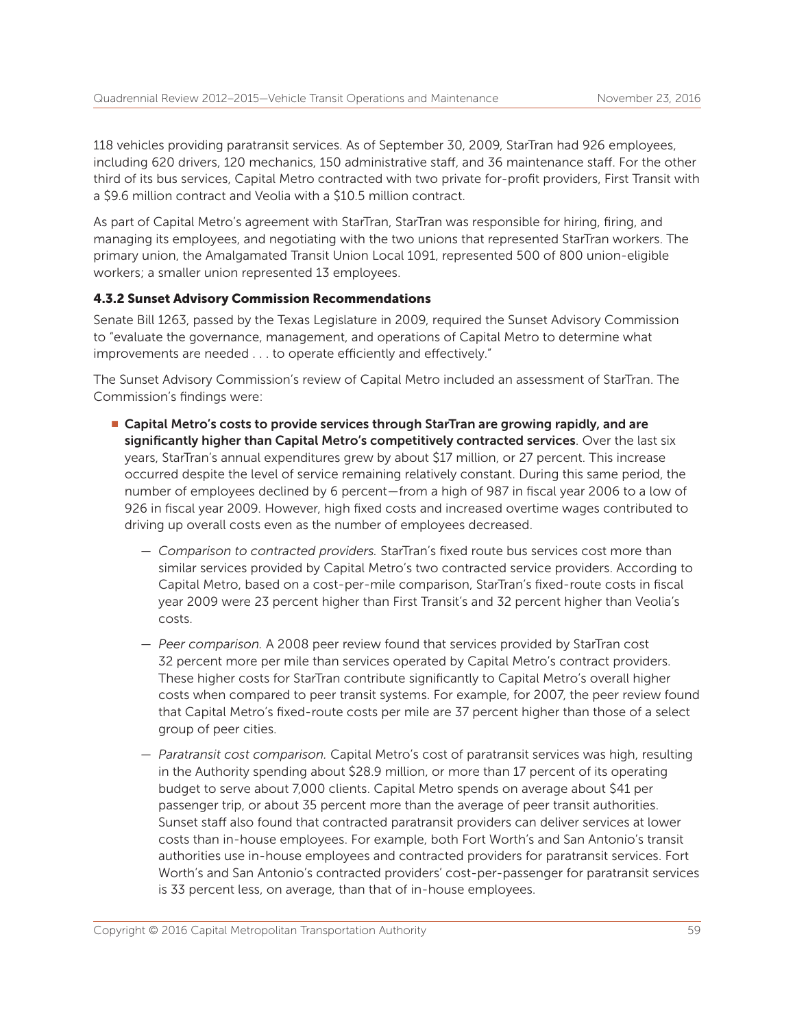118 vehicles providing paratransit services. As of September 30, 2009, StarTran had 926 employees, including 620 drivers, 120 mechanics, 150 administrative staff, and 36 maintenance staff. For the other third of its bus services, Capital Metro contracted with two private for-profit providers, First Transit with a $9.6 million contract and Veolia with a $10.5 million contract.

As part of Capital Metro's agreement with StarTran, StarTran was responsible for hiring, firing, and managing its employees, and negotiating with the two unions that represented StarTran workers. The primary union, the Amalgamated Transit Union Local 1091, represented 500 of 800 union-eligible workers; a smaller union represented 13 employees.

### 4.3.2 Sunset Advisory Commission Recommendations

Senate Bill 1263, passed by the Texas Legislature in 2009, required the Sunset Advisory Commission to "evaluate the governance, management, and operations of Capital Metro to determine what improvements are needed . . . to operate efficiently and effectively."

The Sunset Advisory Commission's review of Capital Metro included an assessment of StarTran. The Commission's findings were:

- **Capital Metro's costs to provide services through StarTran are growing rapidly, and are significantly higher than Capital Metro's competitively contracted services**. Over the last six years, StarTran's annual expenditures grew by about $17 million, or 27 percent. This increase occurred despite the level of service remaining relatively constant. During this same period, the number of employees declined by 6 percent—from a high of 987 in fiscal year 2006 to a low of 926 in fiscal year 2009. However, high fixed costs and increased overtime wages contributed to driving up overall costs even as the number of employees decreased.
  - *Comparison to contracted providers.* StarTran's fixed route bus services cost more than similar services provided by Capital Metro's two contracted service providers. According to Capital Metro, based on a cost-per-mile comparison, StarTran's fixed-route costs in fiscal year 2009 were 23 percent higher than First Transit's and 32 percent higher than Veolia's costs.
  - *Peer comparison.* A 2008 peer review found that services provided by StarTran cost 32 percent more per mile than services operated by Capital Metro's contract providers. These higher costs for StarTran contribute significantly to Capital Metro's overall higher costs when compared to peer transit systems. For example, for 2007, the peer review found that Capital Metro's fixed-route costs per mile are 37 percent higher than those of a select group of peer cities.
  - *Paratransit cost comparison.* Capital Metro's cost of paratransit services was high, resulting in the Authority spending about $28.9 million, or more than 17 percent of its operating budget to serve about 7,000 clients. Capital Metro spends on average about $41 per passenger trip, or about 35 percent more than the average of peer transit authorities. Sunset staff also found that contracted paratransit providers can deliver services at lower costs than in-house employees. For example, both Fort Worth's and San Antonio's transit authorities use in-house employees and contracted providers for paratransit services. Fort Worth's and San Antonio's contracted providers' cost-per-passenger for paratransit services is 33 percent less, on average, than that of in-house employees.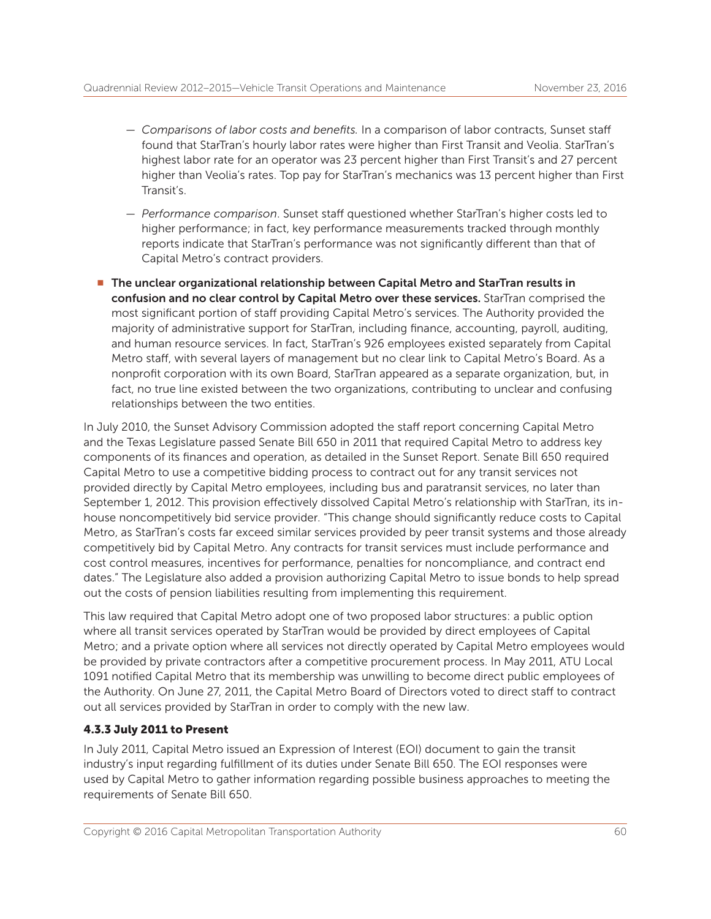- *Comparisons of labor costs and benefits.* In a comparison of labor contracts, Sunset staff found that StarTran's hourly labor rates were higher than First Transit and Veolia. StarTran's highest labor rate for an operator was 23 percent higher than First Transit's and 27 percent higher than Veolia's rates. Top pay for StarTran's mechanics was 13 percent higher than First Transit's.
  - *Performance comparison*. Sunset staff questioned whether StarTran's higher costs led to higher performance; in fact, key performance measurements tracked through monthly reports indicate that StarTran's performance was not significantly different than that of Capital Metro's contract providers.

- **The unclear organizational relationship between Capital Metro and StarTran results in confusion and no clear control by Capital Metro over these services.** StarTran comprised the most significant portion of staff providing Capital Metro's services. The Authority provided the majority of administrative support for StarTran, including finance, accounting, payroll, auditing, and human resource services. In fact, StarTran's 926 employees existed separately from Capital Metro staff, with several layers of management but no clear link to Capital Metro's Board. As a nonprofit corporation with its own Board, StarTran appeared as a separate organization, but, in fact, no true line existed between the two organizations, contributing to unclear and confusing relationships between the two entities.

In July 2010, the Sunset Advisory Commission adopted the staff report concerning Capital Metro and the Texas Legislature passed Senate Bill 650 in 2011 that required Capital Metro to address key components of its finances and operation, as detailed in the Sunset Report. Senate Bill 650 required Capital Metro to use a competitive bidding process to contract out for any transit services not provided directly by Capital Metro employees, including bus and paratransit services, no later than September 1, 2012. This provision effectively dissolved Capital Metro's relationship with StarTran, its in-house noncompetitively bid service provider. "This change should significantly reduce costs to Capital Metro, as StarTran's costs far exceed similar services provided by peer transit systems and those already competitively bid by Capital Metro. Any contracts for transit services must include performance and cost control measures, incentives for performance, penalties for noncompliance, and contract end dates." The Legislature also added a provision authorizing Capital Metro to issue bonds to help spread out the costs of pension liabilities resulting from implementing this requirement.

This law required that Capital Metro adopt one of two proposed labor structures: a public option where all transit services operated by StarTran would be provided by direct employees of Capital Metro; and a private option where all services not directly operated by Capital Metro employees would be provided by private contractors after a competitive procurement process. In May 2011, ATU Local 1091 notified Capital Metro that its membership was unwilling to become direct public employees of the Authority. On June 27, 2011, the Capital Metro Board of Directors voted to direct staff to contract out all services provided by StarTran in order to comply with the new law.

### 4.3.3 July 2011 to Present

In July 2011, Capital Metro issued an Expression of Interest (EOI) document to gain the transit industry's input regarding fulfillment of its duties under Senate Bill 650. The EOI responses were used by Capital Metro to gather information regarding possible business approaches to meeting the requirements of Senate Bill 650.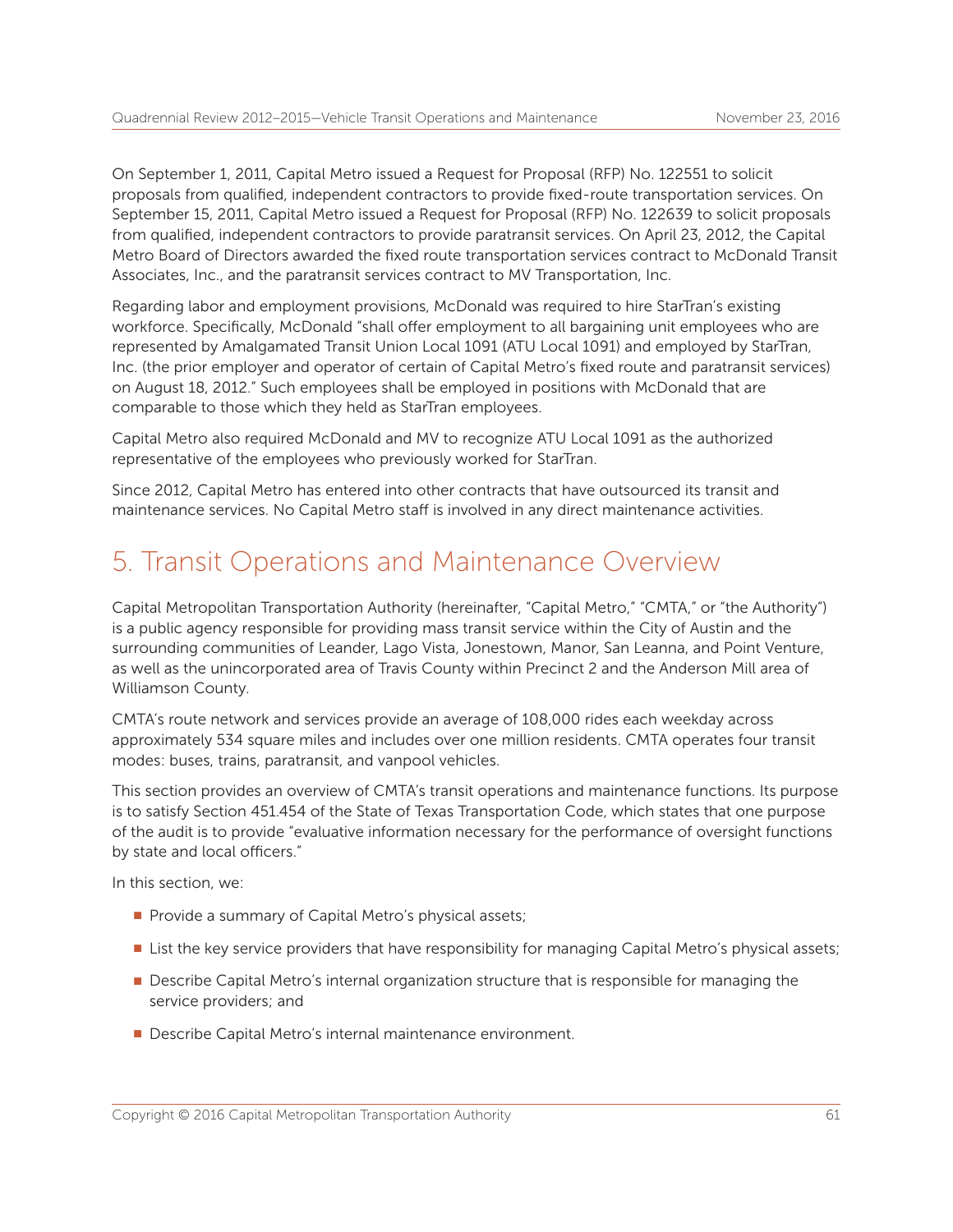On September 1, 2011, Capital Metro issued a Request for Proposal (RFP) No. 122551 to solicit proposals from qualified, independent contractors to provide fixed-route transportation services. On September 15, 2011, Capital Metro issued a Request for Proposal (RFP) No. 122639 to solicit proposals from qualified, independent contractors to provide paratransit services. On April 23, 2012, the Capital Metro Board of Directors awarded the fixed route transportation services contract to McDonald Transit Associates, Inc., and the paratransit services contract to MV Transportation, Inc.

Regarding labor and employment provisions, McDonald was required to hire StarTran's existing workforce. Specifically, McDonald "shall offer employment to all bargaining unit employees who are represented by Amalgamated Transit Union Local 1091 (ATU Local 1091) and employed by StarTran, Inc. (the prior employer and operator of certain of Capital Metro's fixed route and paratransit services) on August 18, 2012." Such employees shall be employed in positions with McDonald that are comparable to those which they held as StarTran employees.

Capital Metro also required McDonald and MV to recognize ATU Local 1091 as the authorized representative of the employees who previously worked for StarTran.

Since 2012, Capital Metro has entered into other contracts that have outsourced its transit and maintenance services. No Capital Metro staff is involved in any direct maintenance activities.

# 5. Transit Operations and Maintenance Overview

Capital Metropolitan Transportation Authority (hereinafter, "Capital Metro," "CMTA," or "the Authority") is a public agency responsible for providing mass transit service within the City of Austin and the surrounding communities of Leander, Lago Vista, Jonestown, Manor, San Leanna, and Point Venture, as well as the unincorporated area of Travis County within Precinct 2 and the Anderson Mill area of Williamson County.

CMTA's route network and services provide an average of 108,000 rides each weekday across approximately 534 square miles and includes over one million residents. CMTA operates four transit modes: buses, trains, paratransit, and vanpool vehicles.

This section provides an overview of CMTA's transit operations and maintenance functions. Its purpose is to satisfy Section 451.454 of the State of Texas Transportation Code, which states that one purpose of the audit is to provide "evaluative information necessary for the performance of oversight functions by state and local officers."

In this section, we:

- Provide a summary of Capital Metro's physical assets;
- List the key service providers that have responsibility for managing Capital Metro's physical assets;
- Describe Capital Metro's internal organization structure that is responsible for managing the service providers; and
- Describe Capital Metro's internal maintenance environment.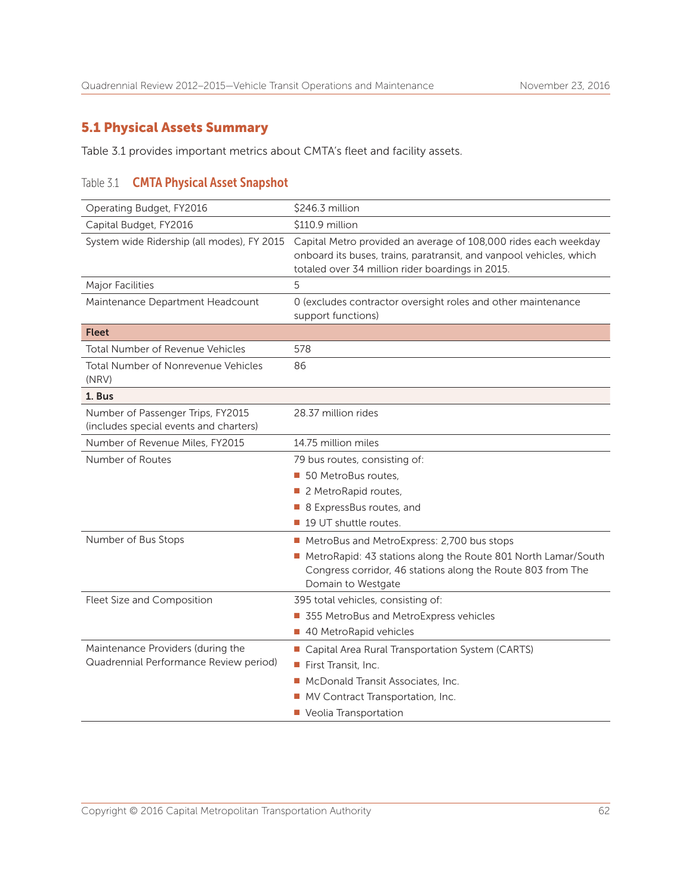## 5.1 Physical Assets Summary

Table 3.1 provides important metrics about CMTA's fleet and facility assets.

Table 3.1 **CMTA Physical Asset Snapshot**

| | |
|---|---|
| Operating Budget, FY2016 | $246.3 million |
| Capital Budget, FY2016 | $110.9 million |
| System wide Ridership (all modes), FY 2015 | Capital Metro provided an average of 108,000 rides each weekday onboard its buses, trains, paratransit, and vanpool vehicles, which totaled over 34 million rider boardings in 2015. |
| Major Facilities | 5 |
| Maintenance Department Headcount | 0 (excludes contractor oversight roles and other maintenance support functions) |
| **Fleet** | |
| Total Number of Revenue Vehicles | 578 |
| Total Number of Nonrevenue Vehicles (NRV) | 86 |
| **1. Bus** | |
| Number of Passenger Trips, FY2015 (includes special events and charters) | 28.37 million rides |
| Number of Revenue Miles, FY2015 | 14.75 million miles |
| Number of Routes | 79 bus routes, consisting of:<br>■ 50 MetroBus routes,<br>■ 2 MetroRapid routes,<br>■ 8 ExpressBus routes, and<br>■ 19 UT shuttle routes. |
| Number of Bus Stops | ■ MetroBus and MetroExpress: 2,700 bus stops<br>■ MetroRapid: 43 stations along the Route 801 North Lamar/South Congress corridor, 46 stations along the Route 803 from The Domain to Westgate |
| Fleet Size and Composition | 395 total vehicles, consisting of:<br>■ 355 MetroBus and MetroExpress vehicles<br>■ 40 MetroRapid vehicles |
| Maintenance Providers (during the Quadrennial Performance Review period) | ■ Capital Area Rural Transportation System (CARTS)<br>■ First Transit, Inc.<br>■ McDonald Transit Associates, Inc.<br>■ MV Contract Transportation, Inc.<br>■ Veolia Transportation |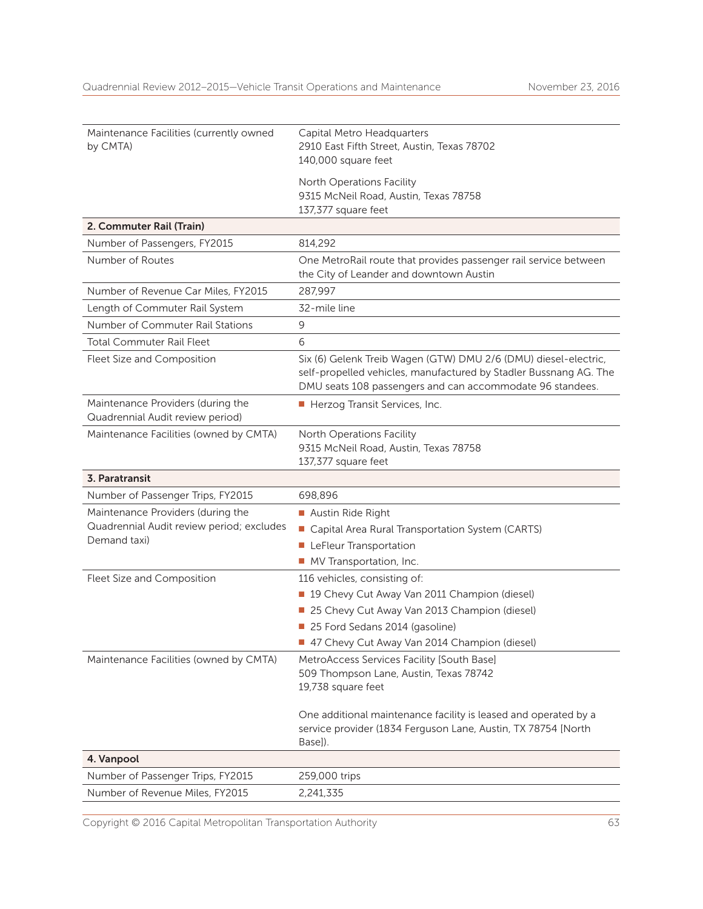| | |
|---|---|
| Maintenance Facilities (currently owned by CMTA) | Capital Metro Headquarters<br>2910 East Fifth Street, Austin, Texas 78702<br>140,000 square feet<br><br>North Operations Facility<br>9315 McNeil Road, Austin, Texas 78758<br>137,377 square feet |
| **2. Commuter Rail (Train)** | |
| Number of Passengers, FY2015 | 814,292 |
| Number of Routes | One MetroRail route that provides passenger rail service between the City of Leander and downtown Austin |
| Number of Revenue Car Miles, FY2015 | 287,997 |
| Length of Commuter Rail System | 32-mile line |
| Number of Commuter Rail Stations | 9 |
| Total Commuter Rail Fleet | 6 |
| Fleet Size and Composition | Six (6) Gelenk Treib Wagen (GTW) DMU 2/6 (DMU) diesel-electric, self-propelled vehicles, manufactured by Stadler Bussnang AG. The DMU seats 108 passengers and can accommodate 96 standees. |
| Maintenance Providers (during the Quadrennial Audit review period) | ■ Herzog Transit Services, Inc. |
| Maintenance Facilities (owned by CMTA) | North Operations Facility<br>9315 McNeil Road, Austin, Texas 78758<br>137,377 square feet |
| **3. Paratransit** | |
| Number of Passenger Trips, FY2015 | 698,896 |
| Maintenance Providers (during the Quadrennial Audit review period; excludes Demand taxi) | ■ Austin Ride Right<br>■ Capital Area Rural Transportation System (CARTS)<br>■ LeFleur Transportation<br>■ MV Transportation, Inc. |
| Fleet Size and Composition | 116 vehicles, consisting of:<br>■ 19 Chevy Cut Away Van 2011 Champion (diesel)<br>■ 25 Chevy Cut Away Van 2013 Champion (diesel)<br>■ 25 Ford Sedans 2014 (gasoline)<br>■ 47 Chevy Cut Away Van 2014 Champion (diesel) |
| Maintenance Facilities (owned by CMTA) | MetroAccess Services Facility [South Base]<br>509 Thompson Lane, Austin, Texas 78742<br>19,738 square feet<br><br>One additional maintenance facility is leased and operated by a service provider (1834 Ferguson Lane, Austin, TX 78754 [North Base]). |
| **4. Vanpool** | |
| Number of Passenger Trips, FY2015 | 259,000 trips |
| Number of Revenue Miles, FY2015 | 2,241,335 |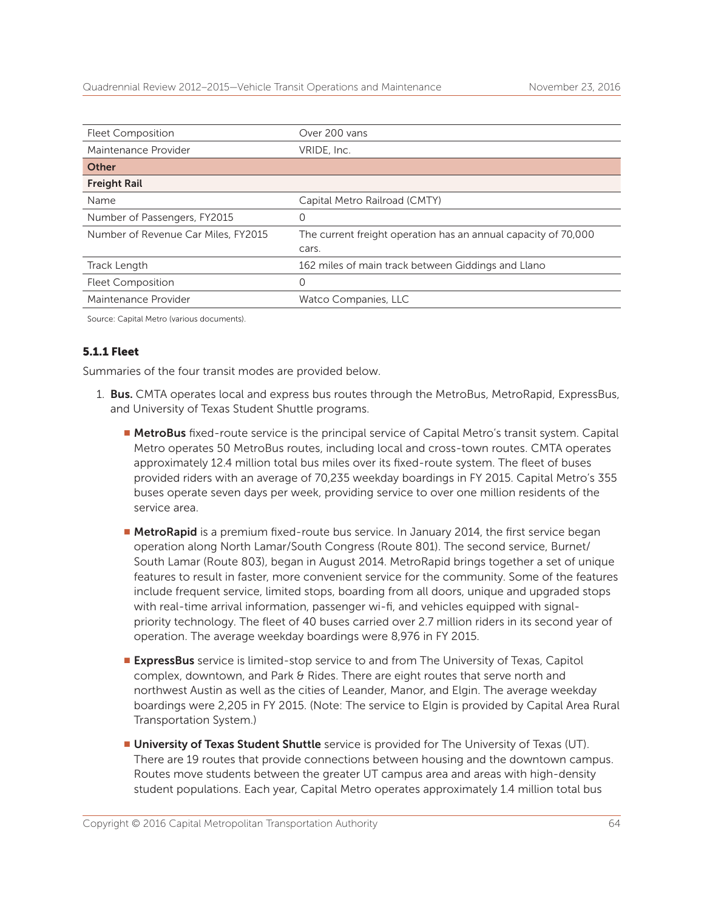| | |
|---|---|
| Fleet Composition | Over 200 vans |
| Maintenance Provider | VRIDE, Inc. |
| **Other** | |
| **Freight Rail** | |
| Name | Capital Metro Railroad (CMTY) |
| Number of Passengers, FY2015 | 0 |
| Number of Revenue Car Miles, FY2015 | The current freight operation has an annual capacity of 70,000 cars. |
| Track Length | 162 miles of main track between Giddings and Llano |
| Fleet Composition | 0 |
| Maintenance Provider | Watco Companies, LLC |

Source: Capital Metro (various documents).

### 5.1.1 Fleet

Summaries of the four transit modes are provided below.

1. **Bus.** CMTA operates local and express bus routes through the MetroBus, MetroRapid, ExpressBus, and University of Texas Student Shuttle programs.

   - **MetroBus** fixed-route service is the principal service of Capital Metro's transit system. Capital Metro operates 50 MetroBus routes, including local and cross-town routes. CMTA operates approximately 12.4 million total bus miles over its fixed-route system. The fleet of buses provided riders with an average of 70,235 weekday boardings in FY 2015. Capital Metro's 355 buses operate seven days per week, providing service to over one million residents of the service area.

   - **MetroRapid** is a premium fixed-route bus service. In January 2014, the first service began operation along North Lamar/South Congress (Route 801). The second service, Burnet/South Lamar (Route 803), began in August 2014. MetroRapid brings together a set of unique features to result in faster, more convenient service for the community. Some of the features include frequent service, limited stops, boarding from all doors, unique and upgraded stops with real-time arrival information, passenger wi-fi, and vehicles equipped with signal-priority technology. The fleet of 40 buses carried over 2.7 million riders in its second year of operation. The average weekday boardings were 8,976 in FY 2015.

   - **ExpressBus** service is limited-stop service to and from The University of Texas, Capitol complex, downtown, and Park & Rides. There are eight routes that serve north and northwest Austin as well as the cities of Leander, Manor, and Elgin. The average weekday boardings were 2,205 in FY 2015. (Note: The service to Elgin is provided by Capital Area Rural Transportation System.)

   - **University of Texas Student Shuttle** service is provided for The University of Texas (UT). There are 19 routes that provide connections between housing and the downtown campus. Routes move students between the greater UT campus area and areas with high-density student populations. Each year, Capital Metro operates approximately 1.4 million total bus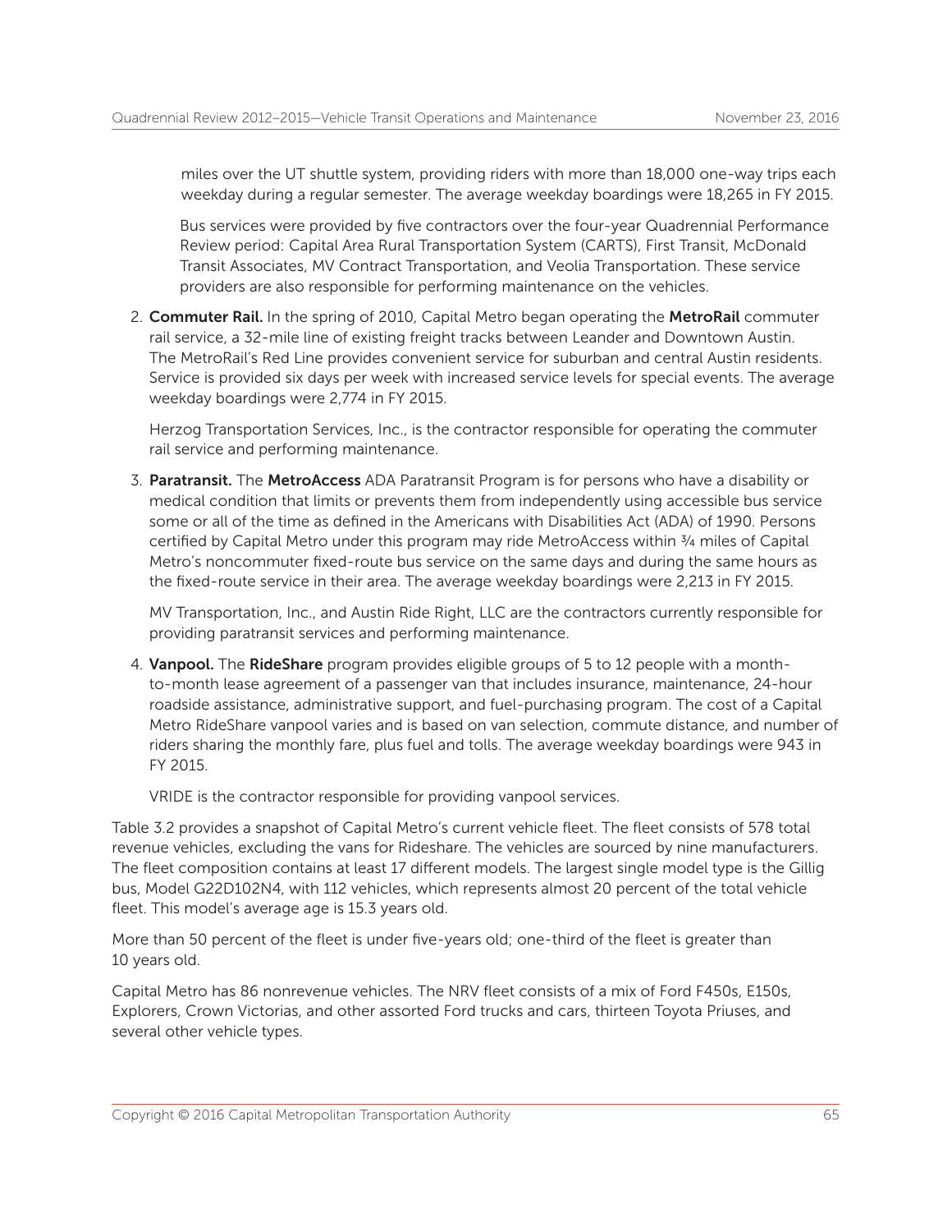miles over the UT shuttle system, providing riders with more than 18,000 one-way trips each weekday during a regular semester. The average weekday boardings were 18,265 in FY 2015.

Bus services were provided by five contractors over the four-year Quadrennial Performance Review period: Capital Area Rural Transportation System (CARTS), First Transit, McDonald Transit Associates, MV Contract Transportation, and Veolia Transportation. These service providers are also responsible for performing maintenance on the vehicles.

2. **Commuter Rail.** In the spring of 2010, Capital Metro began operating the **MetroRail** commuter rail service, a 32-mile line of existing freight tracks between Leander and Downtown Austin. The MetroRail's Red Line provides convenient service for suburban and central Austin residents. Service is provided six days per week with increased service levels for special events. The average weekday boardings were 2,774 in FY 2015.

   Herzog Transportation Services, Inc., is the contractor responsible for operating the commuter rail service and performing maintenance.

3. **Paratransit.** The **MetroAccess** ADA Paratransit Program is for persons who have a disability or medical condition that limits or prevents them from independently using accessible bus service some or all of the time as defined in the Americans with Disabilities Act (ADA) of 1990. Persons certified by Capital Metro under this program may ride MetroAccess within ¾ miles of Capital Metro's noncommuter fixed-route bus service on the same days and during the same hours as the fixed-route service in their area. The average weekday boardings were 2,213 in FY 2015.

   MV Transportation, Inc., and Austin Ride Right, LLC are the contractors currently responsible for providing paratransit services and performing maintenance.

4. **Vanpool.** The **RideShare** program provides eligible groups of 5 to 12 people with a month-to-month lease agreement of a passenger van that includes insurance, maintenance, 24-hour roadside assistance, administrative support, and fuel-purchasing program. The cost of a Capital Metro RideShare vanpool varies and is based on van selection, commute distance, and number of riders sharing the monthly fare, plus fuel and tolls. The average weekday boardings were 943 in FY 2015.

   VRIDE is the contractor responsible for providing vanpool services.

Table 3.2 provides a snapshot of Capital Metro's current vehicle fleet. The fleet consists of 578 total revenue vehicles, excluding the vans for Rideshare. The vehicles are sourced by nine manufacturers. The fleet composition contains at least 17 different models. The largest single model type is the Gillig bus, Model G22D102N4, with 112 vehicles, which represents almost 20 percent of the total vehicle fleet. This model's average age is 15.3 years old.

More than 50 percent of the fleet is under five-years old; one-third of the fleet is greater than 10 years old.

Capital Metro has 86 nonrevenue vehicles. The NRV fleet consists of a mix of Ford F450s, E150s, Explorers, Crown Victorias, and other assorted Ford trucks and cars, thirteen Toyota Priuses, and several other vehicle types.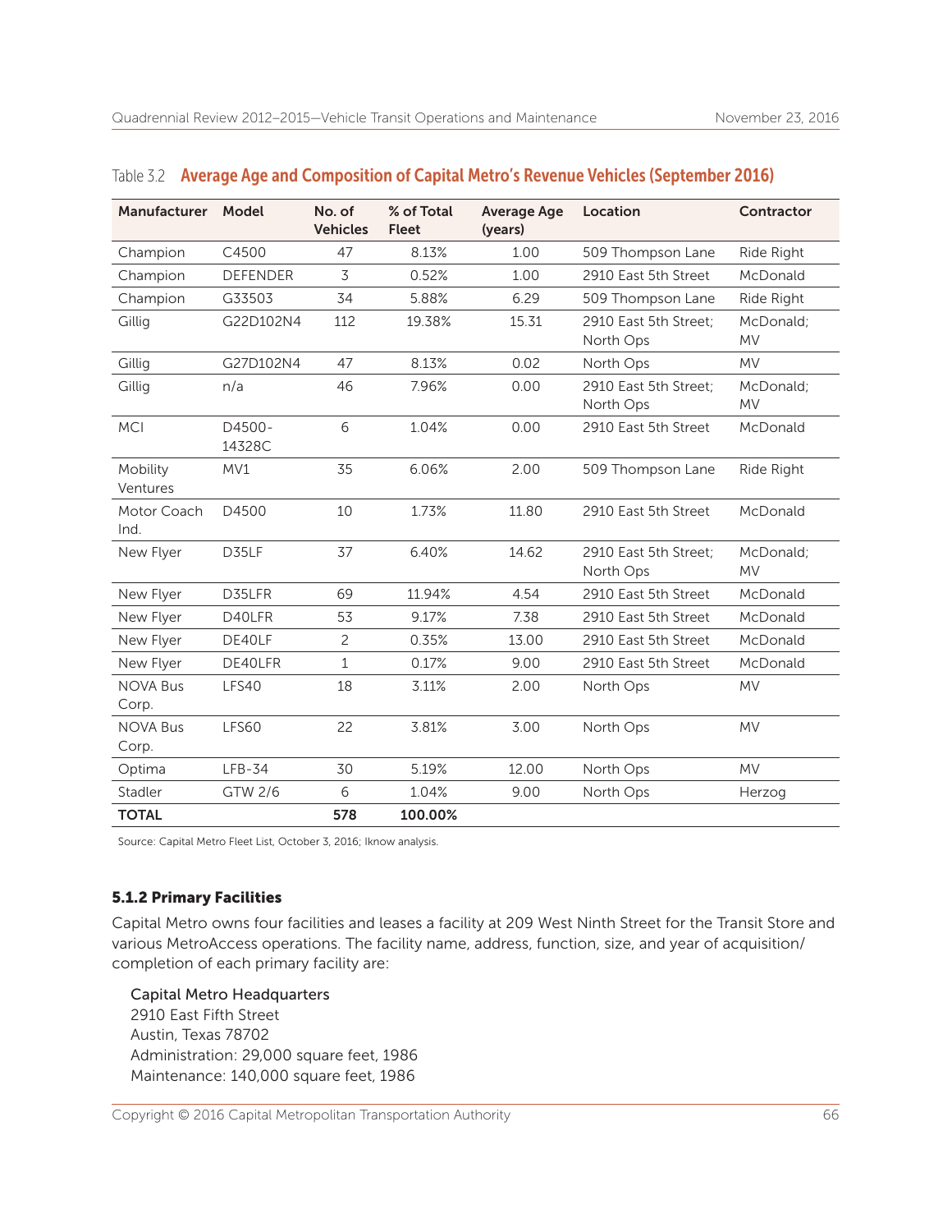Table 3.2 **Average Age and Composition of Capital Metro's Revenue Vehicles (September 2016)**

| Manufacturer | Model | No. of Vehicles | % of Total Fleet | Average Age (years) | Location | Contractor |
|---|---|---|---|---|---|---|
| Champion | C4500 | 47 | 8.13% | 1.00 | 509 Thompson Lane | Ride Right |
| Champion | DEFENDER | 3 | 0.52% | 1.00 | 2910 East 5th Street | McDonald |
| Champion | G33503 | 34 | 5.88% | 6.29 | 509 Thompson Lane | Ride Right |
| Gillig | G22D102N4 | 112 | 19.38% | 15.31 | 2910 East 5th Street; North Ops | McDonald; MV |
| Gillig | G27D102N4 | 47 | 8.13% | 0.02 | North Ops | MV |
| Gillig | n/a | 46 | 7.96% | 0.00 | 2910 East 5th Street; North Ops | McDonald; MV |
| MCI | D4500-14328C | 6 | 1.04% | 0.00 | 2910 East 5th Street | McDonald |
| Mobility Ventures | MV1 | 35 | 6.06% | 2.00 | 509 Thompson Lane | Ride Right |
| Motor Coach Ind. | D4500 | 10 | 1.73% | 11.80 | 2910 East 5th Street | McDonald |
| New Flyer | D35LF | 37 | 6.40% | 14.62 | 2910 East 5th Street; North Ops | McDonald; MV |
| New Flyer | D35LFR | 69 | 11.94% | 4.54 | 2910 East 5th Street | McDonald |
| New Flyer | D40LFR | 53 | 9.17% | 7.38 | 2910 East 5th Street | McDonald |
| New Flyer | DE40LF | 2 | 0.35% | 13.00 | 2910 East 5th Street | McDonald |
| New Flyer | DE40LFR | 1 | 0.17% | 9.00 | 2910 East 5th Street | McDonald |
| NOVA Bus Corp. | LFS40 | 18 | 3.11% | 2.00 | North Ops | MV |
| NOVA Bus Corp. | LFS60 | 22 | 3.81% | 3.00 | North Ops | MV |
| Optima | LFB-34 | 30 | 5.19% | 12.00 | North Ops | MV |
| Stadler | GTW 2/6 | 6 | 1.04% | 9.00 | North Ops | Herzog |
| **TOTAL** | | **578** | **100.00%** | | | |

Source: Capital Metro Fleet List, October 3, 2016; Iknow analysis.

### 5.1.2 Primary Facilities

Capital Metro owns four facilities and leases a facility at 209 West Ninth Street for the Transit Store and various MetroAccess operations. The facility name, address, function, size, and year of acquisition/completion of each primary facility are:

Capital Metro Headquarters
2910 East Fifth Street
Austin, Texas 78702
Administration: 29,000 square feet, 1986
Maintenance: 140,000 square feet, 1986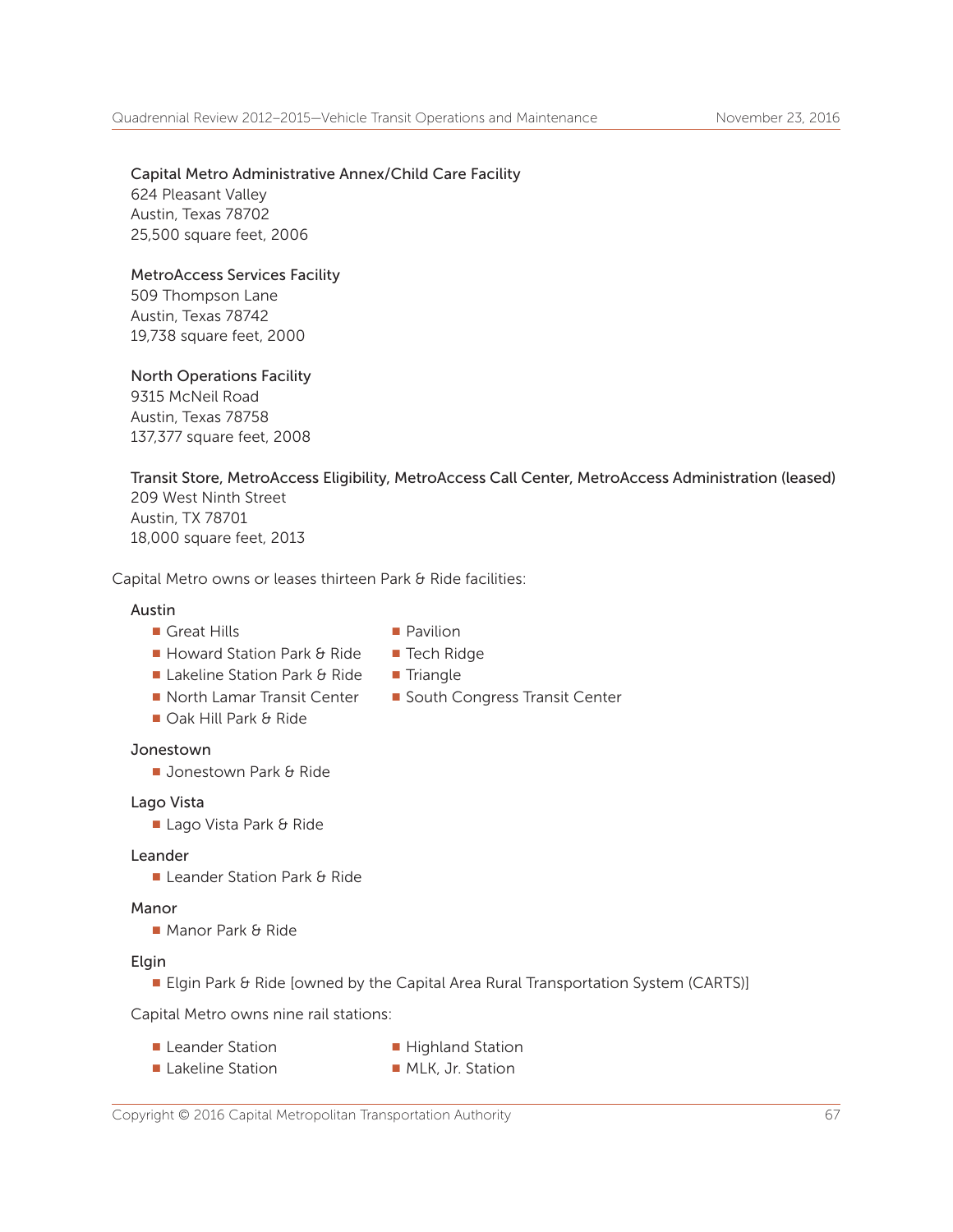**Capital Metro Administrative Annex/Child Care Facility**
624 Pleasant Valley
Austin, Texas 78702
25,500 square feet, 2006

**MetroAccess Services Facility**
509 Thompson Lane
Austin, Texas 78742
19,738 square feet, 2000

**North Operations Facility**
9315 McNeil Road
Austin, Texas 78758
137,377 square feet, 2008

**Transit Store, MetroAccess Eligibility, MetroAccess Call Center, MetroAccess Administration (leased)**
209 West Ninth Street
Austin, TX 78701
18,000 square feet, 2013

Capital Metro owns or leases thirteen Park & Ride facilities:

**Austin**

- Great Hills
- Howard Station Park & Ride
- Lakeline Station Park & Ride
- North Lamar Transit Center
- Oak Hill Park & Ride
- Pavilion
- Tech Ridge
- Triangle
- South Congress Transit Center

**Jonestown**

- Jonestown Park & Ride

**Lago Vista**

- Lago Vista Park & Ride

**Leander**

- Leander Station Park & Ride

**Manor**

- Manor Park & Ride

**Elgin**

- Elgin Park & Ride [owned by the Capital Area Rural Transportation System (CARTS)]

Capital Metro owns nine rail stations:

- Leander Station
- Lakeline Station
- Highland Station
- MLK, Jr. Station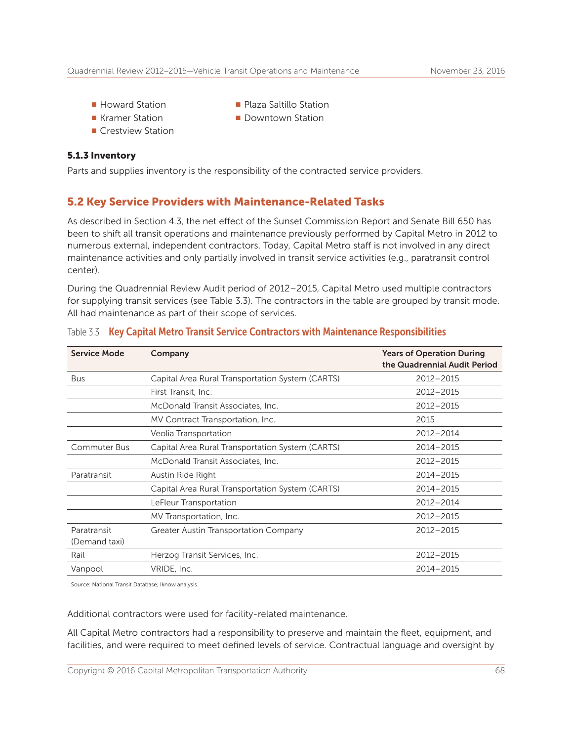- Howard Station
- Kramer Station
- Crestview Station
- Plaza Saltillo Station
- Downtown Station

### 5.1.3 Inventory

Parts and supplies inventory is the responsibility of the contracted service providers.

## 5.2 Key Service Providers with Maintenance-Related Tasks

As described in Section 4.3, the net effect of the Sunset Commission Report and Senate Bill 650 has been to shift all transit operations and maintenance previously performed by Capital Metro in 2012 to numerous external, independent contractors. Today, Capital Metro staff is not involved in any direct maintenance activities and only partially involved in transit service activities (e.g., paratransit control center).

During the Quadrennial Review Audit period of 2012–2015, Capital Metro used multiple contractors for supplying transit services (see Table 3.3). The contractors in the table are grouped by transit mode. All had maintenance as part of their scope of services.

Table 3.3 **Key Capital Metro Transit Service Contractors with Maintenance Responsibilities**

| Service Mode | Company | Years of Operation During the Quadrennial Audit Period |
|---|---|---|
| Bus | Capital Area Rural Transportation System (CARTS) | 2012–2015 |
| | First Transit, Inc. | 2012–2015 |
| | McDonald Transit Associates, Inc. | 2012–2015 |
| | MV Contract Transportation, Inc. | 2015 |
| | Veolia Transportation | 2012–2014 |
| Commuter Bus | Capital Area Rural Transportation System (CARTS) | 2014–2015 |
| | McDonald Transit Associates, Inc. | 2012–2015 |
| Paratransit | Austin Ride Right | 2014–2015 |
| | Capital Area Rural Transportation System (CARTS) | 2014–2015 |
| | LeFleur Transportation | 2012–2014 |
| | MV Transportation, Inc. | 2012–2015 |
| Paratransit (Demand taxi) | Greater Austin Transportation Company | 2012–2015 |
| Rail | Herzog Transit Services, Inc. | 2012–2015 |
| Vanpool | VRIDE, Inc. | 2014–2015 |

Source: National Transit Database; Iknow analysis.

Additional contractors were used for facility-related maintenance.

All Capital Metro contractors had a responsibility to preserve and maintain the fleet, equipment, and facilities, and were required to meet defined levels of service. Contractual language and oversight by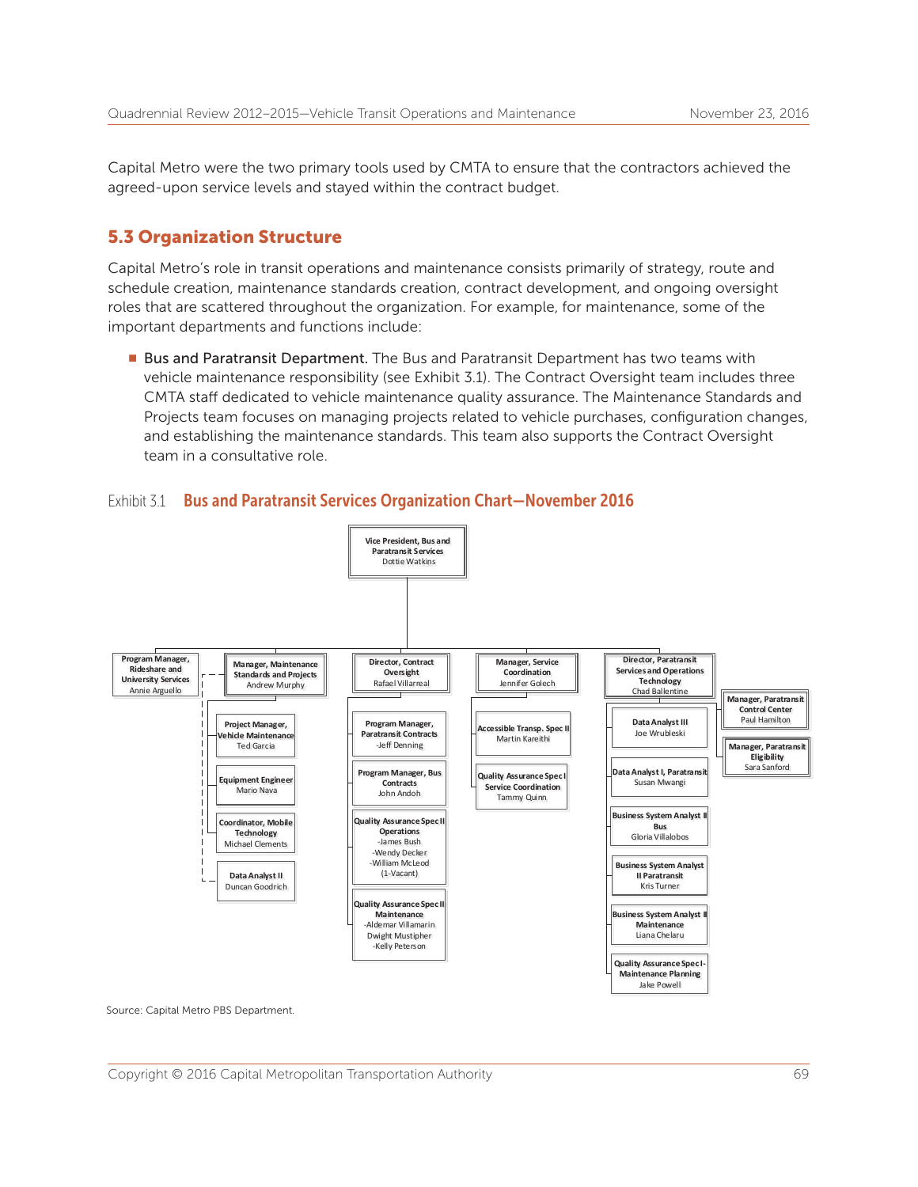Capital Metro were the two primary tools used by CMTA to ensure that the contractors achieved the agreed-upon service levels and stayed within the contract budget.

## 5.3 Organization Structure

Capital Metro's role in transit operations and maintenance consists primarily of strategy, route and schedule creation, maintenance standards creation, contract development, and ongoing oversight roles that are scattered throughout the organization. For example, for maintenance, some of the important departments and functions include:

- **Bus and Paratransit Department.** The Bus and Paratransit Department has two teams with vehicle maintenance responsibility (see Exhibit 3.1). The Contract Oversight team includes three CMTA staff dedicated to vehicle maintenance quality assurance. The Maintenance Standards and Projects team focuses on managing projects related to vehicle purchases, configuration changes, and establishing the maintenance standards. This team also supports the Contract Oversight team in a consultative role.

Exhibit 3.1 **Bus and Paratransit Services Organization Chart—November 2016**

- **Vice President, Bus and Paratransit Services** – Dottie Watkins
  - **Program Manager, Rideshare and University Services** – Annie Arguello
  - **Manager, Maintenance Standards and Projects** – Andrew Murphy
    - **Project Manager, Vehicle Maintenance** – Ted Garcia
    - **Equipment Engineer** – Mario Nava
    - **Coordinator, Mobile Technology** – Michael Clements
    - **Data Analyst II** – Duncan Goodrich
  - **Director, Contract Oversight** – Rafael Villarreal
    - **Program Manager, Paratransit Contracts** – -Jeff Denning
    - **Program Manager, Bus Contracts** – John Andoh
    - **Quality Assurance Spec II Operations** – -James Bush, -Wendy Decker, -William McLeod, (1-Vacant)
    - **Quality Assurance Spec II Maintenance** – -Aldemar Villamarin, Dwight Mustipher, -Kelly Peterson
  - **Manager, Service Coordination** – Jennifer Golech
    - **Accessible Transp. Spec II** – Martin Kareithi
    - **Quality Assurance Spec I Service Coordination** – Tammy Quinn
  - **Director, Paratransit Services and Operations Technology** – Chad Ballentine
    - **Manager, Paratransit Control Center** – Paul Hamilton
    - **Manager, Paratransit Eligibility** – Sara Sanford
    - **Data Analyst III** – Joe Wrubleski
    - **Data Analyst I, Paratransit** – Susan Mwangi
    - **Business System Analyst II Bus** – Gloria Villalobos
    - **Business System Analyst II Paratransit** – Kris Turner
    - **Business System Analyst II Maintenance** – Liana Chelaru
    - **Quality Assurance Spec I- Maintenance Planning** – Jake Powell

Source: Capital Metro PBS Department.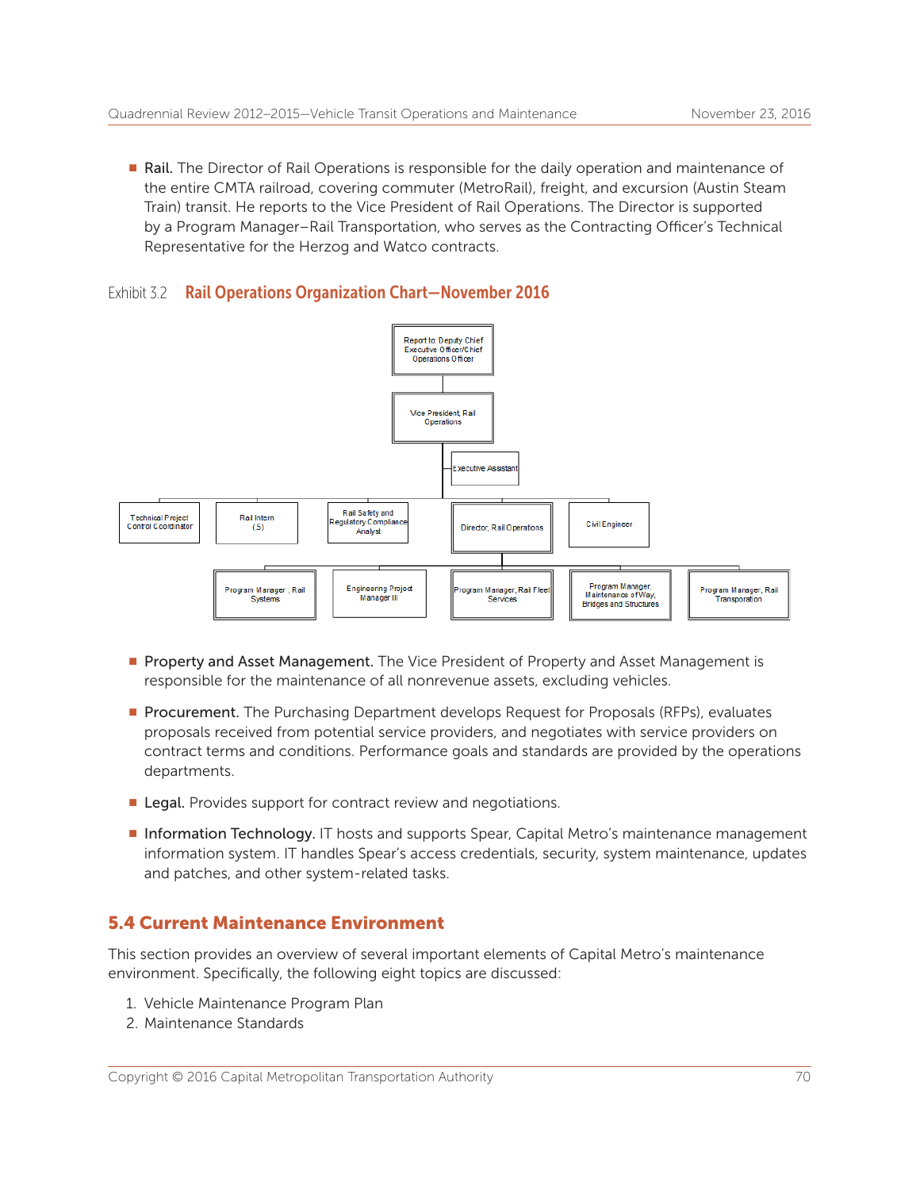- **Rail.** The Director of Rail Operations is responsible for the daily operation and maintenance of the entire CMTA railroad, covering commuter (MetroRail), freight, and excursion (Austin Steam Train) transit. He reports to the Vice President of Rail Operations. The Director is supported by a Program Manager–Rail Transportation, who serves as the Contracting Officer's Technical Representative for the Herzog and Watco contracts.

Exhibit 3.2 **Rail Operations Organization Chart—November 2016**

- Report to: Deputy Chief Executive Officer/Chief Operations Officer
  - Vice President, Rail Operations
    - Executive Assistant
    - Technical Project Control Coordinator
    - Rail Intern (.5)
    - Rail Safety and Regulatory Compliance Analyst
    - Director, Rail Operations
      - Program Manager, Rail Systems
      - Engineering Project Manager III
      - Program Manager, Rail Fleet Services
      - Program Manager, Maintenance of Way, Bridges and Structures
      - Program Manager, Rail Transportation
    - Civil Engineer

- **Property and Asset Management.** The Vice President of Property and Asset Management is responsible for the maintenance of all nonrevenue assets, excluding vehicles.
- **Procurement.** The Purchasing Department develops Request for Proposals (RFPs), evaluates proposals received from potential service providers, and negotiates with service providers on contract terms and conditions. Performance goals and standards are provided by the operations departments.
- **Legal.** Provides support for contract review and negotiations.
- **Information Technology.** IT hosts and supports Spear, Capital Metro's maintenance management information system. IT handles Spear's access credentials, security, system maintenance, updates and patches, and other system-related tasks.

## 5.4 Current Maintenance Environment

This section provides an overview of several important elements of Capital Metro's maintenance environment. Specifically, the following eight topics are discussed:

1. Vehicle Maintenance Program Plan
2. Maintenance Standards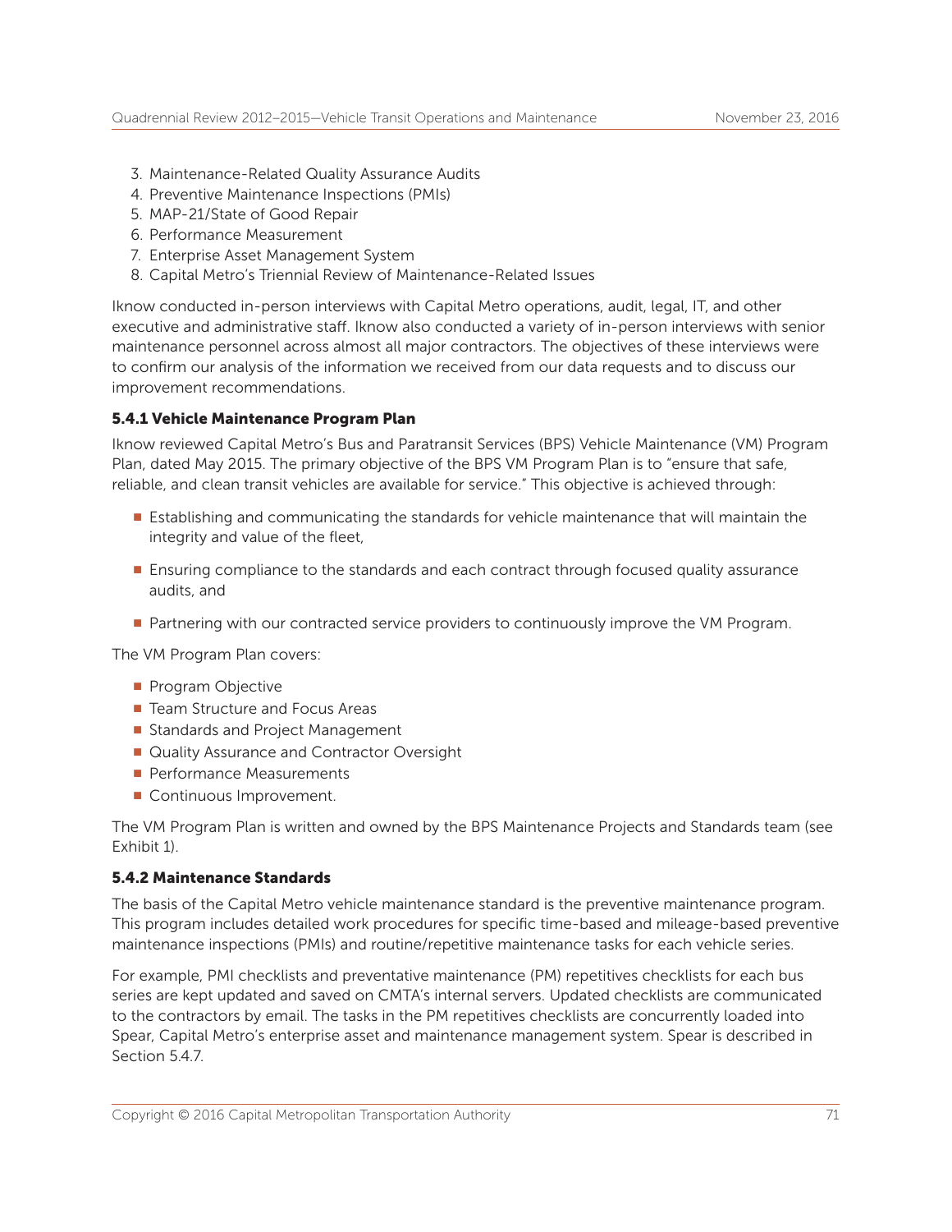3. Maintenance-Related Quality Assurance Audits
4. Preventive Maintenance Inspections (PMIs)
5. MAP-21/State of Good Repair
6. Performance Measurement
7. Enterprise Asset Management System
8. Capital Metro's Triennial Review of Maintenance-Related Issues

Iknow conducted in-person interviews with Capital Metro operations, audit, legal, IT, and other executive and administrative staff. Iknow also conducted a variety of in-person interviews with senior maintenance personnel across almost all major contractors. The objectives of these interviews were to confirm our analysis of the information we received from our data requests and to discuss our improvement recommendations.

### 5.4.1 Vehicle Maintenance Program Plan

Iknow reviewed Capital Metro's Bus and Paratransit Services (BPS) Vehicle Maintenance (VM) Program Plan, dated May 2015. The primary objective of the BPS VM Program Plan is to "ensure that safe, reliable, and clean transit vehicles are available for service." This objective is achieved through:

- Establishing and communicating the standards for vehicle maintenance that will maintain the integrity and value of the fleet,
- Ensuring compliance to the standards and each contract through focused quality assurance audits, and
- Partnering with our contracted service providers to continuously improve the VM Program.

The VM Program Plan covers:

- Program Objective
- Team Structure and Focus Areas
- Standards and Project Management
- Quality Assurance and Contractor Oversight
- Performance Measurements
- Continuous Improvement.

The VM Program Plan is written and owned by the BPS Maintenance Projects and Standards team (see Exhibit 1).

### 5.4.2 Maintenance Standards

The basis of the Capital Metro vehicle maintenance standard is the preventive maintenance program. This program includes detailed work procedures for specific time-based and mileage-based preventive maintenance inspections (PMIs) and routine/repetitive maintenance tasks for each vehicle series.

For example, PMI checklists and preventative maintenance (PM) repetitives checklists for each bus series are kept updated and saved on CMTA's internal servers. Updated checklists are communicated to the contractors by email. The tasks in the PM repetitives checklists are concurrently loaded into Spear, Capital Metro's enterprise asset and maintenance management system. Spear is described in Section 5.4.7.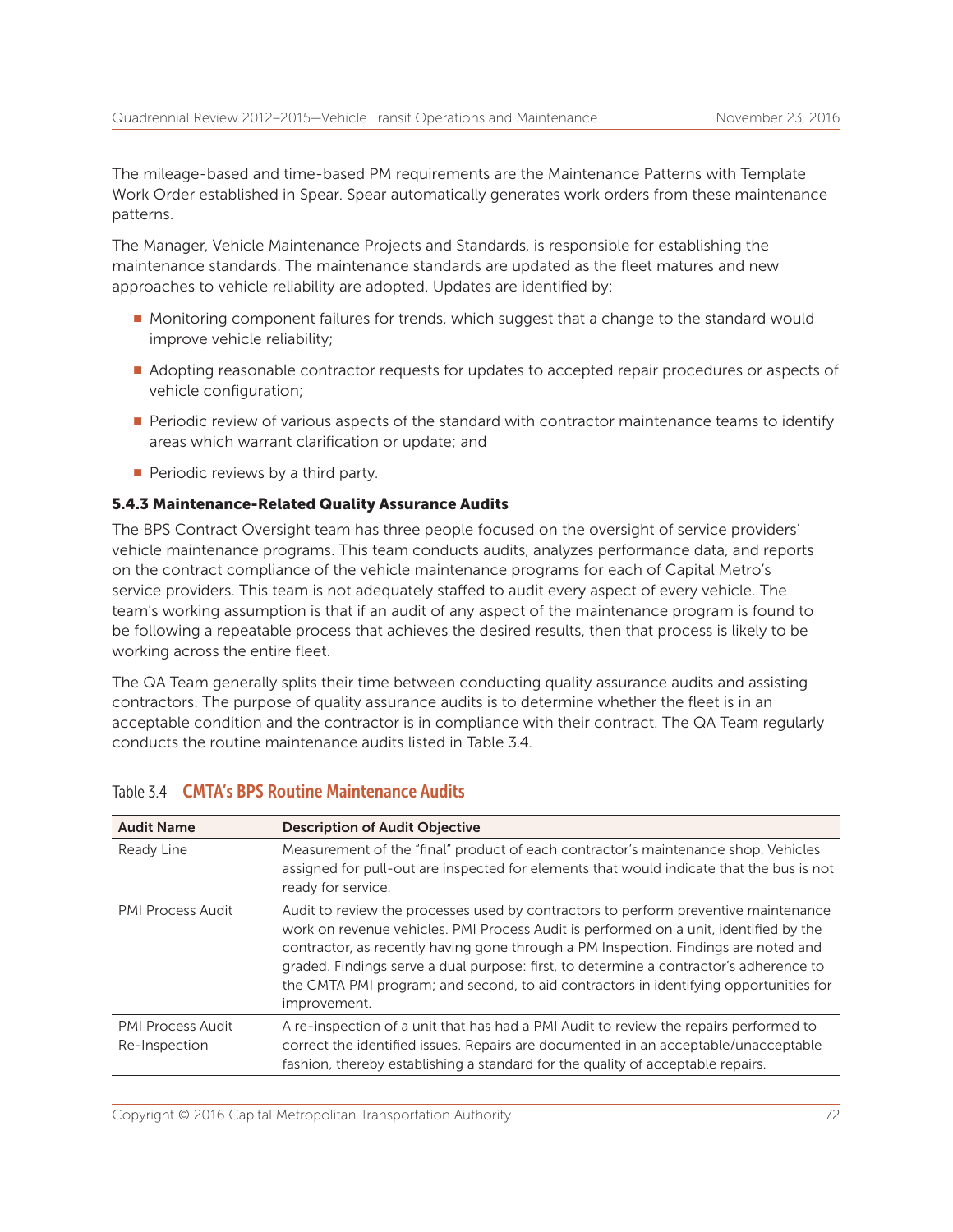The mileage-based and time-based PM requirements are the Maintenance Patterns with Template Work Order established in Spear. Spear automatically generates work orders from these maintenance patterns.

The Manager, Vehicle Maintenance Projects and Standards, is responsible for establishing the maintenance standards. The maintenance standards are updated as the fleet matures and new approaches to vehicle reliability are adopted. Updates are identified by:

- Monitoring component failures for trends, which suggest that a change to the standard would improve vehicle reliability;
- Adopting reasonable contractor requests for updates to accepted repair procedures or aspects of vehicle configuration;
- Periodic review of various aspects of the standard with contractor maintenance teams to identify areas which warrant clarification or update; and
- Periodic reviews by a third party.

### 5.4.3 Maintenance-Related Quality Assurance Audits

The BPS Contract Oversight team has three people focused on the oversight of service providers' vehicle maintenance programs. This team conducts audits, analyzes performance data, and reports on the contract compliance of the vehicle maintenance programs for each of Capital Metro's service providers. This team is not adequately staffed to audit every aspect of every vehicle. The team's working assumption is that if an audit of any aspect of the maintenance program is found to be following a repeatable process that achieves the desired results, then that process is likely to be working across the entire fleet.

The QA Team generally splits their time between conducting quality assurance audits and assisting contractors. The purpose of quality assurance audits is to determine whether the fleet is in an acceptable condition and the contractor is in compliance with their contract. The QA Team regularly conducts the routine maintenance audits listed in Table 3.4.

Table 3.4 **CMTA's BPS Routine Maintenance Audits**

| Audit Name | Description of Audit Objective |
|---|---|
| Ready Line | Measurement of the "final" product of each contractor's maintenance shop. Vehicles assigned for pull-out are inspected for elements that would indicate that the bus is not ready for service. |
| PMI Process Audit | Audit to review the processes used by contractors to perform preventive maintenance work on revenue vehicles. PMI Process Audit is performed on a unit, identified by the contractor, as recently having gone through a PM Inspection. Findings are noted and graded. Findings serve a dual purpose: first, to determine a contractor's adherence to the CMTA PMI program; and second, to aid contractors in identifying opportunities for improvement. |
| PMI Process Audit Re-Inspection | A re-inspection of a unit that has had a PMI Audit to review the repairs performed to correct the identified issues. Repairs are documented in an acceptable/unacceptable fashion, thereby establishing a standard for the quality of acceptable repairs. |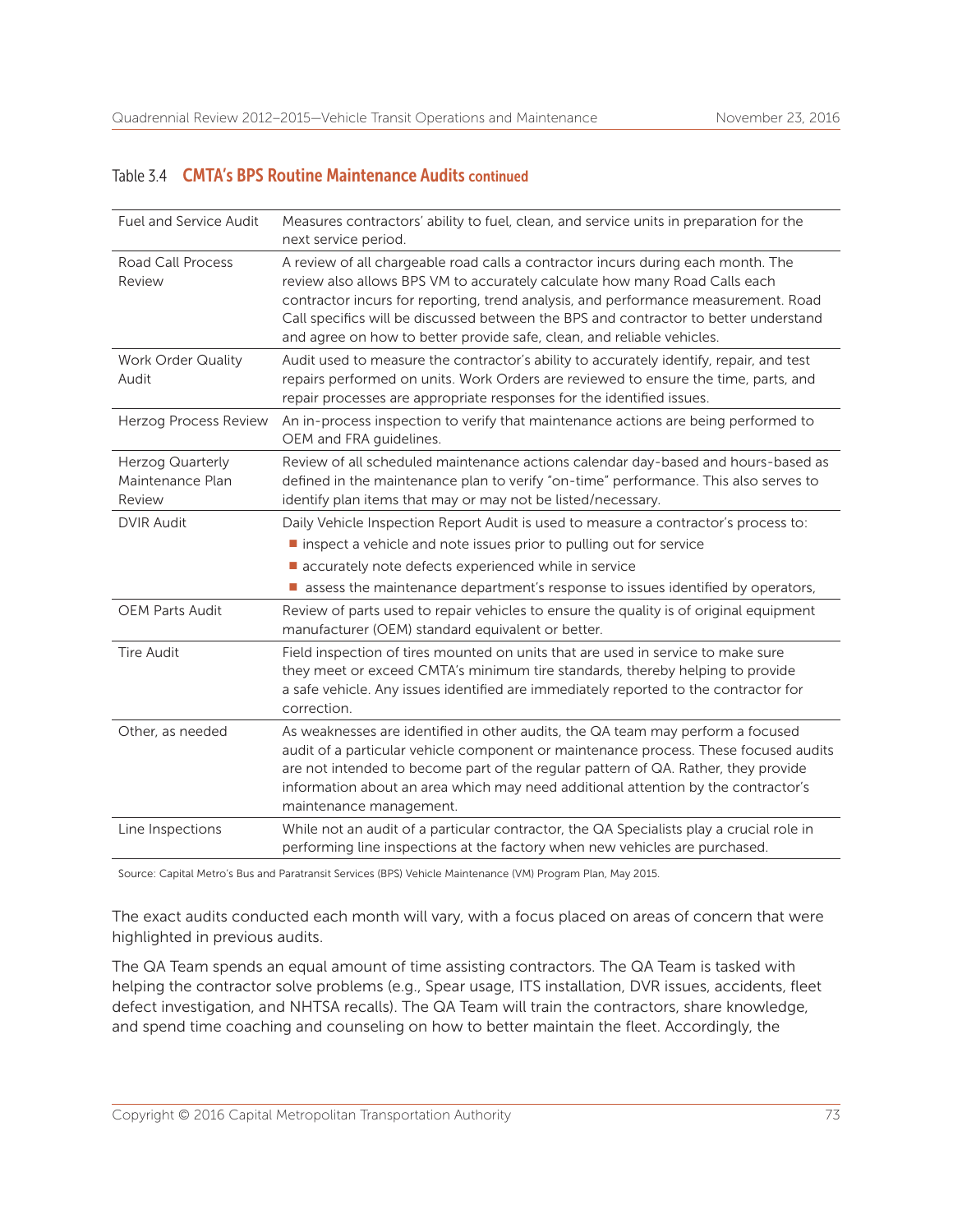Table 3.4 **CMTA's BPS Routine Maintenance Audits continued**

| | |
|---|---|
| Fuel and Service Audit | Measures contractors' ability to fuel, clean, and service units in preparation for the next service period. |
| Road Call Process Review | A review of all chargeable road calls a contractor incurs during each month. The review also allows BPS VM to accurately calculate how many Road Calls each contractor incurs for reporting, trend analysis, and performance measurement. Road Call specifics will be discussed between the BPS and contractor to better understand and agree on how to better provide safe, clean, and reliable vehicles. |
| Work Order Quality Audit | Audit used to measure the contractor's ability to accurately identify, repair, and test repairs performed on units. Work Orders are reviewed to ensure the time, parts, and repair processes are appropriate responses for the identified issues. |
| Herzog Process Review | An in-process inspection to verify that maintenance actions are being performed to OEM and FRA guidelines. |
| Herzog Quarterly Maintenance Plan Review | Review of all scheduled maintenance actions calendar day-based and hours-based as defined in the maintenance plan to verify "on-time" performance. This also serves to identify plan items that may or may not be listed/necessary. |
| DVIR Audit | Daily Vehicle Inspection Report Audit is used to measure a contractor's process to: <br>■ inspect a vehicle and note issues prior to pulling out for service <br>■ accurately note defects experienced while in service <br>■ assess the maintenance department's response to issues identified by operators, |
| OEM Parts Audit | Review of parts used to repair vehicles to ensure the quality is of original equipment manufacturer (OEM) standard equivalent or better. |
| Tire Audit | Field inspection of tires mounted on units that are used in service to make sure they meet or exceed CMTA's minimum tire standards, thereby helping to provide a safe vehicle. Any issues identified are immediately reported to the contractor for correction. |
| Other, as needed | As weaknesses are identified in other audits, the QA team may perform a focused audit of a particular vehicle component or maintenance process. These focused audits are not intended to become part of the regular pattern of QA. Rather, they provide information about an area which may need additional attention by the contractor's maintenance management. |
| Line Inspections | While not an audit of a particular contractor, the QA Specialists play a crucial role in performing line inspections at the factory when new vehicles are purchased. |

Source: Capital Metro's Bus and Paratransit Services (BPS) Vehicle Maintenance (VM) Program Plan, May 2015.

The exact audits conducted each month will vary, with a focus placed on areas of concern that were highlighted in previous audits.

The QA Team spends an equal amount of time assisting contractors. The QA Team is tasked with helping the contractor solve problems (e.g., Spear usage, ITS installation, DVR issues, accidents, fleet defect investigation, and NHTSA recalls). The QA Team will train the contractors, share knowledge, and spend time coaching and counseling on how to better maintain the fleet. Accordingly, the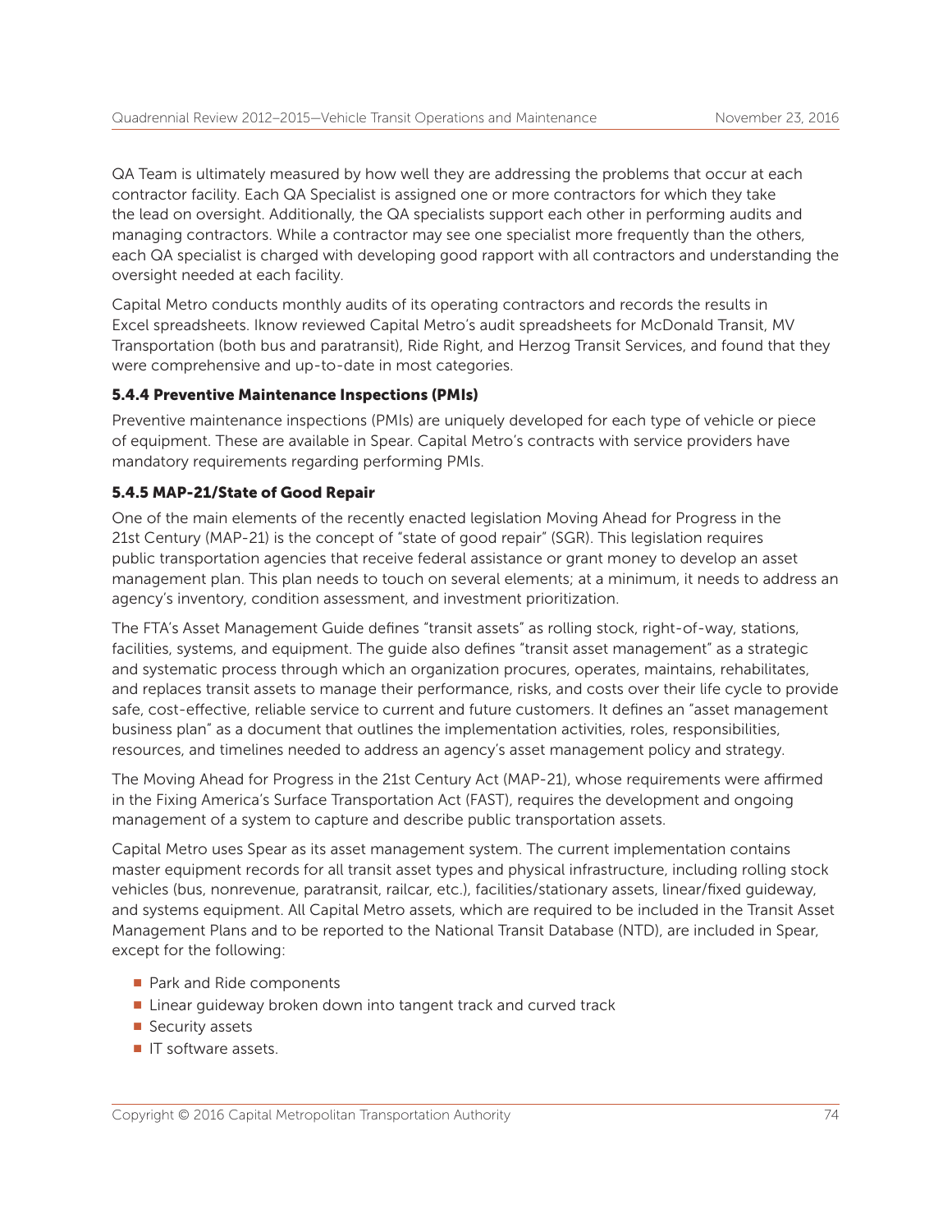QA Team is ultimately measured by how well they are addressing the problems that occur at each contractor facility. Each QA Specialist is assigned one or more contractors for which they take the lead on oversight. Additionally, the QA specialists support each other in performing audits and managing contractors. While a contractor may see one specialist more frequently than the others, each QA specialist is charged with developing good rapport with all contractors and understanding the oversight needed at each facility.

Capital Metro conducts monthly audits of its operating contractors and records the results in Excel spreadsheets. Iknow reviewed Capital Metro's audit spreadsheets for McDonald Transit, MV Transportation (both bus and paratransit), Ride Right, and Herzog Transit Services, and found that they were comprehensive and up-to-date in most categories.

### 5.4.4 Preventive Maintenance Inspections (PMIs)

Preventive maintenance inspections (PMIs) are uniquely developed for each type of vehicle or piece of equipment. These are available in Spear. Capital Metro's contracts with service providers have mandatory requirements regarding performing PMIs.

### 5.4.5 MAP-21/State of Good Repair

One of the main elements of the recently enacted legislation Moving Ahead for Progress in the 21st Century (MAP-21) is the concept of "state of good repair" (SGR). This legislation requires public transportation agencies that receive federal assistance or grant money to develop an asset management plan. This plan needs to touch on several elements; at a minimum, it needs to address an agency's inventory, condition assessment, and investment prioritization.

The FTA's Asset Management Guide defines "transit assets" as rolling stock, right-of-way, stations, facilities, systems, and equipment. The guide also defines "transit asset management" as a strategic and systematic process through which an organization procures, operates, maintains, rehabilitates, and replaces transit assets to manage their performance, risks, and costs over their life cycle to provide safe, cost-effective, reliable service to current and future customers. It defines an "asset management business plan" as a document that outlines the implementation activities, roles, responsibilities, resources, and timelines needed to address an agency's asset management policy and strategy.

The Moving Ahead for Progress in the 21st Century Act (MAP-21), whose requirements were affirmed in the Fixing America's Surface Transportation Act (FAST), requires the development and ongoing management of a system to capture and describe public transportation assets.

Capital Metro uses Spear as its asset management system. The current implementation contains master equipment records for all transit asset types and physical infrastructure, including rolling stock vehicles (bus, nonrevenue, paratransit, railcar, etc.), facilities/stationary assets, linear/fixed guideway, and systems equipment. All Capital Metro assets, which are required to be included in the Transit Asset Management Plans and to be reported to the National Transit Database (NTD), are included in Spear, except for the following:

- Park and Ride components
- Linear guideway broken down into tangent track and curved track
- Security assets
- IT software assets.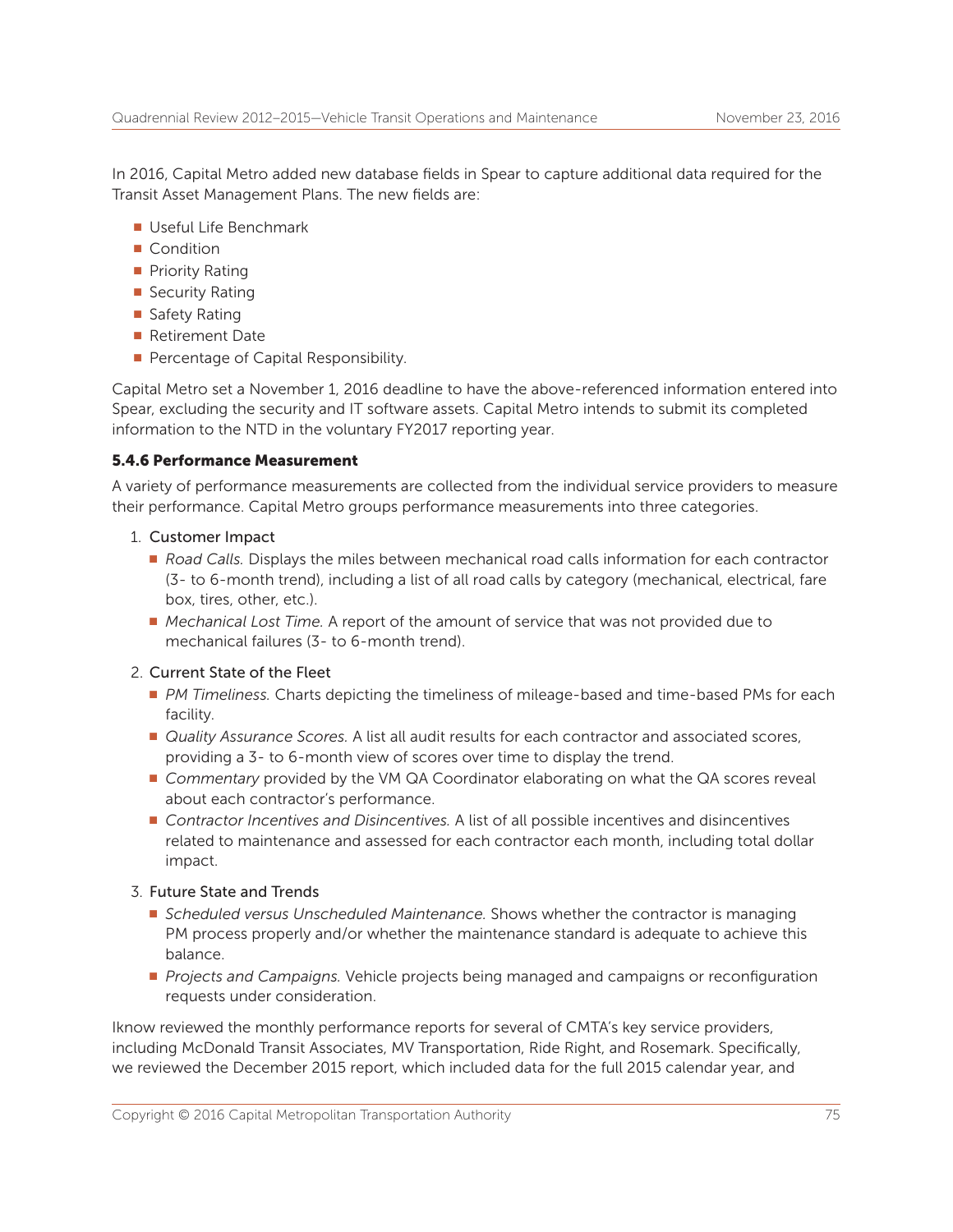In 2016, Capital Metro added new database fields in Spear to capture additional data required for the Transit Asset Management Plans. The new fields are:

- Useful Life Benchmark
- Condition
- Priority Rating
- Security Rating
- Safety Rating
- Retirement Date
- Percentage of Capital Responsibility.

Capital Metro set a November 1, 2016 deadline to have the above-referenced information entered into Spear, excluding the security and IT software assets. Capital Metro intends to submit its completed information to the NTD in the voluntary FY2017 reporting year.

#### 5.4.6 Performance Measurement

A variety of performance measurements are collected from the individual service providers to measure their performance. Capital Metro groups performance measurements into three categories.

1. Customer Impact
   - *Road Calls.* Displays the miles between mechanical road calls information for each contractor (3- to 6-month trend), including a list of all road calls by category (mechanical, electrical, fare box, tires, other, etc.).
   - *Mechanical Lost Time.* A report of the amount of service that was not provided due to mechanical failures (3- to 6-month trend).
2. Current State of the Fleet
   - *PM Timeliness.* Charts depicting the timeliness of mileage-based and time-based PMs for each facility.
   - *Quality Assurance Scores.* A list all audit results for each contractor and associated scores, providing a 3- to 6-month view of scores over time to display the trend.
   - *Commentary* provided by the VM QA Coordinator elaborating on what the QA scores reveal about each contractor's performance.
   - *Contractor Incentives and Disincentives.* A list of all possible incentives and disincentives related to maintenance and assessed for each contractor each month, including total dollar impact.
3. Future State and Trends
   - *Scheduled versus Unscheduled Maintenance.* Shows whether the contractor is managing PM process properly and/or whether the maintenance standard is adequate to achieve this balance.
   - *Projects and Campaigns.* Vehicle projects being managed and campaigns or reconfiguration requests under consideration.

Iknow reviewed the monthly performance reports for several of CMTA's key service providers, including McDonald Transit Associates, MV Transportation, Ride Right, and Rosemark. Specifically, we reviewed the December 2015 report, which included data for the full 2015 calendar year, and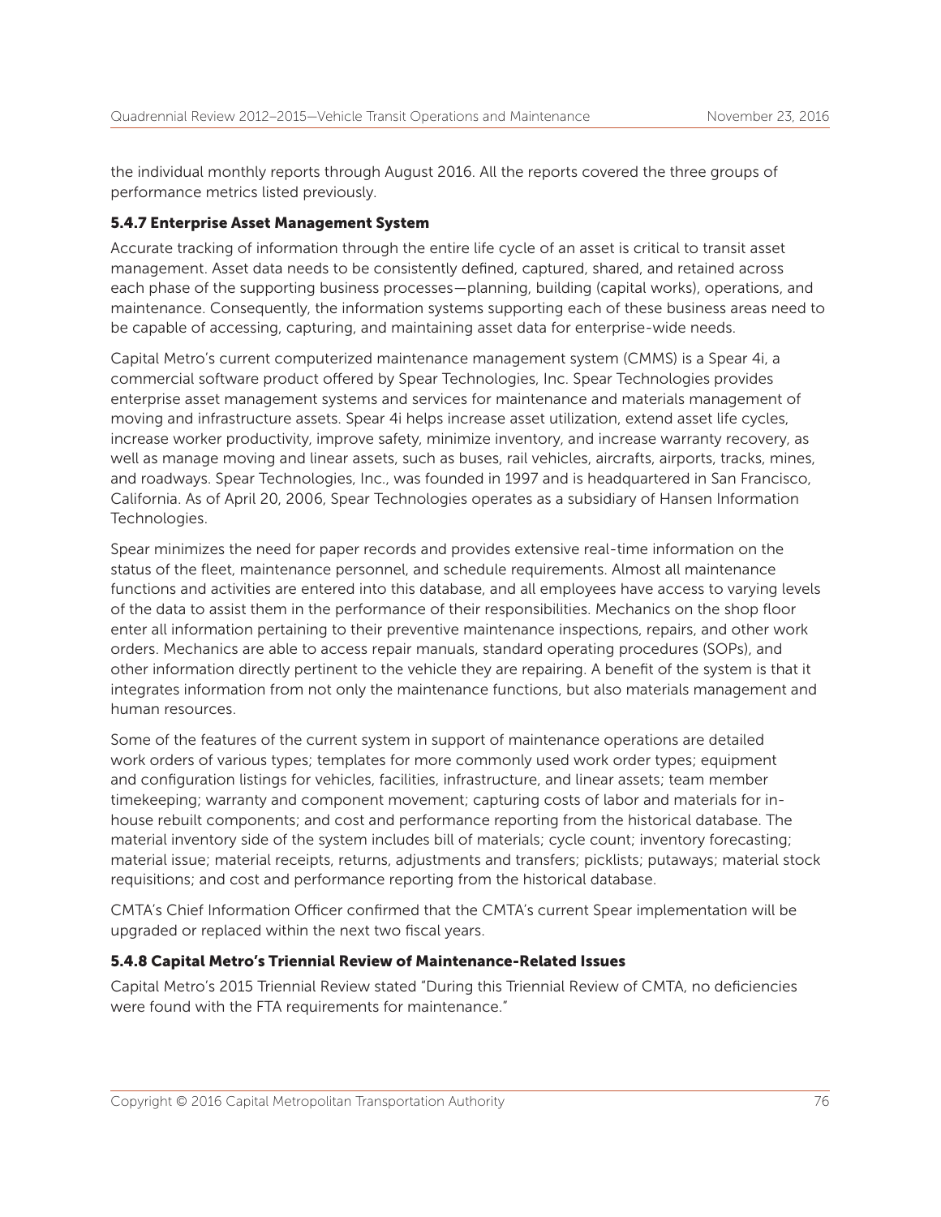the individual monthly reports through August 2016. All the reports covered the three groups of performance metrics listed previously.

#### 5.4.7 Enterprise Asset Management System

Accurate tracking of information through the entire life cycle of an asset is critical to transit asset management. Asset data needs to be consistently defined, captured, shared, and retained across each phase of the supporting business processes—planning, building (capital works), operations, and maintenance. Consequently, the information systems supporting each of these business areas need to be capable of accessing, capturing, and maintaining asset data for enterprise-wide needs.

Capital Metro's current computerized maintenance management system (CMMS) is a Spear 4i, a commercial software product offered by Spear Technologies, Inc. Spear Technologies provides enterprise asset management systems and services for maintenance and materials management of moving and infrastructure assets. Spear 4i helps increase asset utilization, extend asset life cycles, increase worker productivity, improve safety, minimize inventory, and increase warranty recovery, as well as manage moving and linear assets, such as buses, rail vehicles, aircrafts, airports, tracks, mines, and roadways. Spear Technologies, Inc., was founded in 1997 and is headquartered in San Francisco, California. As of April 20, 2006, Spear Technologies operates as a subsidiary of Hansen Information Technologies.

Spear minimizes the need for paper records and provides extensive real-time information on the status of the fleet, maintenance personnel, and schedule requirements. Almost all maintenance functions and activities are entered into this database, and all employees have access to varying levels of the data to assist them in the performance of their responsibilities. Mechanics on the shop floor enter all information pertaining to their preventive maintenance inspections, repairs, and other work orders. Mechanics are able to access repair manuals, standard operating procedures (SOPs), and other information directly pertinent to the vehicle they are repairing. A benefit of the system is that it integrates information from not only the maintenance functions, but also materials management and human resources.

Some of the features of the current system in support of maintenance operations are detailed work orders of various types; templates for more commonly used work order types; equipment and configuration listings for vehicles, facilities, infrastructure, and linear assets; team member timekeeping; warranty and component movement; capturing costs of labor and materials for in-house rebuilt components; and cost and performance reporting from the historical database. The material inventory side of the system includes bill of materials; cycle count; inventory forecasting; material issue; material receipts, returns, adjustments and transfers; picklists; putaways; material stock requisitions; and cost and performance reporting from the historical database.

CMTA's Chief Information Officer confirmed that the CMTA's current Spear implementation will be upgraded or replaced within the next two fiscal years.

#### 5.4.8 Capital Metro's Triennial Review of Maintenance-Related Issues

Capital Metro's 2015 Triennial Review stated "During this Triennial Review of CMTA, no deficiencies were found with the FTA requirements for maintenance."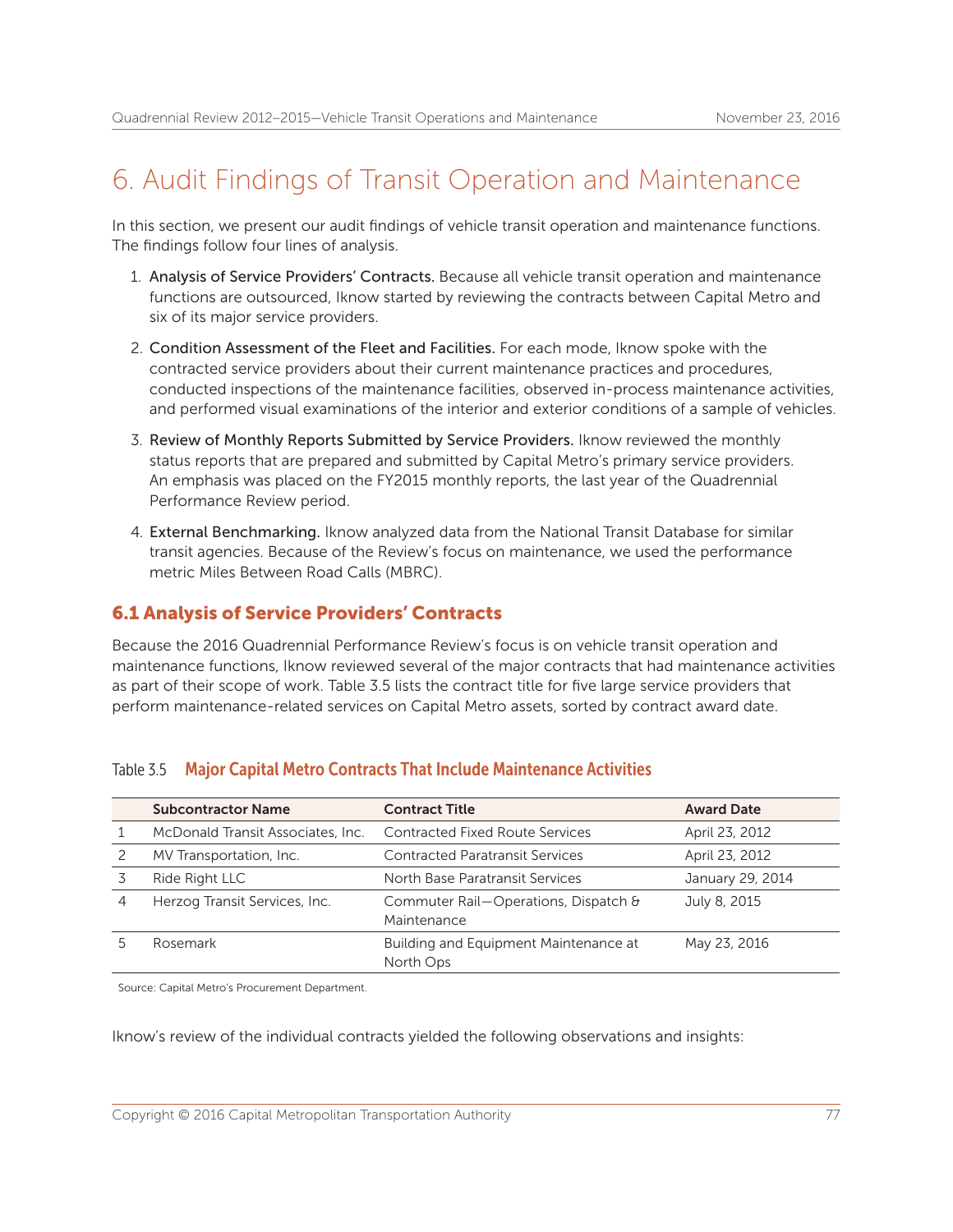# 6. Audit Findings of Transit Operation and Maintenance

In this section, we present our audit findings of vehicle transit operation and maintenance functions. The findings follow four lines of analysis.

1. **Analysis of Service Providers' Contracts.** Because all vehicle transit operation and maintenance functions are outsourced, Iknow started by reviewing the contracts between Capital Metro and six of its major service providers.
2. **Condition Assessment of the Fleet and Facilities.** For each mode, Iknow spoke with the contracted service providers about their current maintenance practices and procedures, conducted inspections of the maintenance facilities, observed in-process maintenance activities, and performed visual examinations of the interior and exterior conditions of a sample of vehicles.
3. **Review of Monthly Reports Submitted by Service Providers.** Iknow reviewed the monthly status reports that are prepared and submitted by Capital Metro's primary service providers. An emphasis was placed on the FY2015 monthly reports, the last year of the Quadrennial Performance Review period.
4. **External Benchmarking.** Iknow analyzed data from the National Transit Database for similar transit agencies. Because of the Review's focus on maintenance, we used the performance metric Miles Between Road Calls (MBRC).

## 6.1 Analysis of Service Providers' Contracts

Because the 2016 Quadrennial Performance Review's focus is on vehicle transit operation and maintenance functions, Iknow reviewed several of the major contracts that had maintenance activities as part of their scope of work. Table 3.5 lists the contract title for five large service providers that perform maintenance-related services on Capital Metro assets, sorted by contract award date.

Table 3.5 **Major Capital Metro Contracts That Include Maintenance Activities**

| | Subcontractor Name | Contract Title | Award Date |
|---|---|---|---|
| 1 | McDonald Transit Associates, Inc. | Contracted Fixed Route Services | April 23, 2012 |
| 2 | MV Transportation, Inc. | Contracted Paratransit Services | April 23, 2012 |
| 3 | Ride Right LLC | North Base Paratransit Services | January 29, 2014 |
| 4 | Herzog Transit Services, Inc. | Commuter Rail—Operations, Dispatch & Maintenance | July 8, 2015 |
| 5 | Rosemark | Building and Equipment Maintenance at North Ops | May 23, 2016 |

Source: Capital Metro's Procurement Department.

Iknow's review of the individual contracts yielded the following observations and insights: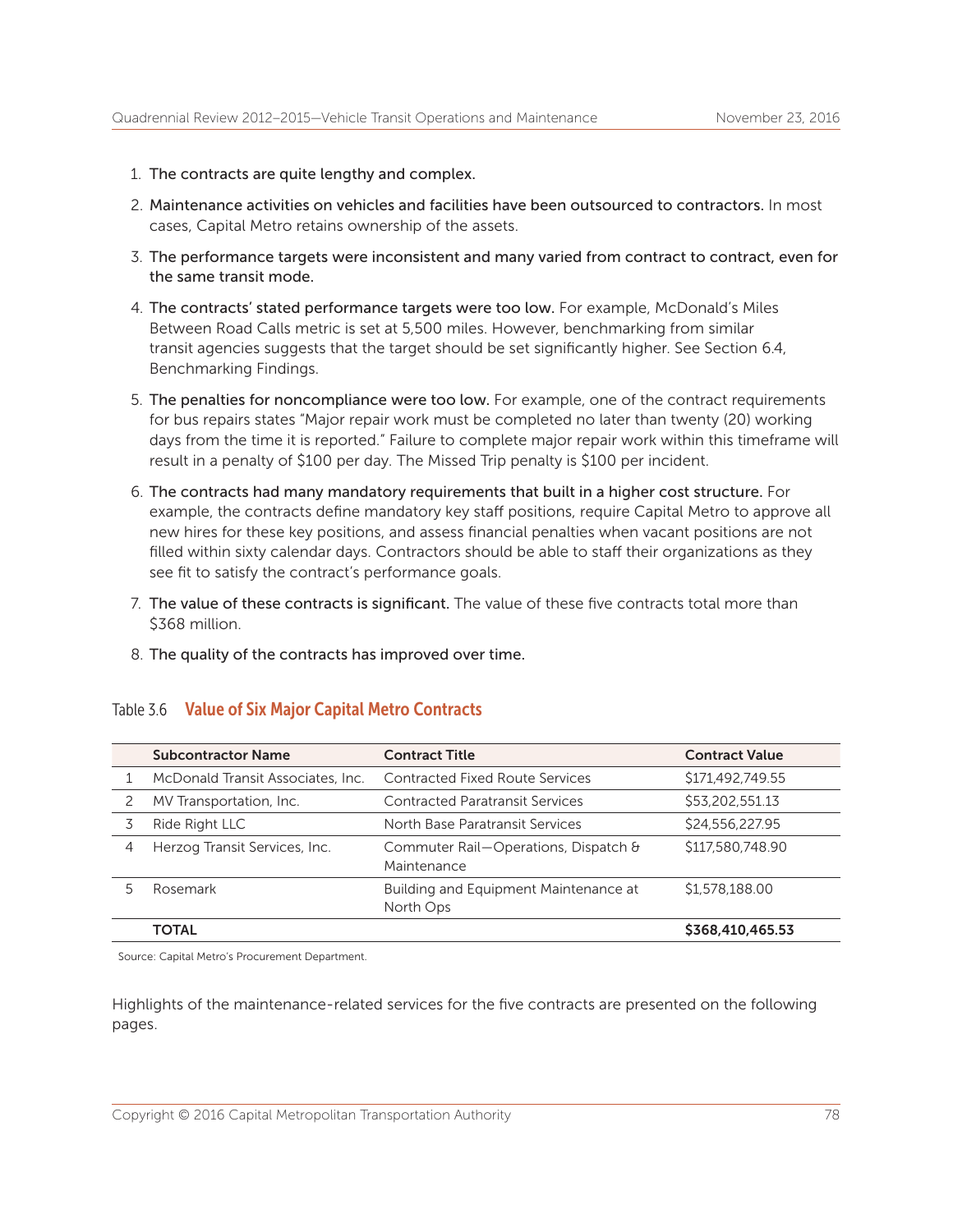1. **The contracts are quite lengthy and complex.**
2. **Maintenance activities on vehicles and facilities have been outsourced to contractors.** In most cases, Capital Metro retains ownership of the assets.
3. **The performance targets were inconsistent and many varied from contract to contract, even for the same transit mode.**
4. **The contracts' stated performance targets were too low.** For example, McDonald's Miles Between Road Calls metric is set at 5,500 miles. However, benchmarking from similar transit agencies suggests that the target should be set significantly higher. See Section 6.4, Benchmarking Findings.
5. **The penalties for noncompliance were too low.** For example, one of the contract requirements for bus repairs states "Major repair work must be completed no later than twenty (20) working days from the time it is reported." Failure to complete major repair work within this timeframe will result in a penalty of $100 per day. The Missed Trip penalty is $100 per incident.
6. **The contracts had many mandatory requirements that built in a higher cost structure.** For example, the contracts define mandatory key staff positions, require Capital Metro to approve all new hires for these key positions, and assess financial penalties when vacant positions are not filled within sixty calendar days. Contractors should be able to staff their organizations as they see fit to satisfy the contract's performance goals.
7. **The value of these contracts is significant.** The value of these five contracts total more than $368 million.
8. **The quality of the contracts has improved over time.**

Table 3.6 **Value of Six Major Capital Metro Contracts**

| | Subcontractor Name | Contract Title | Contract Value |
|---|---|---|---|
| 1 | McDonald Transit Associates, Inc. | Contracted Fixed Route Services | $171,492,749.55 |
| 2 | MV Transportation, Inc. | Contracted Paratransit Services | $53,202,551.13 |
| 3 | Ride Right LLC | North Base Paratransit Services | $24,556,227.95 |
| 4 | Herzog Transit Services, Inc. | Commuter Rail—Operations, Dispatch & Maintenance | $117,580,748.90 |
| 5 | Rosemark | Building and Equipment Maintenance at North Ops | $1,578,188.00 |
| | **TOTAL** | | **$368,410,465.53** |

Source: Capital Metro's Procurement Department.

Highlights of the maintenance-related services for the five contracts are presented on the following pages.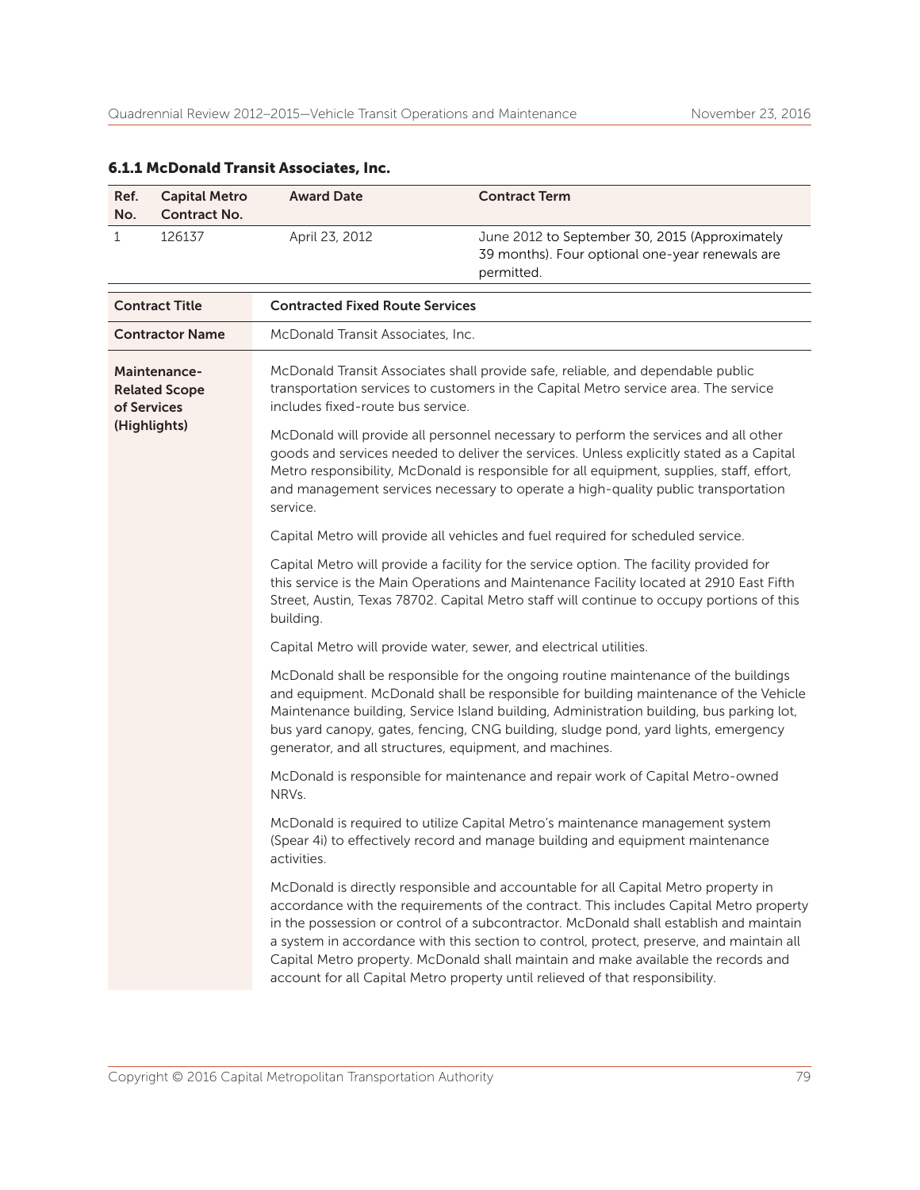### 6.1.1 McDonald Transit Associates, Inc.

| Ref. No. | Capital Metro Contract No. | Award Date | Contract Term |
|---|---|---|---|
| 1 | 126137 | April 23, 2012 | June 2012 to September 30, 2015 (Approximately 39 months). Four optional one-year renewals are permitted. |

| Contract Title | Contracted Fixed Route Services |
|---|---|
| Contractor Name | McDonald Transit Associates, Inc. |
| Maintenance-Related Scope of Services (Highlights) | McDonald Transit Associates shall provide safe, reliable, and dependable public transportation services to customers in the Capital Metro service area. The service includes fixed-route bus service.<br><br>McDonald will provide all personnel necessary to perform the services and all other goods and services needed to deliver the services. Unless explicitly stated as a Capital Metro responsibility, McDonald is responsible for all equipment, supplies, staff, effort, and management services necessary to operate a high-quality public transportation service.<br><br>Capital Metro will provide all vehicles and fuel required for scheduled service.<br><br>Capital Metro will provide a facility for the service option. The facility provided for this service is the Main Operations and Maintenance Facility located at 2910 East Fifth Street, Austin, Texas 78702. Capital Metro staff will continue to occupy portions of this building.<br><br>Capital Metro will provide water, sewer, and electrical utilities.<br><br>McDonald shall be responsible for the ongoing routine maintenance of the buildings and equipment. McDonald shall be responsible for building maintenance of the Vehicle Maintenance building, Service Island building, Administration building, bus parking lot, bus yard canopy, gates, fencing, CNG building, sludge pond, yard lights, emergency generator, and all structures, equipment, and machines.<br><br>McDonald is responsible for maintenance and repair work of Capital Metro-owned NRVs.<br><br>McDonald is required to utilize Capital Metro's maintenance management system (Spear 4i) to effectively record and manage building and equipment maintenance activities.<br><br>McDonald is directly responsible and accountable for all Capital Metro property in accordance with the requirements of the contract. This includes Capital Metro property in the possession or control of a subcontractor. McDonald shall establish and maintain a system in accordance with this section to control, protect, preserve, and maintain all Capital Metro property. McDonald shall maintain and make available the records and account for all Capital Metro property until relieved of that responsibility. |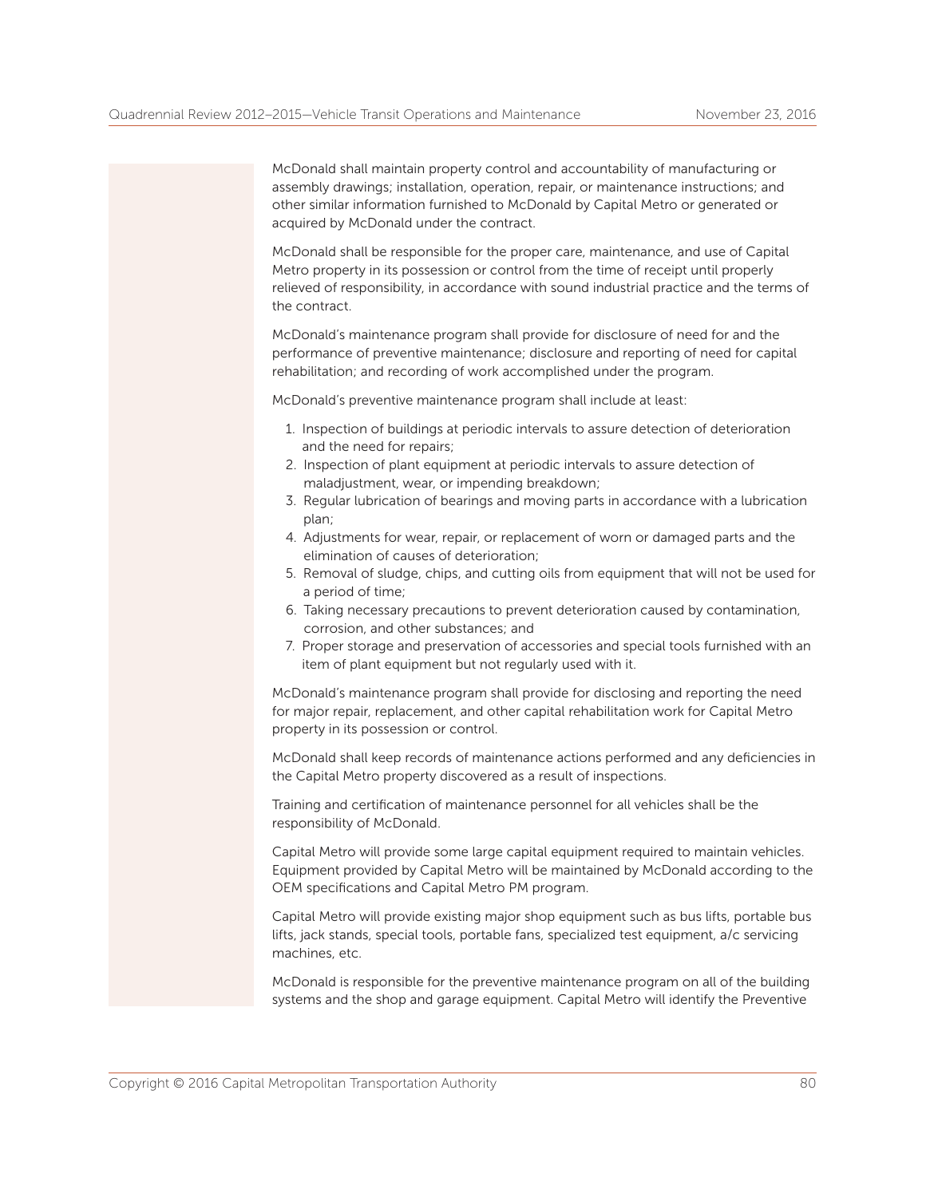McDonald shall maintain property control and accountability of manufacturing or assembly drawings; installation, operation, repair, or maintenance instructions; and other similar information furnished to McDonald by Capital Metro or generated or acquired by McDonald under the contract.

McDonald shall be responsible for the proper care, maintenance, and use of Capital Metro property in its possession or control from the time of receipt until properly relieved of responsibility, in accordance with sound industrial practice and the terms of the contract.

McDonald's maintenance program shall provide for disclosure of need for and the performance of preventive maintenance; disclosure and reporting of need for capital rehabilitation; and recording of work accomplished under the program.

McDonald's preventive maintenance program shall include at least:

1. Inspection of buildings at periodic intervals to assure detection of deterioration and the need for repairs;
2. Inspection of plant equipment at periodic intervals to assure detection of maladjustment, wear, or impending breakdown;
3. Regular lubrication of bearings and moving parts in accordance with a lubrication plan;
4. Adjustments for wear, repair, or replacement of worn or damaged parts and the elimination of causes of deterioration;
5. Removal of sludge, chips, and cutting oils from equipment that will not be used for a period of time;
6. Taking necessary precautions to prevent deterioration caused by contamination, corrosion, and other substances; and
7. Proper storage and preservation of accessories and special tools furnished with an item of plant equipment but not regularly used with it.

McDonald's maintenance program shall provide for disclosing and reporting the need for major repair, replacement, and other capital rehabilitation work for Capital Metro property in its possession or control.

McDonald shall keep records of maintenance actions performed and any deficiencies in the Capital Metro property discovered as a result of inspections.

Training and certification of maintenance personnel for all vehicles shall be the responsibility of McDonald.

Capital Metro will provide some large capital equipment required to maintain vehicles. Equipment provided by Capital Metro will be maintained by McDonald according to the OEM specifications and Capital Metro PM program.

Capital Metro will provide existing major shop equipment such as bus lifts, portable bus lifts, jack stands, special tools, portable fans, specialized test equipment, a/c servicing machines, etc.

McDonald is responsible for the preventive maintenance program on all of the building systems and the shop and garage equipment. Capital Metro will identify the Preventive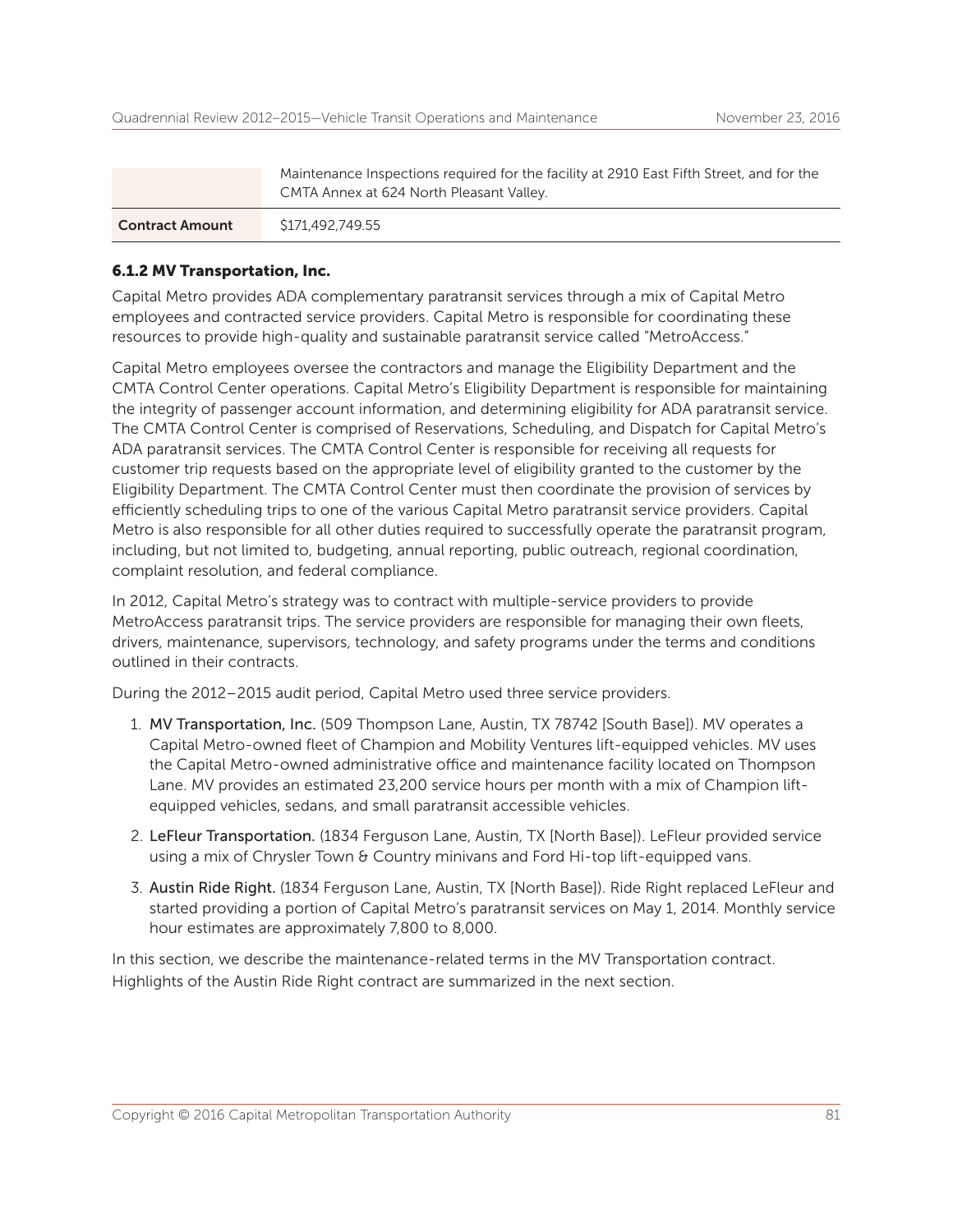| | |
|---|---|
| | Maintenance Inspections required for the facility at 2910 East Fifth Street, and for the CMTA Annex at 624 North Pleasant Valley. |
| **Contract Amount** | $171,492,749.55 |

### 6.1.2 MV Transportation, Inc.

Capital Metro provides ADA complementary paratransit services through a mix of Capital Metro employees and contracted service providers. Capital Metro is responsible for coordinating these resources to provide high-quality and sustainable paratransit service called "MetroAccess."

Capital Metro employees oversee the contractors and manage the Eligibility Department and the CMTA Control Center operations. Capital Metro's Eligibility Department is responsible for maintaining the integrity of passenger account information, and determining eligibility for ADA paratransit service. The CMTA Control Center is comprised of Reservations, Scheduling, and Dispatch for Capital Metro's ADA paratransit services. The CMTA Control Center is responsible for receiving all requests for customer trip requests based on the appropriate level of eligibility granted to the customer by the Eligibility Department. The CMTA Control Center must then coordinate the provision of services by efficiently scheduling trips to one of the various Capital Metro paratransit service providers. Capital Metro is also responsible for all other duties required to successfully operate the paratransit program, including, but not limited to, budgeting, annual reporting, public outreach, regional coordination, complaint resolution, and federal compliance.

In 2012, Capital Metro's strategy was to contract with multiple-service providers to provide MetroAccess paratransit trips. The service providers are responsible for managing their own fleets, drivers, maintenance, supervisors, technology, and safety programs under the terms and conditions outlined in their contracts.

During the 2012–2015 audit period, Capital Metro used three service providers.

1. **MV Transportation, Inc.** (509 Thompson Lane, Austin, TX 78742 [South Base]). MV operates a Capital Metro-owned fleet of Champion and Mobility Ventures lift-equipped vehicles. MV uses the Capital Metro-owned administrative office and maintenance facility located on Thompson Lane. MV provides an estimated 23,200 service hours per month with a mix of Champion lift-equipped vehicles, sedans, and small paratransit accessible vehicles.
2. **LeFleur Transportation.** (1834 Ferguson Lane, Austin, TX [North Base]). LeFleur provided service using a mix of Chrysler Town & Country minivans and Ford Hi-top lift-equipped vans.
3. **Austin Ride Right.** (1834 Ferguson Lane, Austin, TX [North Base]). Ride Right replaced LeFleur and started providing a portion of Capital Metro's paratransit services on May 1, 2014. Monthly service hour estimates are approximately 7,800 to 8,000.

In this section, we describe the maintenance-related terms in the MV Transportation contract. Highlights of the Austin Ride Right contract are summarized in the next section.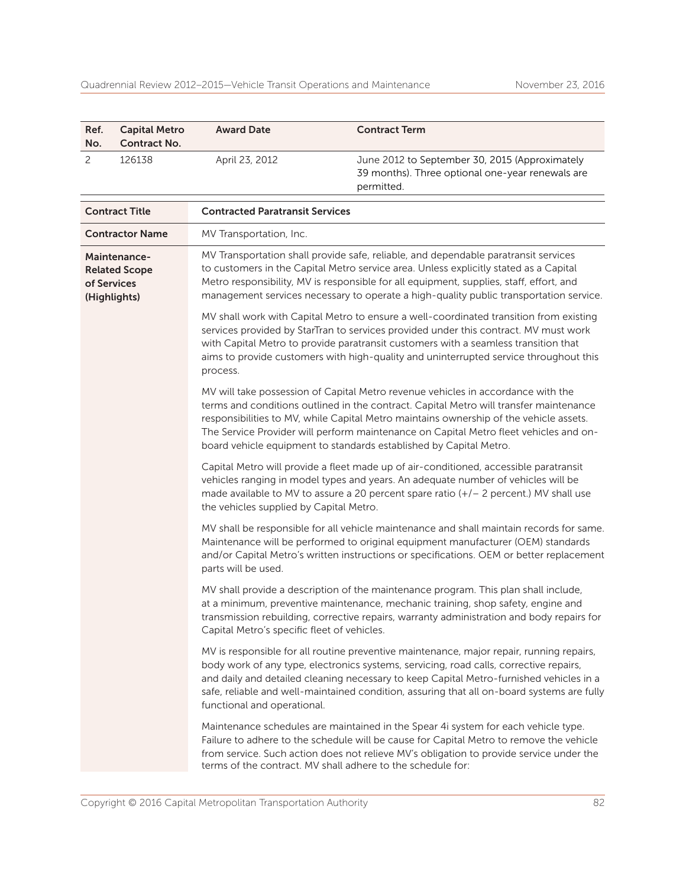| Ref. No. | Capital Metro Contract No. | Award Date | Contract Term |
|---|---|---|---|
| 2 | 126138 | April 23, 2012 | June 2012 to September 30, 2015 (Approximately 39 months). Three optional one-year renewals are permitted. |

| Contract Title | Contracted Paratransit Services |
|---|---|
| **Contractor Name** | MV Transportation, Inc. |
| **Maintenance-Related Scope of Services (Highlights)** | MV Transportation shall provide safe, reliable, and dependable paratransit services to customers in the Capital Metro service area. Unless explicitly stated as a Capital Metro responsibility, MV is responsible for all equipment, supplies, staff, effort, and management services necessary to operate a high-quality public transportation service.<br><br>MV shall work with Capital Metro to ensure a well-coordinated transition from existing services provided by StarTran to services provided under this contract. MV must work with Capital Metro to provide paratransit customers with a seamless transition that aims to provide customers with high-quality and uninterrupted service throughout this process.<br><br>MV will take possession of Capital Metro revenue vehicles in accordance with the terms and conditions outlined in the contract. Capital Metro will transfer maintenance responsibilities to MV, while Capital Metro maintains ownership of the vehicle assets. The Service Provider will perform maintenance on Capital Metro fleet vehicles and on-board vehicle equipment to standards established by Capital Metro.<br><br>Capital Metro will provide a fleet made up of air-conditioned, accessible paratransit vehicles ranging in model types and years. An adequate number of vehicles will be made available to MV to assure a 20 percent spare ratio (+/− 2 percent.) MV shall use the vehicles supplied by Capital Metro.<br><br>MV shall be responsible for all vehicle maintenance and shall maintain records for same. Maintenance will be performed to original equipment manufacturer (OEM) standards and/or Capital Metro's written instructions or specifications. OEM or better replacement parts will be used.<br><br>MV shall provide a description of the maintenance program. This plan shall include, at a minimum, preventive maintenance, mechanic training, shop safety, engine and transmission rebuilding, corrective repairs, warranty administration and body repairs for Capital Metro's specific fleet of vehicles.<br><br>MV is responsible for all routine preventive maintenance, major repair, running repairs, body work of any type, electronics systems, servicing, road calls, corrective repairs, and daily and detailed cleaning necessary to keep Capital Metro-furnished vehicles in a safe, reliable and well-maintained condition, assuring that all on-board systems are fully functional and operational.<br><br>Maintenance schedules are maintained in the Spear 4i system for each vehicle type. Failure to adhere to the schedule will be cause for Capital Metro to remove the vehicle from service. Such action does not relieve MV's obligation to provide service under the terms of the contract. MV shall adhere to the schedule for: |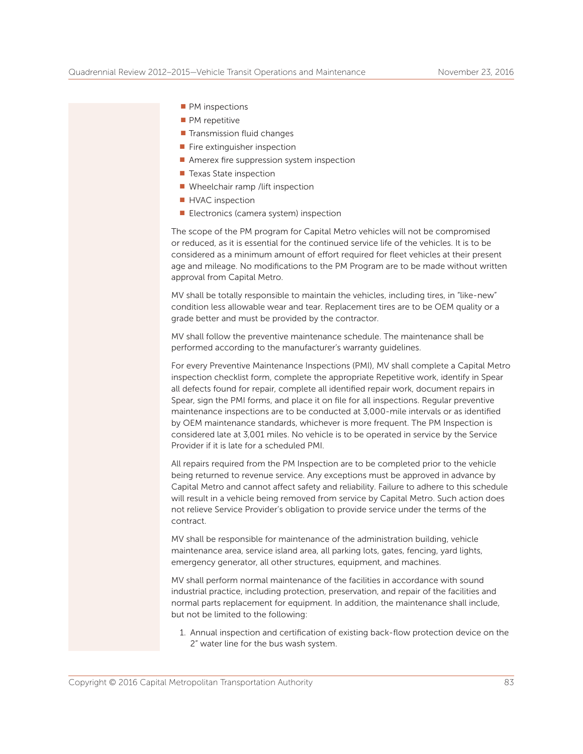- PM inspections
- PM repetitive
- Transmission fluid changes
- Fire extinguisher inspection
- Amerex fire suppression system inspection
- Texas State inspection
- Wheelchair ramp /lift inspection
- HVAC inspection
- Electronics (camera system) inspection

The scope of the PM program for Capital Metro vehicles will not be compromised or reduced, as it is essential for the continued service life of the vehicles. It is to be considered as a minimum amount of effort required for fleet vehicles at their present age and mileage. No modifications to the PM Program are to be made without written approval from Capital Metro.

MV shall be totally responsible to maintain the vehicles, including tires, in "like-new" condition less allowable wear and tear. Replacement tires are to be OEM quality or a grade better and must be provided by the contractor.

MV shall follow the preventive maintenance schedule. The maintenance shall be performed according to the manufacturer's warranty guidelines.

For every Preventive Maintenance Inspections (PMI), MV shall complete a Capital Metro inspection checklist form, complete the appropriate Repetitive work, identify in Spear all defects found for repair, complete all identified repair work, document repairs in Spear, sign the PMI forms, and place it on file for all inspections. Regular preventive maintenance inspections are to be conducted at 3,000-mile intervals or as identified by OEM maintenance standards, whichever is more frequent. The PM Inspection is considered late at 3,001 miles. No vehicle is to be operated in service by the Service Provider if it is late for a scheduled PMI.

All repairs required from the PM Inspection are to be completed prior to the vehicle being returned to revenue service. Any exceptions must be approved in advance by Capital Metro and cannot affect safety and reliability. Failure to adhere to this schedule will result in a vehicle being removed from service by Capital Metro. Such action does not relieve Service Provider's obligation to provide service under the terms of the contract.

MV shall be responsible for maintenance of the administration building, vehicle maintenance area, service island area, all parking lots, gates, fencing, yard lights, emergency generator, all other structures, equipment, and machines.

MV shall perform normal maintenance of the facilities in accordance with sound industrial practice, including protection, preservation, and repair of the facilities and normal parts replacement for equipment. In addition, the maintenance shall include, but not be limited to the following:

1. Annual inspection and certification of existing back-flow protection device on the 2" water line for the bus wash system.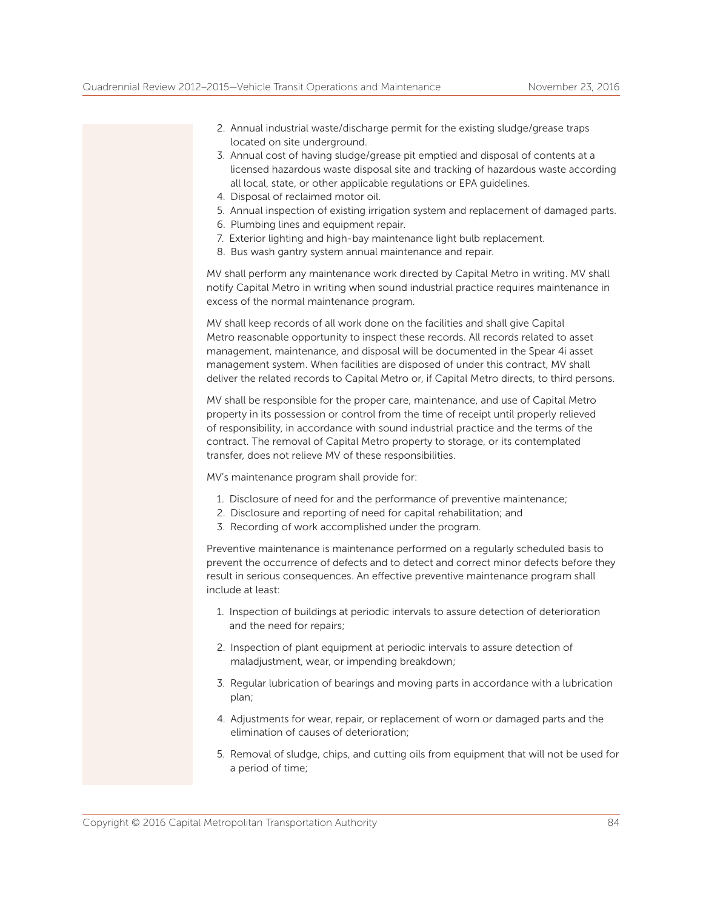2. Annual industrial waste/discharge permit for the existing sludge/grease traps located on site underground.
3. Annual cost of having sludge/grease pit emptied and disposal of contents at a licensed hazardous waste disposal site and tracking of hazardous waste according all local, state, or other applicable regulations or EPA guidelines.
4. Disposal of reclaimed motor oil.
5. Annual inspection of existing irrigation system and replacement of damaged parts.
6. Plumbing lines and equipment repair.
7. Exterior lighting and high-bay maintenance light bulb replacement.
8. Bus wash gantry system annual maintenance and repair.

MV shall perform any maintenance work directed by Capital Metro in writing. MV shall notify Capital Metro in writing when sound industrial practice requires maintenance in excess of the normal maintenance program.

MV shall keep records of all work done on the facilities and shall give Capital Metro reasonable opportunity to inspect these records. All records related to asset management, maintenance, and disposal will be documented in the Spear 4i asset management system. When facilities are disposed of under this contract, MV shall deliver the related records to Capital Metro or, if Capital Metro directs, to third persons.

MV shall be responsible for the proper care, maintenance, and use of Capital Metro property in its possession or control from the time of receipt until properly relieved of responsibility, in accordance with sound industrial practice and the terms of the contract. The removal of Capital Metro property to storage, or its contemplated transfer, does not relieve MV of these responsibilities.

MV's maintenance program shall provide for:

1. Disclosure of need for and the performance of preventive maintenance;
2. Disclosure and reporting of need for capital rehabilitation; and
3. Recording of work accomplished under the program.

Preventive maintenance is maintenance performed on a regularly scheduled basis to prevent the occurrence of defects and to detect and correct minor defects before they result in serious consequences. An effective preventive maintenance program shall include at least:

1. Inspection of buildings at periodic intervals to assure detection of deterioration and the need for repairs;

2. Inspection of plant equipment at periodic intervals to assure detection of maladjustment, wear, or impending breakdown;

3. Regular lubrication of bearings and moving parts in accordance with a lubrication plan;

4. Adjustments for wear, repair, or replacement of worn or damaged parts and the elimination of causes of deterioration;

5. Removal of sludge, chips, and cutting oils from equipment that will not be used for a period of time;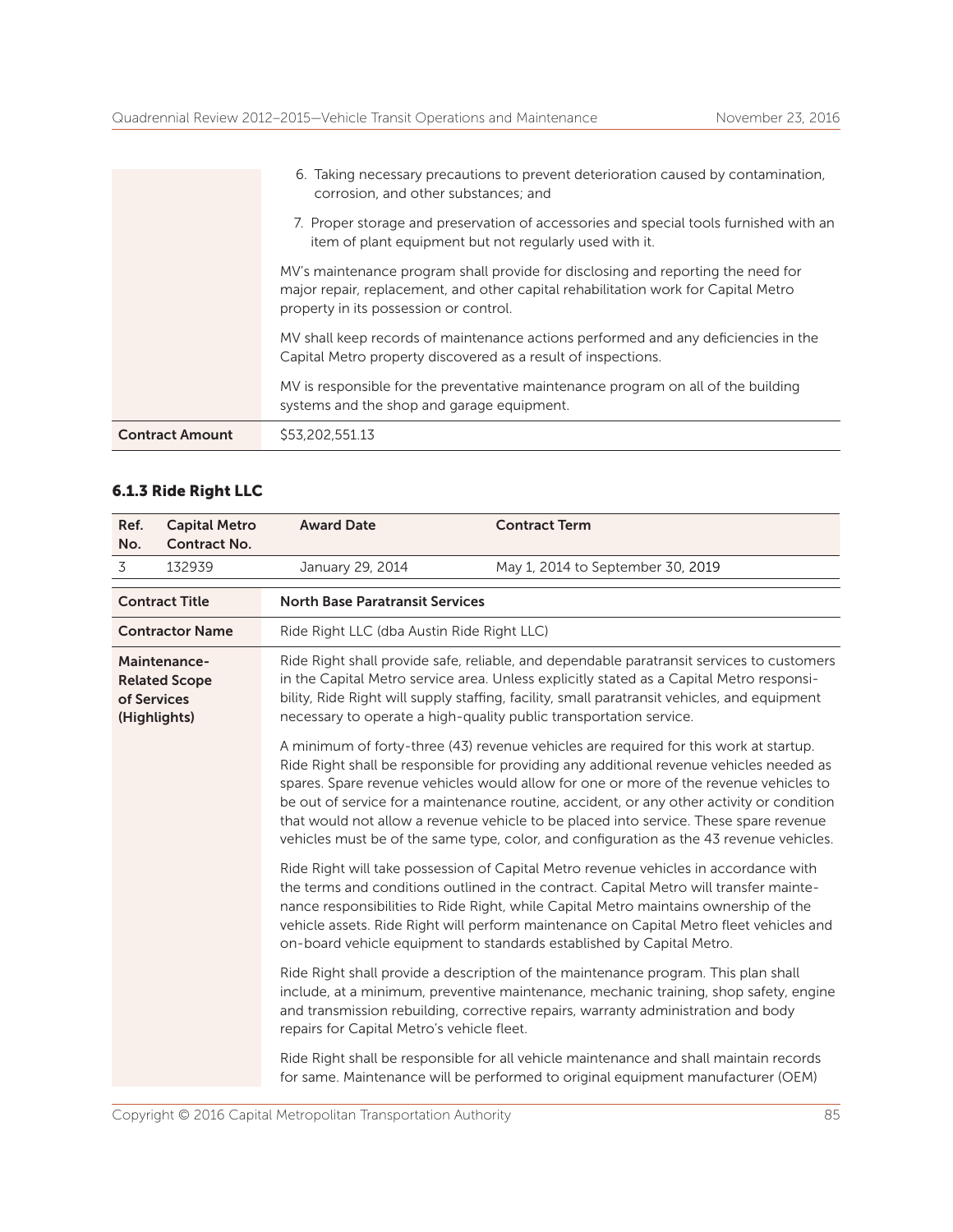| | |
|---|---|
| | 6. Taking necessary precautions to prevent deterioration caused by contamination, corrosion, and other substances; and<br>7. Proper storage and preservation of accessories and special tools furnished with an item of plant equipment but not regularly used with it.<br><br>MV's maintenance program shall provide for disclosing and reporting the need for major repair, replacement, and other capital rehabilitation work for Capital Metro property in its possession or control.<br><br>MV shall keep records of maintenance actions performed and any deficiencies in the Capital Metro property discovered as a result of inspections.<br><br>MV is responsible for the preventative maintenance program on all of the building systems and the shop and garage equipment. |
| **Contract Amount** | $53,202,551.13 |

### 6.1.3 Ride Right LLC

| Ref. No. | Capital Metro Contract No. | Award Date | Contract Term |
|---|---|---|---|
| 3 | 132939 | January 29, 2014 | May 1, 2014 to September 30, 2019 |

| | |
|---|---|
| **Contract Title** | **North Base Paratransit Services** |
| **Contractor Name** | Ride Right LLC (dba Austin Ride Right LLC) |
| **Maintenance-Related Scope of Services (Highlights)** | Ride Right shall provide safe, reliable, and dependable paratransit services to customers in the Capital Metro service area. Unless explicitly stated as a Capital Metro responsibility, Ride Right will supply staffing, facility, small paratransit vehicles, and equipment necessary to operate a high-quality public transportation service.<br><br>A minimum of forty-three (43) revenue vehicles are required for this work at startup. Ride Right shall be responsible for providing any additional revenue vehicles needed as spares. Spare revenue vehicles would allow for one or more of the revenue vehicles to be out of service for a maintenance routine, accident, or any other activity or condition that would not allow a revenue vehicle to be placed into service. These spare revenue vehicles must be of the same type, color, and configuration as the 43 revenue vehicles.<br><br>Ride Right will take possession of Capital Metro revenue vehicles in accordance with the terms and conditions outlined in the contract. Capital Metro will transfer maintenance responsibilities to Ride Right, while Capital Metro maintains ownership of the vehicle assets. Ride Right will perform maintenance on Capital Metro fleet vehicles and on-board vehicle equipment to standards established by Capital Metro.<br><br>Ride Right shall provide a description of the maintenance program. This plan shall include, at a minimum, preventive maintenance, mechanic training, shop safety, engine and transmission rebuilding, corrective repairs, warranty administration and body repairs for Capital Metro's vehicle fleet.<br><br>Ride Right shall be responsible for all vehicle maintenance and shall maintain records for same. Maintenance will be performed to original equipment manufacturer (OEM) |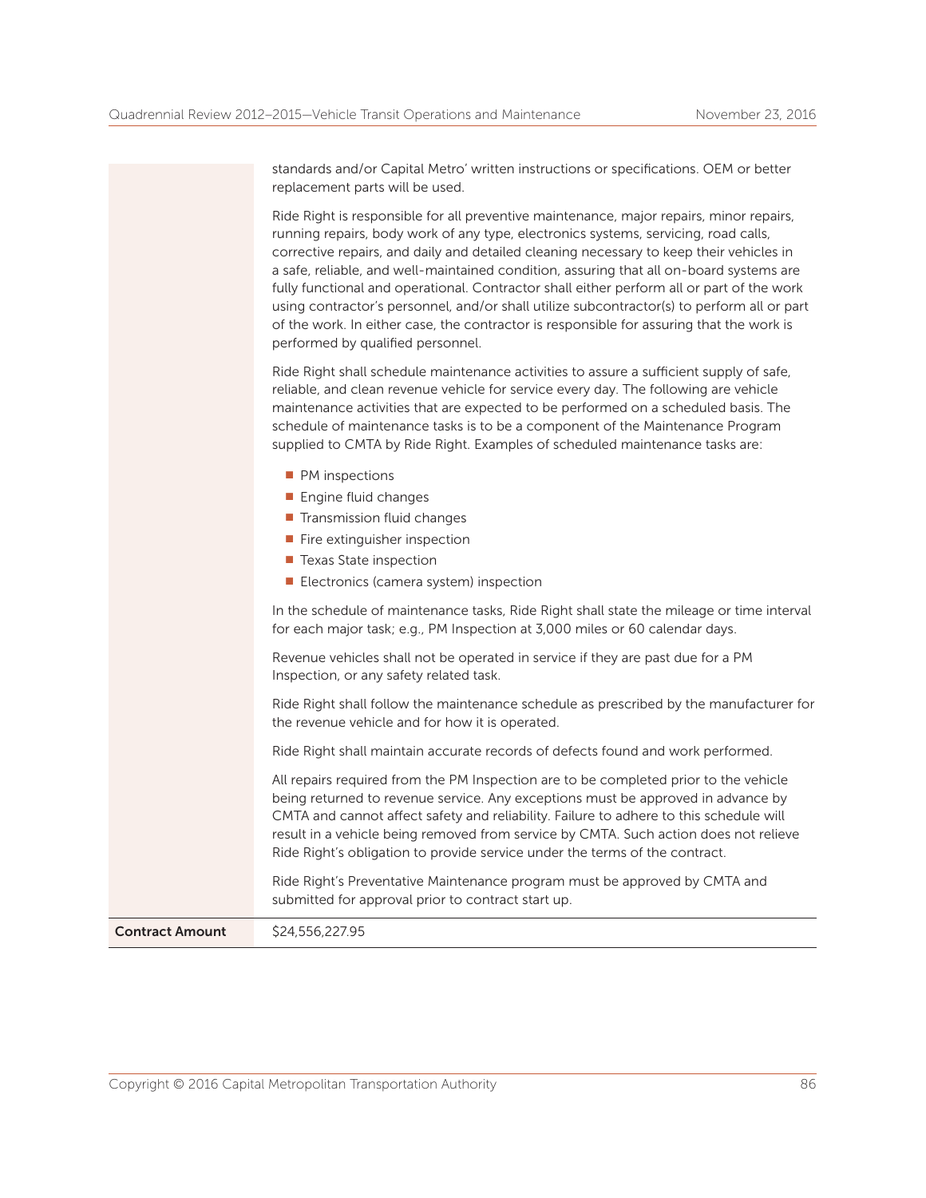| | |
|---|---|
| | standards and/or Capital Metro' written instructions or specifications. OEM or better replacement parts will be used.<br><br>Ride Right is responsible for all preventive maintenance, major repairs, minor repairs, running repairs, body work of any type, electronics systems, servicing, road calls, corrective repairs, and daily and detailed cleaning necessary to keep their vehicles in a safe, reliable, and well-maintained condition, assuring that all on-board systems are fully functional and operational. Contractor shall either perform all or part of the work using contractor's personnel, and/or shall utilize subcontractor(s) to perform all or part of the work. In either case, the contractor is responsible for assuring that the work is performed by qualified personnel.<br><br>Ride Right shall schedule maintenance activities to assure a sufficient supply of safe, reliable, and clean revenue vehicle for service every day. The following are vehicle maintenance activities that are expected to be performed on a scheduled basis. The schedule of maintenance tasks is to be a component of the Maintenance Program supplied to CMTA by Ride Right. Examples of scheduled maintenance tasks are:<br><br>- PM inspections<br>- Engine fluid changes<br>- Transmission fluid changes<br>- Fire extinguisher inspection<br>- Texas State inspection<br>- Electronics (camera system) inspection<br><br>In the schedule of maintenance tasks, Ride Right shall state the mileage or time interval for each major task; e.g., PM Inspection at 3,000 miles or 60 calendar days.<br><br>Revenue vehicles shall not be operated in service if they are past due for a PM Inspection, or any safety related task.<br><br>Ride Right shall follow the maintenance schedule as prescribed by the manufacturer for the revenue vehicle and for how it is operated.<br><br>Ride Right shall maintain accurate records of defects found and work performed.<br><br>All repairs required from the PM Inspection are to be completed prior to the vehicle being returned to revenue service. Any exceptions must be approved in advance by CMTA and cannot affect safety and reliability. Failure to adhere to this schedule will result in a vehicle being removed from service by CMTA. Such action does not relieve Ride Right's obligation to provide service under the terms of the contract.<br><br>Ride Right's Preventative Maintenance program must be approved by CMTA and submitted for approval prior to contract start up. |
| **Contract Amount** | $24,556,227.95 |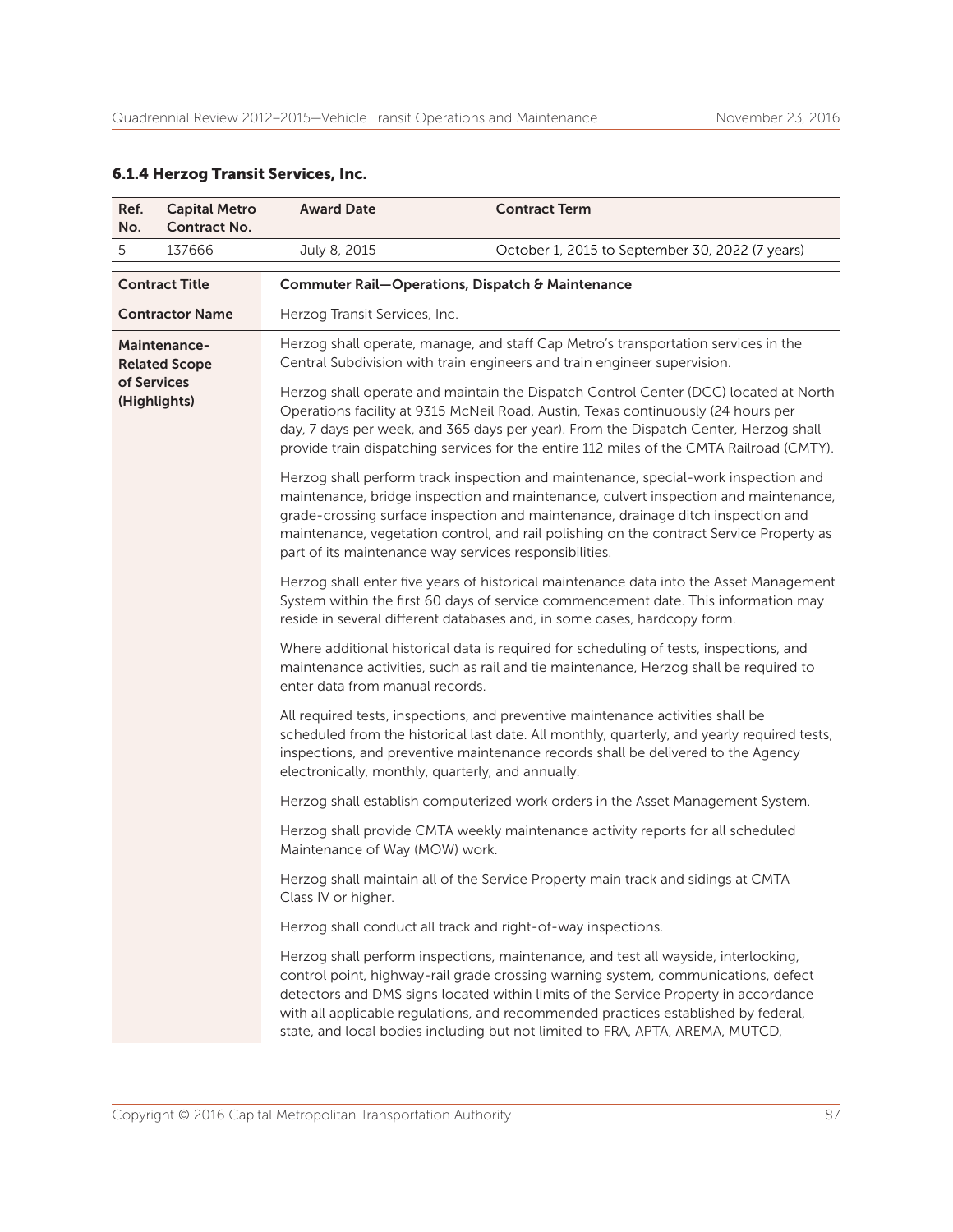### 6.1.4 Herzog Transit Services, Inc.

| Ref. No. | Capital Metro Contract No. | Award Date | Contract Term |
| --- | --- | --- | --- |
| 5 | 137666 | July 8, 2015 | October 1, 2015 to September 30, 2022 (7 years) |

| Contract Title | Commuter Rail—Operations, Dispatch & Maintenance |
| --- | --- |
| Contractor Name | Herzog Transit Services, Inc. |
| Maintenance-Related Scope of Services (Highlights) | Herzog shall operate, manage, and staff Cap Metro's transportation services in the Central Subdivision with train engineers and train engineer supervision.<br><br>Herzog shall operate and maintain the Dispatch Control Center (DCC) located at North Operations facility at 9315 McNeil Road, Austin, Texas continuously (24 hours per day, 7 days per week, and 365 days per year). From the Dispatch Center, Herzog shall provide train dispatching services for the entire 112 miles of the CMTA Railroad (CMTY).<br><br>Herzog shall perform track inspection and maintenance, special-work inspection and maintenance, bridge inspection and maintenance, culvert inspection and maintenance, grade-crossing surface inspection and maintenance, drainage ditch inspection and maintenance, vegetation control, and rail polishing on the contract Service Property as part of its maintenance way services responsibilities.<br><br>Herzog shall enter five years of historical maintenance data into the Asset Management System within the first 60 days of service commencement date. This information may reside in several different databases and, in some cases, hardcopy form.<br><br>Where additional historical data is required for scheduling of tests, inspections, and maintenance activities, such as rail and tie maintenance, Herzog shall be required to enter data from manual records.<br><br>All required tests, inspections, and preventive maintenance activities shall be scheduled from the historical last date. All monthly, quarterly, and yearly required tests, inspections, and preventive maintenance records shall be delivered to the Agency electronically, monthly, quarterly, and annually.<br><br>Herzog shall establish computerized work orders in the Asset Management System.<br><br>Herzog shall provide CMTA weekly maintenance activity reports for all scheduled Maintenance of Way (MOW) work.<br><br>Herzog shall maintain all of the Service Property main track and sidings at CMTA Class IV or higher.<br><br>Herzog shall conduct all track and right-of-way inspections.<br><br>Herzog shall perform inspections, maintenance, and test all wayside, interlocking, control point, highway-rail grade crossing warning system, communications, defect detectors and DMS signs located within limits of the Service Property in accordance with all applicable regulations, and recommended practices established by federal, state, and local bodies including but not limited to FRA, APTA, AREMA, MUTCD, |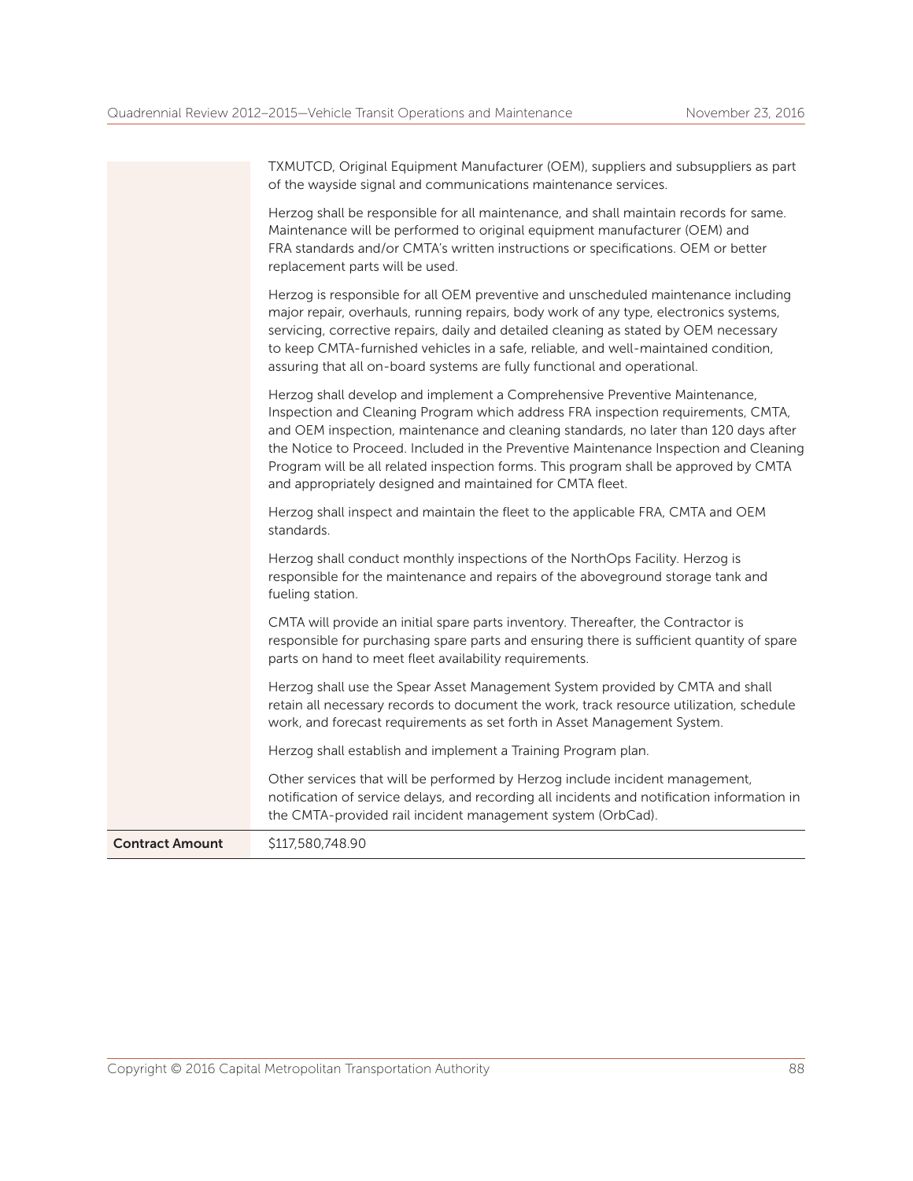| | |
|---|---|
| | TXMUTCD, Original Equipment Manufacturer (OEM), suppliers and subsuppliers as part of the wayside signal and communications maintenance services.<br><br>Herzog shall be responsible for all maintenance, and shall maintain records for same. Maintenance will be performed to original equipment manufacturer (OEM) and FRA standards and/or CMTA's written instructions or specifications. OEM or better replacement parts will be used.<br><br>Herzog is responsible for all OEM preventive and unscheduled maintenance including major repair, overhauls, running repairs, body work of any type, electronics systems, servicing, corrective repairs, daily and detailed cleaning as stated by OEM necessary to keep CMTA-furnished vehicles in a safe, reliable, and well-maintained condition, assuring that all on-board systems are fully functional and operational.<br><br>Herzog shall develop and implement a Comprehensive Preventive Maintenance, Inspection and Cleaning Program which address FRA inspection requirements, CMTA, and OEM inspection, maintenance and cleaning standards, no later than 120 days after the Notice to Proceed. Included in the Preventive Maintenance Inspection and Cleaning Program will be all related inspection forms. This program shall be approved by CMTA and appropriately designed and maintained for CMTA fleet.<br><br>Herzog shall inspect and maintain the fleet to the applicable FRA, CMTA and OEM standards.<br><br>Herzog shall conduct monthly inspections of the NorthOps Facility. Herzog is responsible for the maintenance and repairs of the aboveground storage tank and fueling station.<br><br>CMTA will provide an initial spare parts inventory. Thereafter, the Contractor is responsible for purchasing spare parts and ensuring there is sufficient quantity of spare parts on hand to meet fleet availability requirements.<br><br>Herzog shall use the Spear Asset Management System provided by CMTA and shall retain all necessary records to document the work, track resource utilization, schedule work, and forecast requirements as set forth in Asset Management System.<br><br>Herzog shall establish and implement a Training Program plan.<br><br>Other services that will be performed by Herzog include incident management, notification of service delays, and recording all incidents and notification information in the CMTA-provided rail incident management system (OrbCad). |
| **Contract Amount** | $117,580,748.90 |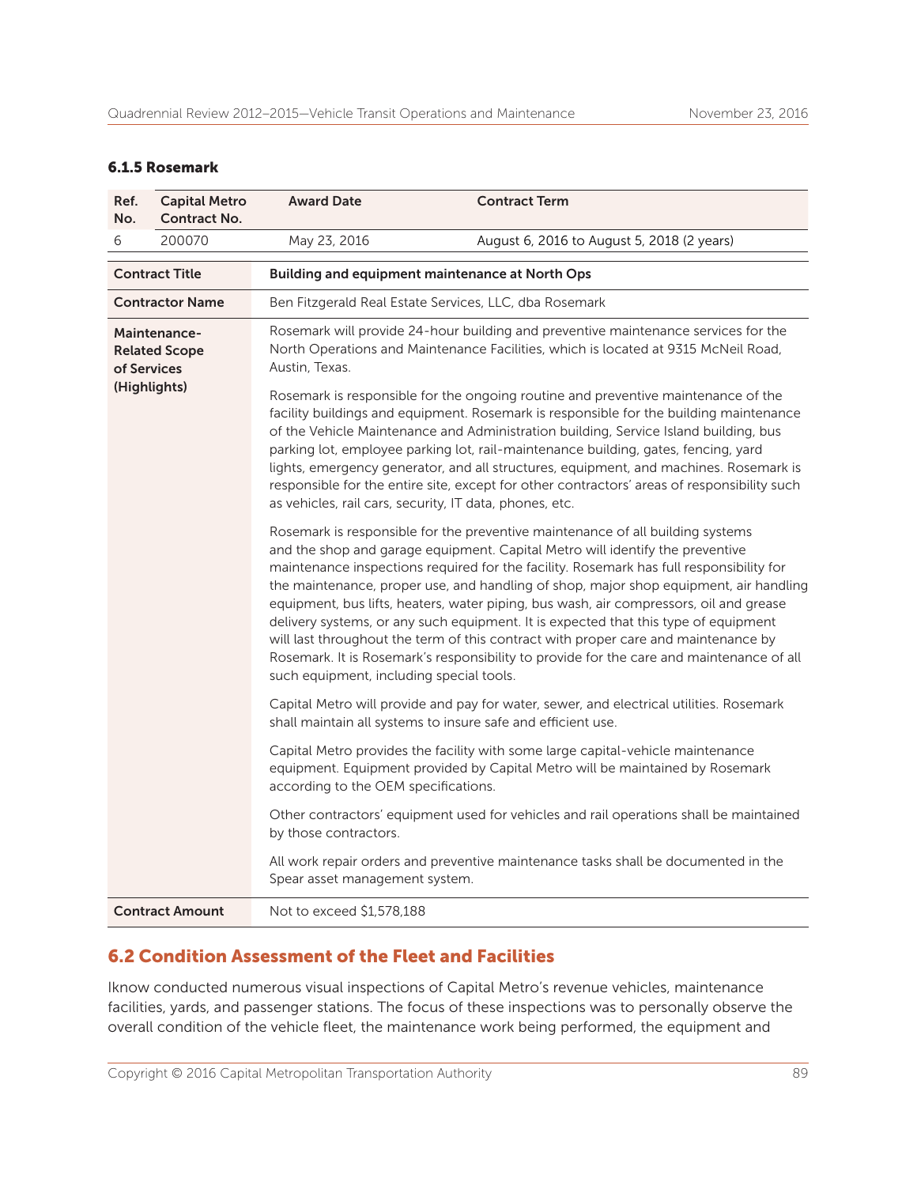### 6.1.5 Rosemark

| Ref. No. | Capital Metro Contract No. | Award Date | Contract Term |
|---|---|---|---|
| 6 | 200070 | May 23, 2016 | August 6, 2016 to August 5, 2018 (2 years) |

| | |
|---|---|
| **Contract Title** | **Building and equipment maintenance at North Ops** |
| **Contractor Name** | Ben Fitzgerald Real Estate Services, LLC, dba Rosemark |
| **Maintenance-Related Scope of Services (Highlights)** | Rosemark will provide 24-hour building and preventive maintenance services for the North Operations and Maintenance Facilities, which is located at 9315 McNeil Road, Austin, Texas.<br><br>Rosemark is responsible for the ongoing routine and preventive maintenance of the facility buildings and equipment. Rosemark is responsible for the building maintenance of the Vehicle Maintenance and Administration building, Service Island building, bus parking lot, employee parking lot, rail-maintenance building, gates, fencing, yard lights, emergency generator, and all structures, equipment, and machines. Rosemark is responsible for the entire site, except for other contractors' areas of responsibility such as vehicles, rail cars, security, IT data, phones, etc.<br><br>Rosemark is responsible for the preventive maintenance of all building systems and the shop and garage equipment. Capital Metro will identify the preventive maintenance inspections required for the facility. Rosemark has full responsibility for the maintenance, proper use, and handling of shop, major shop equipment, air handling equipment, bus lifts, heaters, water piping, bus wash, air compressors, oil and grease delivery systems, or any such equipment. It is expected that this type of equipment will last throughout the term of this contract with proper care and maintenance by Rosemark. It is Rosemark's responsibility to provide for the care and maintenance of all such equipment, including special tools.<br><br>Capital Metro will provide and pay for water, sewer, and electrical utilities. Rosemark shall maintain all systems to insure safe and efficient use.<br><br>Capital Metro provides the facility with some large capital-vehicle maintenance equipment. Equipment provided by Capital Metro will be maintained by Rosemark according to the OEM specifications.<br><br>Other contractors' equipment used for vehicles and rail operations shall be maintained by those contractors.<br><br>All work repair orders and preventive maintenance tasks shall be documented in the Spear asset management system. |
| **Contract Amount** | Not to exceed $1,578,188 |

## 6.2 Condition Assessment of the Fleet and Facilities

Iknow conducted numerous visual inspections of Capital Metro's revenue vehicles, maintenance facilities, yards, and passenger stations. The focus of these inspections was to personally observe the overall condition of the vehicle fleet, the maintenance work being performed, the equipment and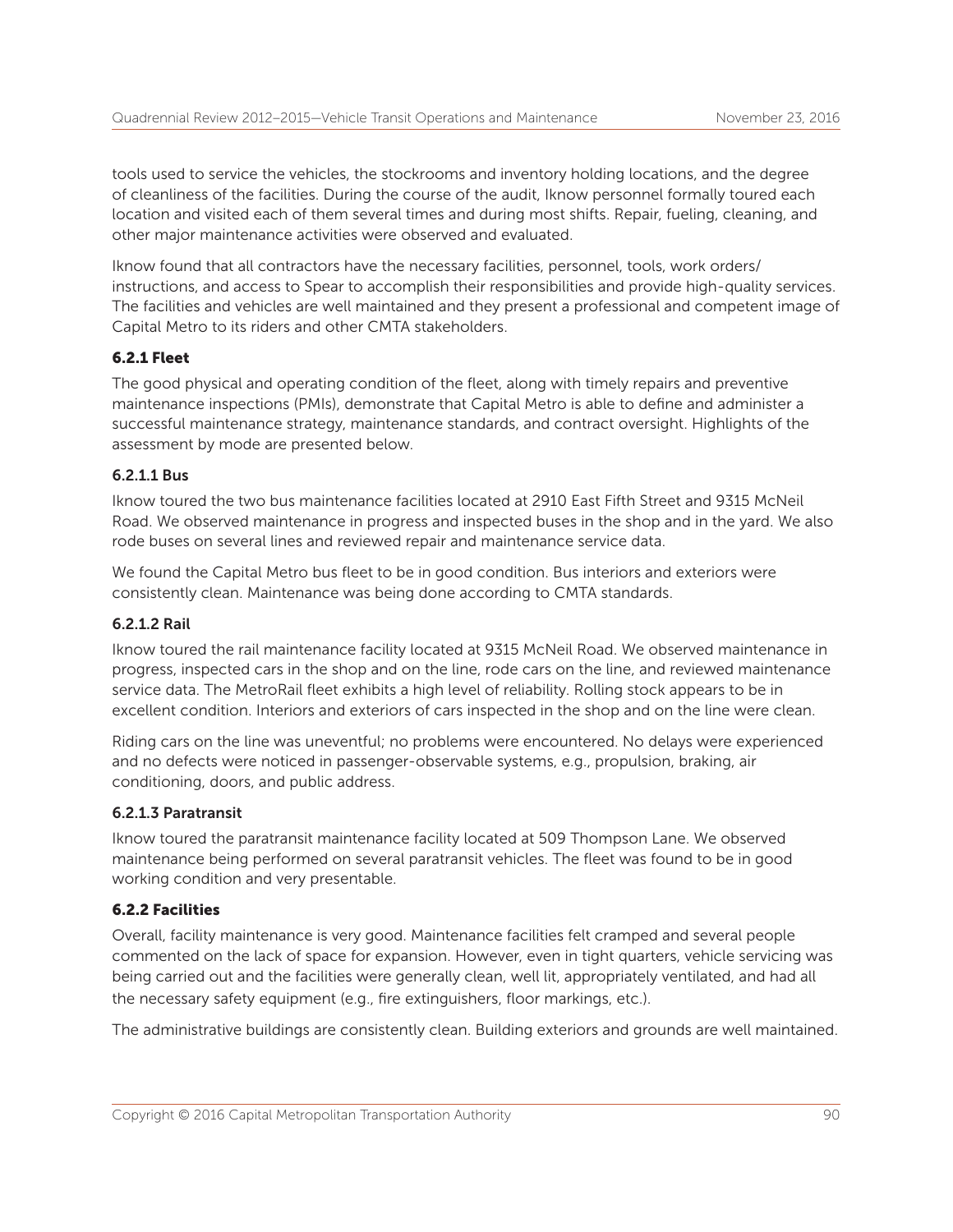tools used to service the vehicles, the stockrooms and inventory holding locations, and the degree of cleanliness of the facilities. During the course of the audit, Iknow personnel formally toured each location and visited each of them several times and during most shifts. Repair, fueling, cleaning, and other major maintenance activities were observed and evaluated.

Iknow found that all contractors have the necessary facilities, personnel, tools, work orders/ instructions, and access to Spear to accomplish their responsibilities and provide high-quality services. The facilities and vehicles are well maintained and they present a professional and competent image of Capital Metro to its riders and other CMTA stakeholders.

### 6.2.1 Fleet

The good physical and operating condition of the fleet, along with timely repairs and preventive maintenance inspections (PMIs), demonstrate that Capital Metro is able to define and administer a successful maintenance strategy, maintenance standards, and contract oversight. Highlights of the assessment by mode are presented below.

#### 6.2.1.1 Bus

Iknow toured the two bus maintenance facilities located at 2910 East Fifth Street and 9315 McNeil Road. We observed maintenance in progress and inspected buses in the shop and in the yard. We also rode buses on several lines and reviewed repair and maintenance service data.

We found the Capital Metro bus fleet to be in good condition. Bus interiors and exteriors were consistently clean. Maintenance was being done according to CMTA standards.

#### 6.2.1.2 Rail

Iknow toured the rail maintenance facility located at 9315 McNeil Road. We observed maintenance in progress, inspected cars in the shop and on the line, rode cars on the line, and reviewed maintenance service data. The MetroRail fleet exhibits a high level of reliability. Rolling stock appears to be in excellent condition. Interiors and exteriors of cars inspected in the shop and on the line were clean.

Riding cars on the line was uneventful; no problems were encountered. No delays were experienced and no defects were noticed in passenger-observable systems, e.g., propulsion, braking, air conditioning, doors, and public address.

#### 6.2.1.3 Paratransit

Iknow toured the paratransit maintenance facility located at 509 Thompson Lane. We observed maintenance being performed on several paratransit vehicles. The fleet was found to be in good working condition and very presentable.

### 6.2.2 Facilities

Overall, facility maintenance is very good. Maintenance facilities felt cramped and several people commented on the lack of space for expansion. However, even in tight quarters, vehicle servicing was being carried out and the facilities were generally clean, well lit, appropriately ventilated, and had all the necessary safety equipment (e.g., fire extinguishers, floor markings, etc.).

The administrative buildings are consistently clean. Building exteriors and grounds are well maintained.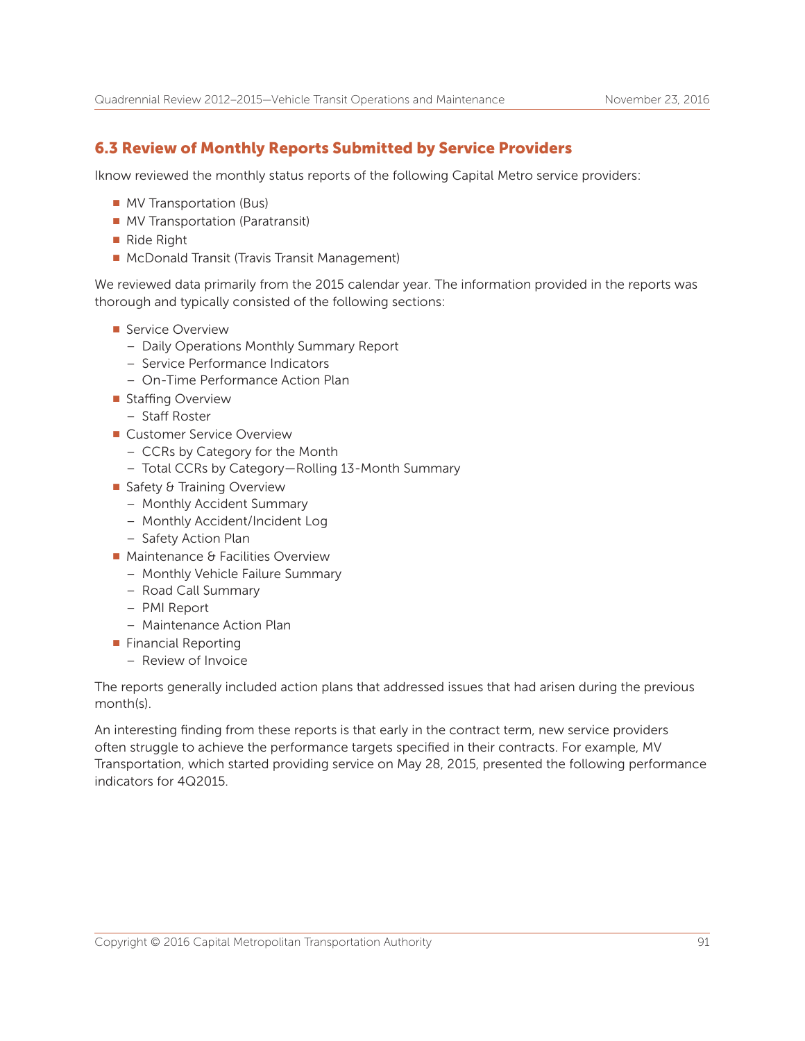## 6.3 Review of Monthly Reports Submitted by Service Providers

Iknow reviewed the monthly status reports of the following Capital Metro service providers:

- MV Transportation (Bus)
- MV Transportation (Paratransit)
- Ride Right
- McDonald Transit (Travis Transit Management)

We reviewed data primarily from the 2015 calendar year. The information provided in the reports was thorough and typically consisted of the following sections:

- Service Overview
  - Daily Operations Monthly Summary Report
  - Service Performance Indicators
  - On-Time Performance Action Plan
- Staffing Overview
  - Staff Roster
- Customer Service Overview
  - CCRs by Category for the Month
  - Total CCRs by Category—Rolling 13-Month Summary
- Safety & Training Overview
  - Monthly Accident Summary
  - Monthly Accident/Incident Log
  - Safety Action Plan
- Maintenance & Facilities Overview
  - Monthly Vehicle Failure Summary
  - Road Call Summary
  - PMI Report
  - Maintenance Action Plan
- Financial Reporting
  - Review of Invoice

The reports generally included action plans that addressed issues that had arisen during the previous month(s).

An interesting finding from these reports is that early in the contract term, new service providers often struggle to achieve the performance targets specified in their contracts. For example, MV Transportation, which started providing service on May 28, 2015, presented the following performance indicators for 4Q2015.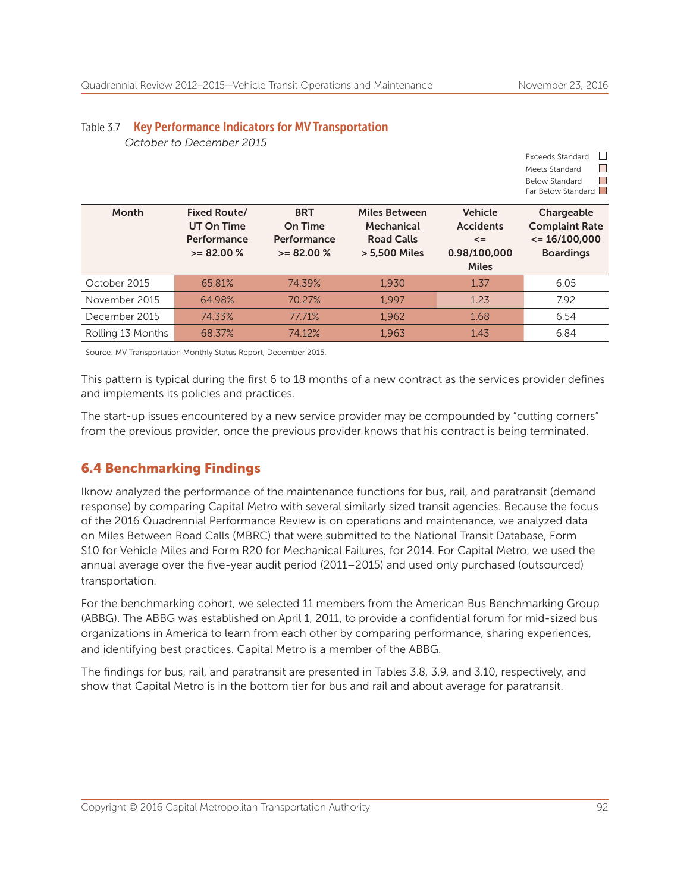Table 3.7 **Key Performance Indicators for MV Transportation**

*October to December 2015*

Exceeds Standard
Meets Standard
Below Standard
Far Below Standard

| Month | Fixed Route/ UT On Time Performance >= 82.00 % | BRT On Time Performance >= 82.00 % | Miles Between Mechanical Road Calls > 5,500 Miles | Vehicle Accidents <= 0.98/100,000 Miles | Chargeable Complaint Rate <= 16/100,000 Boardings |
|---|---|---|---|---|---|
| October 2015 | 65.81% | 74.39% | 1,930 | 1.37 | 6.05 |
| November 2015 | 64.98% | 70.27% | 1,997 | 1.23 | 7.92 |
| December 2015 | 74.33% | 77.71% | 1,962 | 1.68 | 6.54 |
| Rolling 13 Months | 68.37% | 74.12% | 1,963 | 1.43 | 6.84 |

Source: MV Transportation Monthly Status Report, December 2015.

This pattern is typical during the first 6 to 18 months of a new contract as the services provider defines and implements its policies and practices.

The start-up issues encountered by a new service provider may be compounded by "cutting corners" from the previous provider, once the previous provider knows that his contract is being terminated.

## 6.4 Benchmarking Findings

Iknow analyzed the performance of the maintenance functions for bus, rail, and paratransit (demand response) by comparing Capital Metro with several similarly sized transit agencies. Because the focus of the 2016 Quadrennial Performance Review is on operations and maintenance, we analyzed data on Miles Between Road Calls (MBRC) that were submitted to the National Transit Database, Form S10 for Vehicle Miles and Form R20 for Mechanical Failures, for 2014. For Capital Metro, we used the annual average over the five-year audit period (2011–2015) and used only purchased (outsourced) transportation.

For the benchmarking cohort, we selected 11 members from the American Bus Benchmarking Group (ABBG). The ABBG was established on April 1, 2011, to provide a confidential forum for mid-sized bus organizations in America to learn from each other by comparing performance, sharing experiences, and identifying best practices. Capital Metro is a member of the ABBG.

The findings for bus, rail, and paratransit are presented in Tables 3.8, 3.9, and 3.10, respectively, and show that Capital Metro is in the bottom tier for bus and rail and about average for paratransit.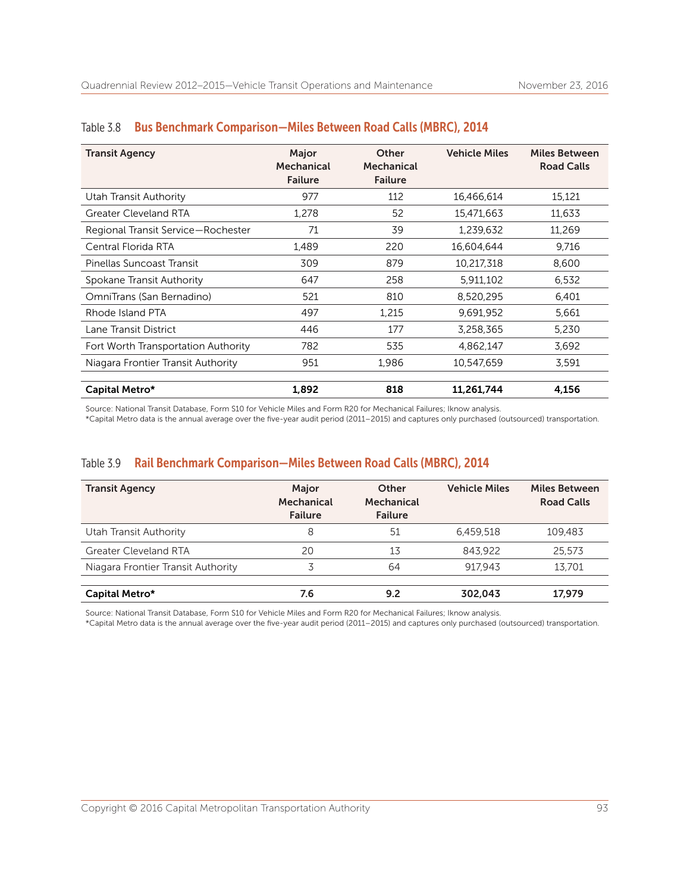Table 3.8 **Bus Benchmark Comparison—Miles Between Road Calls (MBRC), 2014**

| Transit Agency | Major Mechanical Failure | Other Mechanical Failure | Vehicle Miles | Miles Between Road Calls |
|---|---|---|---|---|
| Utah Transit Authority | 977 | 112 | 16,466,614 | 15,121 |
| Greater Cleveland RTA | 1,278 | 52 | 15,471,663 | 11,633 |
| Regional Transit Service—Rochester | 71 | 39 | 1,239,632 | 11,269 |
| Central Florida RTA | 1,489 | 220 | 16,604,644 | 9,716 |
| Pinellas Suncoast Transit | 309 | 879 | 10,217,318 | 8,600 |
| Spokane Transit Authority | 647 | 258 | 5,911,102 | 6,532 |
| OmniTrans (San Bernadino) | 521 | 810 | 8,520,295 | 6,401 |
| Rhode Island PTA | 497 | 1,215 | 9,691,952 | 5,661 |
| Lane Transit District | 446 | 177 | 3,258,365 | 5,230 |
| Fort Worth Transportation Authority | 782 | 535 | 4,862,147 | 3,692 |
| Niagara Frontier Transit Authority | 951 | 1,986 | 10,547,659 | 3,591 |
| **Capital Metro*** | **1,892** | **818** | **11,261,744** | **4,156** |

Source: National Transit Database, Form S10 for Vehicle Miles and Form R20 for Mechanical Failures; Iknow analysis.
*Capital Metro data is the annual average over the five-year audit period (2011–2015) and captures only purchased (outsourced) transportation.

Table 3.9 **Rail Benchmark Comparison—Miles Between Road Calls (MBRC), 2014**

| Transit Agency | Major Mechanical Failure | Other Mechanical Failure | Vehicle Miles | Miles Between Road Calls |
|---|---|---|---|---|
| Utah Transit Authority | 8 | 51 | 6,459,518 | 109,483 |
| Greater Cleveland RTA | 20 | 13 | 843,922 | 25,573 |
| Niagara Frontier Transit Authority | 3 | 64 | 917,943 | 13,701 |
| **Capital Metro*** | **7.6** | **9.2** | **302,043** | **17,979** |

Source: National Transit Database, Form S10 for Vehicle Miles and Form R20 for Mechanical Failures; Iknow analysis.
*Capital Metro data is the annual average over the five-year audit period (2011–2015) and captures only purchased (outsourced) transportation.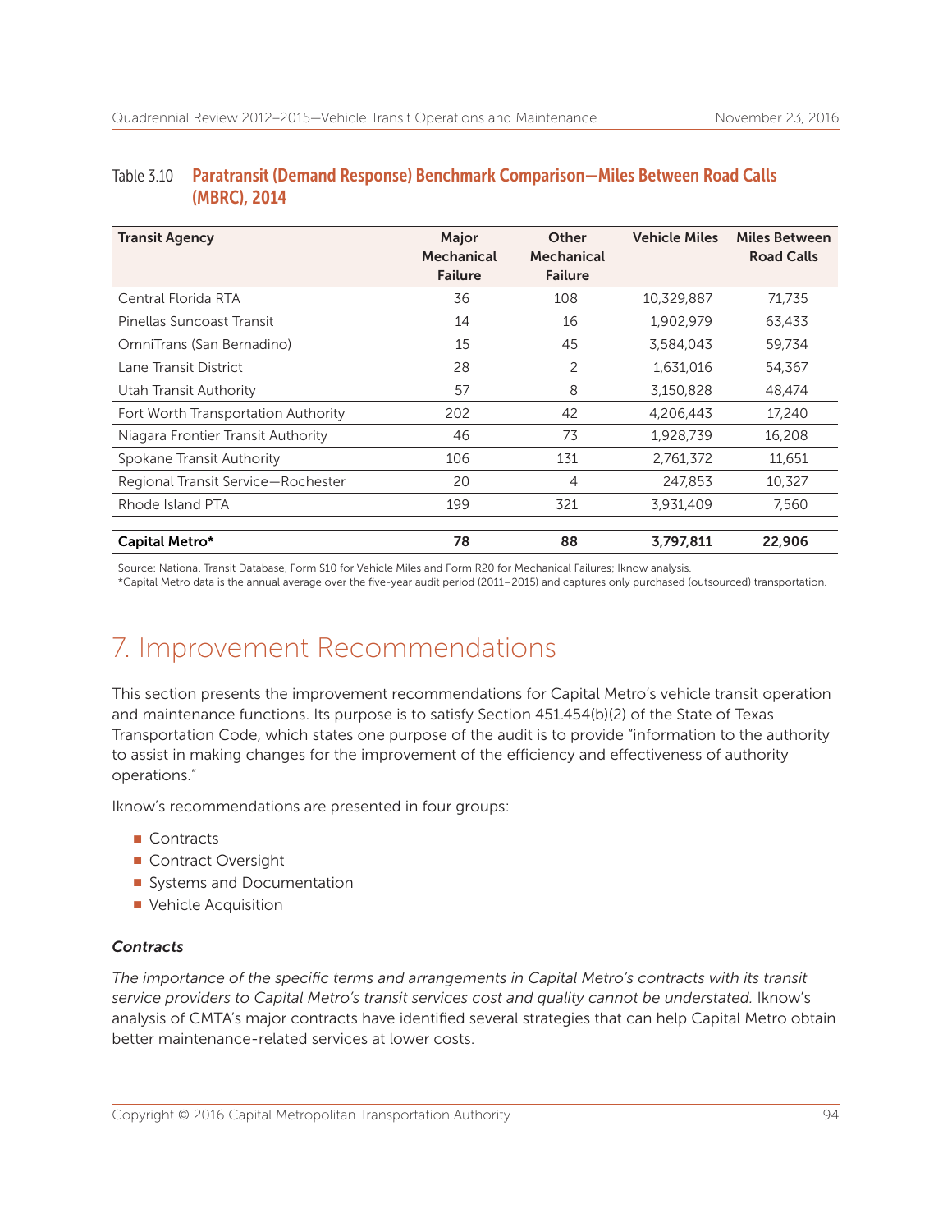Table 3.10 **Paratransit (Demand Response) Benchmark Comparison—Miles Between Road Calls (MBRC), 2014**

| Transit Agency | Major Mechanical Failure | Other Mechanical Failure | Vehicle Miles | Miles Between Road Calls |
|---|---|---|---|---|
| Central Florida RTA | 36 | 108 | 10,329,887 | 71,735 |
| Pinellas Suncoast Transit | 14 | 16 | 1,902,979 | 63,433 |
| OmniTrans (San Bernadino) | 15 | 45 | 3,584,043 | 59,734 |
| Lane Transit District | 28 | 2 | 1,631,016 | 54,367 |
| Utah Transit Authority | 57 | 8 | 3,150,828 | 48,474 |
| Fort Worth Transportation Authority | 202 | 42 | 4,206,443 | 17,240 |
| Niagara Frontier Transit Authority | 46 | 73 | 1,928,739 | 16,208 |
| Spokane Transit Authority | 106 | 131 | 2,761,372 | 11,651 |
| Regional Transit Service—Rochester | 20 | 4 | 247,853 | 10,327 |
| Rhode Island PTA | 199 | 321 | 3,931,409 | 7,560 |
| **Capital Metro*** | **78** | **88** | **3,797,811** | **22,906** |

Source: National Transit Database, Form S10 for Vehicle Miles and Form R20 for Mechanical Failures; Iknow analysis.
*Capital Metro data is the annual average over the five-year audit period (2011–2015) and captures only purchased (outsourced) transportation.

# 7. Improvement Recommendations

This section presents the improvement recommendations for Capital Metro's vehicle transit operation and maintenance functions. Its purpose is to satisfy Section 451.454(b)(2) of the State of Texas Transportation Code, which states one purpose of the audit is to provide "information to the authority to assist in making changes for the improvement of the efficiency and effectiveness of authority operations."

Iknow's recommendations are presented in four groups:

- Contracts
- Contract Oversight
- Systems and Documentation
- Vehicle Acquisition

### *Contracts*

*The importance of the specific terms and arrangements in Capital Metro's contracts with its transit service providers to Capital Metro's transit services cost and quality cannot be understated.* Iknow's analysis of CMTA's major contracts have identified several strategies that can help Capital Metro obtain better maintenance-related services at lower costs.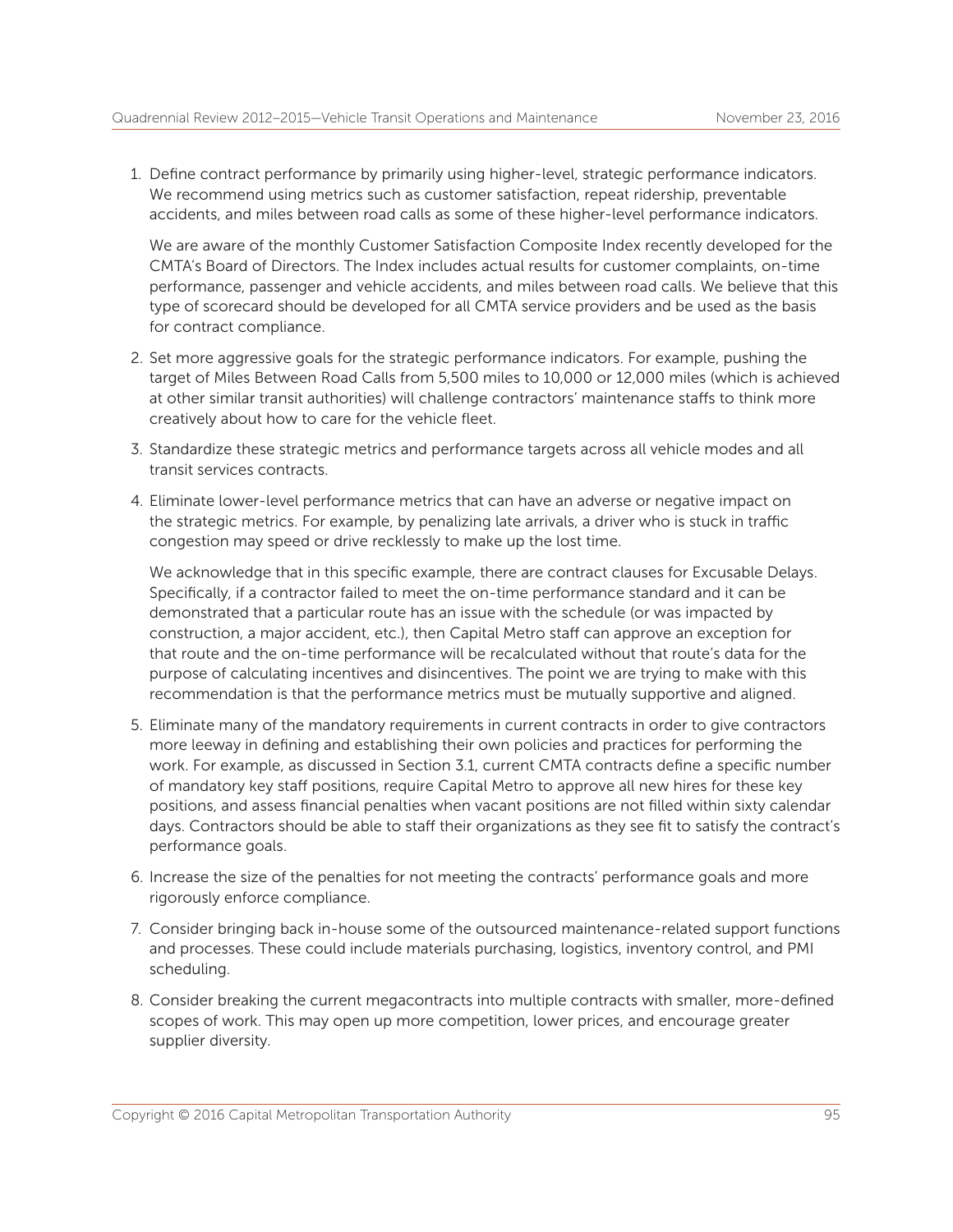1. Define contract performance by primarily using higher-level, strategic performance indicators. We recommend using metrics such as customer satisfaction, repeat ridership, preventable accidents, and miles between road calls as some of these higher-level performance indicators.

   We are aware of the monthly Customer Satisfaction Composite Index recently developed for the CMTA's Board of Directors. The Index includes actual results for customer complaints, on-time performance, passenger and vehicle accidents, and miles between road calls. We believe that this type of scorecard should be developed for all CMTA service providers and be used as the basis for contract compliance.

2. Set more aggressive goals for the strategic performance indicators. For example, pushing the target of Miles Between Road Calls from 5,500 miles to 10,000 or 12,000 miles (which is achieved at other similar transit authorities) will challenge contractors' maintenance staffs to think more creatively about how to care for the vehicle fleet.

3. Standardize these strategic metrics and performance targets across all vehicle modes and all transit services contracts.

4. Eliminate lower-level performance metrics that can have an adverse or negative impact on the strategic metrics. For example, by penalizing late arrivals, a driver who is stuck in traffic congestion may speed or drive recklessly to make up the lost time.

   We acknowledge that in this specific example, there are contract clauses for Excusable Delays. Specifically, if a contractor failed to meet the on-time performance standard and it can be demonstrated that a particular route has an issue with the schedule (or was impacted by construction, a major accident, etc.), then Capital Metro staff can approve an exception for that route and the on-time performance will be recalculated without that route's data for the purpose of calculating incentives and disincentives. The point we are trying to make with this recommendation is that the performance metrics must be mutually supportive and aligned.

5. Eliminate many of the mandatory requirements in current contracts in order to give contractors more leeway in defining and establishing their own policies and practices for performing the work. For example, as discussed in Section 3.1, current CMTA contracts define a specific number of mandatory key staff positions, require Capital Metro to approve all new hires for these key positions, and assess financial penalties when vacant positions are not filled within sixty calendar days. Contractors should be able to staff their organizations as they see fit to satisfy the contract's performance goals.

6. Increase the size of the penalties for not meeting the contracts' performance goals and more rigorously enforce compliance.

7. Consider bringing back in-house some of the outsourced maintenance-related support functions and processes. These could include materials purchasing, logistics, inventory control, and PMI scheduling.

8. Consider breaking the current megacontracts into multiple contracts with smaller, more-defined scopes of work. This may open up more competition, lower prices, and encourage greater supplier diversity.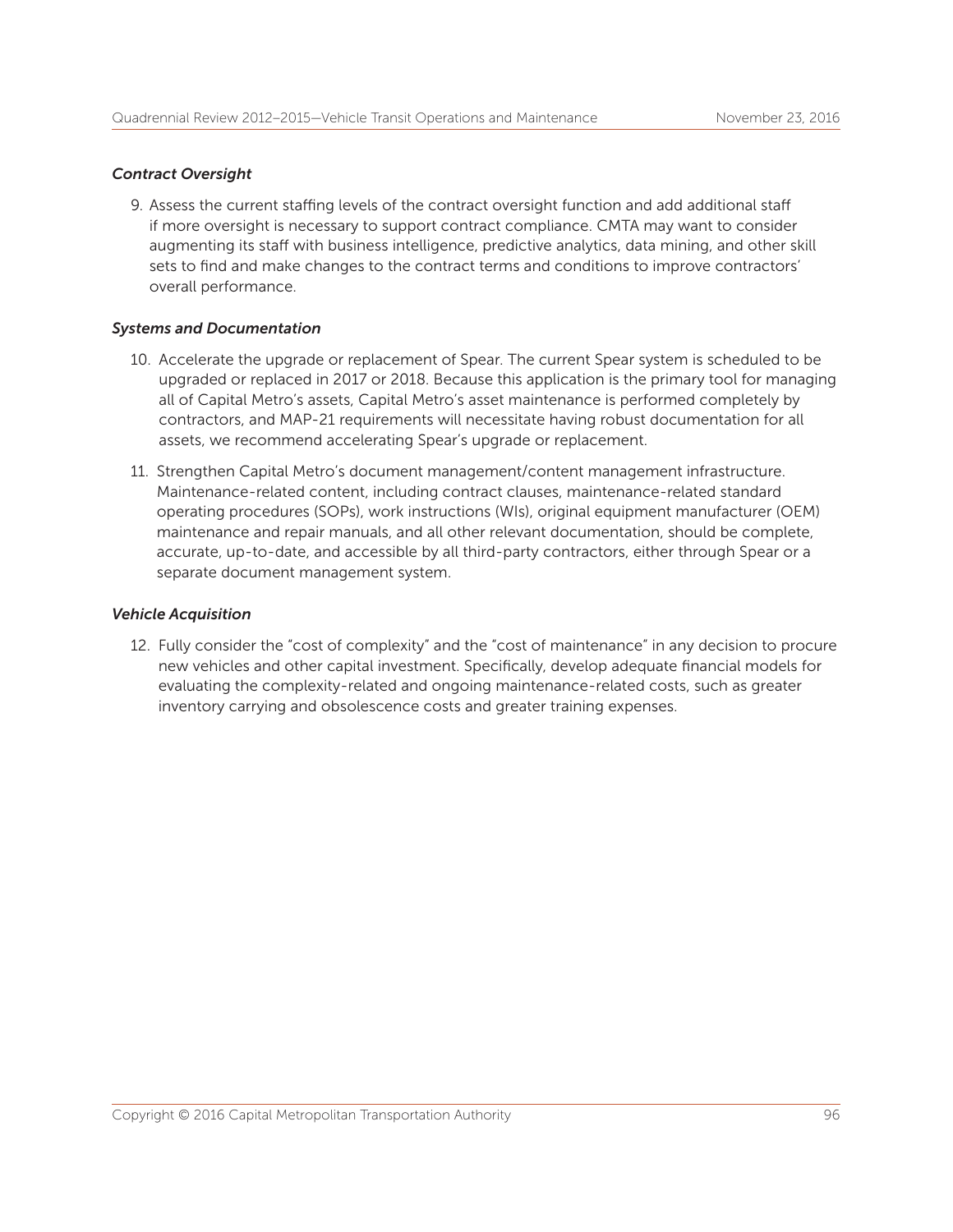*Contract Oversight*

9. Assess the current staffing levels of the contract oversight function and add additional staff if more oversight is necessary to support contract compliance. CMTA may want to consider augmenting its staff with business intelligence, predictive analytics, data mining, and other skill sets to find and make changes to the contract terms and conditions to improve contractors' overall performance.

*Systems and Documentation*

10. Accelerate the upgrade or replacement of Spear. The current Spear system is scheduled to be upgraded or replaced in 2017 or 2018. Because this application is the primary tool for managing all of Capital Metro's assets, Capital Metro's asset maintenance is performed completely by contractors, and MAP-21 requirements will necessitate having robust documentation for all assets, we recommend accelerating Spear's upgrade or replacement.
11. Strengthen Capital Metro's document management/content management infrastructure. Maintenance-related content, including contract clauses, maintenance-related standard operating procedures (SOPs), work instructions (WIs), original equipment manufacturer (OEM) maintenance and repair manuals, and all other relevant documentation, should be complete, accurate, up-to-date, and accessible by all third-party contractors, either through Spear or a separate document management system.

*Vehicle Acquisition*

12. Fully consider the "cost of complexity" and the "cost of maintenance" in any decision to procure new vehicles and other capital investment. Specifically, develop adequate financial models for evaluating the complexity-related and ongoing maintenance-related costs, such as greater inventory carrying and obsolescence costs and greater training expenses.